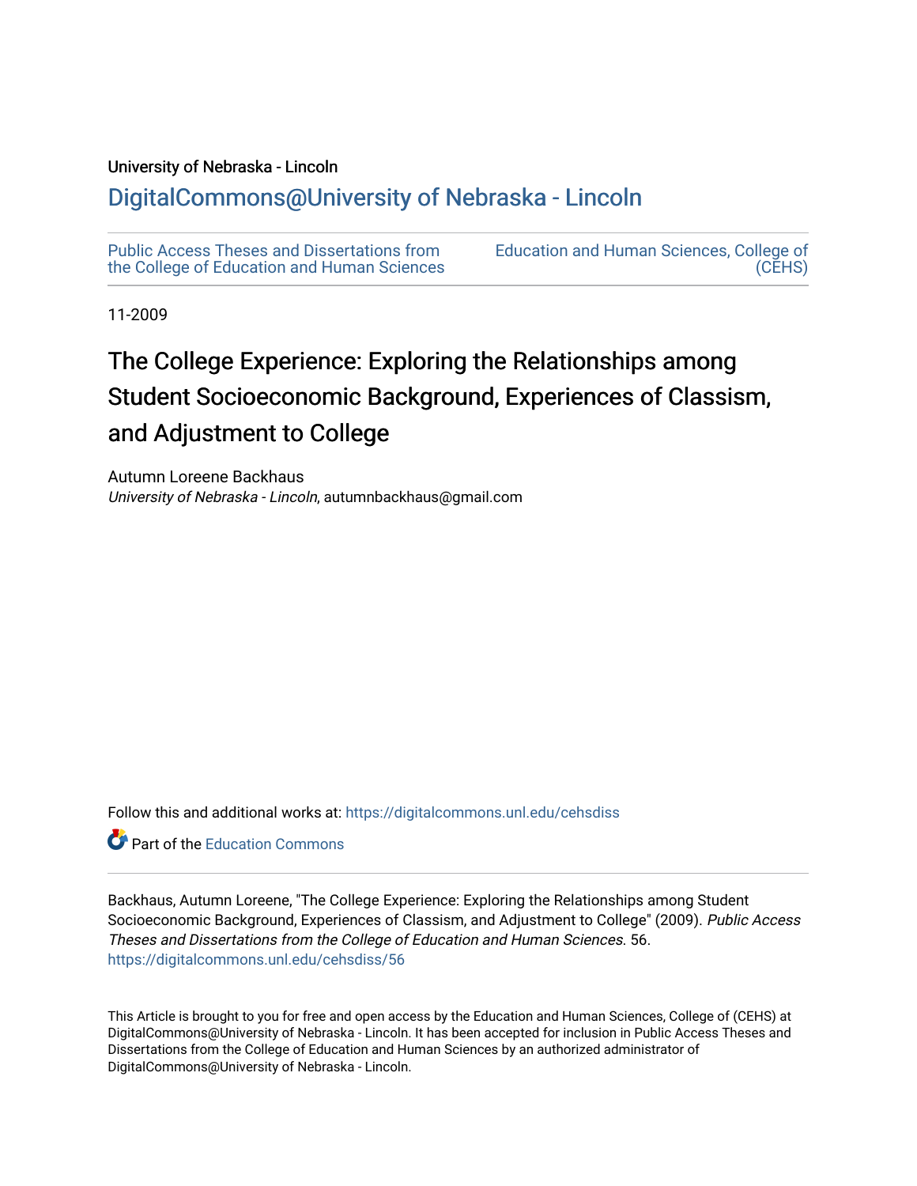University of Nebraska - Lincoln

## DigitalCommons@University of Nebraska - Lincoln

Public Access Theses and Dissertations from the College of Education and Human Sciences

Education and Human Sciences, College of (CEHS)

11-2009

# The College Experience: Exploring the Relationships among Student Socioeconomic Background, Experiences of Classism, and Adjustment to College

Autumn Loreene Backhaus
*University of Nebraska - Lincoln*, autumnbackhaus@gmail.com

Follow this and additional works at: https://digitalcommons.unl.edu/cehsdiss

Part of the Education Commons

Backhaus, Autumn Loreene, "The College Experience: Exploring the Relationships among Student Socioeconomic Background, Experiences of Classism, and Adjustment to College" (2009). *Public Access Theses and Dissertations from the College of Education and Human Sciences*. 56.
https://digitalcommons.unl.edu/cehsdiss/56

This Article is brought to you for free and open access by the Education and Human Sciences, College of (CEHS) at DigitalCommons@University of Nebraska - Lincoln. It has been accepted for inclusion in Public Access Theses and Dissertations from the College of Education and Human Sciences by an authorized administrator of DigitalCommons@University of Nebraska - Lincoln.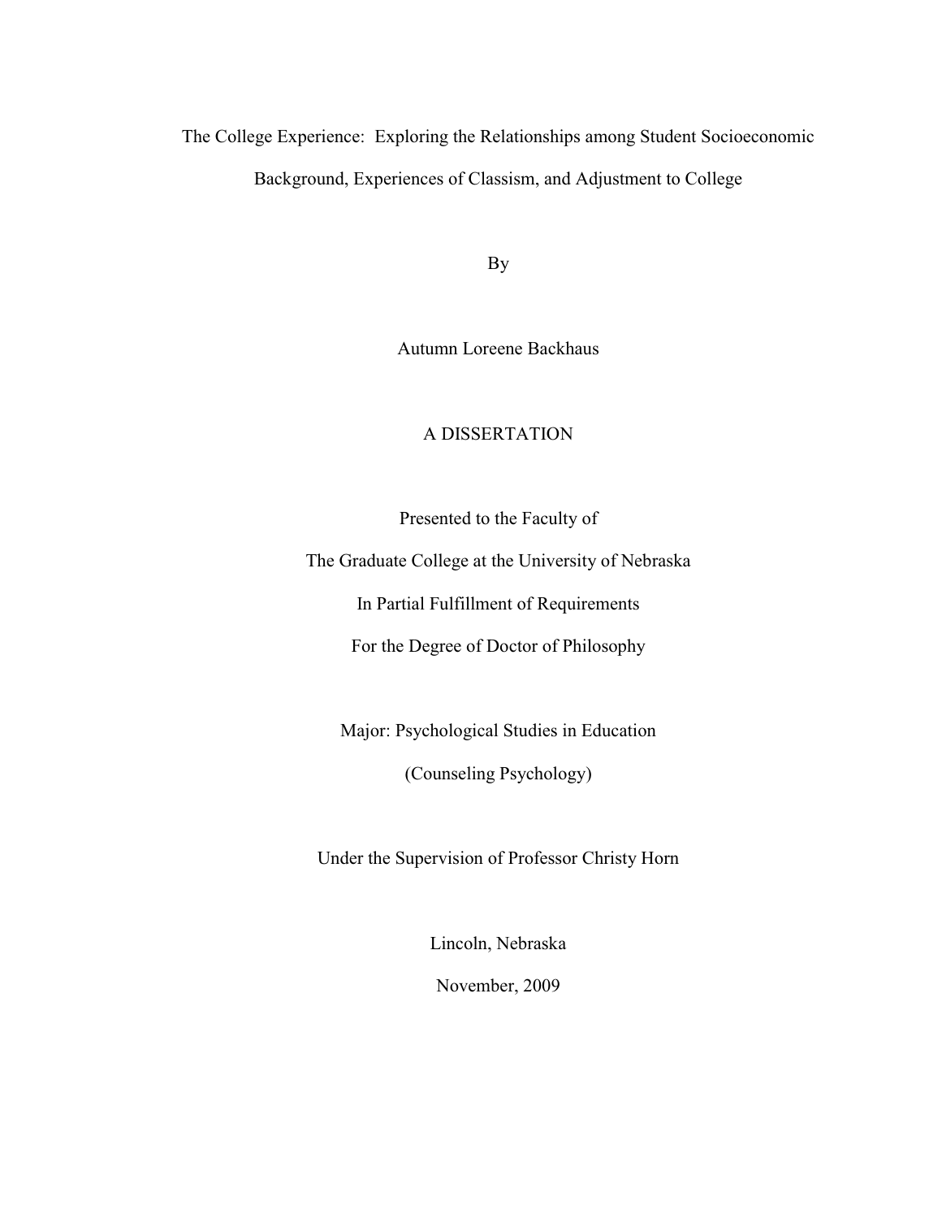# The College Experience: Exploring the Relationships among Student Socioeconomic Background, Experiences of Classism, and Adjustment to College

By

Autumn Loreene Backhaus

A DISSERTATION

Presented to the Faculty of

The Graduate College at the University of Nebraska

In Partial Fulfillment of Requirements

For the Degree of Doctor of Philosophy

Major: Psychological Studies in Education

(Counseling Psychology)

Under the Supervision of Professor Christy Horn

Lincoln, Nebraska

November, 2009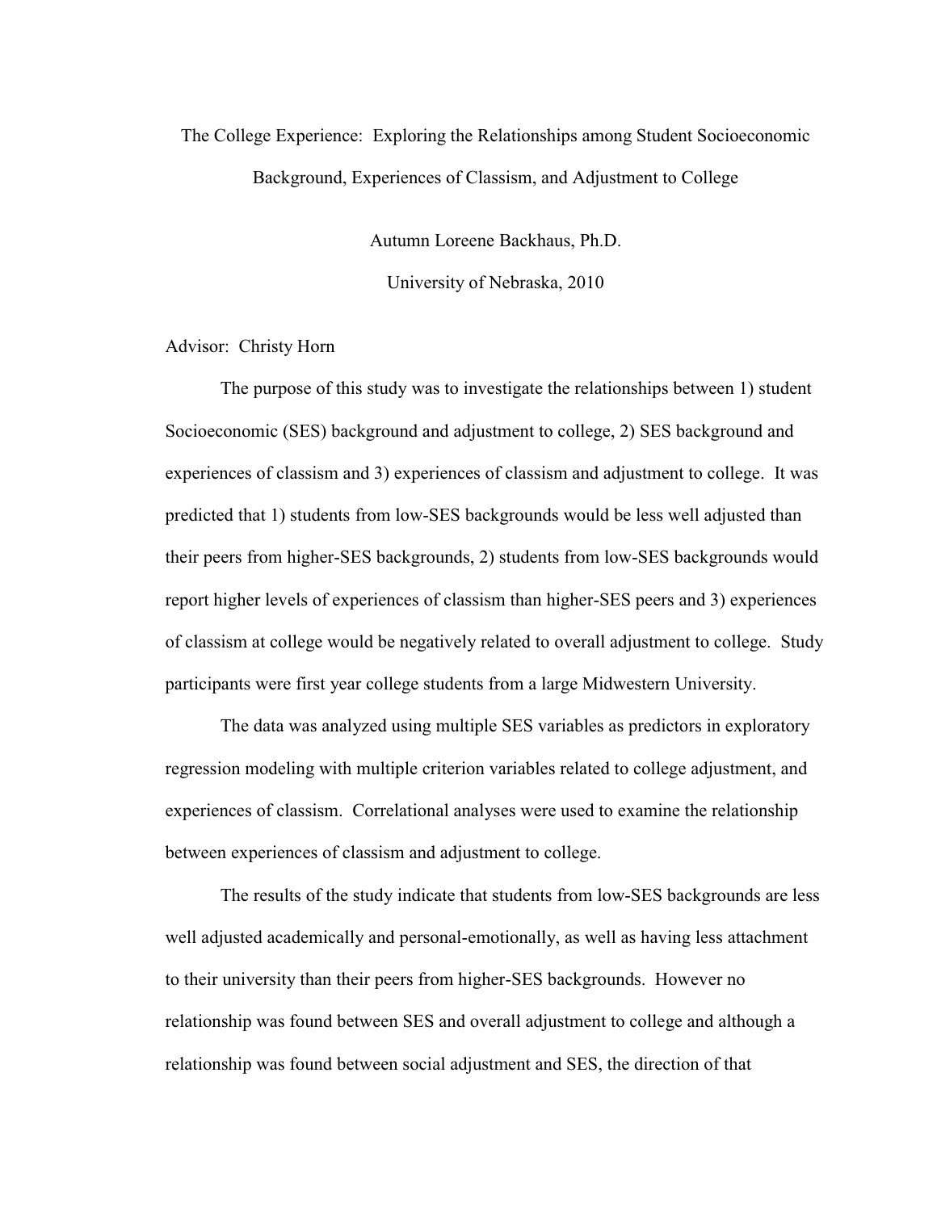The College Experience: Exploring the Relationships among Student Socioeconomic Background, Experiences of Classism, and Adjustment to College

Autumn Loreene Backhaus, Ph.D.

University of Nebraska, 2010

Advisor: Christy Horn

The purpose of this study was to investigate the relationships between 1) student Socioeconomic (SES) background and adjustment to college, 2) SES background and experiences of classism and 3) experiences of classism and adjustment to college. It was predicted that 1) students from low-SES backgrounds would be less well adjusted than their peers from higher-SES backgrounds, 2) students from low-SES backgrounds would report higher levels of experiences of classism than higher-SES peers and 3) experiences of classism at college would be negatively related to overall adjustment to college. Study participants were first year college students from a large Midwestern University.

The data was analyzed using multiple SES variables as predictors in exploratory regression modeling with multiple criterion variables related to college adjustment, and experiences of classism. Correlational analyses were used to examine the relationship between experiences of classism and adjustment to college.

The results of the study indicate that students from low-SES backgrounds are less well adjusted academically and personal-emotionally, as well as having less attachment to their university than their peers from higher-SES backgrounds. However no relationship was found between SES and overall adjustment to college and although a relationship was found between social adjustment and SES, the direction of that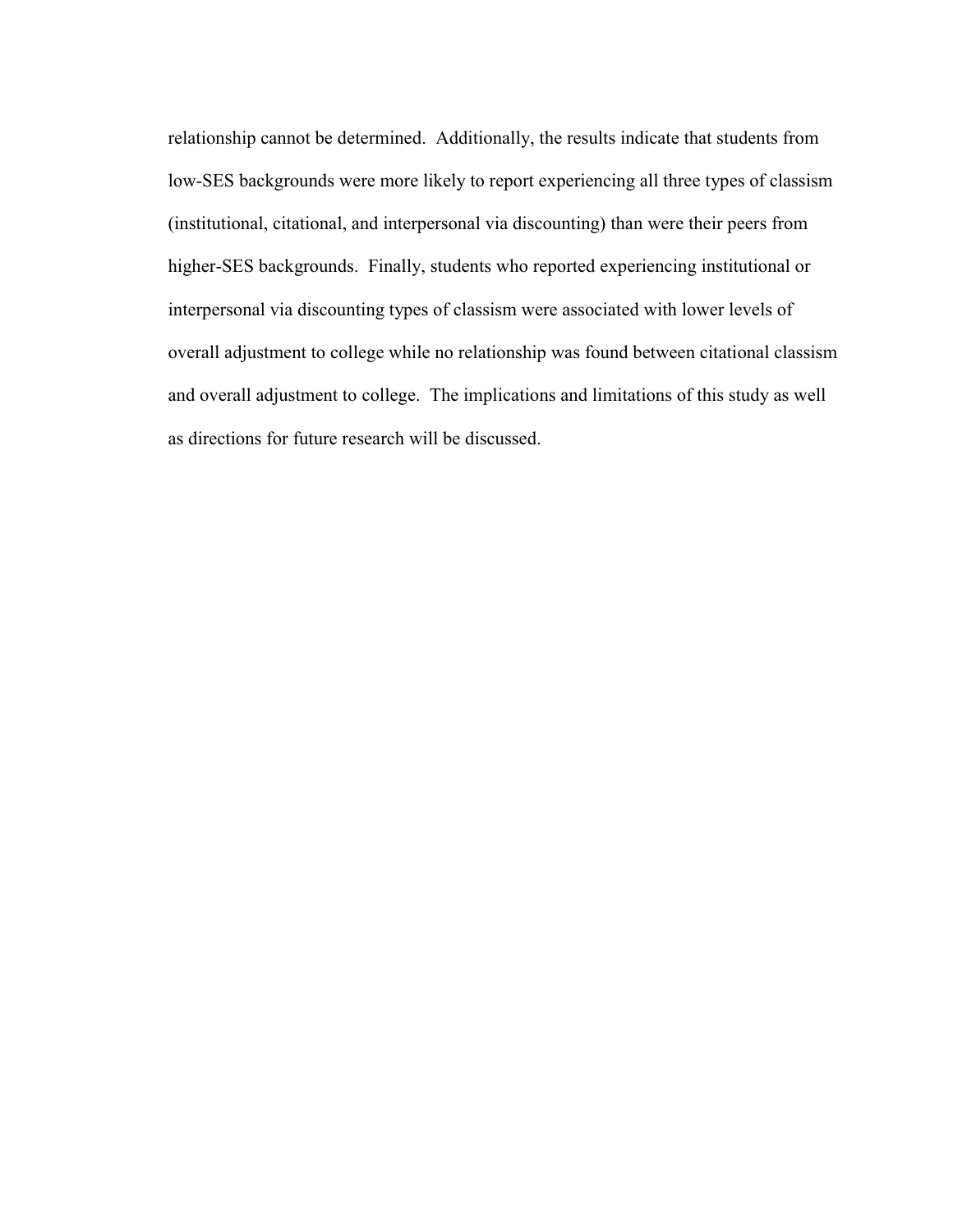relationship cannot be determined. Additionally, the results indicate that students from low-SES backgrounds were more likely to report experiencing all three types of classism (institutional, citational, and interpersonal via discounting) than were their peers from higher-SES backgrounds. Finally, students who reported experiencing institutional or interpersonal via discounting types of classism were associated with lower levels of overall adjustment to college while no relationship was found between citational classism and overall adjustment to college. The implications and limitations of this study as well as directions for future research will be discussed.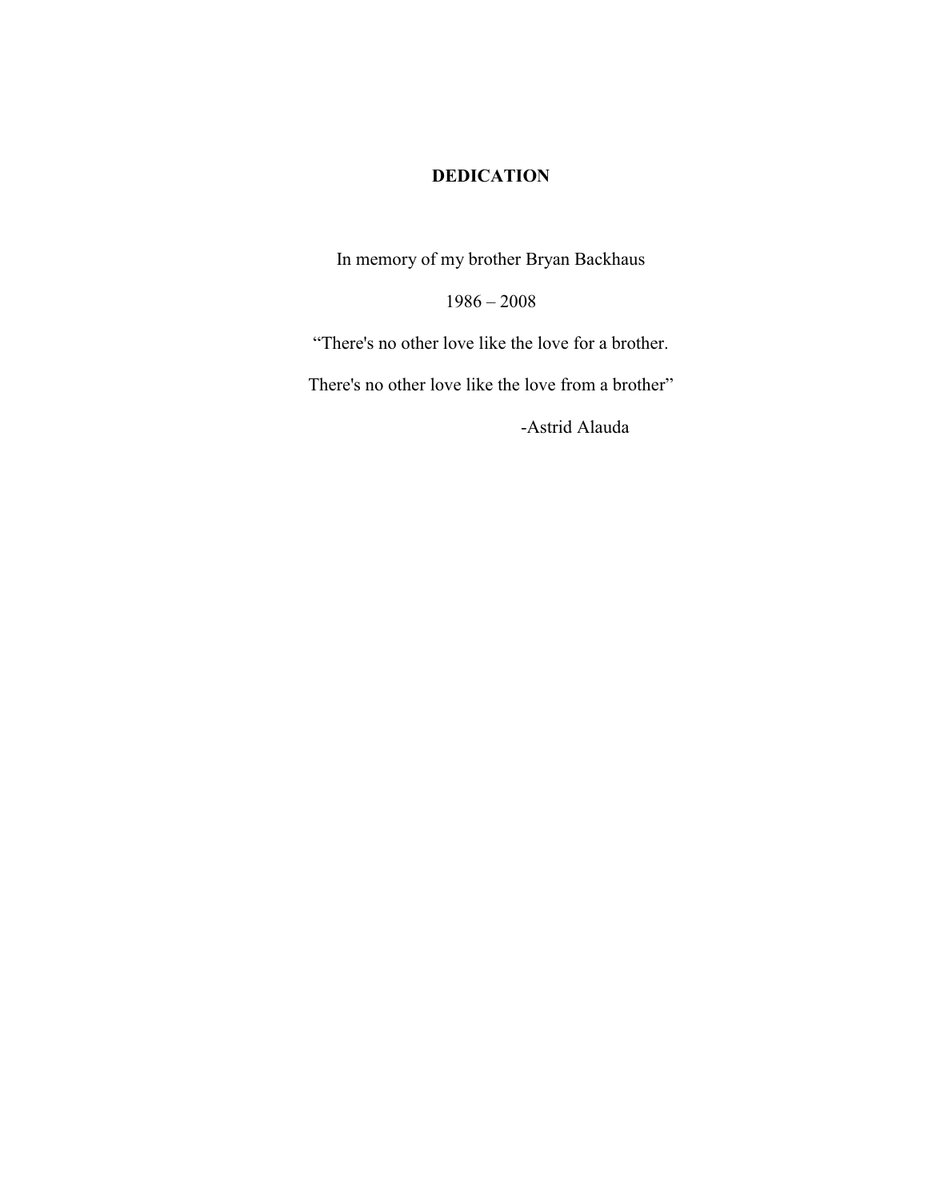# DEDICATION

In memory of my brother Bryan Backhaus

1986 – 2008

"There's no other love like the love for a brother.

There's no other love like the love from a brother"

-Astrid Alauda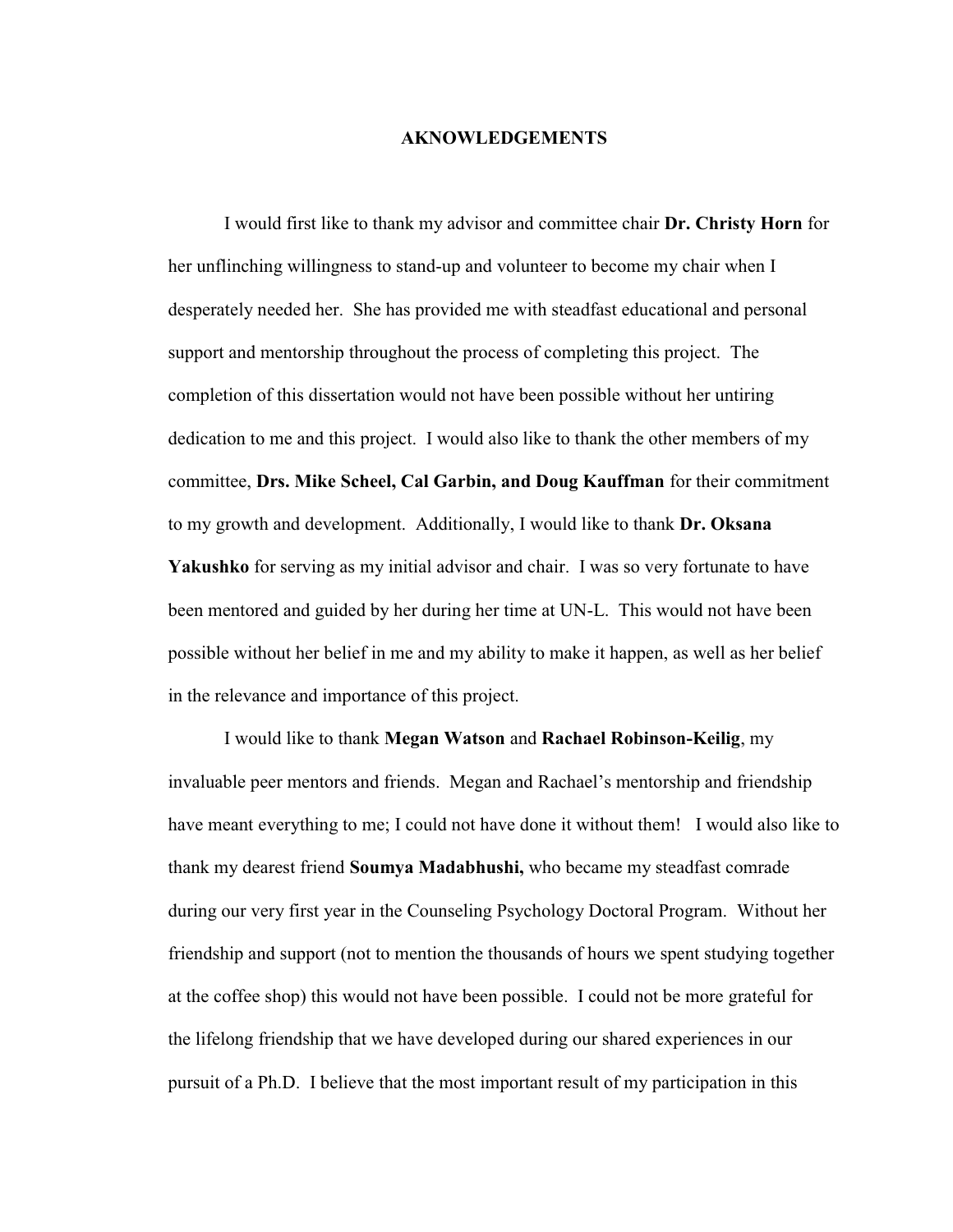# AKNOWLEDGEMENTS

I would first like to thank my advisor and committee chair **Dr. Christy Horn** for her unflinching willingness to stand-up and volunteer to become my chair when I desperately needed her. She has provided me with steadfast educational and personal support and mentorship throughout the process of completing this project. The completion of this dissertation would not have been possible without her untiring dedication to me and this project. I would also like to thank the other members of my committee, **Drs. Mike Scheel, Cal Garbin, and Doug Kauffman** for their commitment to my growth and development. Additionally, I would like to thank **Dr. Oksana Yakushko** for serving as my initial advisor and chair. I was so very fortunate to have been mentored and guided by her during her time at UN-L. This would not have been possible without her belief in me and my ability to make it happen, as well as her belief in the relevance and importance of this project.

I would like to thank **Megan Watson** and **Rachael Robinson-Keilig**, my invaluable peer mentors and friends. Megan and Rachael's mentorship and friendship have meant everything to me; I could not have done it without them! I would also like to thank my dearest friend **Soumya Madabhushi,** who became my steadfast comrade during our very first year in the Counseling Psychology Doctoral Program. Without her friendship and support (not to mention the thousands of hours we spent studying together at the coffee shop) this would not have been possible. I could not be more grateful for the lifelong friendship that we have developed during our shared experiences in our pursuit of a Ph.D. I believe that the most important result of my participation in this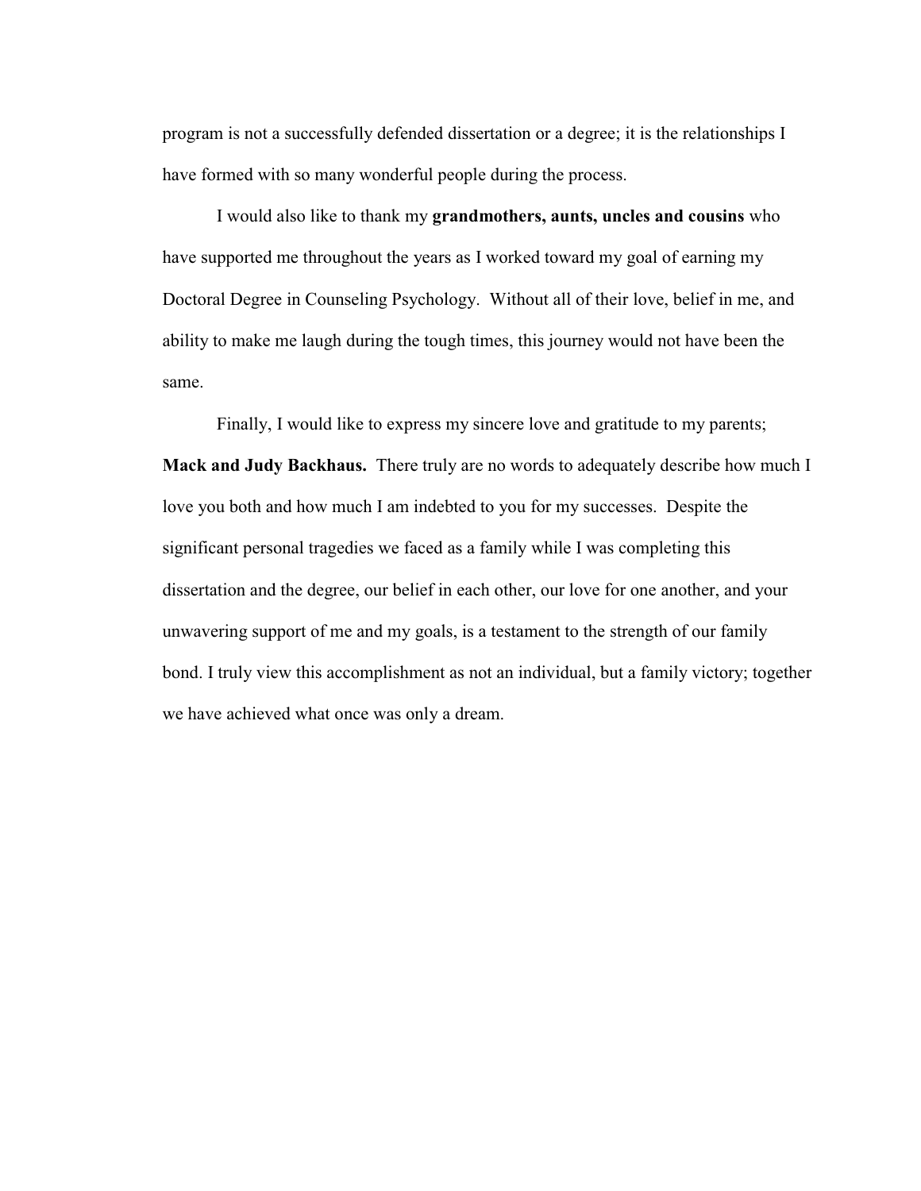program is not a successfully defended dissertation or a degree; it is the relationships I have formed with so many wonderful people during the process.

I would also like to thank my **grandmothers, aunts, uncles and cousins** who have supported me throughout the years as I worked toward my goal of earning my Doctoral Degree in Counseling Psychology. Without all of their love, belief in me, and ability to make me laugh during the tough times, this journey would not have been the same.

Finally, I would like to express my sincere love and gratitude to my parents; **Mack and Judy Backhaus.** There truly are no words to adequately describe how much I love you both and how much I am indebted to you for my successes. Despite the significant personal tragedies we faced as a family while I was completing this dissertation and the degree, our belief in each other, our love for one another, and your unwavering support of me and my goals, is a testament to the strength of our family bond. I truly view this accomplishment as not an individual, but a family victory; together we have achieved what once was only a dream.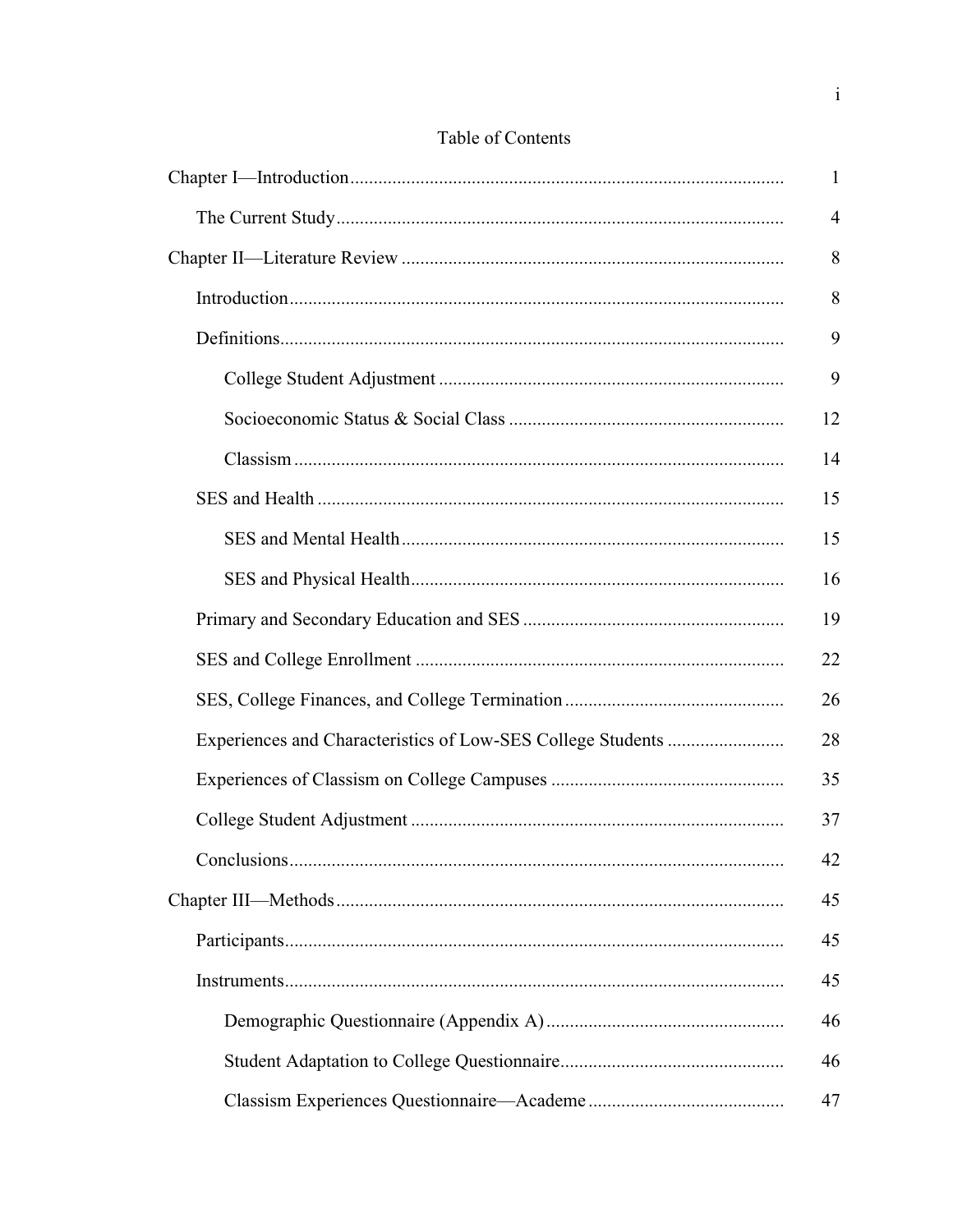# Table of Contents

| | |
|---|---|
| Chapter I—Introduction | 1 |
| The Current Study | 4 |
| Chapter II—Literature Review | 8 |
| Introduction | 8 |
| Definitions | 9 |
| College Student Adjustment | 9 |
| Socioeconomic Status & Social Class | 12 |
| Classism | 14 |
| SES and Health | 15 |
| SES and Mental Health | 15 |
| SES and Physical Health | 16 |
| Primary and Secondary Education and SES | 19 |
| SES and College Enrollment | 22 |
| SES, College Finances, and College Termination | 26 |
| Experiences and Characteristics of Low-SES College Students | 28 |
| Experiences of Classism on College Campuses | 35 |
| College Student Adjustment | 37 |
| Conclusions | 42 |
| Chapter III—Methods | 45 |
| Participants | 45 |
| Instruments | 45 |
| Demographic Questionnaire (Appendix A) | 46 |
| Student Adaptation to College Questionnaire | 46 |
| Classism Experiences Questionnaire—Academe | 47 |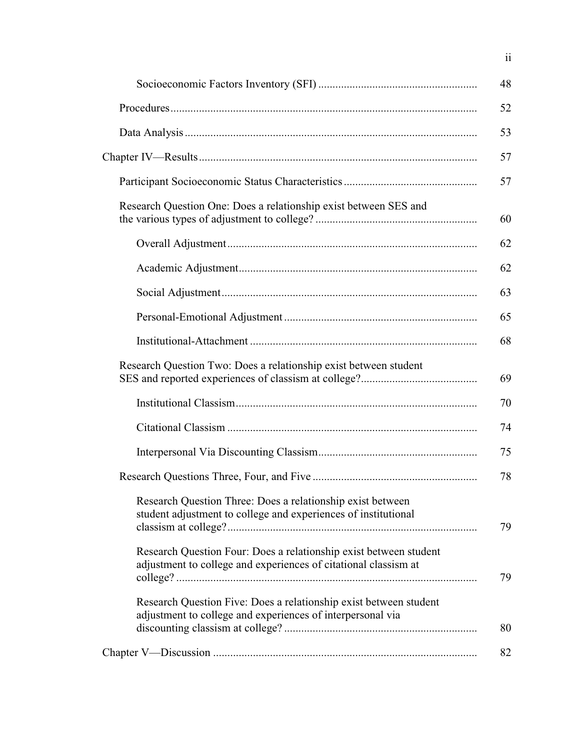| | |
|---|---|
| Socioeconomic Factors Inventory (SFI) | 48 |
| Procedures | 52 |
| Data Analysis | 53 |
| Chapter IV—Results | 57 |
| Participant Socioeconomic Status Characteristics | 57 |
| Research Question One: Does a relationship exist between SES and the various types of adjustment to college? | 60 |
| Overall Adjustment | 62 |
| Academic Adjustment | 62 |
| Social Adjustment | 63 |
| Personal-Emotional Adjustment | 65 |
| Institutional-Attachment | 68 |
| Research Question Two: Does a relationship exist between student SES and reported experiences of classism at college? | 69 |
| Institutional Classism | 70 |
| Citational Classism | 74 |
| Interpersonal Via Discounting Classism | 75 |
| Research Questions Three, Four, and Five | 78 |
| Research Question Three: Does a relationship exist between student adjustment to college and experiences of institutional classism at college? | 79 |
| Research Question Four: Does a relationship exist between student adjustment to college and experiences of citational classism at college? | 79 |
| Research Question Five: Does a relationship exist between student adjustment to college and experiences of interpersonal via discounting classism at college? | 80 |
| Chapter V—Discussion | 82 |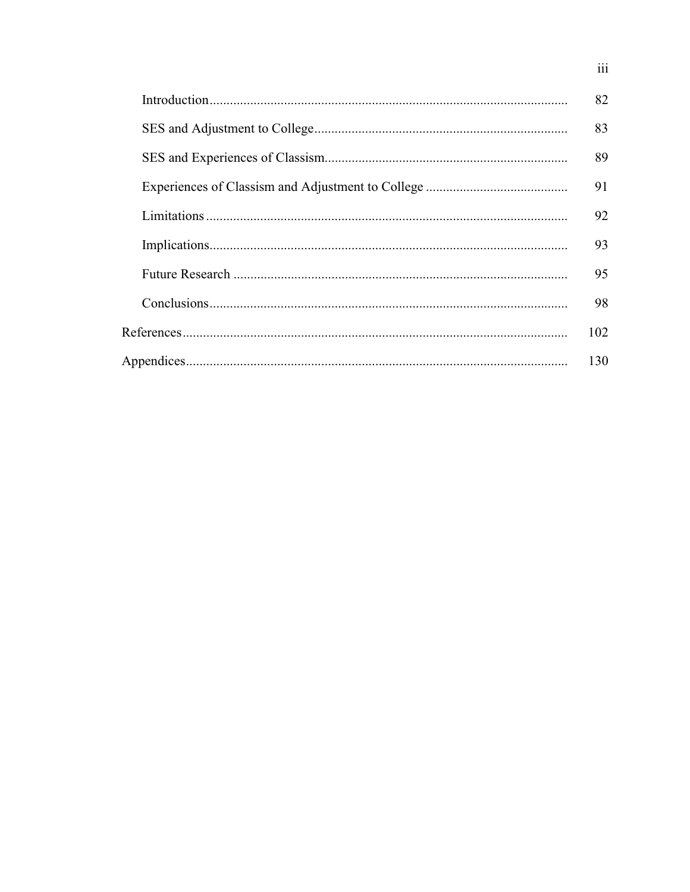| | |
|---|---|
| Introduction | 82 |
| SES and Adjustment to College | 83 |
| SES and Experiences of Classism | 89 |
| Experiences of Classism and Adjustment to College | 91 |
| Limitations | 92 |
| Implications | 93 |
| Future Research | 95 |
| Conclusions | 98 |
| References | 102 |
| Appendices | 130 |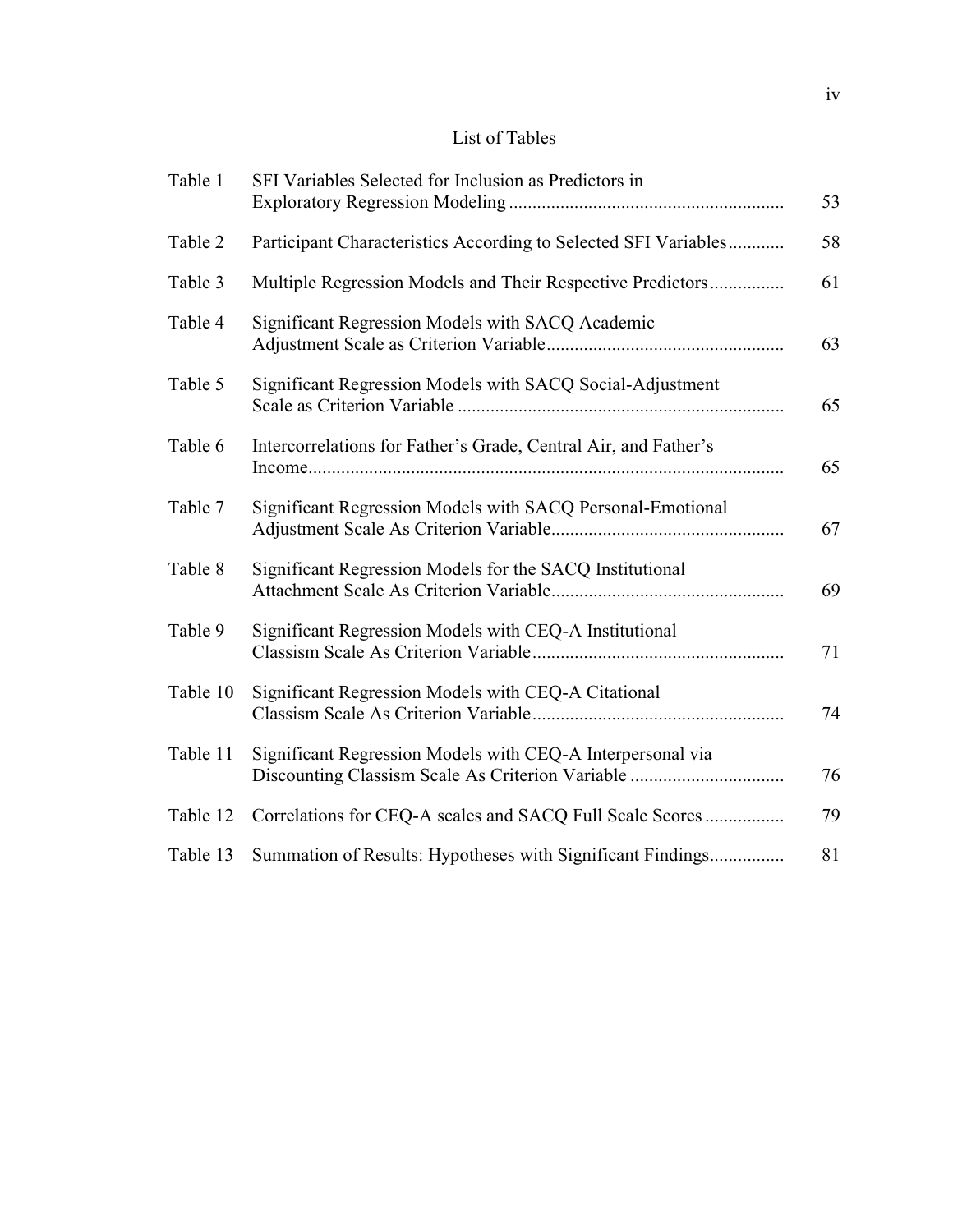# List of Tables

| | | |
|---|---|---|
| Table 1 | SFI Variables Selected for Inclusion as Predictors in Exploratory Regression Modeling | 53 |
| Table 2 | Participant Characteristics According to Selected SFI Variables | 58 |
| Table 3 | Multiple Regression Models and Their Respective Predictors | 61 |
| Table 4 | Significant Regression Models with SACQ Academic Adjustment Scale as Criterion Variable | 63 |
| Table 5 | Significant Regression Models with SACQ Social-Adjustment Scale as Criterion Variable | 65 |
| Table 6 | Intercorrelations for Father's Grade, Central Air, and Father's Income | 65 |
| Table 7 | Significant Regression Models with SACQ Personal-Emotional Adjustment Scale As Criterion Variable | 67 |
| Table 8 | Significant Regression Models for the SACQ Institutional Attachment Scale As Criterion Variable | 69 |
| Table 9 | Significant Regression Models with CEQ-A Institutional Classism Scale As Criterion Variable | 71 |
| Table 10 | Significant Regression Models with CEQ-A Citational Classism Scale As Criterion Variable | 74 |
| Table 11 | Significant Regression Models with CEQ-A Interpersonal via Discounting Classism Scale As Criterion Variable | 76 |
| Table 12 | Correlations for CEQ-A scales and SACQ Full Scale Scores | 79 |
| Table 13 | Summation of Results: Hypotheses with Significant Findings | 81 |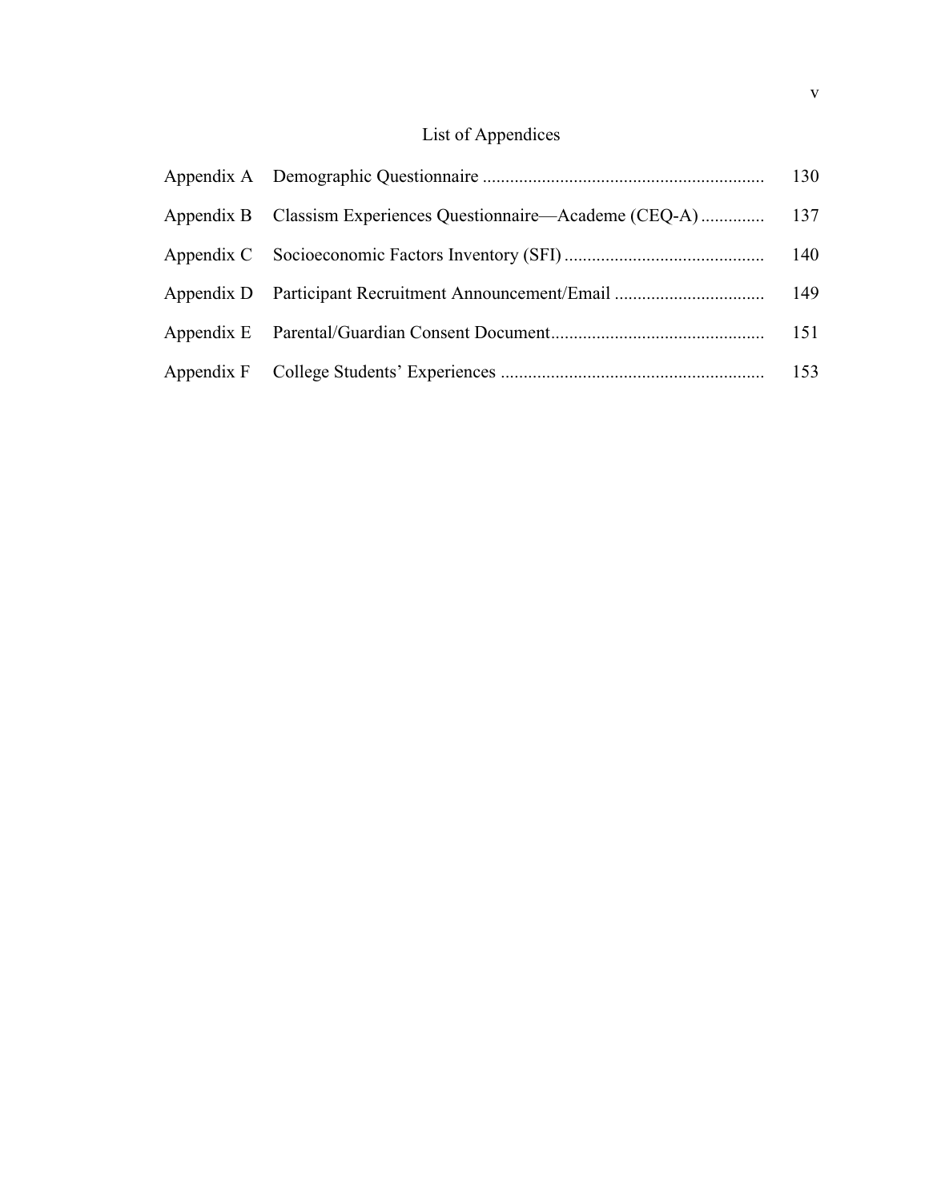# List of Appendices

| | | |
|---|---|---|
| Appendix A | Demographic Questionnaire | 130 |
| Appendix B | Classism Experiences Questionnaire—Academe (CEQ-A) | 137 |
| Appendix C | Socioeconomic Factors Inventory (SFI) | 140 |
| Appendix D | Participant Recruitment Announcement/Email | 149 |
| Appendix E | Parental/Guardian Consent Document | 151 |
| Appendix F | College Students' Experiences | 153 |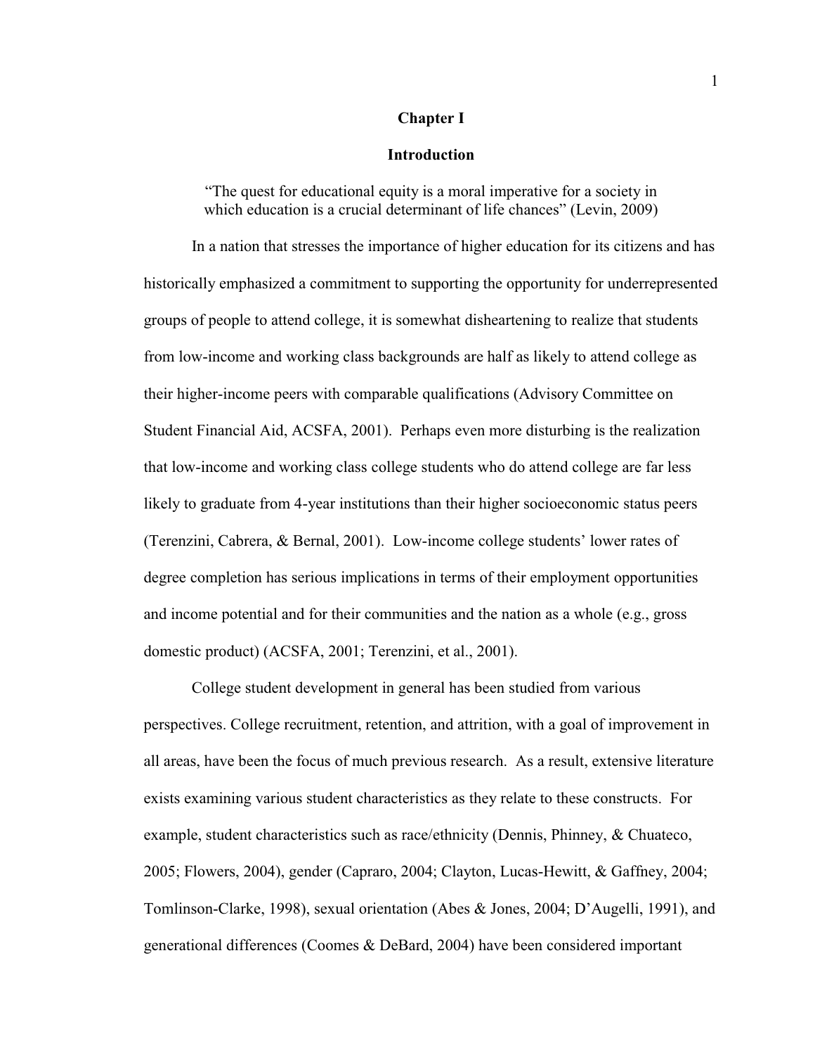# Chapter I

## Introduction

> "The quest for educational equity is a moral imperative for a society in which education is a crucial determinant of life chances" (Levin, 2009)

In a nation that stresses the importance of higher education for its citizens and has historically emphasized a commitment to supporting the opportunity for underrepresented groups of people to attend college, it is somewhat disheartening to realize that students from low-income and working class backgrounds are half as likely to attend college as their higher-income peers with comparable qualifications (Advisory Committee on Student Financial Aid, ACSFA, 2001). Perhaps even more disturbing is the realization that low-income and working class college students who do attend college are far less likely to graduate from 4-year institutions than their higher socioeconomic status peers (Terenzini, Cabrera, & Bernal, 2001). Low-income college students' lower rates of degree completion has serious implications in terms of their employment opportunities and income potential and for their communities and the nation as a whole (e.g., gross domestic product) (ACSFA, 2001; Terenzini, et al., 2001).

College student development in general has been studied from various perspectives. College recruitment, retention, and attrition, with a goal of improvement in all areas, have been the focus of much previous research. As a result, extensive literature exists examining various student characteristics as they relate to these constructs. For example, student characteristics such as race/ethnicity (Dennis, Phinney, & Chuateco, 2005; Flowers, 2004), gender (Capraro, 2004; Clayton, Lucas-Hewitt, & Gaffney, 2004; Tomlinson-Clarke, 1998), sexual orientation (Abes & Jones, 2004; D'Augelli, 1991), and generational differences (Coomes & DeBard, 2004) have been considered important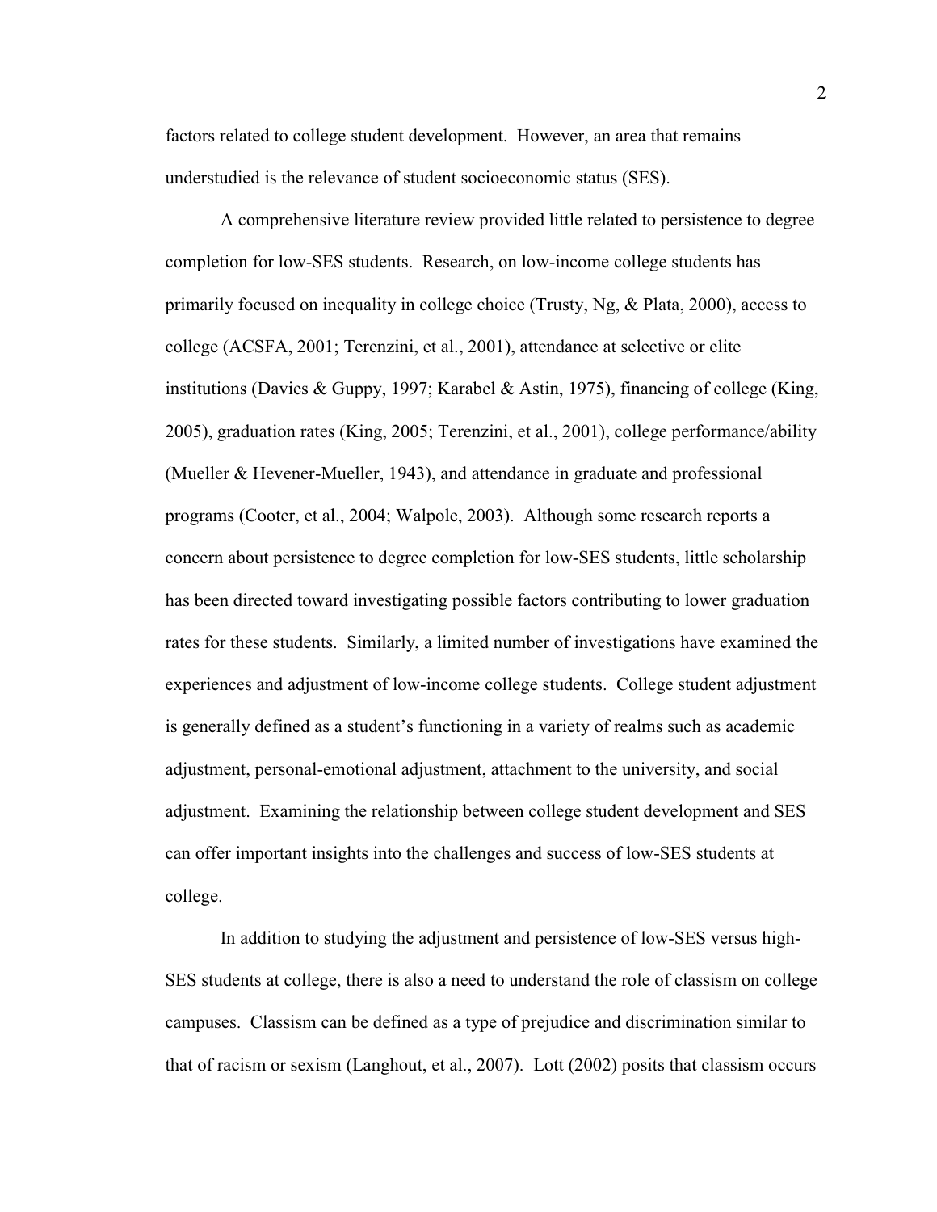factors related to college student development. However, an area that remains understudied is the relevance of student socioeconomic status (SES).

A comprehensive literature review provided little related to persistence to degree completion for low-SES students. Research, on low-income college students has primarily focused on inequality in college choice (Trusty, Ng, & Plata, 2000), access to college (ACSFA, 2001; Terenzini, et al., 2001), attendance at selective or elite institutions (Davies & Guppy, 1997; Karabel & Astin, 1975), financing of college (King, 2005), graduation rates (King, 2005; Terenzini, et al., 2001), college performance/ability (Mueller & Hevener-Mueller, 1943), and attendance in graduate and professional programs (Cooter, et al., 2004; Walpole, 2003). Although some research reports a concern about persistence to degree completion for low-SES students, little scholarship has been directed toward investigating possible factors contributing to lower graduation rates for these students. Similarly, a limited number of investigations have examined the experiences and adjustment of low-income college students. College student adjustment is generally defined as a student's functioning in a variety of realms such as academic adjustment, personal-emotional adjustment, attachment to the university, and social adjustment. Examining the relationship between college student development and SES can offer important insights into the challenges and success of low-SES students at college.

In addition to studying the adjustment and persistence of low-SES versus high-SES students at college, there is also a need to understand the role of classism on college campuses. Classism can be defined as a type of prejudice and discrimination similar to that of racism or sexism (Langhout, et al., 2007). Lott (2002) posits that classism occurs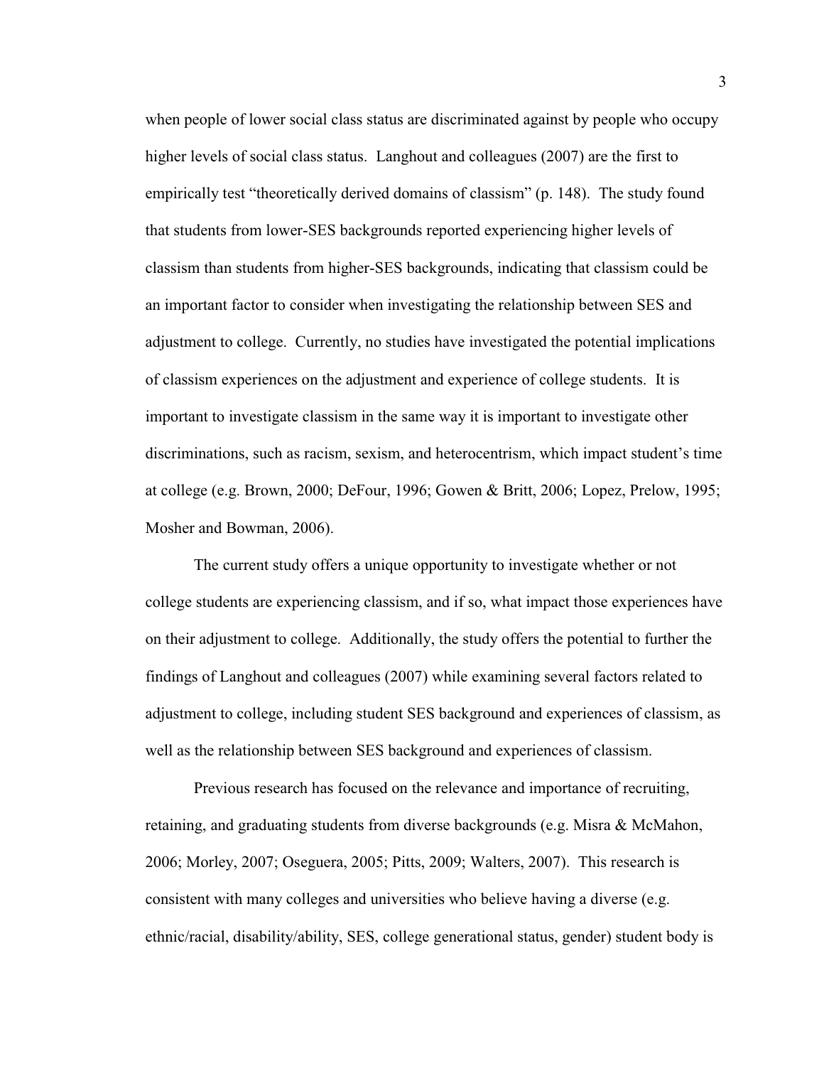when people of lower social class status are discriminated against by people who occupy higher levels of social class status. Langhout and colleagues (2007) are the first to empirically test "theoretically derived domains of classism" (p. 148). The study found that students from lower-SES backgrounds reported experiencing higher levels of classism than students from higher-SES backgrounds, indicating that classism could be an important factor to consider when investigating the relationship between SES and adjustment to college. Currently, no studies have investigated the potential implications of classism experiences on the adjustment and experience of college students. It is important to investigate classism in the same way it is important to investigate other discriminations, such as racism, sexism, and heterocentrism, which impact student's time at college (e.g. Brown, 2000; DeFour, 1996; Gowen & Britt, 2006; Lopez, Prelow, 1995; Mosher and Bowman, 2006).

The current study offers a unique opportunity to investigate whether or not college students are experiencing classism, and if so, what impact those experiences have on their adjustment to college. Additionally, the study offers the potential to further the findings of Langhout and colleagues (2007) while examining several factors related to adjustment to college, including student SES background and experiences of classism, as well as the relationship between SES background and experiences of classism.

Previous research has focused on the relevance and importance of recruiting, retaining, and graduating students from diverse backgrounds (e.g. Misra & McMahon, 2006; Morley, 2007; Oseguera, 2005; Pitts, 2009; Walters, 2007). This research is consistent with many colleges and universities who believe having a diverse (e.g. ethnic/racial, disability/ability, SES, college generational status, gender) student body is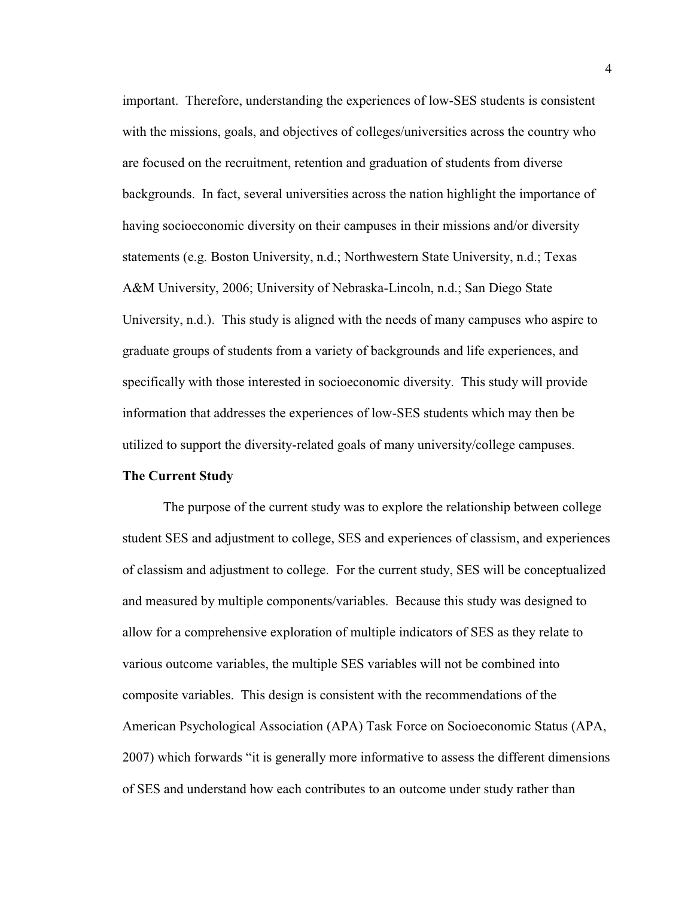important. Therefore, understanding the experiences of low-SES students is consistent with the missions, goals, and objectives of colleges/universities across the country who are focused on the recruitment, retention and graduation of students from diverse backgrounds. In fact, several universities across the nation highlight the importance of having socioeconomic diversity on their campuses in their missions and/or diversity statements (e.g. Boston University, n.d.; Northwestern State University, n.d.; Texas A&M University, 2006; University of Nebraska-Lincoln, n.d.; San Diego State University, n.d.). This study is aligned with the needs of many campuses who aspire to graduate groups of students from a variety of backgrounds and life experiences, and specifically with those interested in socioeconomic diversity. This study will provide information that addresses the experiences of low-SES students which may then be utilized to support the diversity-related goals of many university/college campuses.

**The Current Study**

The purpose of the current study was to explore the relationship between college student SES and adjustment to college, SES and experiences of classism, and experiences of classism and adjustment to college. For the current study, SES will be conceptualized and measured by multiple components/variables. Because this study was designed to allow for a comprehensive exploration of multiple indicators of SES as they relate to various outcome variables, the multiple SES variables will not be combined into composite variables. This design is consistent with the recommendations of the American Psychological Association (APA) Task Force on Socioeconomic Status (APA, 2007) which forwards "it is generally more informative to assess the different dimensions of SES and understand how each contributes to an outcome under study rather than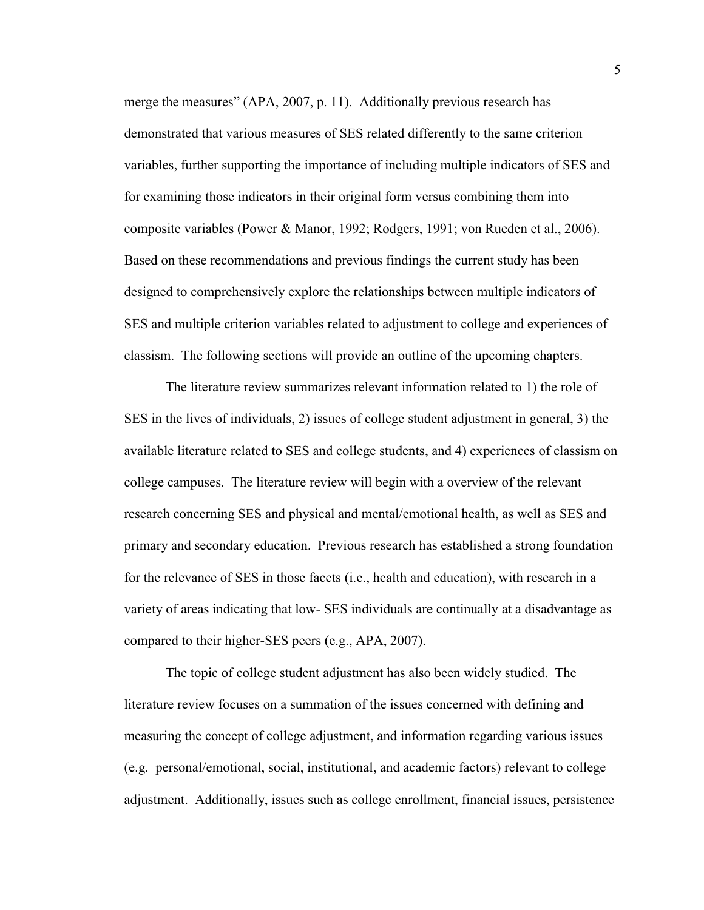merge the measures" (APA, 2007, p. 11). Additionally previous research has demonstrated that various measures of SES related differently to the same criterion variables, further supporting the importance of including multiple indicators of SES and for examining those indicators in their original form versus combining them into composite variables (Power & Manor, 1992; Rodgers, 1991; von Rueden et al., 2006). Based on these recommendations and previous findings the current study has been designed to comprehensively explore the relationships between multiple indicators of SES and multiple criterion variables related to adjustment to college and experiences of classism. The following sections will provide an outline of the upcoming chapters.

The literature review summarizes relevant information related to 1) the role of SES in the lives of individuals, 2) issues of college student adjustment in general, 3) the available literature related to SES and college students, and 4) experiences of classism on college campuses. The literature review will begin with a overview of the relevant research concerning SES and physical and mental/emotional health, as well as SES and primary and secondary education. Previous research has established a strong foundation for the relevance of SES in those facets (i.e., health and education), with research in a variety of areas indicating that low- SES individuals are continually at a disadvantage as compared to their higher-SES peers (e.g., APA, 2007).

The topic of college student adjustment has also been widely studied. The literature review focuses on a summation of the issues concerned with defining and measuring the concept of college adjustment, and information regarding various issues (e.g. personal/emotional, social, institutional, and academic factors) relevant to college adjustment. Additionally, issues such as college enrollment, financial issues, persistence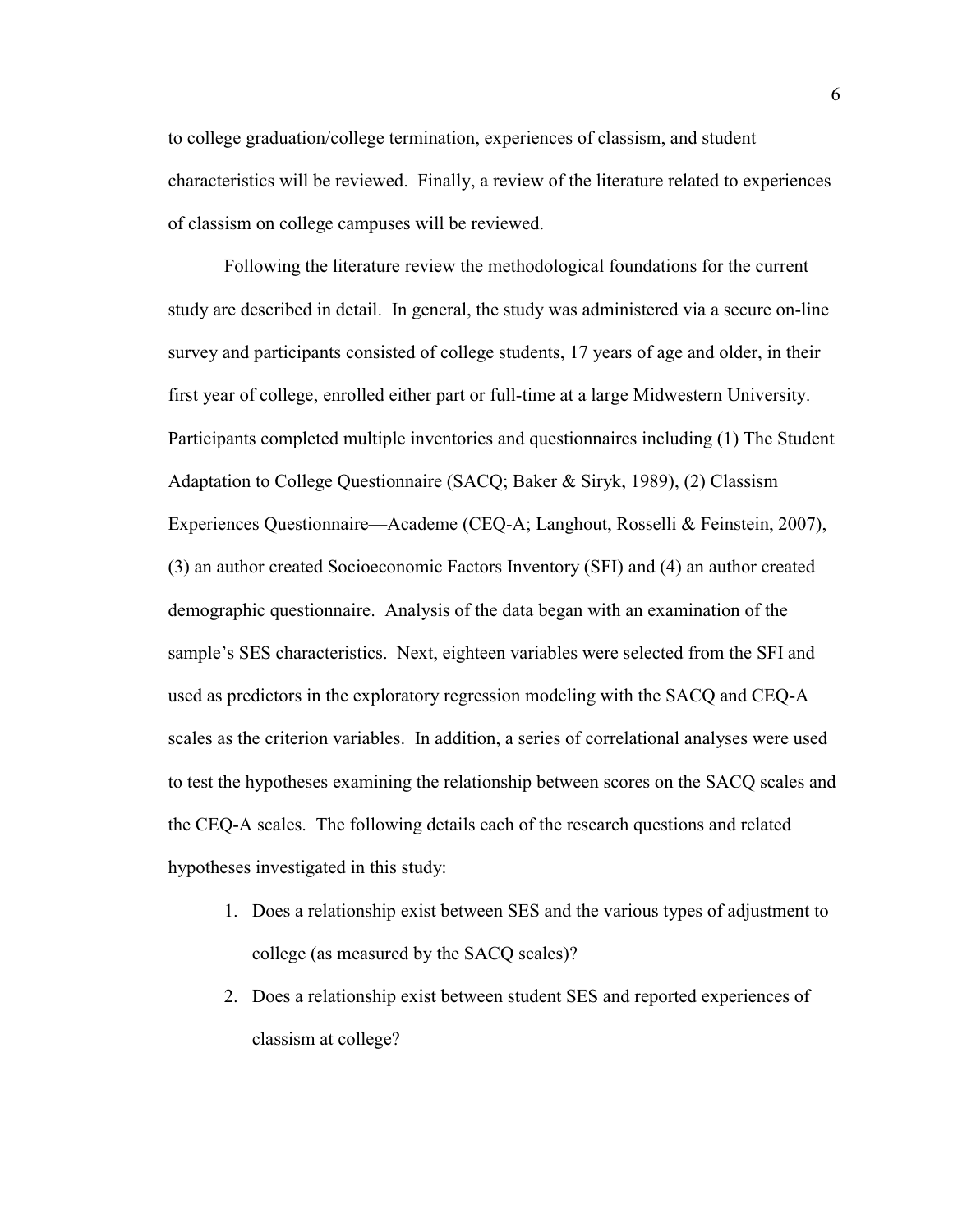to college graduation/college termination, experiences of classism, and student characteristics will be reviewed. Finally, a review of the literature related to experiences of classism on college campuses will be reviewed.

Following the literature review the methodological foundations for the current study are described in detail. In general, the study was administered via a secure on-line survey and participants consisted of college students, 17 years of age and older, in their first year of college, enrolled either part or full-time at a large Midwestern University. Participants completed multiple inventories and questionnaires including (1) The Student Adaptation to College Questionnaire (SACQ; Baker & Siryk, 1989), (2) Classism Experiences Questionnaire—Academe (CEQ-A; Langhout, Rosselli & Feinstein, 2007), (3) an author created Socioeconomic Factors Inventory (SFI) and (4) an author created demographic questionnaire. Analysis of the data began with an examination of the sample's SES characteristics. Next, eighteen variables were selected from the SFI and used as predictors in the exploratory regression modeling with the SACQ and CEQ-A scales as the criterion variables. In addition, a series of correlational analyses were used to test the hypotheses examining the relationship between scores on the SACQ scales and the CEQ-A scales. The following details each of the research questions and related hypotheses investigated in this study:

1. Does a relationship exist between SES and the various types of adjustment to college (as measured by the SACQ scales)?
2. Does a relationship exist between student SES and reported experiences of classism at college?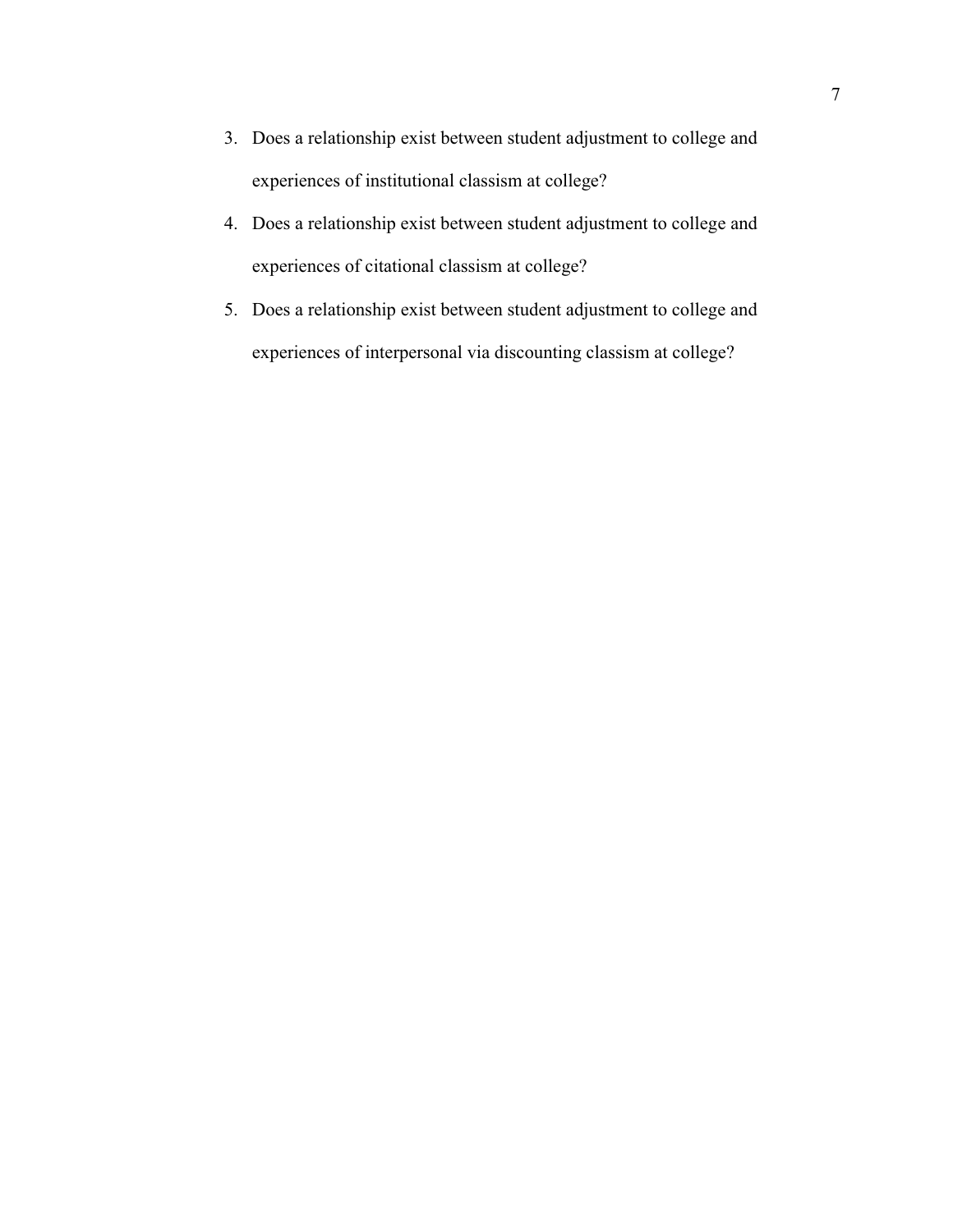3. Does a relationship exist between student adjustment to college and experiences of institutional classism at college?
4. Does a relationship exist between student adjustment to college and experiences of citational classism at college?
5. Does a relationship exist between student adjustment to college and experiences of interpersonal via discounting classism at college?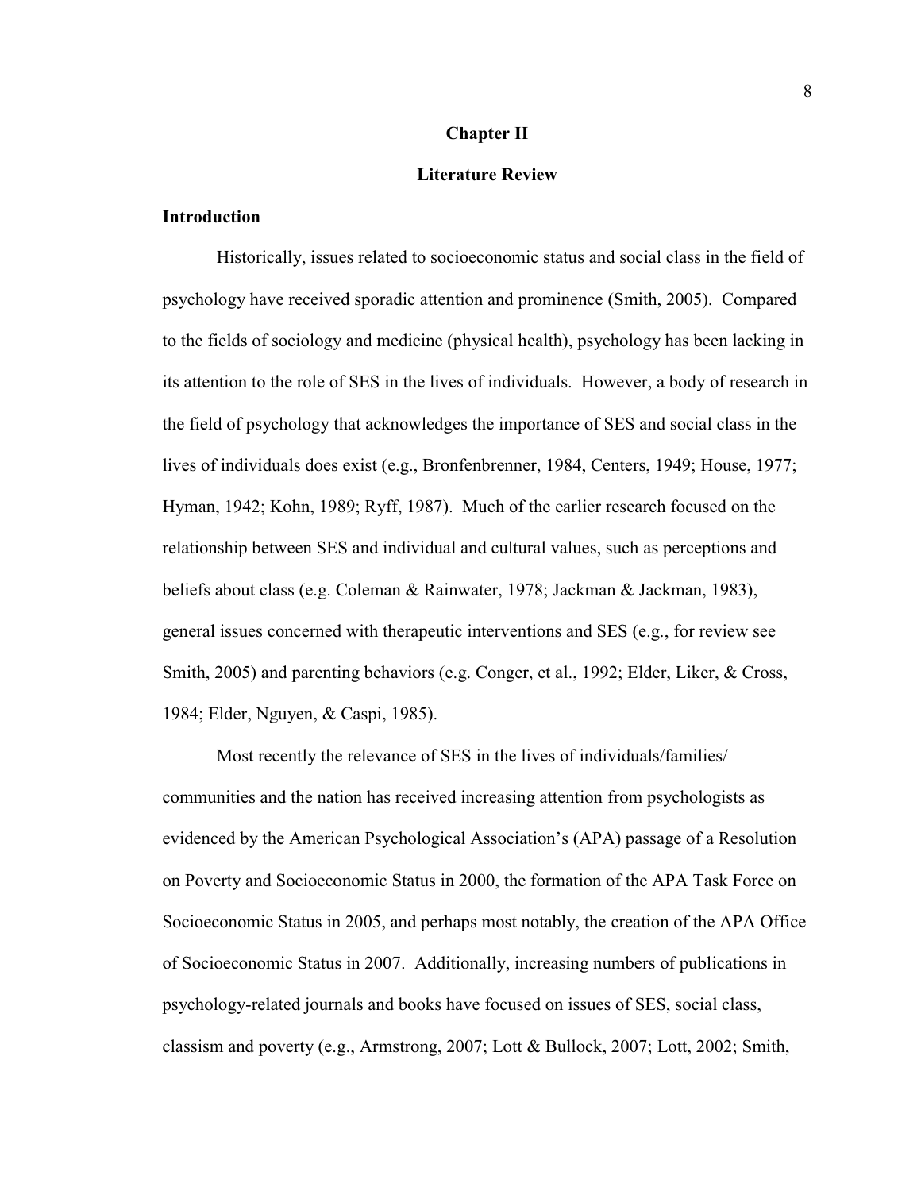# Chapter II

## Literature Review

### Introduction

Historically, issues related to socioeconomic status and social class in the field of psychology have received sporadic attention and prominence (Smith, 2005). Compared to the fields of sociology and medicine (physical health), psychology has been lacking in its attention to the role of SES in the lives of individuals. However, a body of research in the field of psychology that acknowledges the importance of SES and social class in the lives of individuals does exist (e.g., Bronfenbrenner, 1984, Centers, 1949; House, 1977; Hyman, 1942; Kohn, 1989; Ryff, 1987). Much of the earlier research focused on the relationship between SES and individual and cultural values, such as perceptions and beliefs about class (e.g. Coleman & Rainwater, 1978; Jackman & Jackman, 1983), general issues concerned with therapeutic interventions and SES (e.g., for review see Smith, 2005) and parenting behaviors (e.g. Conger, et al., 1992; Elder, Liker, & Cross, 1984; Elder, Nguyen, & Caspi, 1985).

Most recently the relevance of SES in the lives of individuals/families/ communities and the nation has received increasing attention from psychologists as evidenced by the American Psychological Association's (APA) passage of a Resolution on Poverty and Socioeconomic Status in 2000, the formation of the APA Task Force on Socioeconomic Status in 2005, and perhaps most notably, the creation of the APA Office of Socioeconomic Status in 2007. Additionally, increasing numbers of publications in psychology-related journals and books have focused on issues of SES, social class, classism and poverty (e.g., Armstrong, 2007; Lott & Bullock, 2007; Lott, 2002; Smith,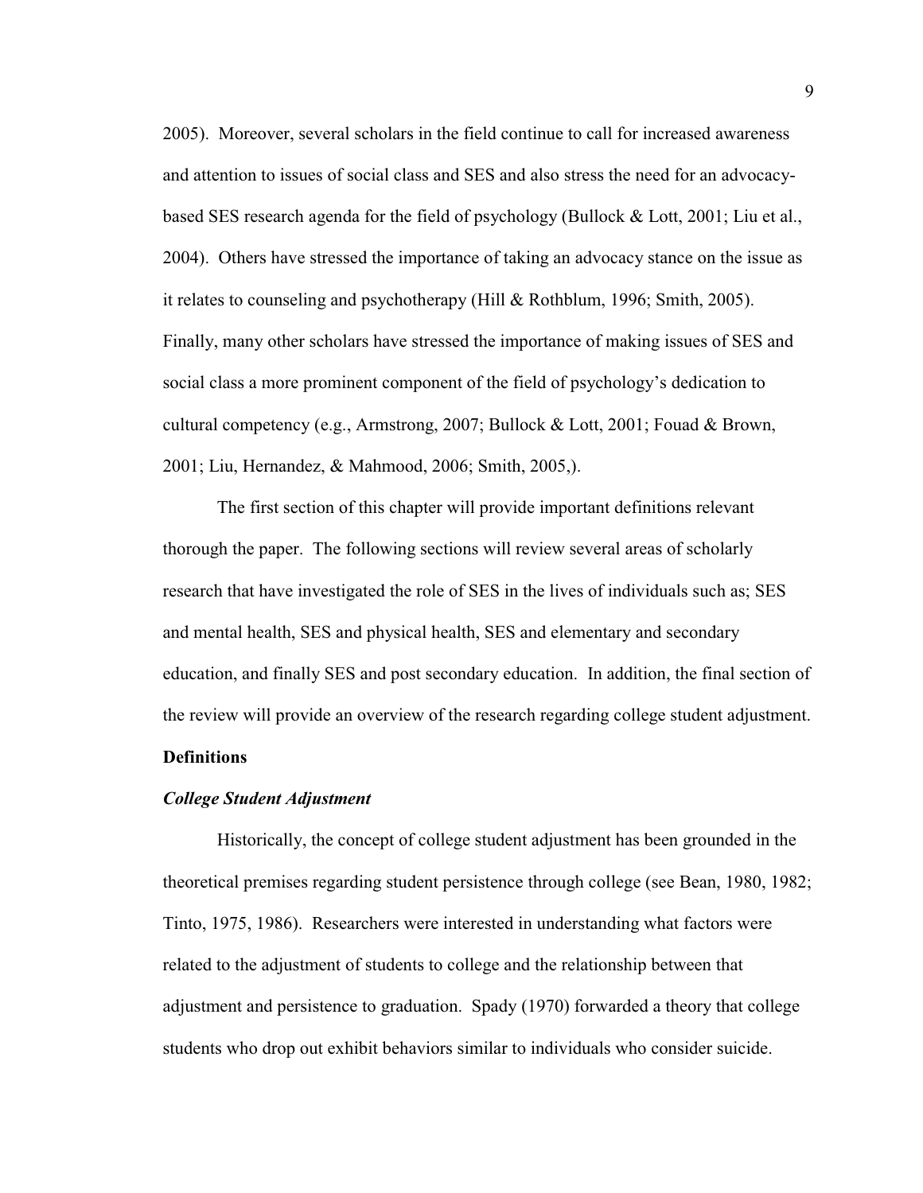2005). Moreover, several scholars in the field continue to call for increased awareness and attention to issues of social class and SES and also stress the need for an advocacy-based SES research agenda for the field of psychology (Bullock & Lott, 2001; Liu et al., 2004). Others have stressed the importance of taking an advocacy stance on the issue as it relates to counseling and psychotherapy (Hill & Rothblum, 1996; Smith, 2005). Finally, many other scholars have stressed the importance of making issues of SES and social class a more prominent component of the field of psychology's dedication to cultural competency (e.g., Armstrong, 2007; Bullock & Lott, 2001; Fouad & Brown, 2001; Liu, Hernandez, & Mahmood, 2006; Smith, 2005,).

The first section of this chapter will provide important definitions relevant thorough the paper. The following sections will review several areas of scholarly research that have investigated the role of SES in the lives of individuals such as; SES and mental health, SES and physical health, SES and elementary and secondary education, and finally SES and post secondary education. In addition, the final section of the review will provide an overview of the research regarding college student adjustment.

## Definitions

### *College Student Adjustment*

Historically, the concept of college student adjustment has been grounded in the theoretical premises regarding student persistence through college (see Bean, 1980, 1982; Tinto, 1975, 1986). Researchers were interested in understanding what factors were related to the adjustment of students to college and the relationship between that adjustment and persistence to graduation. Spady (1970) forwarded a theory that college students who drop out exhibit behaviors similar to individuals who consider suicide.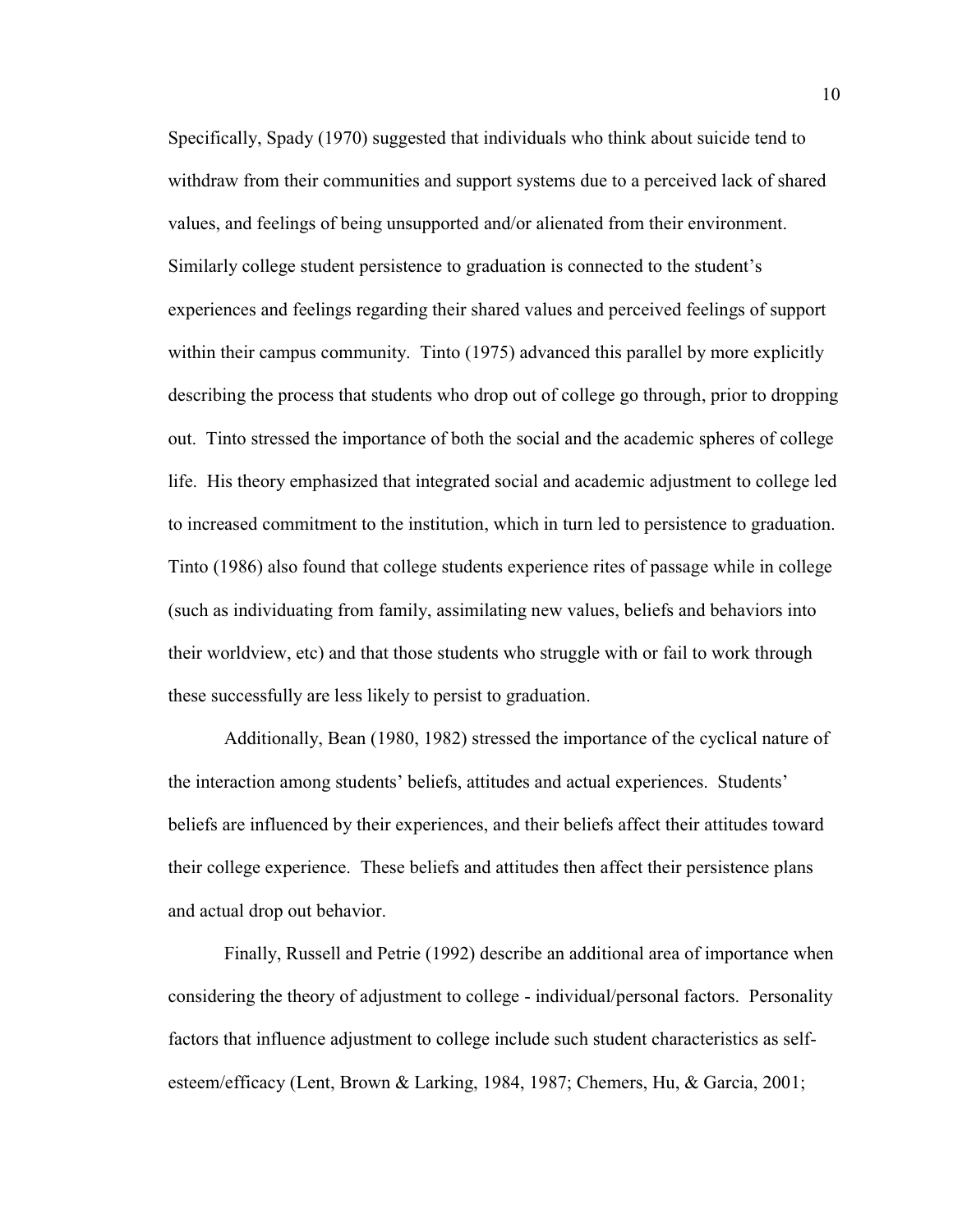Specifically, Spady (1970) suggested that individuals who think about suicide tend to withdraw from their communities and support systems due to a perceived lack of shared values, and feelings of being unsupported and/or alienated from their environment. Similarly college student persistence to graduation is connected to the student's experiences and feelings regarding their shared values and perceived feelings of support within their campus community. Tinto (1975) advanced this parallel by more explicitly describing the process that students who drop out of college go through, prior to dropping out. Tinto stressed the importance of both the social and the academic spheres of college life. His theory emphasized that integrated social and academic adjustment to college led to increased commitment to the institution, which in turn led to persistence to graduation. Tinto (1986) also found that college students experience rites of passage while in college (such as individuating from family, assimilating new values, beliefs and behaviors into their worldview, etc) and that those students who struggle with or fail to work through these successfully are less likely to persist to graduation.

Additionally, Bean (1980, 1982) stressed the importance of the cyclical nature of the interaction among students' beliefs, attitudes and actual experiences. Students' beliefs are influenced by their experiences, and their beliefs affect their attitudes toward their college experience. These beliefs and attitudes then affect their persistence plans and actual drop out behavior.

Finally, Russell and Petrie (1992) describe an additional area of importance when considering the theory of adjustment to college - individual/personal factors. Personality factors that influence adjustment to college include such student characteristics as self-esteem/efficacy (Lent, Brown & Larking, 1984, 1987; Chemers, Hu, & Garcia, 2001;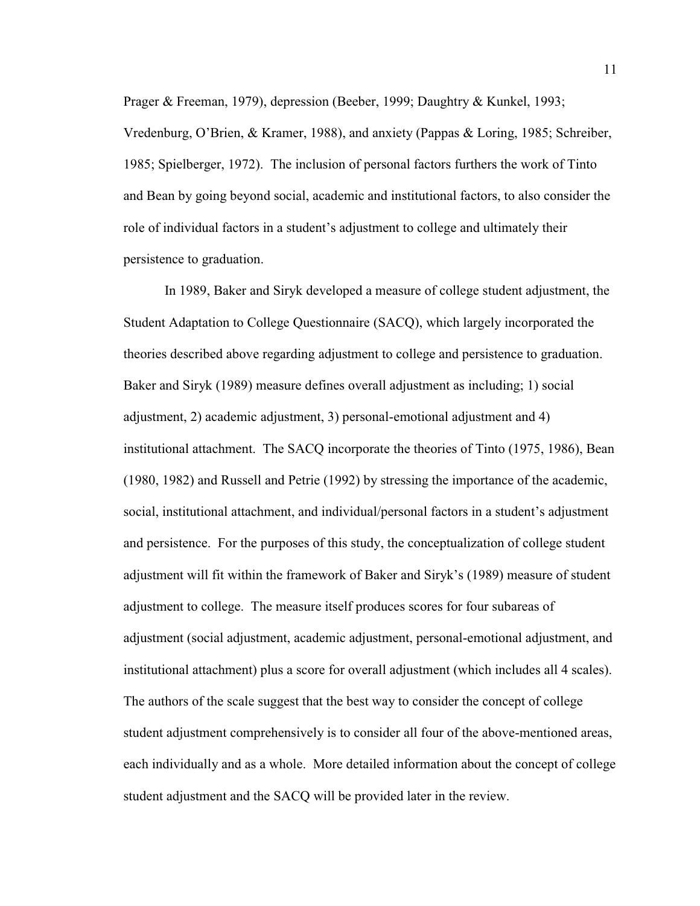Prager & Freeman, 1979), depression (Beeber, 1999; Daughtry & Kunkel, 1993; Vredenburg, O'Brien, & Kramer, 1988), and anxiety (Pappas & Loring, 1985; Schreiber, 1985; Spielberger, 1972). The inclusion of personal factors furthers the work of Tinto and Bean by going beyond social, academic and institutional factors, to also consider the role of individual factors in a student's adjustment to college and ultimately their persistence to graduation.

In 1989, Baker and Siryk developed a measure of college student adjustment, the Student Adaptation to College Questionnaire (SACQ), which largely incorporated the theories described above regarding adjustment to college and persistence to graduation. Baker and Siryk (1989) measure defines overall adjustment as including; 1) social adjustment, 2) academic adjustment, 3) personal-emotional adjustment and 4) institutional attachment. The SACQ incorporate the theories of Tinto (1975, 1986), Bean (1980, 1982) and Russell and Petrie (1992) by stressing the importance of the academic, social, institutional attachment, and individual/personal factors in a student's adjustment and persistence. For the purposes of this study, the conceptualization of college student adjustment will fit within the framework of Baker and Siryk's (1989) measure of student adjustment to college. The measure itself produces scores for four subareas of adjustment (social adjustment, academic adjustment, personal-emotional adjustment, and institutional attachment) plus a score for overall adjustment (which includes all 4 scales). The authors of the scale suggest that the best way to consider the concept of college student adjustment comprehensively is to consider all four of the above-mentioned areas, each individually and as a whole. More detailed information about the concept of college student adjustment and the SACQ will be provided later in the review.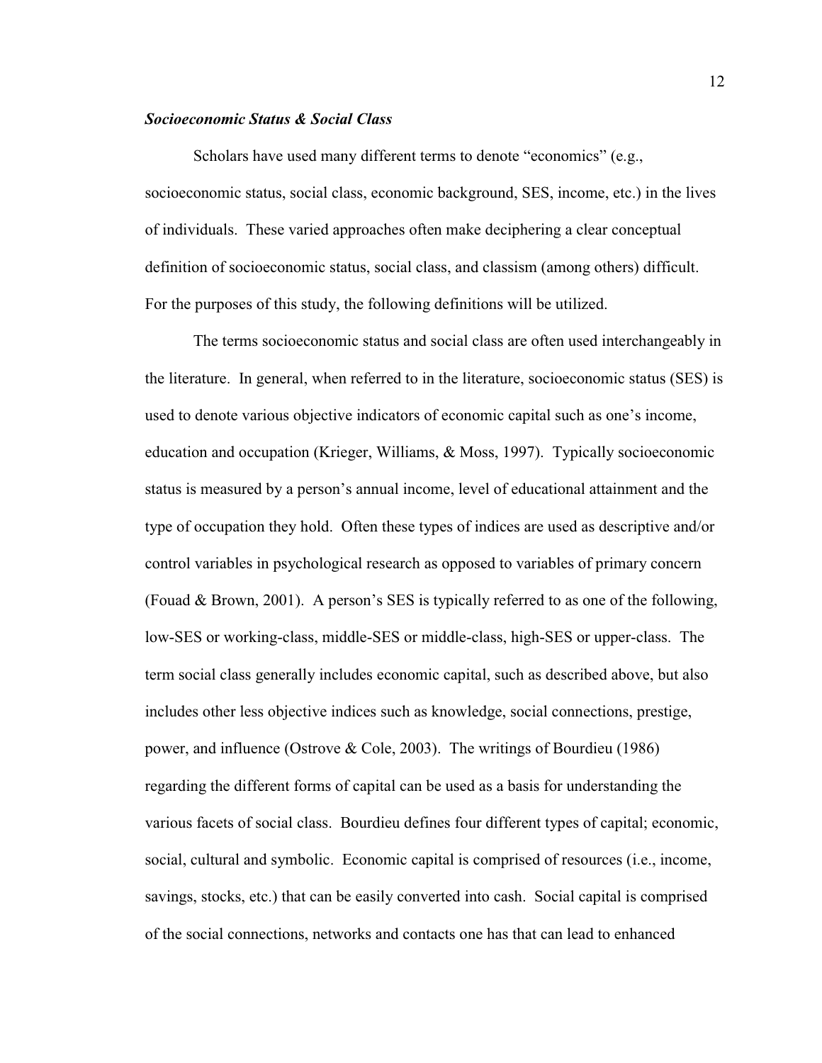### *Socioeconomic Status & Social Class*

Scholars have used many different terms to denote "economics" (e.g., socioeconomic status, social class, economic background, SES, income, etc.) in the lives of individuals. These varied approaches often make deciphering a clear conceptual definition of socioeconomic status, social class, and classism (among others) difficult. For the purposes of this study, the following definitions will be utilized.

The terms socioeconomic status and social class are often used interchangeably in the literature. In general, when referred to in the literature, socioeconomic status (SES) is used to denote various objective indicators of economic capital such as one's income, education and occupation (Krieger, Williams, & Moss, 1997). Typically socioeconomic status is measured by a person's annual income, level of educational attainment and the type of occupation they hold. Often these types of indices are used as descriptive and/or control variables in psychological research as opposed to variables of primary concern (Fouad & Brown, 2001). A person's SES is typically referred to as one of the following, low-SES or working-class, middle-SES or middle-class, high-SES or upper-class. The term social class generally includes economic capital, such as described above, but also includes other less objective indices such as knowledge, social connections, prestige, power, and influence (Ostrove & Cole, 2003). The writings of Bourdieu (1986) regarding the different forms of capital can be used as a basis for understanding the various facets of social class. Bourdieu defines four different types of capital; economic, social, cultural and symbolic. Economic capital is comprised of resources (i.e., income, savings, stocks, etc.) that can be easily converted into cash. Social capital is comprised of the social connections, networks and contacts one has that can lead to enhanced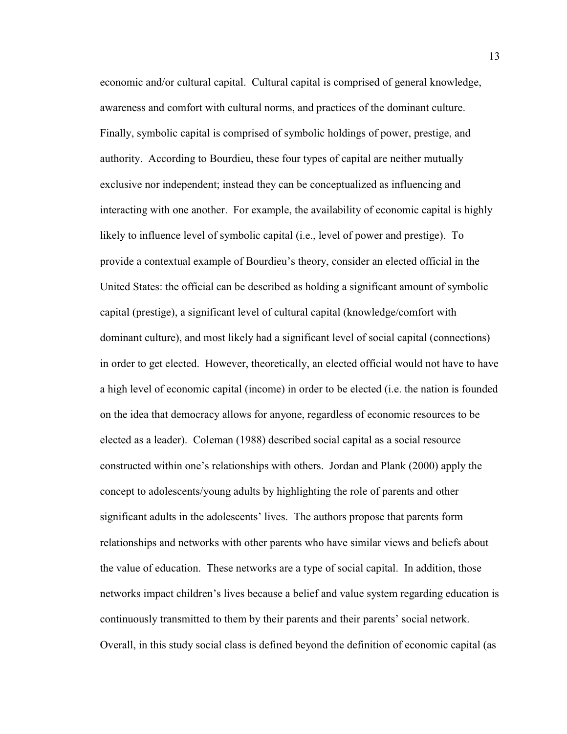economic and/or cultural capital. Cultural capital is comprised of general knowledge, awareness and comfort with cultural norms, and practices of the dominant culture. Finally, symbolic capital is comprised of symbolic holdings of power, prestige, and authority. According to Bourdieu, these four types of capital are neither mutually exclusive nor independent; instead they can be conceptualized as influencing and interacting with one another. For example, the availability of economic capital is highly likely to influence level of symbolic capital (i.e., level of power and prestige). To provide a contextual example of Bourdieu's theory, consider an elected official in the United States: the official can be described as holding a significant amount of symbolic capital (prestige), a significant level of cultural capital (knowledge/comfort with dominant culture), and most likely had a significant level of social capital (connections) in order to get elected. However, theoretically, an elected official would not have to have a high level of economic capital (income) in order to be elected (i.e. the nation is founded on the idea that democracy allows for anyone, regardless of economic resources to be elected as a leader). Coleman (1988) described social capital as a social resource constructed within one's relationships with others. Jordan and Plank (2000) apply the concept to adolescents/young adults by highlighting the role of parents and other significant adults in the adolescents' lives. The authors propose that parents form relationships and networks with other parents who have similar views and beliefs about the value of education. These networks are a type of social capital. In addition, those networks impact children's lives because a belief and value system regarding education is continuously transmitted to them by their parents and their parents' social network. Overall, in this study social class is defined beyond the definition of economic capital (as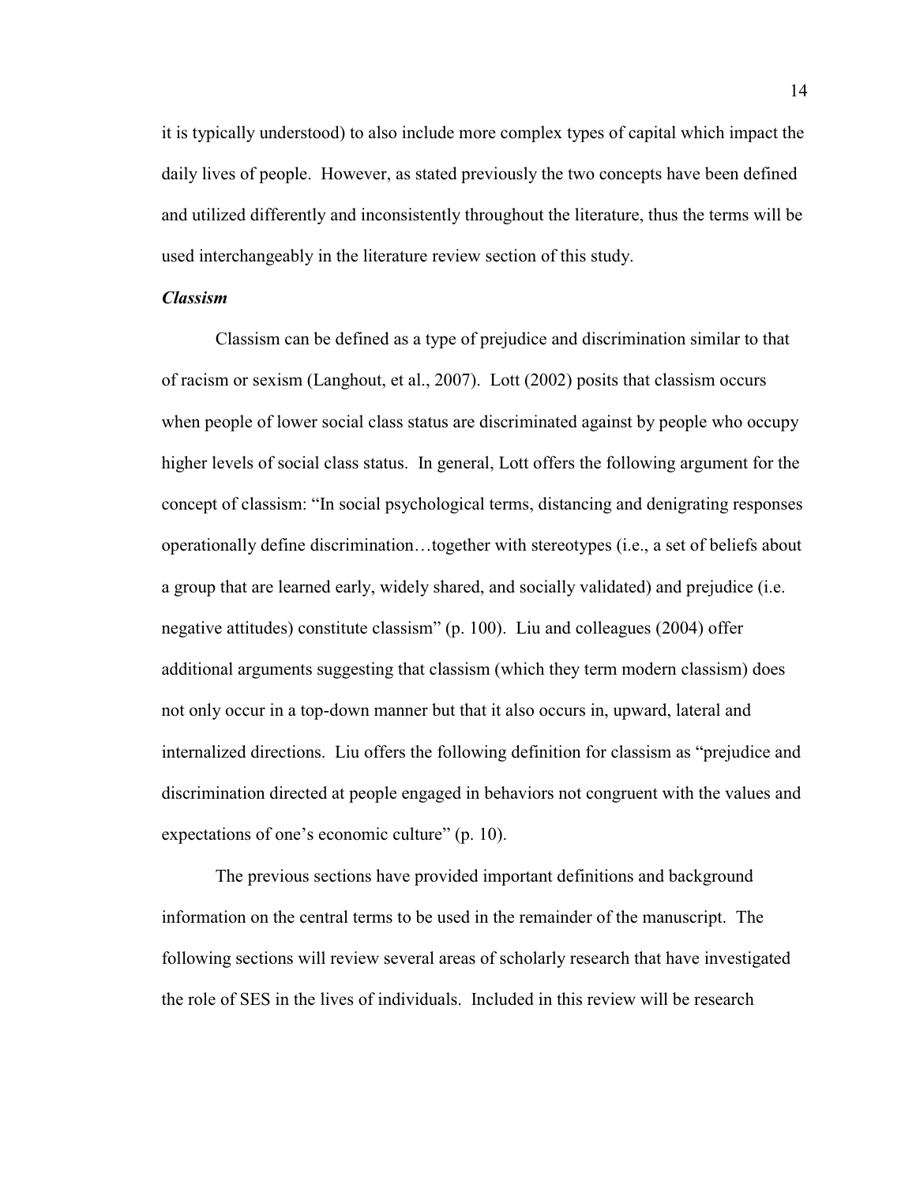it is typically understood) to also include more complex types of capital which impact the daily lives of people. However, as stated previously the two concepts have been defined and utilized differently and inconsistently throughout the literature, thus the terms will be used interchangeably in the literature review section of this study.

### *Classism*

Classism can be defined as a type of prejudice and discrimination similar to that of racism or sexism (Langhout, et al., 2007). Lott (2002) posits that classism occurs when people of lower social class status are discriminated against by people who occupy higher levels of social class status. In general, Lott offers the following argument for the concept of classism: "In social psychological terms, distancing and denigrating responses operationally define discrimination…together with stereotypes (i.e., a set of beliefs about a group that are learned early, widely shared, and socially validated) and prejudice (i.e. negative attitudes) constitute classism" (p. 100). Liu and colleagues (2004) offer additional arguments suggesting that classism (which they term modern classism) does not only occur in a top-down manner but that it also occurs in, upward, lateral and internalized directions. Liu offers the following definition for classism as "prejudice and discrimination directed at people engaged in behaviors not congruent with the values and expectations of one's economic culture" (p. 10).

The previous sections have provided important definitions and background information on the central terms to be used in the remainder of the manuscript. The following sections will review several areas of scholarly research that have investigated the role of SES in the lives of individuals. Included in this review will be research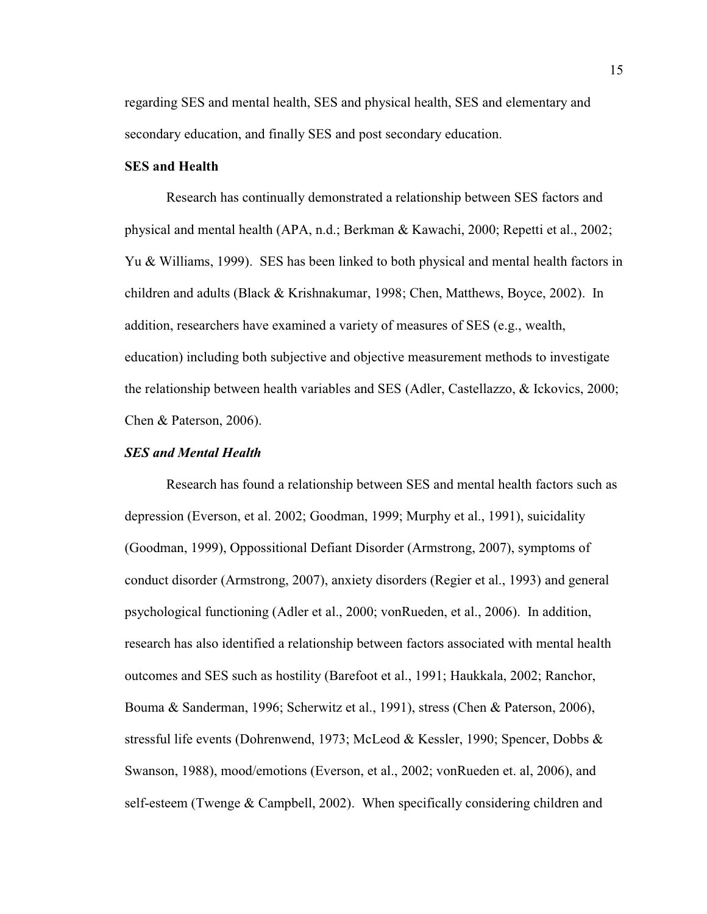regarding SES and mental health, SES and physical health, SES and elementary and secondary education, and finally SES and post secondary education.

## SES and Health

Research has continually demonstrated a relationship between SES factors and physical and mental health (APA, n.d.; Berkman & Kawachi, 2000; Repetti et al., 2002; Yu & Williams, 1999). SES has been linked to both physical and mental health factors in children and adults (Black & Krishnakumar, 1998; Chen, Matthews, Boyce, 2002). In addition, researchers have examined a variety of measures of SES (e.g., wealth, education) including both subjective and objective measurement methods to investigate the relationship between health variables and SES (Adler, Castellazzo, & Ickovics, 2000; Chen & Paterson, 2006).

### *SES and Mental Health*

Research has found a relationship between SES and mental health factors such as depression (Everson, et al. 2002; Goodman, 1999; Murphy et al., 1991), suicidality (Goodman, 1999), Oppossitional Defiant Disorder (Armstrong, 2007), symptoms of conduct disorder (Armstrong, 2007), anxiety disorders (Regier et al., 1993) and general psychological functioning (Adler et al., 2000; vonRueden, et al., 2006). In addition, research has also identified a relationship between factors associated with mental health outcomes and SES such as hostility (Barefoot et al., 1991; Haukkala, 2002; Ranchor, Bouma & Sanderman, 1996; Scherwitz et al., 1991), stress (Chen & Paterson, 2006), stressful life events (Dohrenwend, 1973; McLeod & Kessler, 1990; Spencer, Dobbs & Swanson, 1988), mood/emotions (Everson, et al., 2002; vonRueden et. al, 2006), and self-esteem (Twenge & Campbell, 2002). When specifically considering children and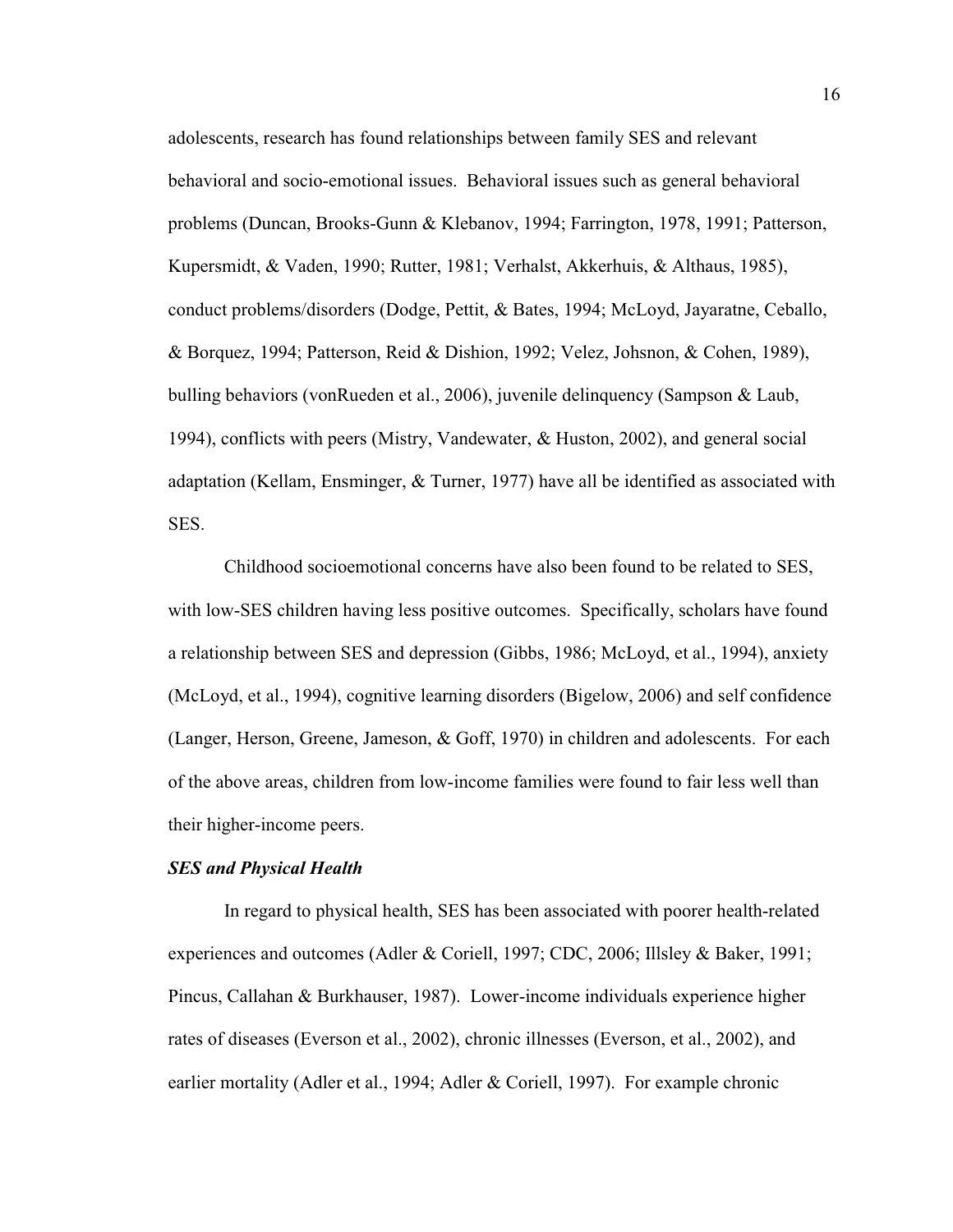adolescents, research has found relationships between family SES and relevant behavioral and socio-emotional issues. Behavioral issues such as general behavioral problems (Duncan, Brooks-Gunn & Klebanov, 1994; Farrington, 1978, 1991; Patterson, Kupersmidt, & Vaden, 1990; Rutter, 1981; Verhalst, Akkerhuis, & Althaus, 1985), conduct problems/disorders (Dodge, Pettit, & Bates, 1994; McLoyd, Jayaratne, Ceballo, & Borquez, 1994; Patterson, Reid & Dishion, 1992; Velez, Johsnon, & Cohen, 1989), bulling behaviors (vonRueden et al., 2006), juvenile delinquency (Sampson & Laub, 1994), conflicts with peers (Mistry, Vandewater, & Huston, 2002), and general social adaptation (Kellam, Ensminger, & Turner, 1977) have all be identified as associated with SES.

Childhood socioemotional concerns have also been found to be related to SES, with low-SES children having less positive outcomes. Specifically, scholars have found a relationship between SES and depression (Gibbs, 1986; McLoyd, et al., 1994), anxiety (McLoyd, et al., 1994), cognitive learning disorders (Bigelow, 2006) and self confidence (Langer, Herson, Greene, Jameson, & Goff, 1970) in children and adolescents. For each of the above areas, children from low-income families were found to fair less well than their higher-income peers.

***SES and Physical Health***

In regard to physical health, SES has been associated with poorer health-related experiences and outcomes (Adler & Coriell, 1997; CDC, 2006; Illsley & Baker, 1991; Pincus, Callahan & Burkhauser, 1987). Lower-income individuals experience higher rates of diseases (Everson et al., 2002), chronic illnesses (Everson, et al., 2002), and earlier mortality (Adler et al., 1994; Adler & Coriell, 1997). For example chronic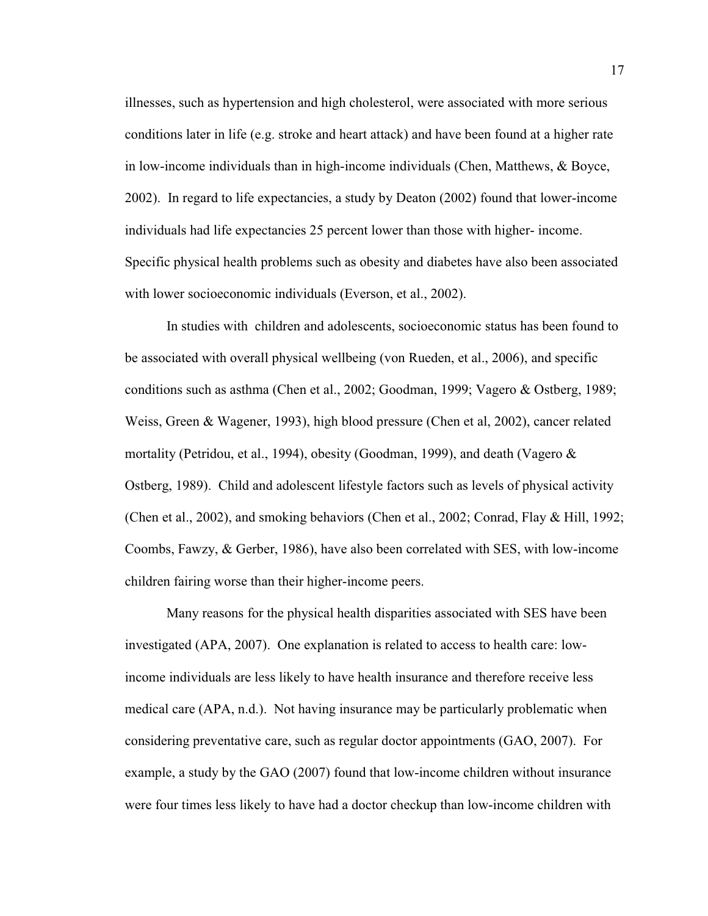illnesses, such as hypertension and high cholesterol, were associated with more serious conditions later in life (e.g. stroke and heart attack) and have been found at a higher rate in low-income individuals than in high-income individuals (Chen, Matthews, & Boyce, 2002). In regard to life expectancies, a study by Deaton (2002) found that lower-income individuals had life expectancies 25 percent lower than those with higher- income. Specific physical health problems such as obesity and diabetes have also been associated with lower socioeconomic individuals (Everson, et al., 2002).

In studies with children and adolescents, socioeconomic status has been found to be associated with overall physical wellbeing (von Rueden, et al., 2006), and specific conditions such as asthma (Chen et al., 2002; Goodman, 1999; Vagero & Ostberg, 1989; Weiss, Green & Wagener, 1993), high blood pressure (Chen et al, 2002), cancer related mortality (Petridou, et al., 1994), obesity (Goodman, 1999), and death (Vagero & Ostberg, 1989). Child and adolescent lifestyle factors such as levels of physical activity (Chen et al., 2002), and smoking behaviors (Chen et al., 2002; Conrad, Flay & Hill, 1992; Coombs, Fawzy, & Gerber, 1986), have also been correlated with SES, with low-income children fairing worse than their higher-income peers.

Many reasons for the physical health disparities associated with SES have been investigated (APA, 2007). One explanation is related to access to health care: low-income individuals are less likely to have health insurance and therefore receive less medical care (APA, n.d.). Not having insurance may be particularly problematic when considering preventative care, such as regular doctor appointments (GAO, 2007). For example, a study by the GAO (2007) found that low-income children without insurance were four times less likely to have had a doctor checkup than low-income children with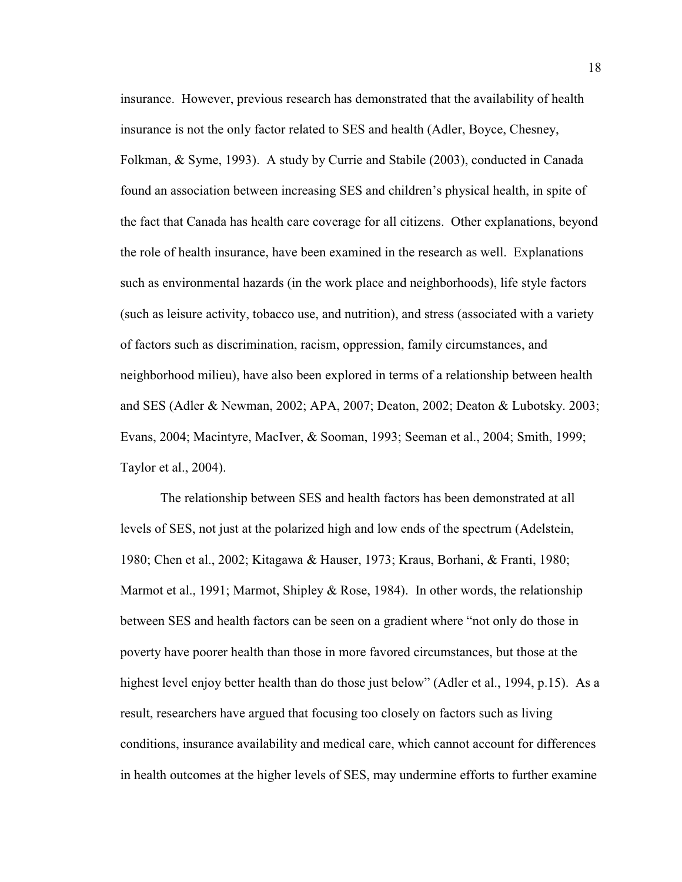insurance. However, previous research has demonstrated that the availability of health insurance is not the only factor related to SES and health (Adler, Boyce, Chesney, Folkman, & Syme, 1993). A study by Currie and Stabile (2003), conducted in Canada found an association between increasing SES and children's physical health, in spite of the fact that Canada has health care coverage for all citizens. Other explanations, beyond the role of health insurance, have been examined in the research as well. Explanations such as environmental hazards (in the work place and neighborhoods), life style factors (such as leisure activity, tobacco use, and nutrition), and stress (associated with a variety of factors such as discrimination, racism, oppression, family circumstances, and neighborhood milieu), have also been explored in terms of a relationship between health and SES (Adler & Newman, 2002; APA, 2007; Deaton, 2002; Deaton & Lubotsky. 2003; Evans, 2004; Macintyre, MacIver, & Sooman, 1993; Seeman et al., 2004; Smith, 1999; Taylor et al., 2004).

The relationship between SES and health factors has been demonstrated at all levels of SES, not just at the polarized high and low ends of the spectrum (Adelstein, 1980; Chen et al., 2002; Kitagawa & Hauser, 1973; Kraus, Borhani, & Franti, 1980; Marmot et al., 1991; Marmot, Shipley & Rose, 1984). In other words, the relationship between SES and health factors can be seen on a gradient where "not only do those in poverty have poorer health than those in more favored circumstances, but those at the highest level enjoy better health than do those just below" (Adler et al., 1994, p.15). As a result, researchers have argued that focusing too closely on factors such as living conditions, insurance availability and medical care, which cannot account for differences in health outcomes at the higher levels of SES, may undermine efforts to further examine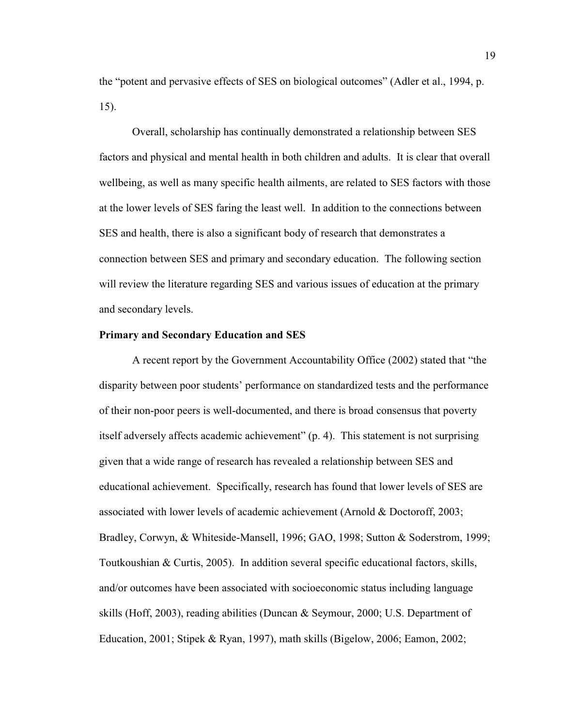the "potent and pervasive effects of SES on biological outcomes" (Adler et al., 1994, p. 15).

Overall, scholarship has continually demonstrated a relationship between SES factors and physical and mental health in both children and adults. It is clear that overall wellbeing, as well as many specific health ailments, are related to SES factors with those at the lower levels of SES faring the least well. In addition to the connections between SES and health, there is also a significant body of research that demonstrates a connection between SES and primary and secondary education. The following section will review the literature regarding SES and various issues of education at the primary and secondary levels.

**Primary and Secondary Education and SES**

A recent report by the Government Accountability Office (2002) stated that "the disparity between poor students' performance on standardized tests and the performance of their non-poor peers is well-documented, and there is broad consensus that poverty itself adversely affects academic achievement" (p. 4). This statement is not surprising given that a wide range of research has revealed a relationship between SES and educational achievement. Specifically, research has found that lower levels of SES are associated with lower levels of academic achievement (Arnold & Doctoroff, 2003; Bradley, Corwyn, & Whiteside-Mansell, 1996; GAO, 1998; Sutton & Soderstrom, 1999; Toutkoushian & Curtis, 2005). In addition several specific educational factors, skills, and/or outcomes have been associated with socioeconomic status including language skills (Hoff, 2003), reading abilities (Duncan & Seymour, 2000; U.S. Department of Education, 2001; Stipek & Ryan, 1997), math skills (Bigelow, 2006; Eamon, 2002;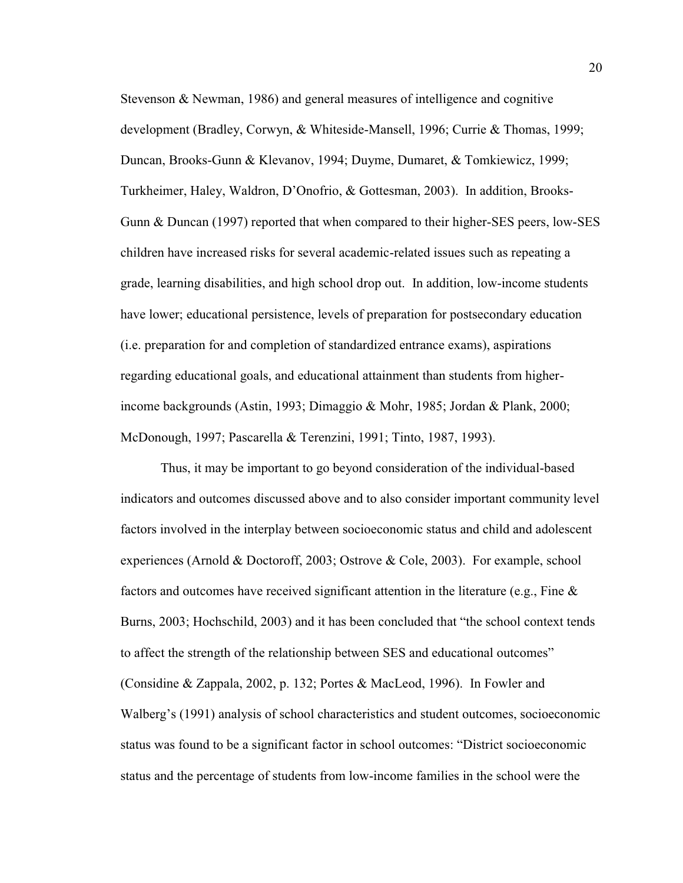Stevenson & Newman, 1986) and general measures of intelligence and cognitive development (Bradley, Corwyn, & Whiteside-Mansell, 1996; Currie & Thomas, 1999; Duncan, Brooks-Gunn & Klevanov, 1994; Duyme, Dumaret, & Tomkiewicz, 1999; Turkheimer, Haley, Waldron, D'Onofrio, & Gottesman, 2003). In addition, Brooks-Gunn & Duncan (1997) reported that when compared to their higher-SES peers, low-SES children have increased risks for several academic-related issues such as repeating a grade, learning disabilities, and high school drop out. In addition, low-income students have lower; educational persistence, levels of preparation for postsecondary education (i.e. preparation for and completion of standardized entrance exams), aspirations regarding educational goals, and educational attainment than students from higher-income backgrounds (Astin, 1993; Dimaggio & Mohr, 1985; Jordan & Plank, 2000; McDonough, 1997; Pascarella & Terenzini, 1991; Tinto, 1987, 1993).

Thus, it may be important to go beyond consideration of the individual-based indicators and outcomes discussed above and to also consider important community level factors involved in the interplay between socioeconomic status and child and adolescent experiences (Arnold & Doctoroff, 2003; Ostrove & Cole, 2003). For example, school factors and outcomes have received significant attention in the literature (e.g., Fine & Burns, 2003; Hochschild, 2003) and it has been concluded that "the school context tends to affect the strength of the relationship between SES and educational outcomes" (Considine & Zappala, 2002, p. 132; Portes & MacLeod, 1996). In Fowler and Walberg's (1991) analysis of school characteristics and student outcomes, socioeconomic status was found to be a significant factor in school outcomes: "District socioeconomic status and the percentage of students from low-income families in the school were the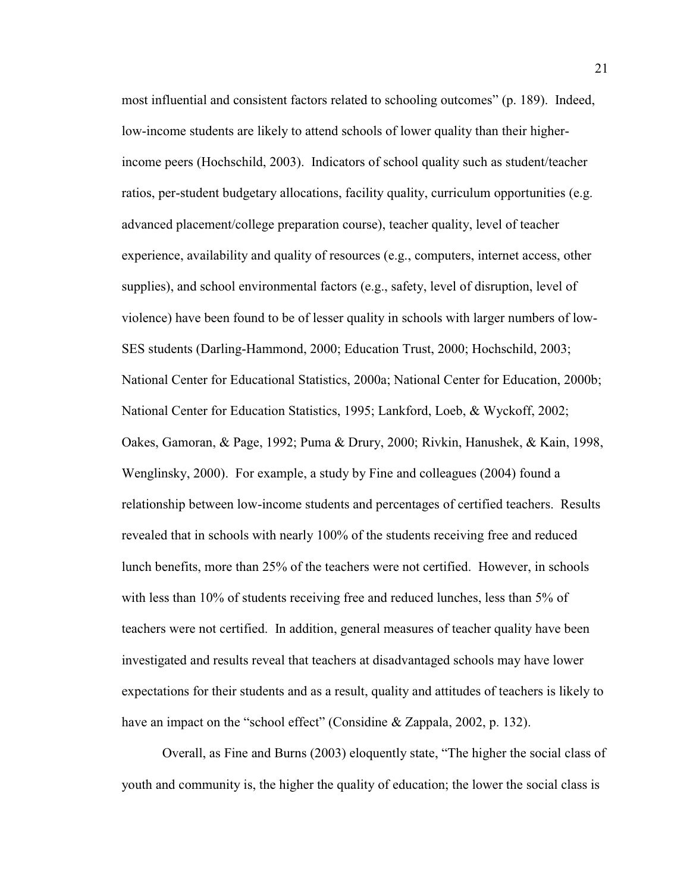most influential and consistent factors related to schooling outcomes" (p. 189). Indeed, low-income students are likely to attend schools of lower quality than their higher-income peers (Hochschild, 2003). Indicators of school quality such as student/teacher ratios, per-student budgetary allocations, facility quality, curriculum opportunities (e.g. advanced placement/college preparation course), teacher quality, level of teacher experience, availability and quality of resources (e.g., computers, internet access, other supplies), and school environmental factors (e.g., safety, level of disruption, level of violence) have been found to be of lesser quality in schools with larger numbers of low-SES students (Darling-Hammond, 2000; Education Trust, 2000; Hochschild, 2003; National Center for Educational Statistics, 2000a; National Center for Education, 2000b; National Center for Education Statistics, 1995; Lankford, Loeb, & Wyckoff, 2002; Oakes, Gamoran, & Page, 1992; Puma & Drury, 2000; Rivkin, Hanushek, & Kain, 1998, Wenglinsky, 2000). For example, a study by Fine and colleagues (2004) found a relationship between low-income students and percentages of certified teachers. Results revealed that in schools with nearly 100% of the students receiving free and reduced lunch benefits, more than 25% of the teachers were not certified. However, in schools with less than 10% of students receiving free and reduced lunches, less than 5% of teachers were not certified. In addition, general measures of teacher quality have been investigated and results reveal that teachers at disadvantaged schools may have lower expectations for their students and as a result, quality and attitudes of teachers is likely to have an impact on the "school effect" (Considine & Zappala, 2002, p. 132).

Overall, as Fine and Burns (2003) eloquently state, "The higher the social class of youth and community is, the higher the quality of education; the lower the social class is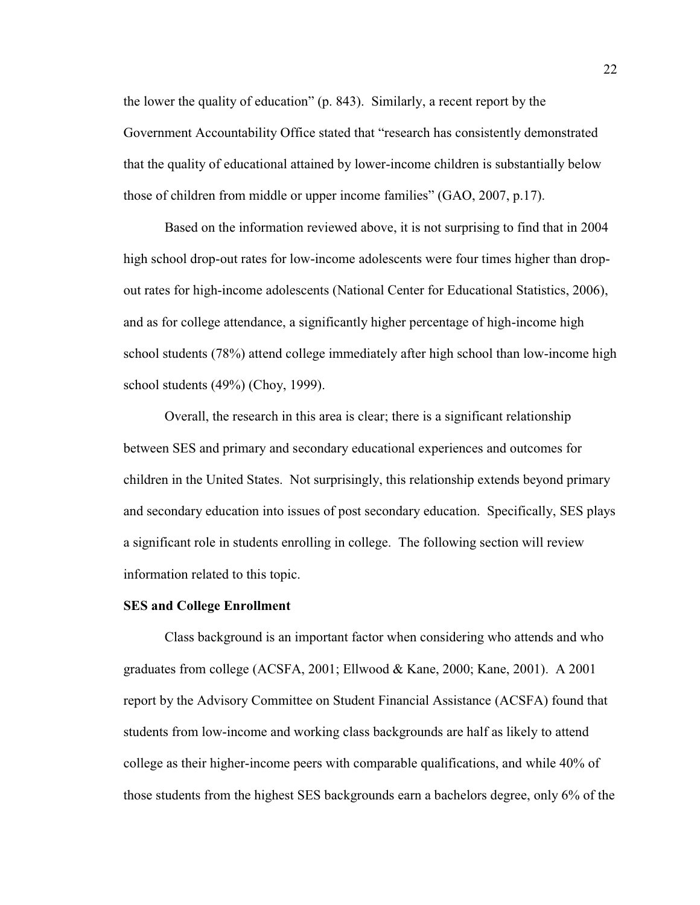the lower the quality of education" (p. 843). Similarly, a recent report by the Government Accountability Office stated that "research has consistently demonstrated that the quality of educational attained by lower-income children is substantially below those of children from middle or upper income families" (GAO, 2007, p.17).

Based on the information reviewed above, it is not surprising to find that in 2004 high school drop-out rates for low-income adolescents were four times higher than drop-out rates for high-income adolescents (National Center for Educational Statistics, 2006), and as for college attendance, a significantly higher percentage of high-income high school students (78%) attend college immediately after high school than low-income high school students (49%) (Choy, 1999).

Overall, the research in this area is clear; there is a significant relationship between SES and primary and secondary educational experiences and outcomes for children in the United States. Not surprisingly, this relationship extends beyond primary and secondary education into issues of post secondary education. Specifically, SES plays a significant role in students enrolling in college. The following section will review information related to this topic.

**SES and College Enrollment**

Class background is an important factor when considering who attends and who graduates from college (ACSFA, 2001; Ellwood & Kane, 2000; Kane, 2001). A 2001 report by the Advisory Committee on Student Financial Assistance (ACSFA) found that students from low-income and working class backgrounds are half as likely to attend college as their higher-income peers with comparable qualifications, and while 40% of those students from the highest SES backgrounds earn a bachelors degree, only 6% of the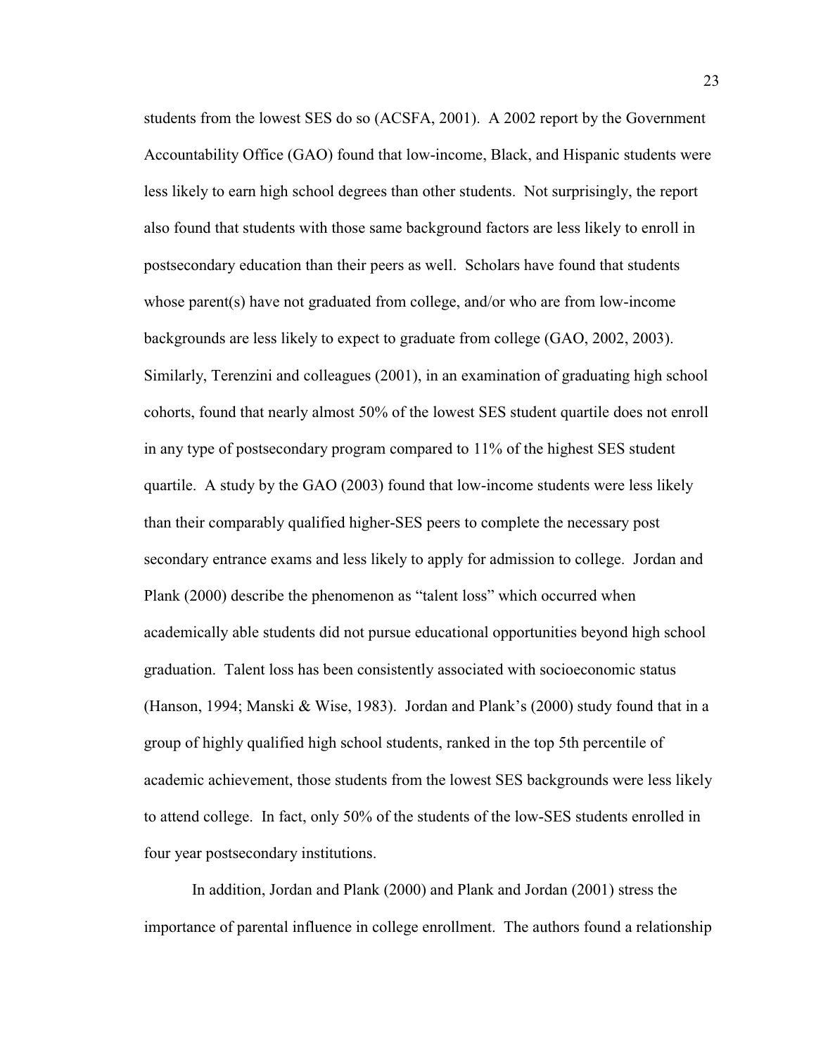students from the lowest SES do so (ACSFA, 2001). A 2002 report by the Government Accountability Office (GAO) found that low-income, Black, and Hispanic students were less likely to earn high school degrees than other students. Not surprisingly, the report also found that students with those same background factors are less likely to enroll in postsecondary education than their peers as well. Scholars have found that students whose parent(s) have not graduated from college, and/or who are from low-income backgrounds are less likely to expect to graduate from college (GAO, 2002, 2003). Similarly, Terenzini and colleagues (2001), in an examination of graduating high school cohorts, found that nearly almost 50% of the lowest SES student quartile does not enroll in any type of postsecondary program compared to 11% of the highest SES student quartile. A study by the GAO (2003) found that low-income students were less likely than their comparably qualified higher-SES peers to complete the necessary post secondary entrance exams and less likely to apply for admission to college. Jordan and Plank (2000) describe the phenomenon as "talent loss" which occurred when academically able students did not pursue educational opportunities beyond high school graduation. Talent loss has been consistently associated with socioeconomic status (Hanson, 1994; Manski & Wise, 1983). Jordan and Plank's (2000) study found that in a group of highly qualified high school students, ranked in the top 5th percentile of academic achievement, those students from the lowest SES backgrounds were less likely to attend college. In fact, only 50% of the students of the low-SES students enrolled in four year postsecondary institutions.

In addition, Jordan and Plank (2000) and Plank and Jordan (2001) stress the importance of parental influence in college enrollment. The authors found a relationship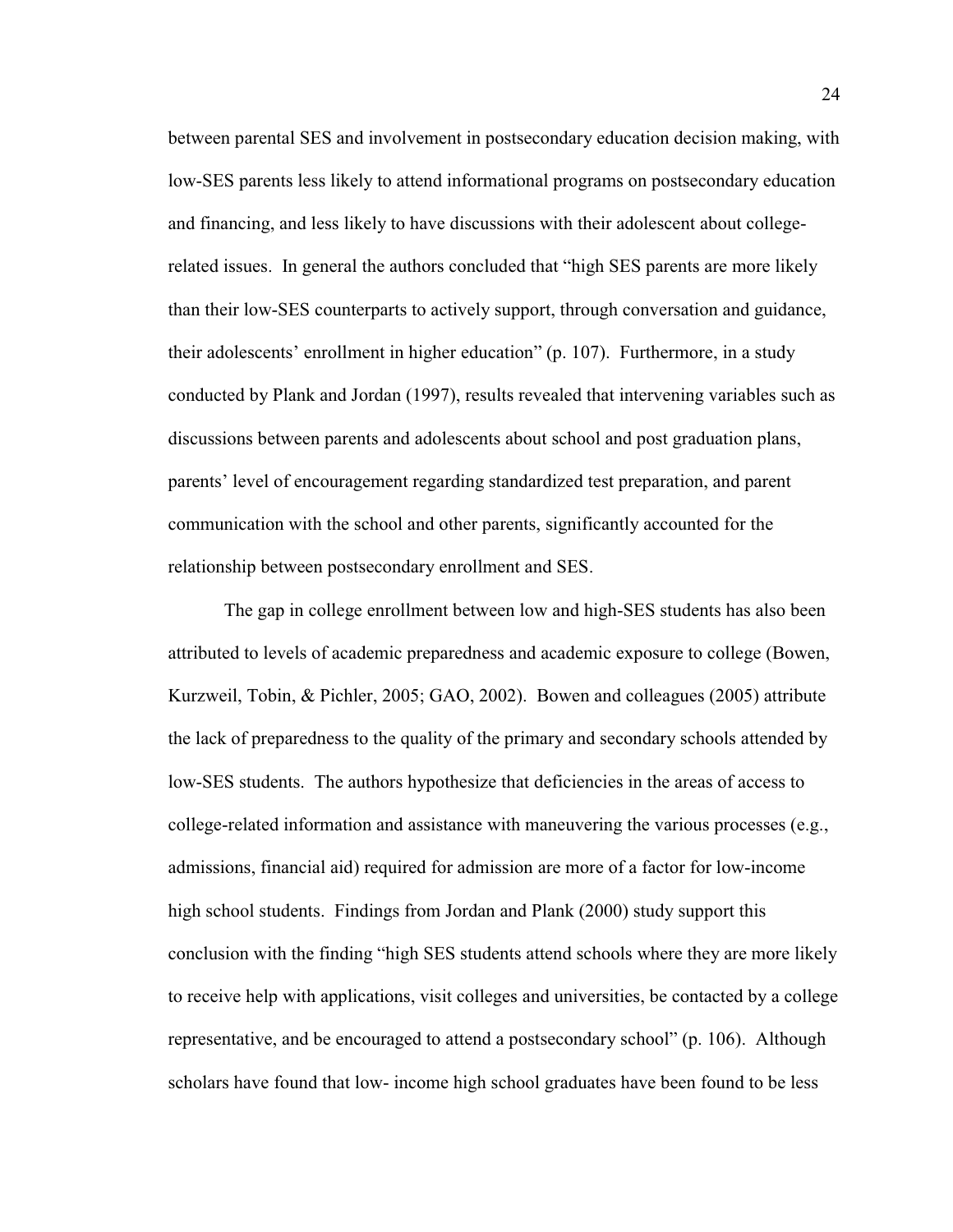between parental SES and involvement in postsecondary education decision making, with low-SES parents less likely to attend informational programs on postsecondary education and financing, and less likely to have discussions with their adolescent about college-related issues. In general the authors concluded that "high SES parents are more likely than their low-SES counterparts to actively support, through conversation and guidance, their adolescents' enrollment in higher education" (p. 107). Furthermore, in a study conducted by Plank and Jordan (1997), results revealed that intervening variables such as discussions between parents and adolescents about school and post graduation plans, parents' level of encouragement regarding standardized test preparation, and parent communication with the school and other parents, significantly accounted for the relationship between postsecondary enrollment and SES.

The gap in college enrollment between low and high-SES students has also been attributed to levels of academic preparedness and academic exposure to college (Bowen, Kurzweil, Tobin, & Pichler, 2005; GAO, 2002). Bowen and colleagues (2005) attribute the lack of preparedness to the quality of the primary and secondary schools attended by low-SES students. The authors hypothesize that deficiencies in the areas of access to college-related information and assistance with maneuvering the various processes (e.g., admissions, financial aid) required for admission are more of a factor for low-income high school students. Findings from Jordan and Plank (2000) study support this conclusion with the finding "high SES students attend schools where they are more likely to receive help with applications, visit colleges and universities, be contacted by a college representative, and be encouraged to attend a postsecondary school" (p. 106). Although scholars have found that low- income high school graduates have been found to be less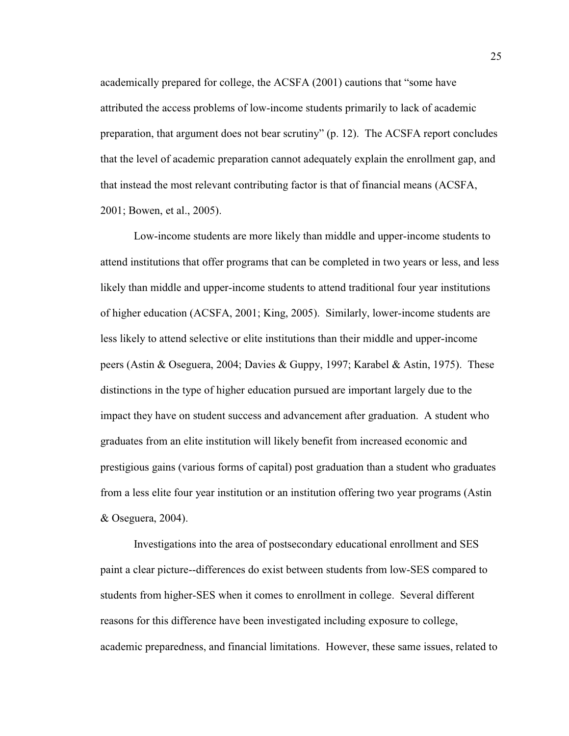academically prepared for college, the ACSFA (2001) cautions that "some have attributed the access problems of low-income students primarily to lack of academic preparation, that argument does not bear scrutiny" (p. 12). The ACSFA report concludes that the level of academic preparation cannot adequately explain the enrollment gap, and that instead the most relevant contributing factor is that of financial means (ACSFA, 2001; Bowen, et al., 2005).

Low-income students are more likely than middle and upper-income students to attend institutions that offer programs that can be completed in two years or less, and less likely than middle and upper-income students to attend traditional four year institutions of higher education (ACSFA, 2001; King, 2005). Similarly, lower-income students are less likely to attend selective or elite institutions than their middle and upper-income peers (Astin & Oseguera, 2004; Davies & Guppy, 1997; Karabel & Astin, 1975). These distinctions in the type of higher education pursued are important largely due to the impact they have on student success and advancement after graduation. A student who graduates from an elite institution will likely benefit from increased economic and prestigious gains (various forms of capital) post graduation than a student who graduates from a less elite four year institution or an institution offering two year programs (Astin & Oseguera, 2004).

Investigations into the area of postsecondary educational enrollment and SES paint a clear picture--differences do exist between students from low-SES compared to students from higher-SES when it comes to enrollment in college. Several different reasons for this difference have been investigated including exposure to college, academic preparedness, and financial limitations. However, these same issues, related to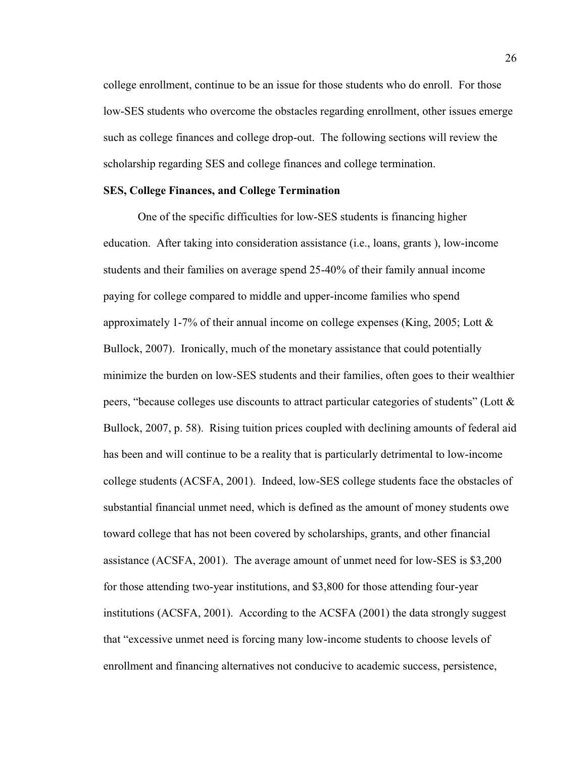college enrollment, continue to be an issue for those students who do enroll. For those low-SES students who overcome the obstacles regarding enrollment, other issues emerge such as college finances and college drop-out. The following sections will review the scholarship regarding SES and college finances and college termination.

**SES, College Finances, and College Termination**

One of the specific difficulties for low-SES students is financing higher education. After taking into consideration assistance (i.e., loans, grants ), low-income students and their families on average spend 25-40% of their family annual income paying for college compared to middle and upper-income families who spend approximately 1-7% of their annual income on college expenses (King, 2005; Lott & Bullock, 2007). Ironically, much of the monetary assistance that could potentially minimize the burden on low-SES students and their families, often goes to their wealthier peers, "because colleges use discounts to attract particular categories of students" (Lott & Bullock, 2007, p. 58). Rising tuition prices coupled with declining amounts of federal aid has been and will continue to be a reality that is particularly detrimental to low-income college students (ACSFA, 2001). Indeed, low-SES college students face the obstacles of substantial financial unmet need, which is defined as the amount of money students owe toward college that has not been covered by scholarships, grants, and other financial assistance (ACSFA, 2001). The average amount of unmet need for low-SES is $3,200 for those attending two-year institutions, and $3,800 for those attending four-year institutions (ACSFA, 2001). According to the ACSFA (2001) the data strongly suggest that "excessive unmet need is forcing many low-income students to choose levels of enrollment and financing alternatives not conducive to academic success, persistence,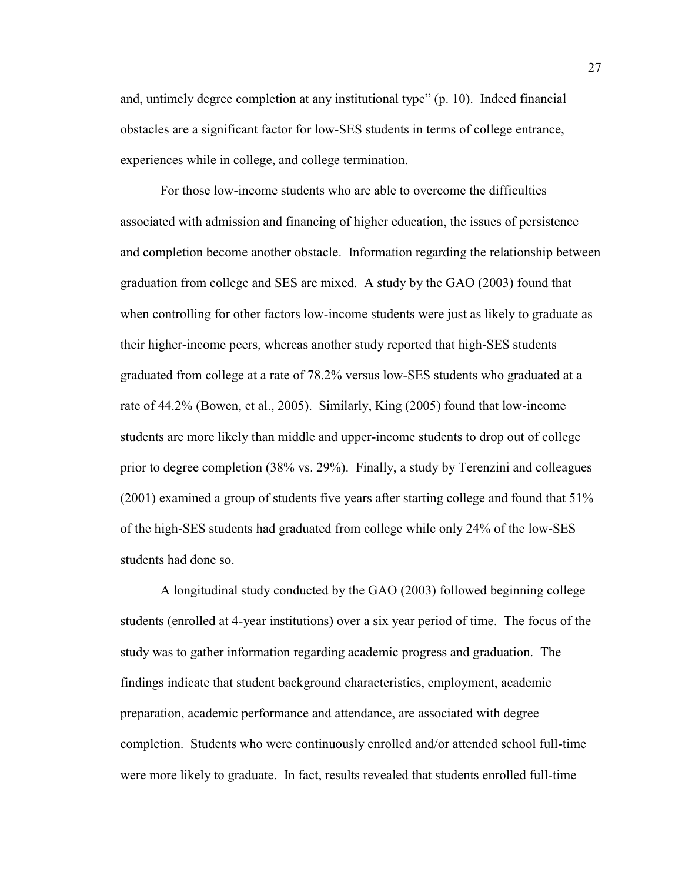and, untimely degree completion at any institutional type" (p. 10). Indeed financial obstacles are a significant factor for low-SES students in terms of college entrance, experiences while in college, and college termination.

For those low-income students who are able to overcome the difficulties associated with admission and financing of higher education, the issues of persistence and completion become another obstacle. Information regarding the relationship between graduation from college and SES are mixed. A study by the GAO (2003) found that when controlling for other factors low-income students were just as likely to graduate as their higher-income peers, whereas another study reported that high-SES students graduated from college at a rate of 78.2% versus low-SES students who graduated at a rate of 44.2% (Bowen, et al., 2005). Similarly, King (2005) found that low-income students are more likely than middle and upper-income students to drop out of college prior to degree completion (38% vs. 29%). Finally, a study by Terenzini and colleagues (2001) examined a group of students five years after starting college and found that 51% of the high-SES students had graduated from college while only 24% of the low-SES students had done so.

A longitudinal study conducted by the GAO (2003) followed beginning college students (enrolled at 4-year institutions) over a six year period of time. The focus of the study was to gather information regarding academic progress and graduation. The findings indicate that student background characteristics, employment, academic preparation, academic performance and attendance, are associated with degree completion. Students who were continuously enrolled and/or attended school full-time were more likely to graduate. In fact, results revealed that students enrolled full-time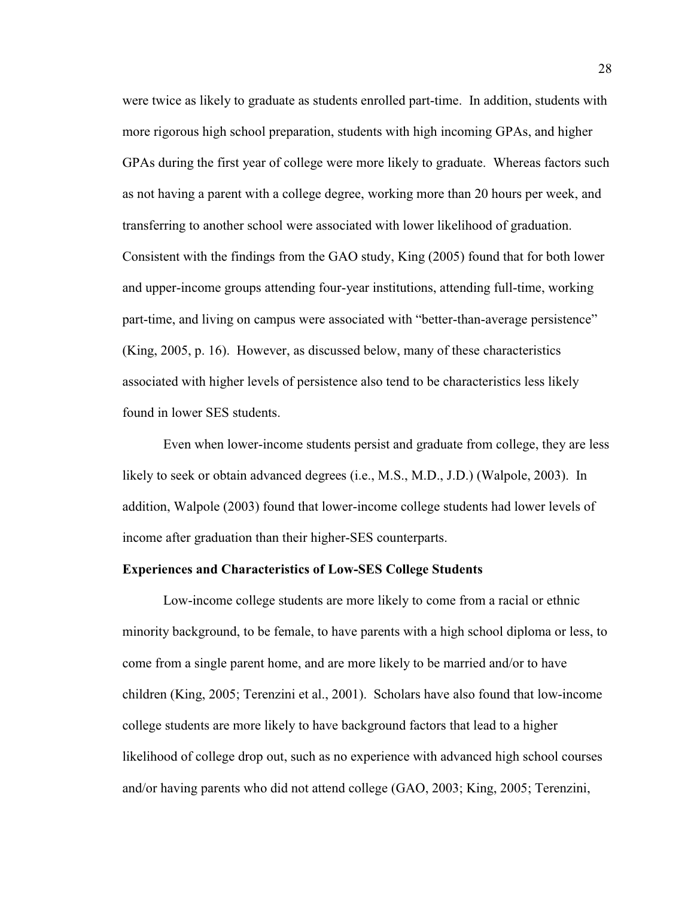were twice as likely to graduate as students enrolled part-time. In addition, students with more rigorous high school preparation, students with high incoming GPAs, and higher GPAs during the first year of college were more likely to graduate. Whereas factors such as not having a parent with a college degree, working more than 20 hours per week, and transferring to another school were associated with lower likelihood of graduation. Consistent with the findings from the GAO study, King (2005) found that for both lower and upper-income groups attending four-year institutions, attending full-time, working part-time, and living on campus were associated with "better-than-average persistence" (King, 2005, p. 16). However, as discussed below, many of these characteristics associated with higher levels of persistence also tend to be characteristics less likely found in lower SES students.

Even when lower-income students persist and graduate from college, they are less likely to seek or obtain advanced degrees (i.e., M.S., M.D., J.D.) (Walpole, 2003). In addition, Walpole (2003) found that lower-income college students had lower levels of income after graduation than their higher-SES counterparts.

**Experiences and Characteristics of Low-SES College Students**

Low-income college students are more likely to come from a racial or ethnic minority background, to be female, to have parents with a high school diploma or less, to come from a single parent home, and are more likely to be married and/or to have children (King, 2005; Terenzini et al., 2001). Scholars have also found that low-income college students are more likely to have background factors that lead to a higher likelihood of college drop out, such as no experience with advanced high school courses and/or having parents who did not attend college (GAO, 2003; King, 2005; Terenzini,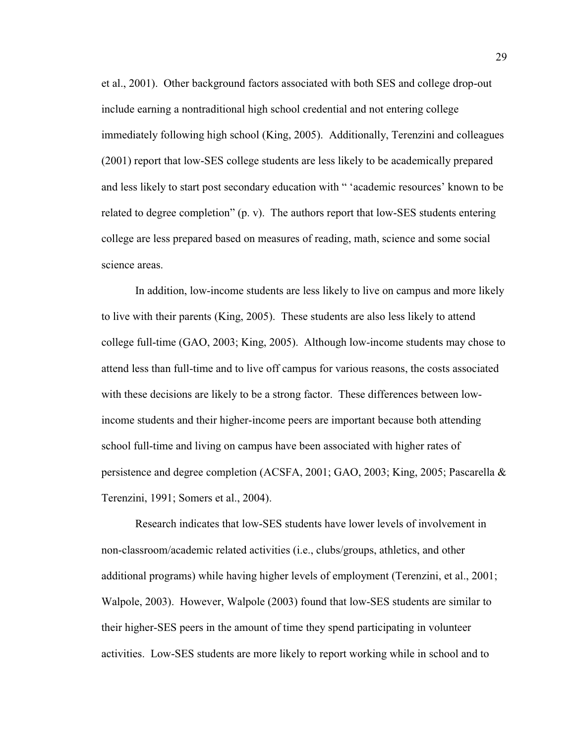et al., 2001). Other background factors associated with both SES and college drop-out include earning a nontraditional high school credential and not entering college immediately following high school (King, 2005). Additionally, Terenzini and colleagues (2001) report that low-SES college students are less likely to be academically prepared and less likely to start post secondary education with " 'academic resources' known to be related to degree completion" (p. v). The authors report that low-SES students entering college are less prepared based on measures of reading, math, science and some social science areas.

In addition, low-income students are less likely to live on campus and more likely to live with their parents (King, 2005). These students are also less likely to attend college full-time (GAO, 2003; King, 2005). Although low-income students may chose to attend less than full-time and to live off campus for various reasons, the costs associated with these decisions are likely to be a strong factor. These differences between low-income students and their higher-income peers are important because both attending school full-time and living on campus have been associated with higher rates of persistence and degree completion (ACSFA, 2001; GAO, 2003; King, 2005; Pascarella & Terenzini, 1991; Somers et al., 2004).

Research indicates that low-SES students have lower levels of involvement in non-classroom/academic related activities (i.e., clubs/groups, athletics, and other additional programs) while having higher levels of employment (Terenzini, et al., 2001; Walpole, 2003). However, Walpole (2003) found that low-SES students are similar to their higher-SES peers in the amount of time they spend participating in volunteer activities. Low-SES students are more likely to report working while in school and to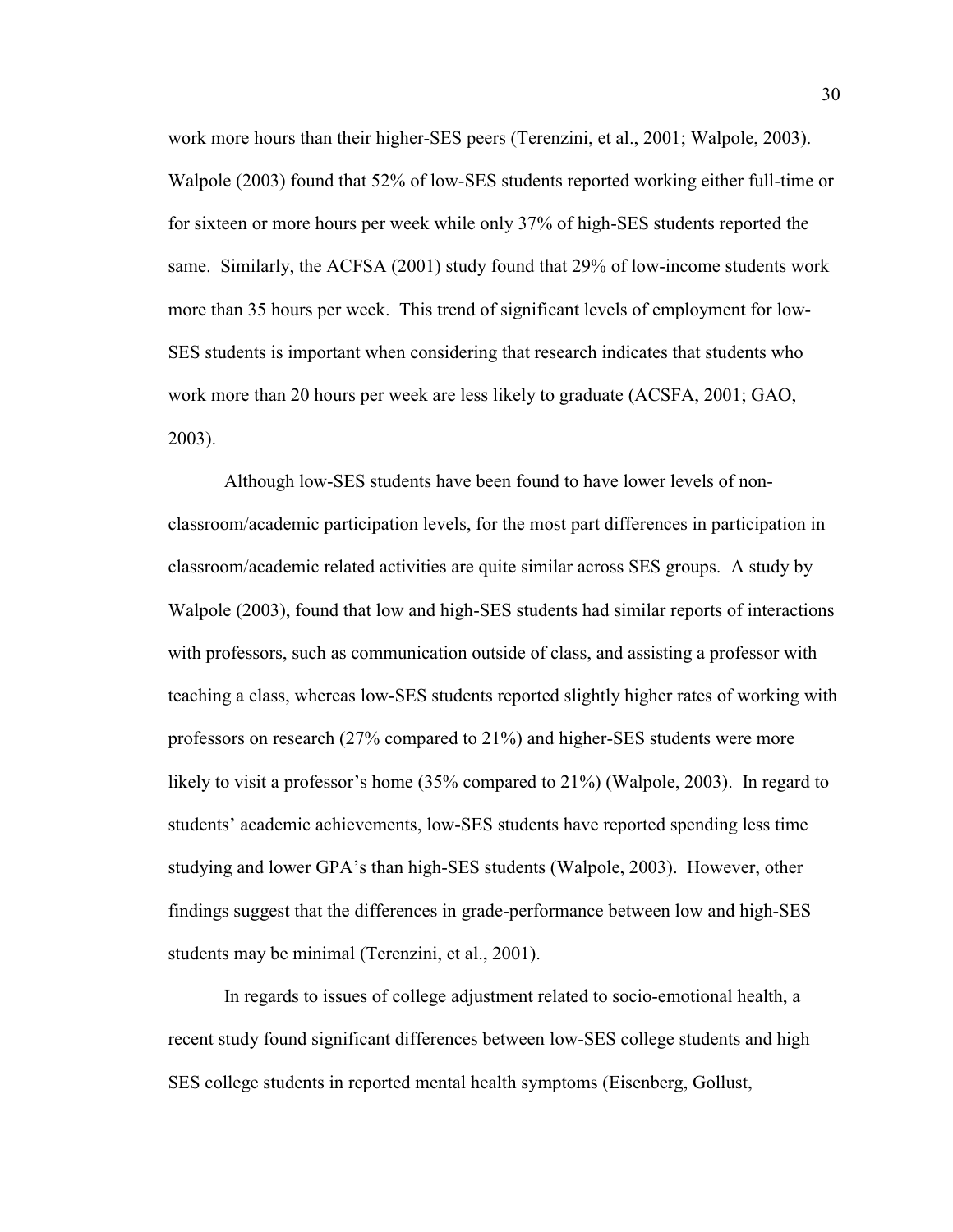work more hours than their higher-SES peers (Terenzini, et al., 2001; Walpole, 2003). Walpole (2003) found that 52% of low-SES students reported working either full-time or for sixteen or more hours per week while only 37% of high-SES students reported the same. Similarly, the ACFSA (2001) study found that 29% of low-income students work more than 35 hours per week. This trend of significant levels of employment for low-SES students is important when considering that research indicates that students who work more than 20 hours per week are less likely to graduate (ACSFA, 2001; GAO, 2003).

Although low-SES students have been found to have lower levels of non-classroom/academic participation levels, for the most part differences in participation in classroom/academic related activities are quite similar across SES groups. A study by Walpole (2003), found that low and high-SES students had similar reports of interactions with professors, such as communication outside of class, and assisting a professor with teaching a class, whereas low-SES students reported slightly higher rates of working with professors on research (27% compared to 21%) and higher-SES students were more likely to visit a professor's home (35% compared to 21%) (Walpole, 2003). In regard to students' academic achievements, low-SES students have reported spending less time studying and lower GPA's than high-SES students (Walpole, 2003). However, other findings suggest that the differences in grade-performance between low and high-SES students may be minimal (Terenzini, et al., 2001).

In regards to issues of college adjustment related to socio-emotional health, a recent study found significant differences between low-SES college students and high SES college students in reported mental health symptoms (Eisenberg, Gollust,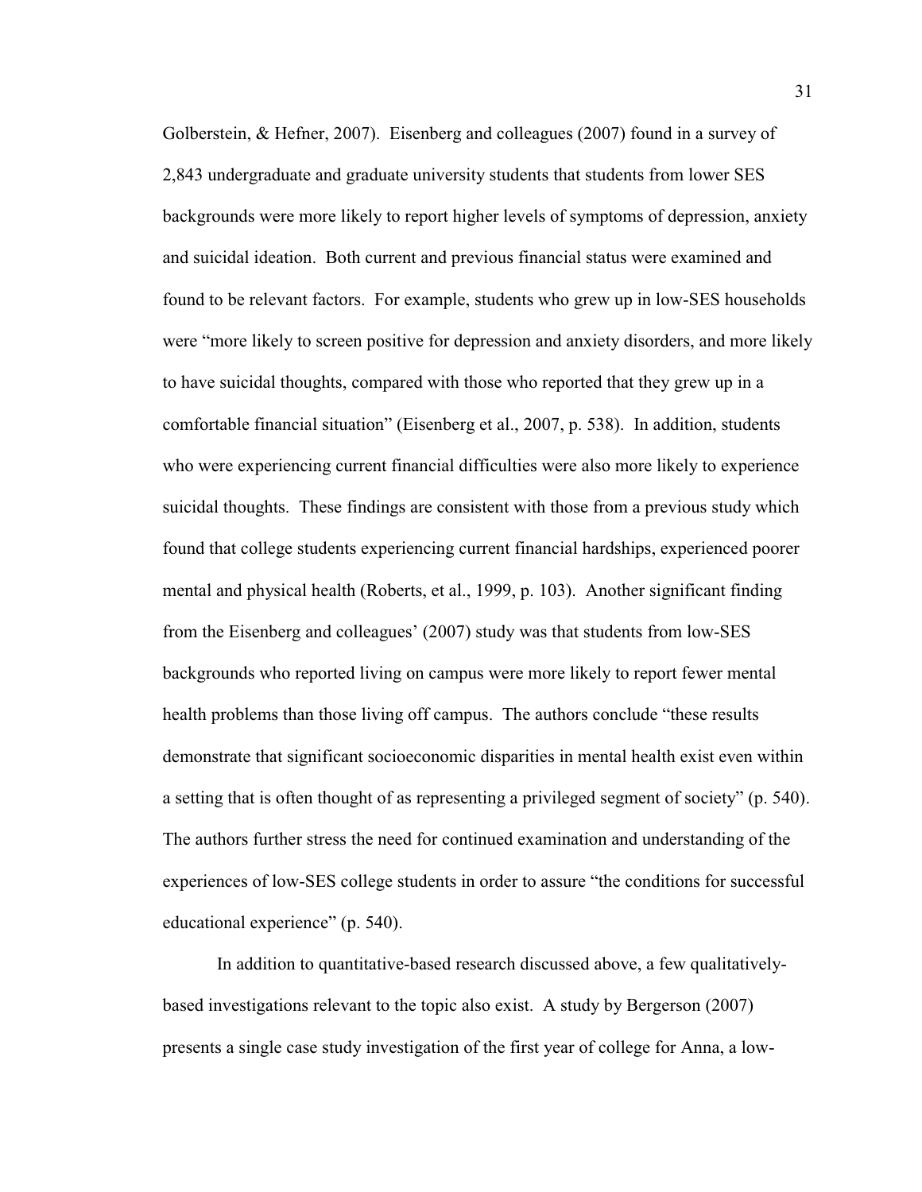Golberstein, & Hefner, 2007). Eisenberg and colleagues (2007) found in a survey of 2,843 undergraduate and graduate university students that students from lower SES backgrounds were more likely to report higher levels of symptoms of depression, anxiety and suicidal ideation. Both current and previous financial status were examined and found to be relevant factors. For example, students who grew up in low-SES households were "more likely to screen positive for depression and anxiety disorders, and more likely to have suicidal thoughts, compared with those who reported that they grew up in a comfortable financial situation" (Eisenberg et al., 2007, p. 538). In addition, students who were experiencing current financial difficulties were also more likely to experience suicidal thoughts. These findings are consistent with those from a previous study which found that college students experiencing current financial hardships, experienced poorer mental and physical health (Roberts, et al., 1999, p. 103). Another significant finding from the Eisenberg and colleagues' (2007) study was that students from low-SES backgrounds who reported living on campus were more likely to report fewer mental health problems than those living off campus. The authors conclude "these results demonstrate that significant socioeconomic disparities in mental health exist even within a setting that is often thought of as representing a privileged segment of society" (p. 540). The authors further stress the need for continued examination and understanding of the experiences of low-SES college students in order to assure "the conditions for successful educational experience" (p. 540).

In addition to quantitative-based research discussed above, a few qualitatively-based investigations relevant to the topic also exist. A study by Bergerson (2007) presents a single case study investigation of the first year of college for Anna, a low-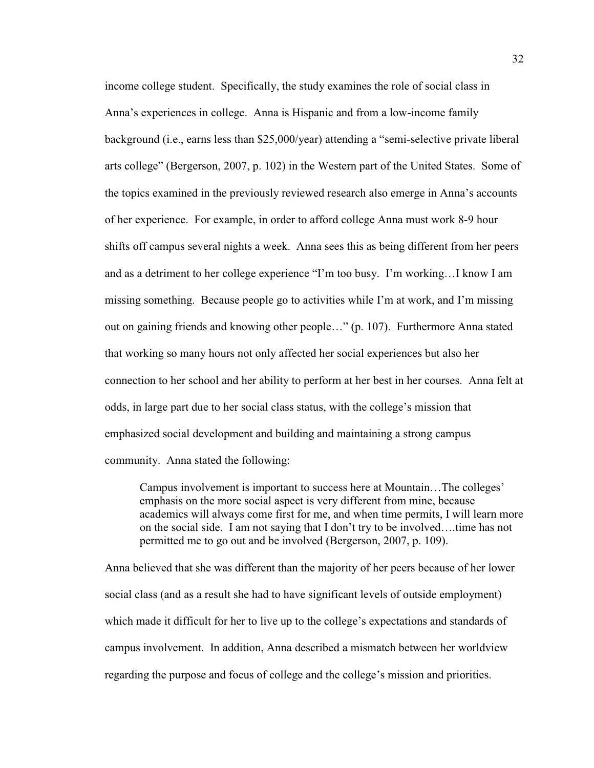income college student. Specifically, the study examines the role of social class in Anna's experiences in college. Anna is Hispanic and from a low-income family background (i.e., earns less than $25,000/year) attending a "semi-selective private liberal arts college" (Bergerson, 2007, p. 102) in the Western part of the United States. Some of the topics examined in the previously reviewed research also emerge in Anna's accounts of her experience. For example, in order to afford college Anna must work 8-9 hour shifts off campus several nights a week. Anna sees this as being different from her peers and as a detriment to her college experience "I'm too busy. I'm working…I know I am missing something. Because people go to activities while I'm at work, and I'm missing out on gaining friends and knowing other people…" (p. 107). Furthermore Anna stated that working so many hours not only affected her social experiences but also her connection to her school and her ability to perform at her best in her courses. Anna felt at odds, in large part due to her social class status, with the college's mission that emphasized social development and building and maintaining a strong campus community. Anna stated the following:

> Campus involvement is important to success here at Mountain…The colleges' emphasis on the more social aspect is very different from mine, because academics will always come first for me, and when time permits, I will learn more on the social side. I am not saying that I don't try to be involved….time has not permitted me to go out and be involved (Bergerson, 2007, p. 109).

Anna believed that she was different than the majority of her peers because of her lower social class (and as a result she had to have significant levels of outside employment) which made it difficult for her to live up to the college's expectations and standards of campus involvement. In addition, Anna described a mismatch between her worldview regarding the purpose and focus of college and the college's mission and priorities.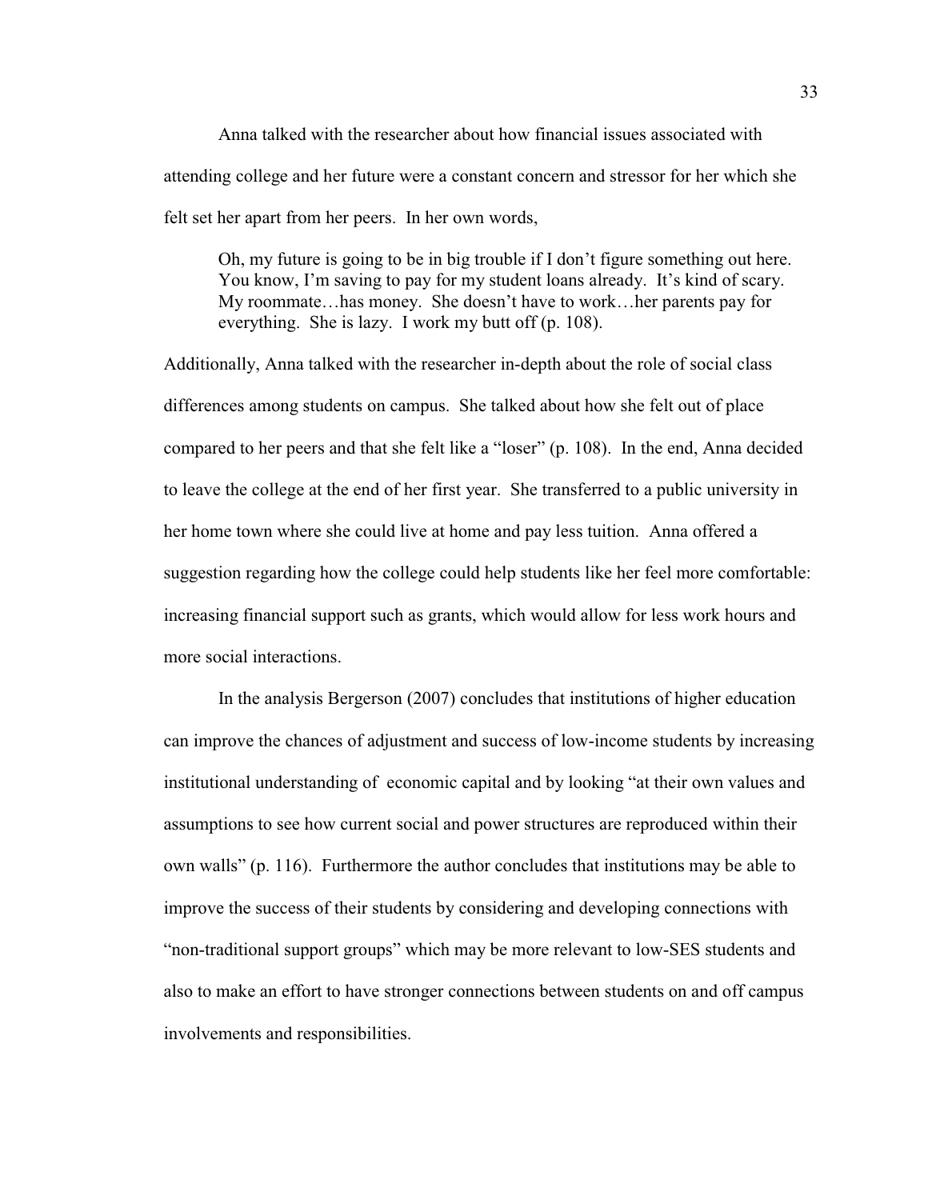Anna talked with the researcher about how financial issues associated with attending college and her future were a constant concern and stressor for her which she felt set her apart from her peers. In her own words,

> Oh, my future is going to be in big trouble if I don't figure something out here. You know, I'm saving to pay for my student loans already. It's kind of scary. My roommate…has money. She doesn't have to work…her parents pay for everything. She is lazy. I work my butt off (p. 108).

Additionally, Anna talked with the researcher in-depth about the role of social class differences among students on campus. She talked about how she felt out of place compared to her peers and that she felt like a "loser" (p. 108). In the end, Anna decided to leave the college at the end of her first year. She transferred to a public university in her home town where she could live at home and pay less tuition. Anna offered a suggestion regarding how the college could help students like her feel more comfortable: increasing financial support such as grants, which would allow for less work hours and more social interactions.

In the analysis Bergerson (2007) concludes that institutions of higher education can improve the chances of adjustment and success of low-income students by increasing institutional understanding of economic capital and by looking "at their own values and assumptions to see how current social and power structures are reproduced within their own walls" (p. 116). Furthermore the author concludes that institutions may be able to improve the success of their students by considering and developing connections with "non-traditional support groups" which may be more relevant to low-SES students and also to make an effort to have stronger connections between students on and off campus involvements and responsibilities.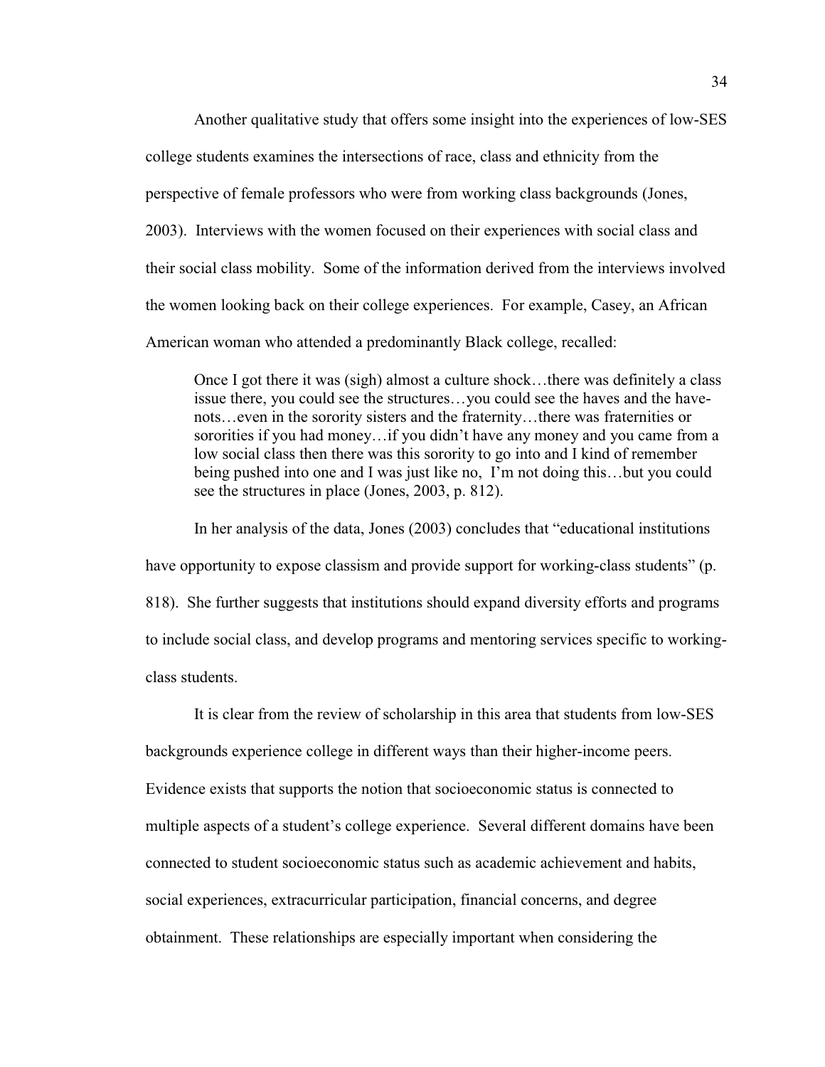Another qualitative study that offers some insight into the experiences of low-SES college students examines the intersections of race, class and ethnicity from the perspective of female professors who were from working class backgrounds (Jones, 2003). Interviews with the women focused on their experiences with social class and their social class mobility. Some of the information derived from the interviews involved the women looking back on their college experiences. For example, Casey, an African American woman who attended a predominantly Black college, recalled:

> Once I got there it was (sigh) almost a culture shock…there was definitely a class issue there, you could see the structures…you could see the haves and the have-nots…even in the sorority sisters and the fraternity…there was fraternities or sororities if you had money…if you didn't have any money and you came from a low social class then there was this sorority to go into and I kind of remember being pushed into one and I was just like no, I'm not doing this…but you could see the structures in place (Jones, 2003, p. 812).

In her analysis of the data, Jones (2003) concludes that "educational institutions have opportunity to expose classism and provide support for working-class students" (p. 818). She further suggests that institutions should expand diversity efforts and programs to include social class, and develop programs and mentoring services specific to working-class students.

It is clear from the review of scholarship in this area that students from low-SES backgrounds experience college in different ways than their higher-income peers. Evidence exists that supports the notion that socioeconomic status is connected to multiple aspects of a student's college experience. Several different domains have been connected to student socioeconomic status such as academic achievement and habits, social experiences, extracurricular participation, financial concerns, and degree obtainment. These relationships are especially important when considering the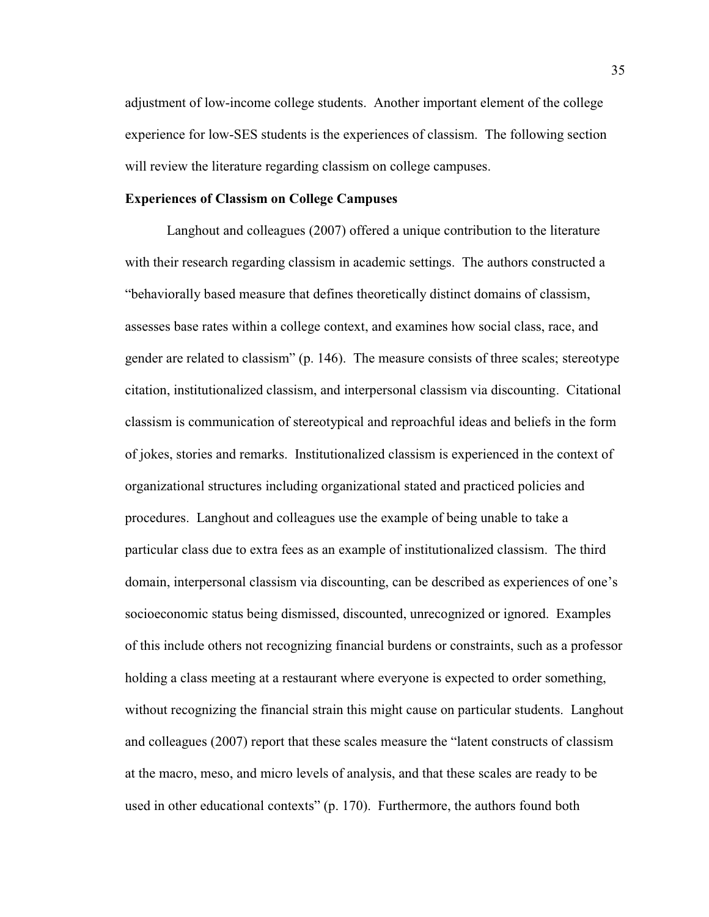adjustment of low-income college students. Another important element of the college experience for low-SES students is the experiences of classism. The following section will review the literature regarding classism on college campuses.

### Experiences of Classism on College Campuses

Langhout and colleagues (2007) offered a unique contribution to the literature with their research regarding classism in academic settings. The authors constructed a "behaviorally based measure that defines theoretically distinct domains of classism, assesses base rates within a college context, and examines how social class, race, and gender are related to classism" (p. 146). The measure consists of three scales; stereotype citation, institutionalized classism, and interpersonal classism via discounting. Citational classism is communication of stereotypical and reproachful ideas and beliefs in the form of jokes, stories and remarks. Institutionalized classism is experienced in the context of organizational structures including organizational stated and practiced policies and procedures. Langhout and colleagues use the example of being unable to take a particular class due to extra fees as an example of institutionalized classism. The third domain, interpersonal classism via discounting, can be described as experiences of one's socioeconomic status being dismissed, discounted, unrecognized or ignored. Examples of this include others not recognizing financial burdens or constraints, such as a professor holding a class meeting at a restaurant where everyone is expected to order something, without recognizing the financial strain this might cause on particular students. Langhout and colleagues (2007) report that these scales measure the "latent constructs of classism at the macro, meso, and micro levels of analysis, and that these scales are ready to be used in other educational contexts" (p. 170). Furthermore, the authors found both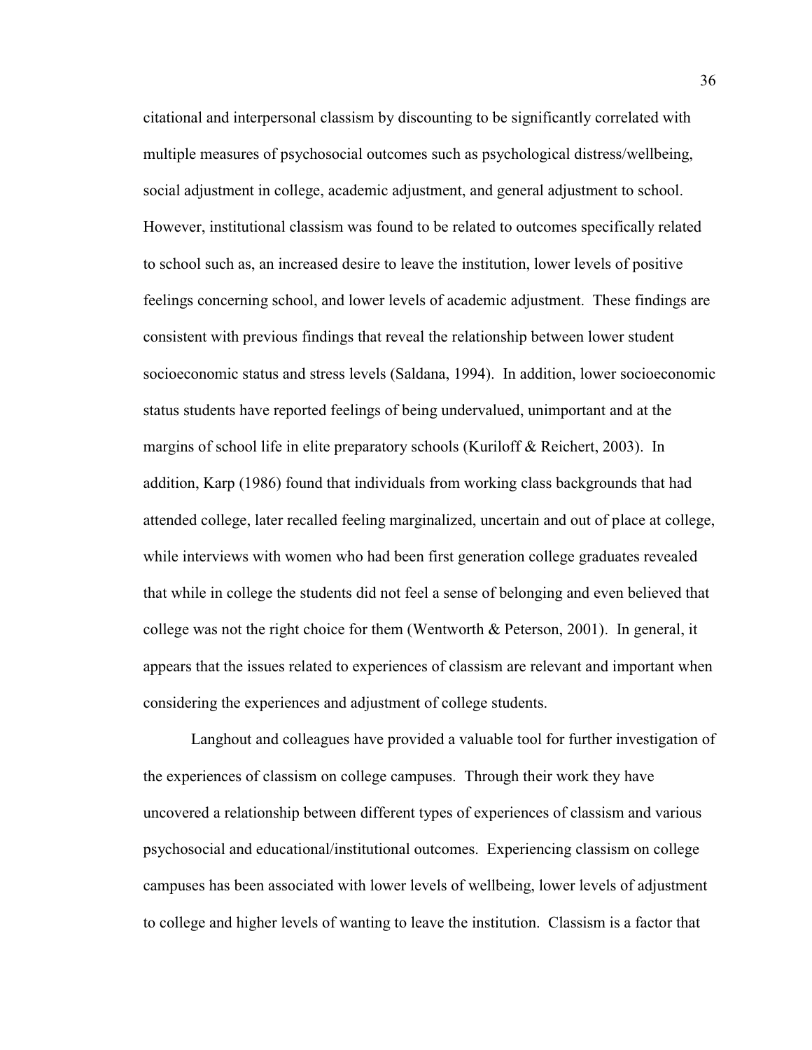citational and interpersonal classism by discounting to be significantly correlated with multiple measures of psychosocial outcomes such as psychological distress/wellbeing, social adjustment in college, academic adjustment, and general adjustment to school. However, institutional classism was found to be related to outcomes specifically related to school such as, an increased desire to leave the institution, lower levels of positive feelings concerning school, and lower levels of academic adjustment. These findings are consistent with previous findings that reveal the relationship between lower student socioeconomic status and stress levels (Saldana, 1994). In addition, lower socioeconomic status students have reported feelings of being undervalued, unimportant and at the margins of school life in elite preparatory schools (Kuriloff & Reichert, 2003). In addition, Karp (1986) found that individuals from working class backgrounds that had attended college, later recalled feeling marginalized, uncertain and out of place at college, while interviews with women who had been first generation college graduates revealed that while in college the students did not feel a sense of belonging and even believed that college was not the right choice for them (Wentworth & Peterson, 2001). In general, it appears that the issues related to experiences of classism are relevant and important when considering the experiences and adjustment of college students.

Langhout and colleagues have provided a valuable tool for further investigation of the experiences of classism on college campuses. Through their work they have uncovered a relationship between different types of experiences of classism and various psychosocial and educational/institutional outcomes. Experiencing classism on college campuses has been associated with lower levels of wellbeing, lower levels of adjustment to college and higher levels of wanting to leave the institution. Classism is a factor that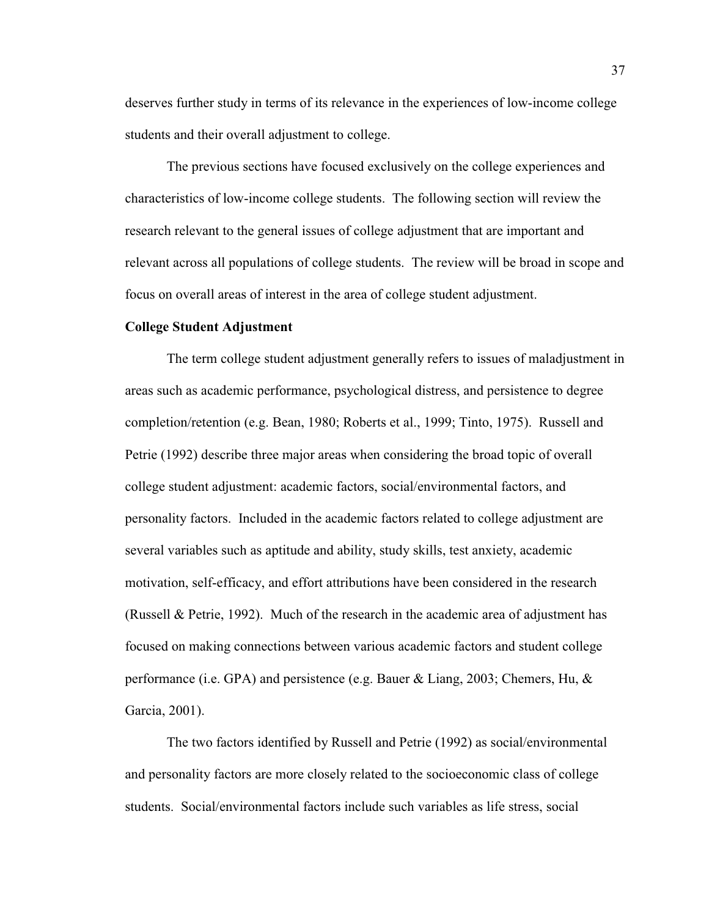deserves further study in terms of its relevance in the experiences of low-income college students and their overall adjustment to college.

The previous sections have focused exclusively on the college experiences and characteristics of low-income college students. The following section will review the research relevant to the general issues of college adjustment that are important and relevant across all populations of college students. The review will be broad in scope and focus on overall areas of interest in the area of college student adjustment.

**College Student Adjustment**

The term college student adjustment generally refers to issues of maladjustment in areas such as academic performance, psychological distress, and persistence to degree completion/retention (e.g. Bean, 1980; Roberts et al., 1999; Tinto, 1975). Russell and Petrie (1992) describe three major areas when considering the broad topic of overall college student adjustment: academic factors, social/environmental factors, and personality factors. Included in the academic factors related to college adjustment are several variables such as aptitude and ability, study skills, test anxiety, academic motivation, self-efficacy, and effort attributions have been considered in the research (Russell & Petrie, 1992). Much of the research in the academic area of adjustment has focused on making connections between various academic factors and student college performance (i.e. GPA) and persistence (e.g. Bauer & Liang, 2003; Chemers, Hu, & Garcia, 2001).

The two factors identified by Russell and Petrie (1992) as social/environmental and personality factors are more closely related to the socioeconomic class of college students. Social/environmental factors include such variables as life stress, social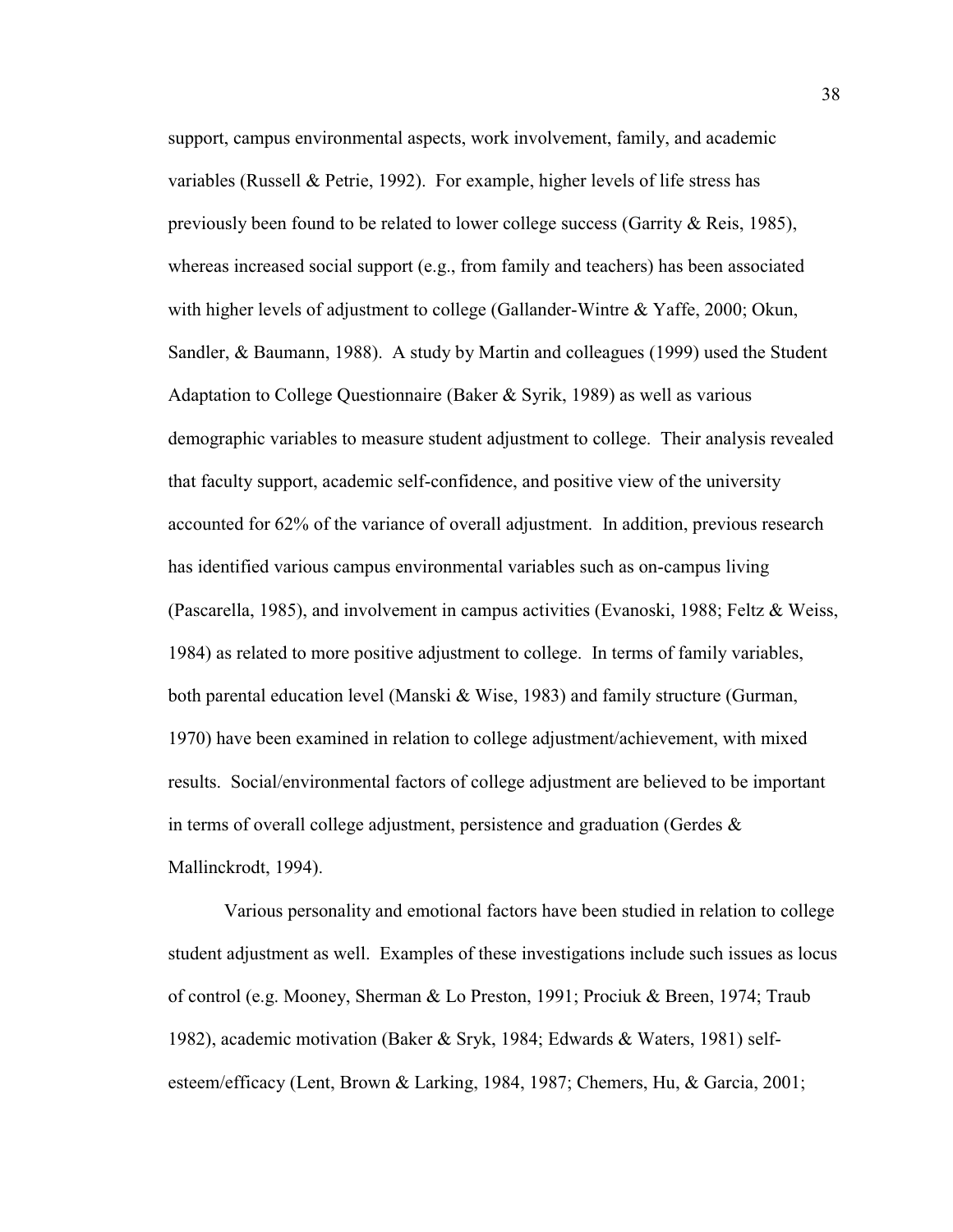support, campus environmental aspects, work involvement, family, and academic variables (Russell & Petrie, 1992). For example, higher levels of life stress has previously been found to be related to lower college success (Garrity & Reis, 1985), whereas increased social support (e.g., from family and teachers) has been associated with higher levels of adjustment to college (Gallander-Wintre & Yaffe, 2000; Okun, Sandler, & Baumann, 1988). A study by Martin and colleagues (1999) used the Student Adaptation to College Questionnaire (Baker & Syrik, 1989) as well as various demographic variables to measure student adjustment to college. Their analysis revealed that faculty support, academic self-confidence, and positive view of the university accounted for 62% of the variance of overall adjustment. In addition, previous research has identified various campus environmental variables such as on-campus living (Pascarella, 1985), and involvement in campus activities (Evanoski, 1988; Feltz & Weiss, 1984) as related to more positive adjustment to college. In terms of family variables, both parental education level (Manski & Wise, 1983) and family structure (Gurman, 1970) have been examined in relation to college adjustment/achievement, with mixed results. Social/environmental factors of college adjustment are believed to be important in terms of overall college adjustment, persistence and graduation (Gerdes & Mallinckrodt, 1994).

Various personality and emotional factors have been studied in relation to college student adjustment as well. Examples of these investigations include such issues as locus of control (e.g. Mooney, Sherman & Lo Preston, 1991; Prociuk & Breen, 1974; Traub 1982), academic motivation (Baker & Sryk, 1984; Edwards & Waters, 1981) self-esteem/efficacy (Lent, Brown & Larking, 1984, 1987; Chemers, Hu, & Garcia, 2001;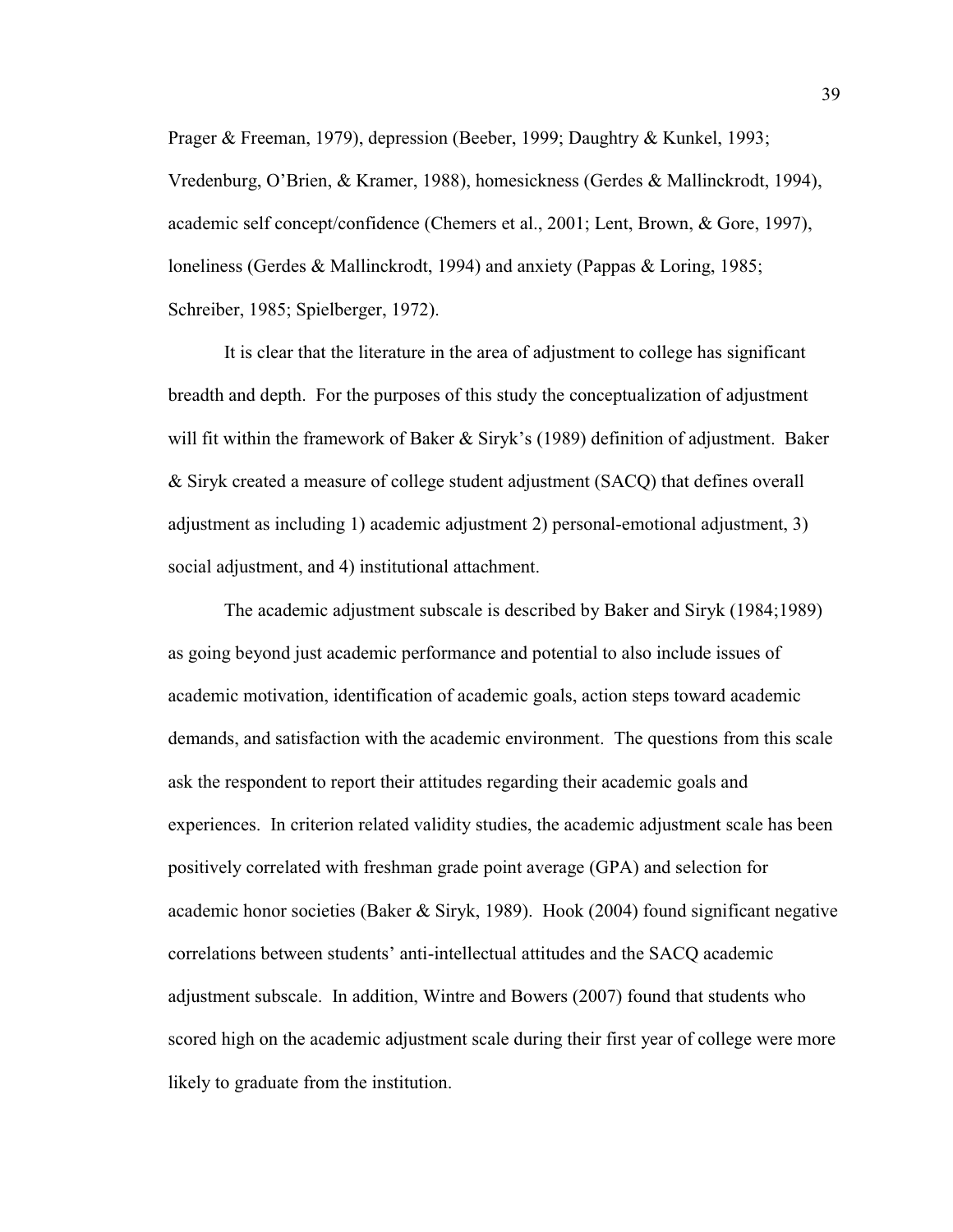Prager & Freeman, 1979), depression (Beeber, 1999; Daughtry & Kunkel, 1993; Vredenburg, O'Brien, & Kramer, 1988), homesickness (Gerdes & Mallinckrodt, 1994), academic self concept/confidence (Chemers et al., 2001; Lent, Brown, & Gore, 1997), loneliness (Gerdes & Mallinckrodt, 1994) and anxiety (Pappas & Loring, 1985; Schreiber, 1985; Spielberger, 1972).

It is clear that the literature in the area of adjustment to college has significant breadth and depth. For the purposes of this study the conceptualization of adjustment will fit within the framework of Baker & Siryk's (1989) definition of adjustment. Baker & Siryk created a measure of college student adjustment (SACQ) that defines overall adjustment as including 1) academic adjustment 2) personal-emotional adjustment, 3) social adjustment, and 4) institutional attachment.

The academic adjustment subscale is described by Baker and Siryk (1984;1989) as going beyond just academic performance and potential to also include issues of academic motivation, identification of academic goals, action steps toward academic demands, and satisfaction with the academic environment. The questions from this scale ask the respondent to report their attitudes regarding their academic goals and experiences. In criterion related validity studies, the academic adjustment scale has been positively correlated with freshman grade point average (GPA) and selection for academic honor societies (Baker & Siryk, 1989). Hook (2004) found significant negative correlations between students' anti-intellectual attitudes and the SACQ academic adjustment subscale. In addition, Wintre and Bowers (2007) found that students who scored high on the academic adjustment scale during their first year of college were more likely to graduate from the institution.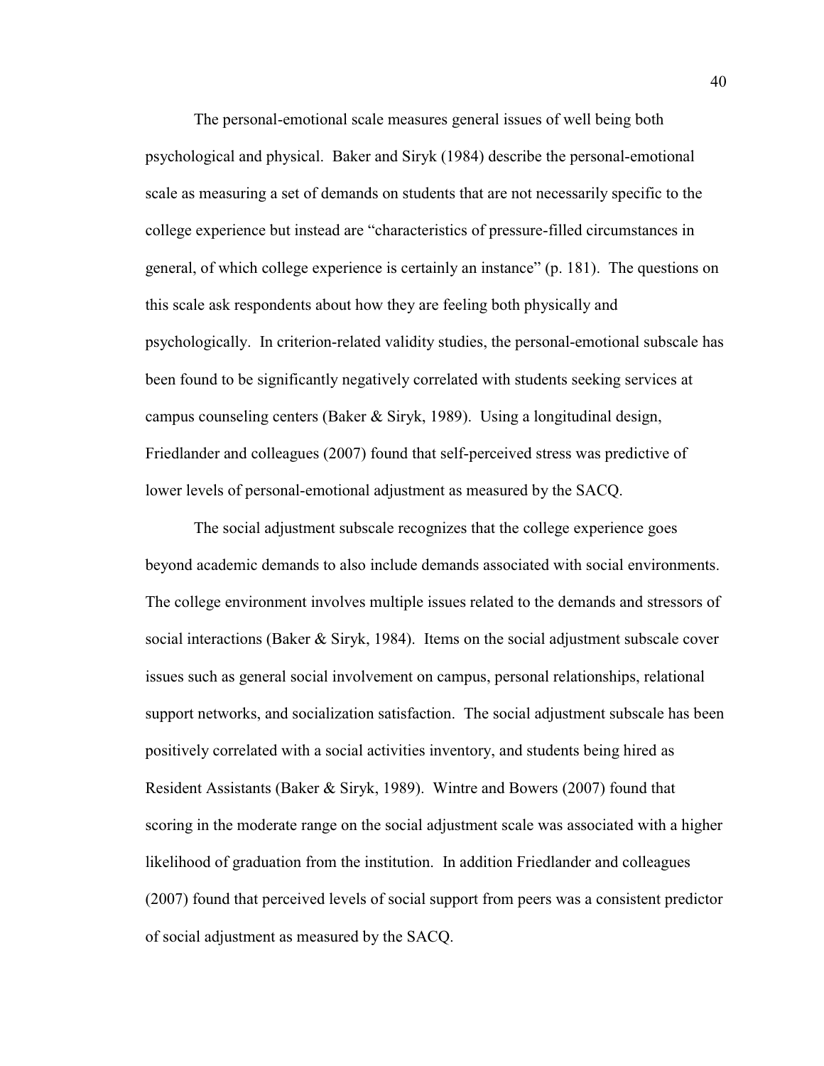The personal-emotional scale measures general issues of well being both psychological and physical. Baker and Siryk (1984) describe the personal-emotional scale as measuring a set of demands on students that are not necessarily specific to the college experience but instead are "characteristics of pressure-filled circumstances in general, of which college experience is certainly an instance" (p. 181). The questions on this scale ask respondents about how they are feeling both physically and psychologically. In criterion-related validity studies, the personal-emotional subscale has been found to be significantly negatively correlated with students seeking services at campus counseling centers (Baker & Siryk, 1989). Using a longitudinal design, Friedlander and colleagues (2007) found that self-perceived stress was predictive of lower levels of personal-emotional adjustment as measured by the SACQ.

The social adjustment subscale recognizes that the college experience goes beyond academic demands to also include demands associated with social environments. The college environment involves multiple issues related to the demands and stressors of social interactions (Baker & Siryk, 1984). Items on the social adjustment subscale cover issues such as general social involvement on campus, personal relationships, relational support networks, and socialization satisfaction. The social adjustment subscale has been positively correlated with a social activities inventory, and students being hired as Resident Assistants (Baker & Siryk, 1989). Wintre and Bowers (2007) found that scoring in the moderate range on the social adjustment scale was associated with a higher likelihood of graduation from the institution. In addition Friedlander and colleagues (2007) found that perceived levels of social support from peers was a consistent predictor of social adjustment as measured by the SACQ.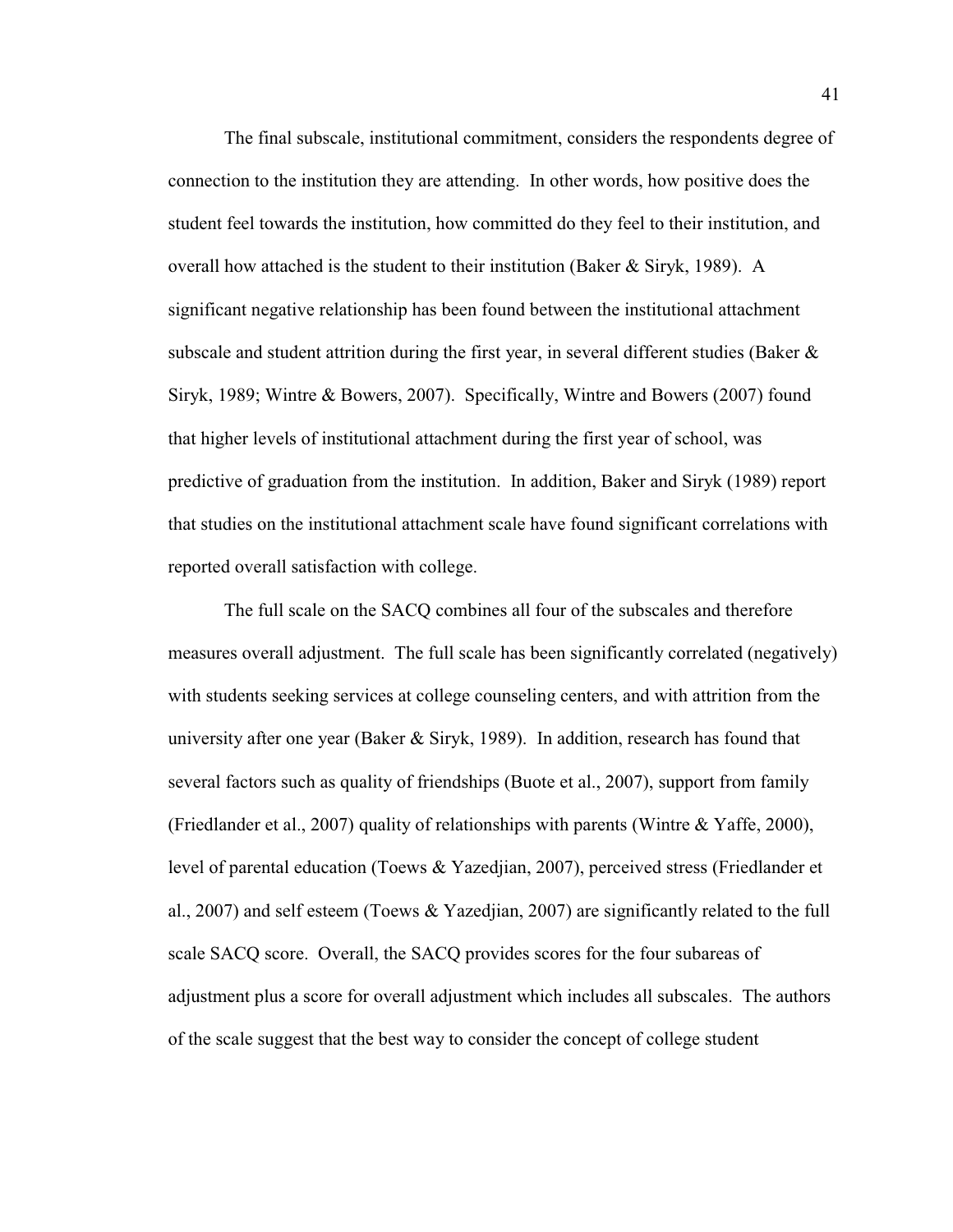The final subscale, institutional commitment, considers the respondents degree of connection to the institution they are attending. In other words, how positive does the student feel towards the institution, how committed do they feel to their institution, and overall how attached is the student to their institution (Baker & Siryk, 1989). A significant negative relationship has been found between the institutional attachment subscale and student attrition during the first year, in several different studies (Baker & Siryk, 1989; Wintre & Bowers, 2007). Specifically, Wintre and Bowers (2007) found that higher levels of institutional attachment during the first year of school, was predictive of graduation from the institution. In addition, Baker and Siryk (1989) report that studies on the institutional attachment scale have found significant correlations with reported overall satisfaction with college.

The full scale on the SACQ combines all four of the subscales and therefore measures overall adjustment. The full scale has been significantly correlated (negatively) with students seeking services at college counseling centers, and with attrition from the university after one year (Baker & Siryk, 1989). In addition, research has found that several factors such as quality of friendships (Buote et al., 2007), support from family (Friedlander et al., 2007) quality of relationships with parents (Wintre & Yaffe, 2000), level of parental education (Toews & Yazedjian, 2007), perceived stress (Friedlander et al., 2007) and self esteem (Toews & Yazedjian, 2007) are significantly related to the full scale SACQ score. Overall, the SACQ provides scores for the four subareas of adjustment plus a score for overall adjustment which includes all subscales. The authors of the scale suggest that the best way to consider the concept of college student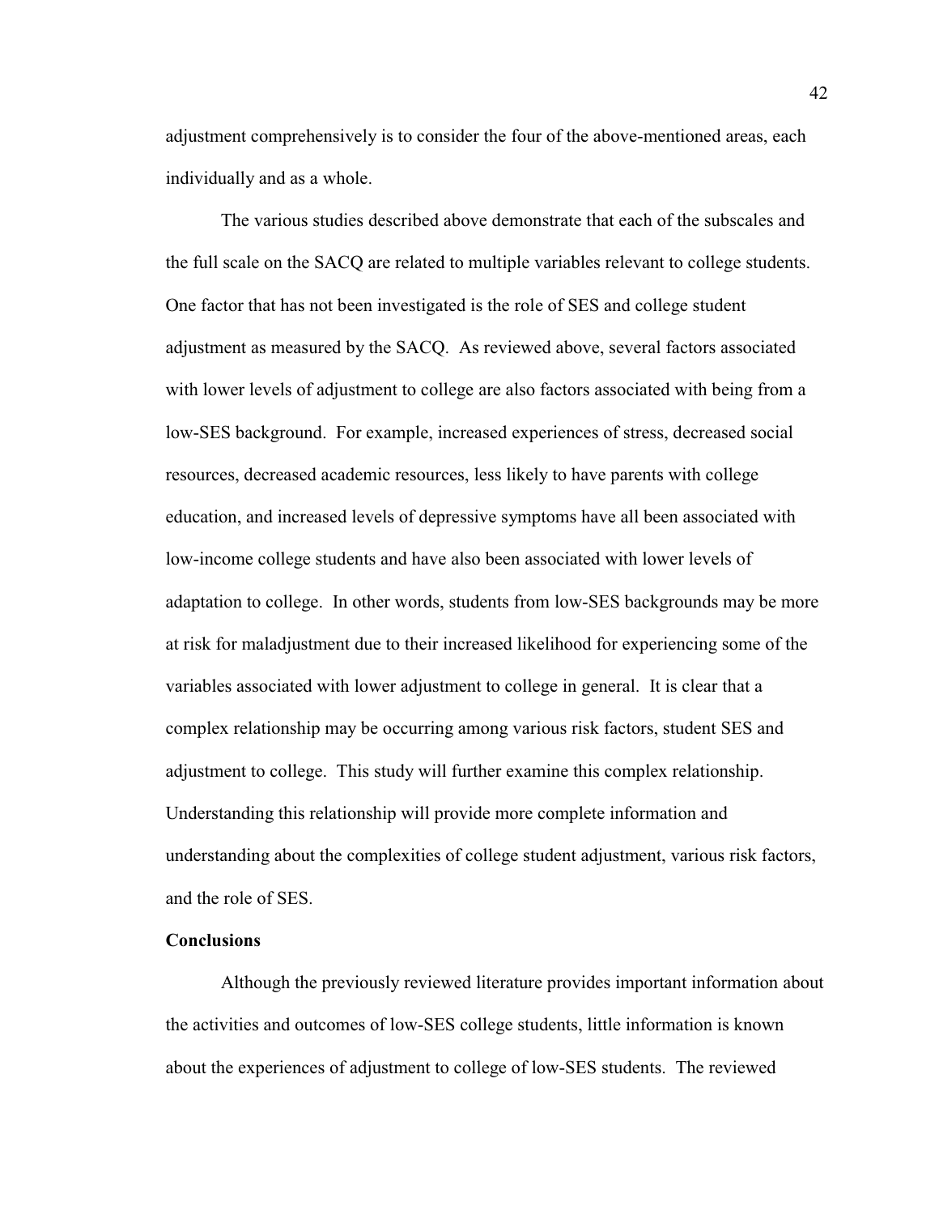adjustment comprehensively is to consider the four of the above-mentioned areas, each individually and as a whole.

The various studies described above demonstrate that each of the subscales and the full scale on the SACQ are related to multiple variables relevant to college students. One factor that has not been investigated is the role of SES and college student adjustment as measured by the SACQ. As reviewed above, several factors associated with lower levels of adjustment to college are also factors associated with being from a low-SES background. For example, increased experiences of stress, decreased social resources, decreased academic resources, less likely to have parents with college education, and increased levels of depressive symptoms have all been associated with low-income college students and have also been associated with lower levels of adaptation to college. In other words, students from low-SES backgrounds may be more at risk for maladjustment due to their increased likelihood for experiencing some of the variables associated with lower adjustment to college in general. It is clear that a complex relationship may be occurring among various risk factors, student SES and adjustment to college. This study will further examine this complex relationship. Understanding this relationship will provide more complete information and understanding about the complexities of college student adjustment, various risk factors, and the role of SES.

**Conclusions**

Although the previously reviewed literature provides important information about the activities and outcomes of low-SES college students, little information is known about the experiences of adjustment to college of low-SES students. The reviewed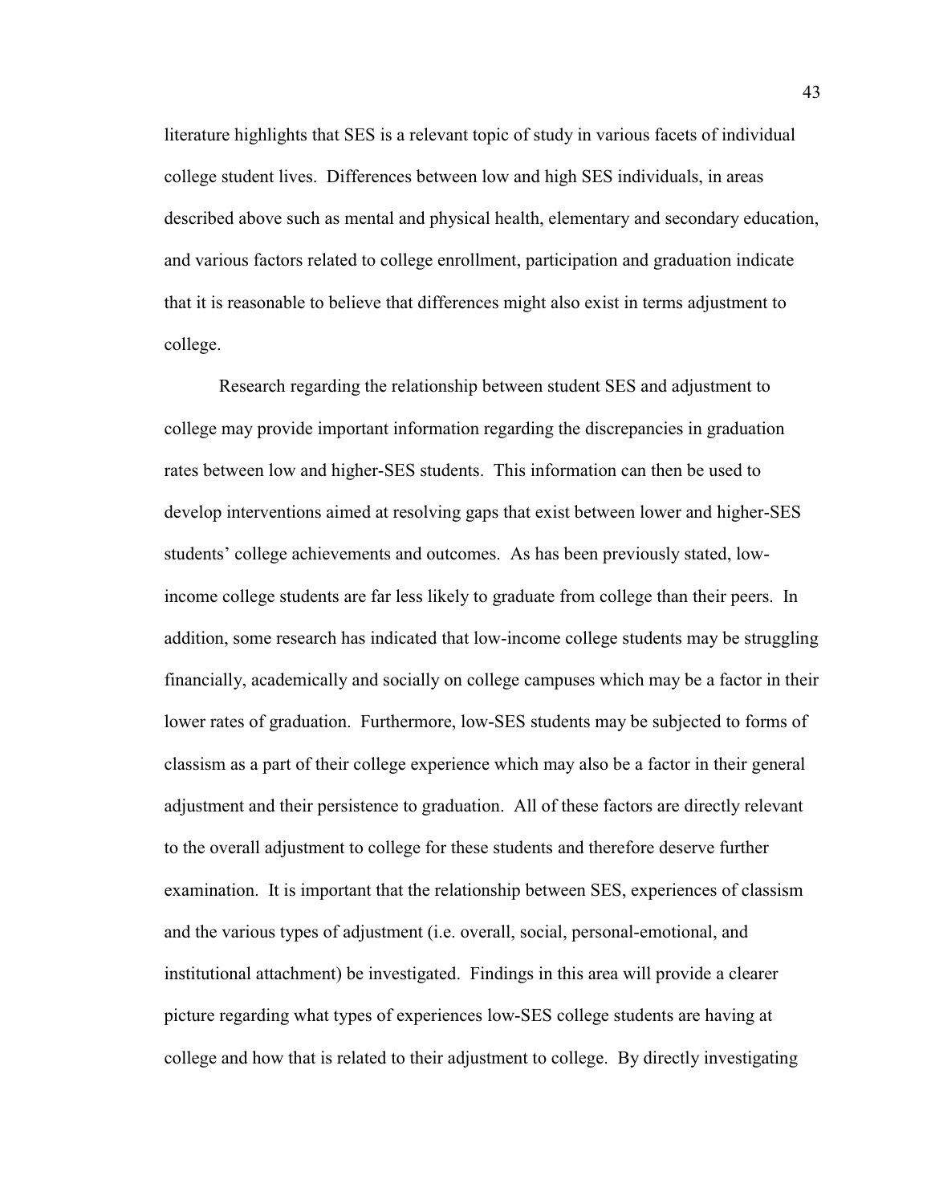literature highlights that SES is a relevant topic of study in various facets of individual college student lives. Differences between low and high SES individuals, in areas described above such as mental and physical health, elementary and secondary education, and various factors related to college enrollment, participation and graduation indicate that it is reasonable to believe that differences might also exist in terms adjustment to college.

Research regarding the relationship between student SES and adjustment to college may provide important information regarding the discrepancies in graduation rates between low and higher-SES students. This information can then be used to develop interventions aimed at resolving gaps that exist between lower and higher-SES students' college achievements and outcomes. As has been previously stated, low-income college students are far less likely to graduate from college than their peers. In addition, some research has indicated that low-income college students may be struggling financially, academically and socially on college campuses which may be a factor in their lower rates of graduation. Furthermore, low-SES students may be subjected to forms of classism as a part of their college experience which may also be a factor in their general adjustment and their persistence to graduation. All of these factors are directly relevant to the overall adjustment to college for these students and therefore deserve further examination. It is important that the relationship between SES, experiences of classism and the various types of adjustment (i.e. overall, social, personal-emotional, and institutional attachment) be investigated. Findings in this area will provide a clearer picture regarding what types of experiences low-SES college students are having at college and how that is related to their adjustment to college. By directly investigating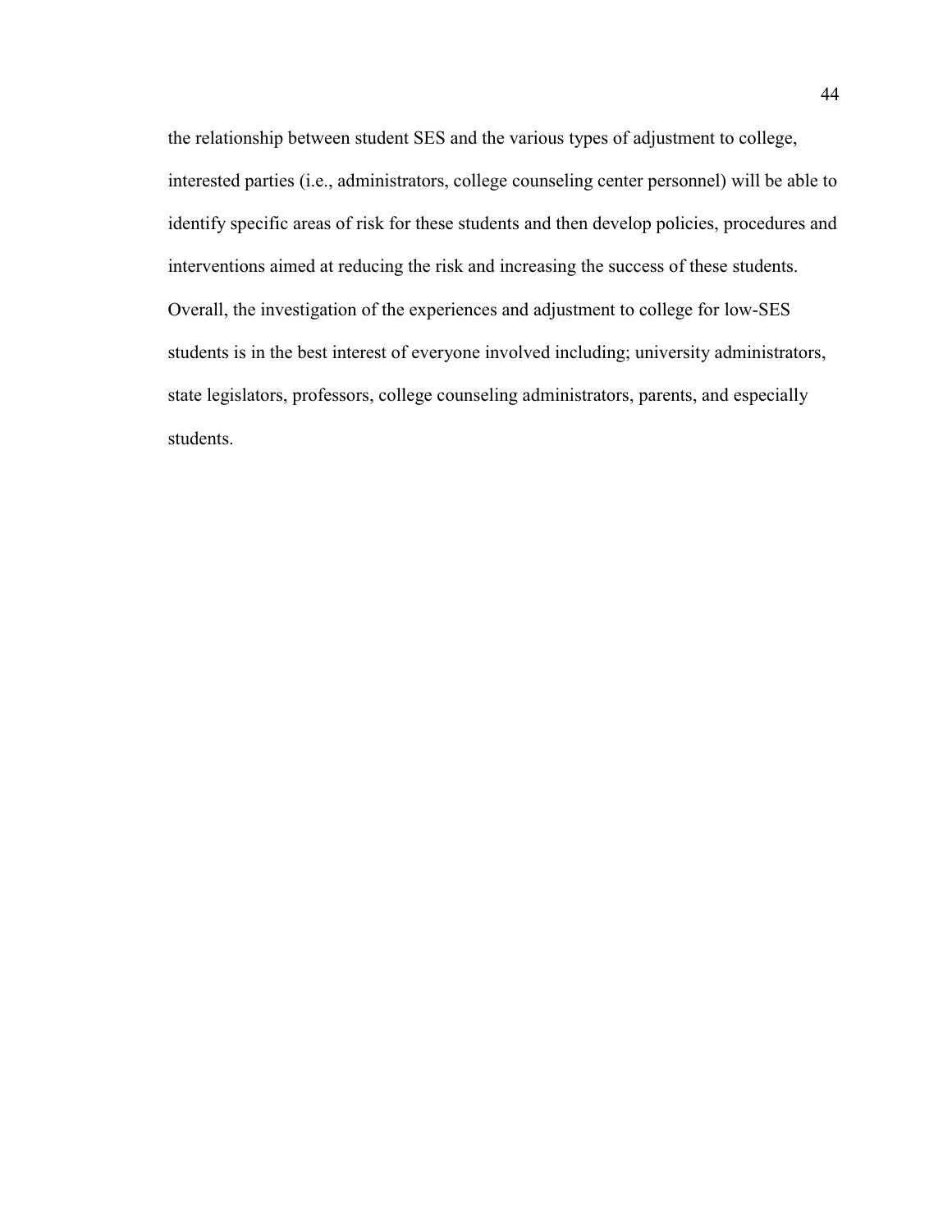the relationship between student SES and the various types of adjustment to college, interested parties (i.e., administrators, college counseling center personnel) will be able to identify specific areas of risk for these students and then develop policies, procedures and interventions aimed at reducing the risk and increasing the success of these students. Overall, the investigation of the experiences and adjustment to college for low-SES students is in the best interest of everyone involved including; university administrators, state legislators, professors, college counseling administrators, parents, and especially students.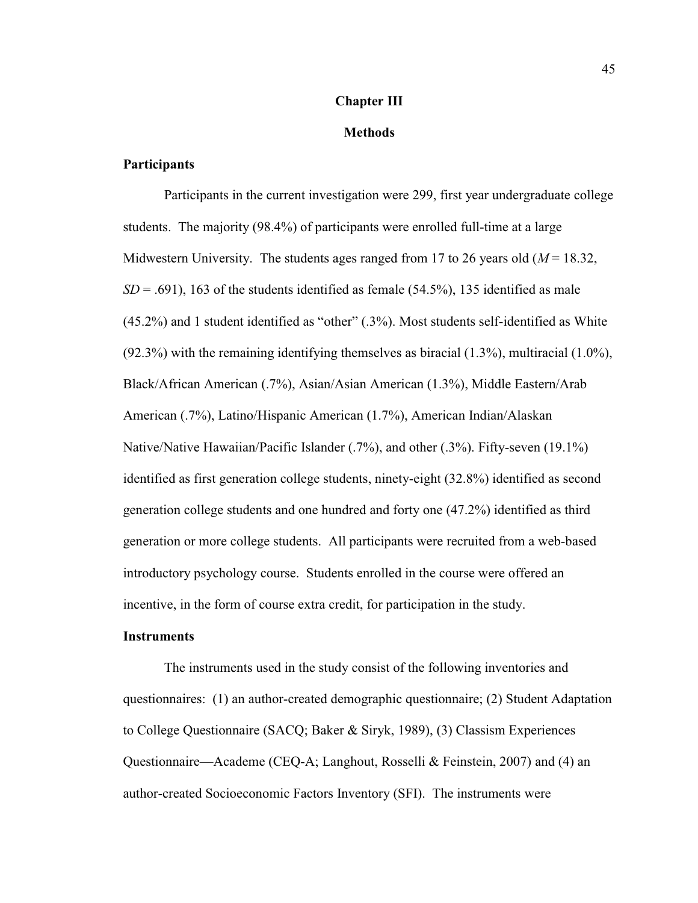# Chapter III

## Methods

### Participants

Participants in the current investigation were 299, first year undergraduate college students. The majority (98.4%) of participants were enrolled full-time at a large Midwestern University. The students ages ranged from 17 to 26 years old ($M$ = 18.32, $SD$ = .691), 163 of the students identified as female (54.5%), 135 identified as male (45.2%) and 1 student identified as "other" (.3%). Most students self-identified as White (92.3%) with the remaining identifying themselves as biracial (1.3%), multiracial (1.0%), Black/African American (.7%), Asian/Asian American (1.3%), Middle Eastern/Arab American (.7%), Latino/Hispanic American (1.7%), American Indian/Alaskan Native/Native Hawaiian/Pacific Islander (.7%), and other (.3%). Fifty-seven (19.1%) identified as first generation college students, ninety-eight (32.8%) identified as second generation college students and one hundred and forty one (47.2%) identified as third generation or more college students. All participants were recruited from a web-based introductory psychology course. Students enrolled in the course were offered an incentive, in the form of course extra credit, for participation in the study.

### Instruments

The instruments used in the study consist of the following inventories and questionnaires: (1) an author-created demographic questionnaire; (2) Student Adaptation to College Questionnaire (SACQ; Baker & Siryk, 1989), (3) Classism Experiences Questionnaire—Academe (CEQ-A; Langhout, Rosselli & Feinstein, 2007) and (4) an author-created Socioeconomic Factors Inventory (SFI). The instruments were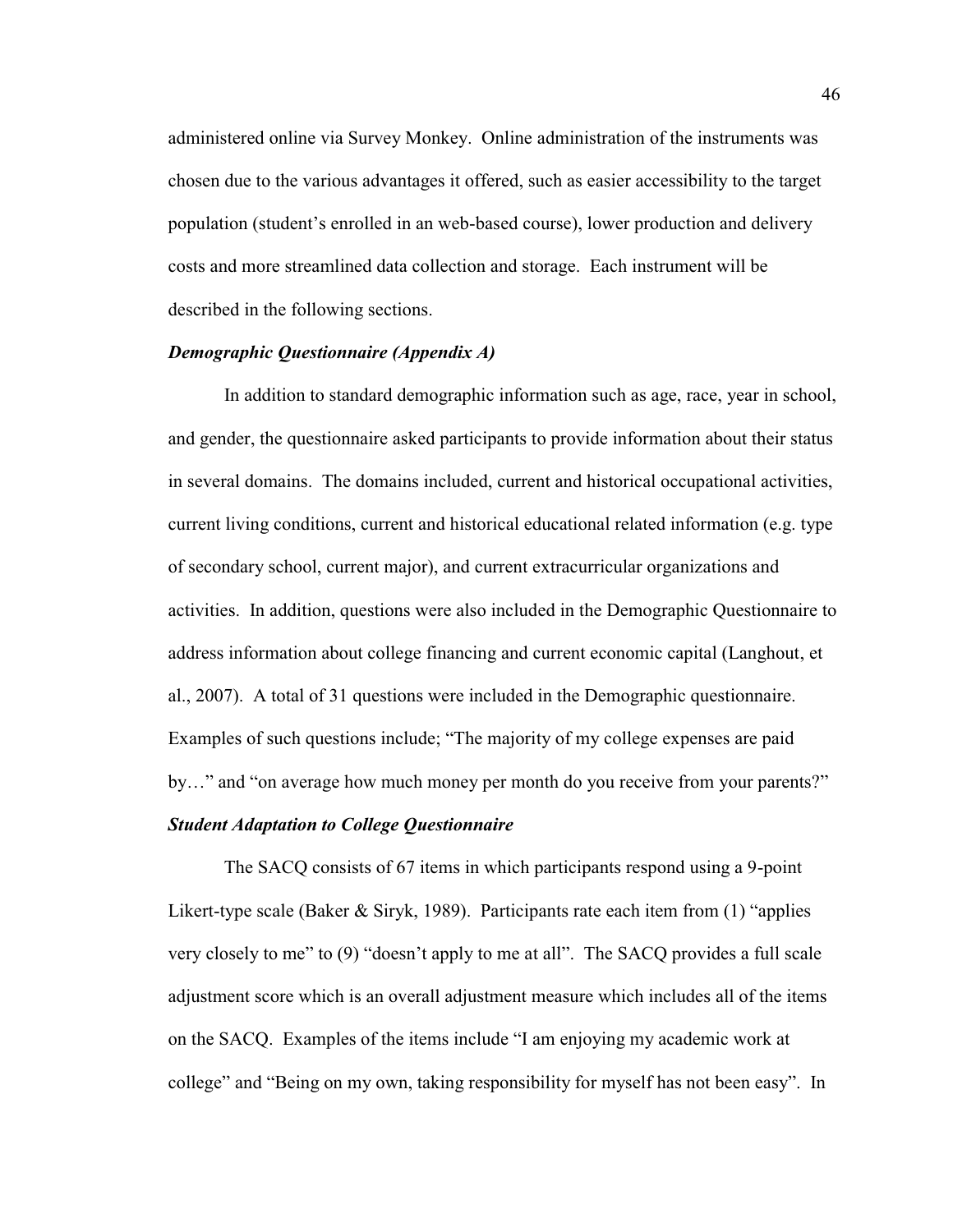administered online via Survey Monkey. Online administration of the instruments was chosen due to the various advantages it offered, such as easier accessibility to the target population (student's enrolled in an web-based course), lower production and delivery costs and more streamlined data collection and storage. Each instrument will be described in the following sections.

### *Demographic Questionnaire (Appendix A)*

In addition to standard demographic information such as age, race, year in school, and gender, the questionnaire asked participants to provide information about their status in several domains. The domains included, current and historical occupational activities, current living conditions, current and historical educational related information (e.g. type of secondary school, current major), and current extracurricular organizations and activities. In addition, questions were also included in the Demographic Questionnaire to address information about college financing and current economic capital (Langhout, et al., 2007). A total of 31 questions were included in the Demographic questionnaire. Examples of such questions include; "The majority of my college expenses are paid by…" and "on average how much money per month do you receive from your parents?"

### *Student Adaptation to College Questionnaire*

The SACQ consists of 67 items in which participants respond using a 9-point Likert-type scale (Baker & Siryk, 1989). Participants rate each item from (1) "applies very closely to me" to (9) "doesn't apply to me at all". The SACQ provides a full scale adjustment score which is an overall adjustment measure which includes all of the items on the SACQ. Examples of the items include "I am enjoying my academic work at college" and "Being on my own, taking responsibility for myself has not been easy". In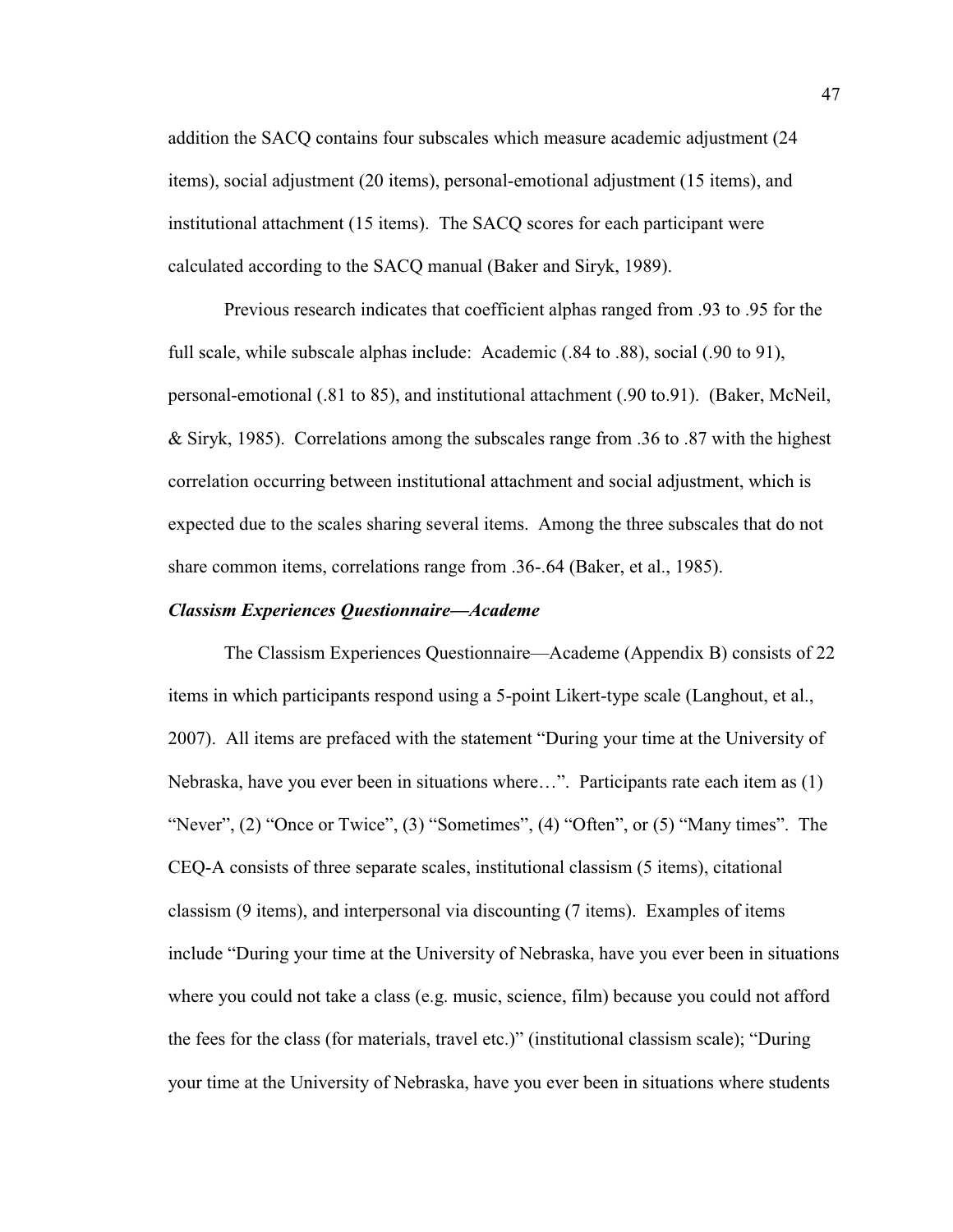addition the SACQ contains four subscales which measure academic adjustment (24 items), social adjustment (20 items), personal-emotional adjustment (15 items), and institutional attachment (15 items). The SACQ scores for each participant were calculated according to the SACQ manual (Baker and Siryk, 1989).

Previous research indicates that coefficient alphas ranged from .93 to .95 for the full scale, while subscale alphas include: Academic (.84 to .88), social (.90 to 91), personal-emotional (.81 to 85), and institutional attachment (.90 to.91). (Baker, McNeil, & Siryk, 1985). Correlations among the subscales range from .36 to .87 with the highest correlation occurring between institutional attachment and social adjustment, which is expected due to the scales sharing several items. Among the three subscales that do not share common items, correlations range from .36-.64 (Baker, et al., 1985).

### *Classism Experiences Questionnaire—Academe*

The Classism Experiences Questionnaire—Academe (Appendix B) consists of 22 items in which participants respond using a 5-point Likert-type scale (Langhout, et al., 2007). All items are prefaced with the statement "During your time at the University of Nebraska, have you ever been in situations where…". Participants rate each item as (1) "Never", (2) "Once or Twice", (3) "Sometimes", (4) "Often", or (5) "Many times". The CEQ-A consists of three separate scales, institutional classism (5 items), citational classism (9 items), and interpersonal via discounting (7 items). Examples of items include "During your time at the University of Nebraska, have you ever been in situations where you could not take a class (e.g. music, science, film) because you could not afford the fees for the class (for materials, travel etc.)" (institutional classism scale); "During your time at the University of Nebraska, have you ever been in situations where students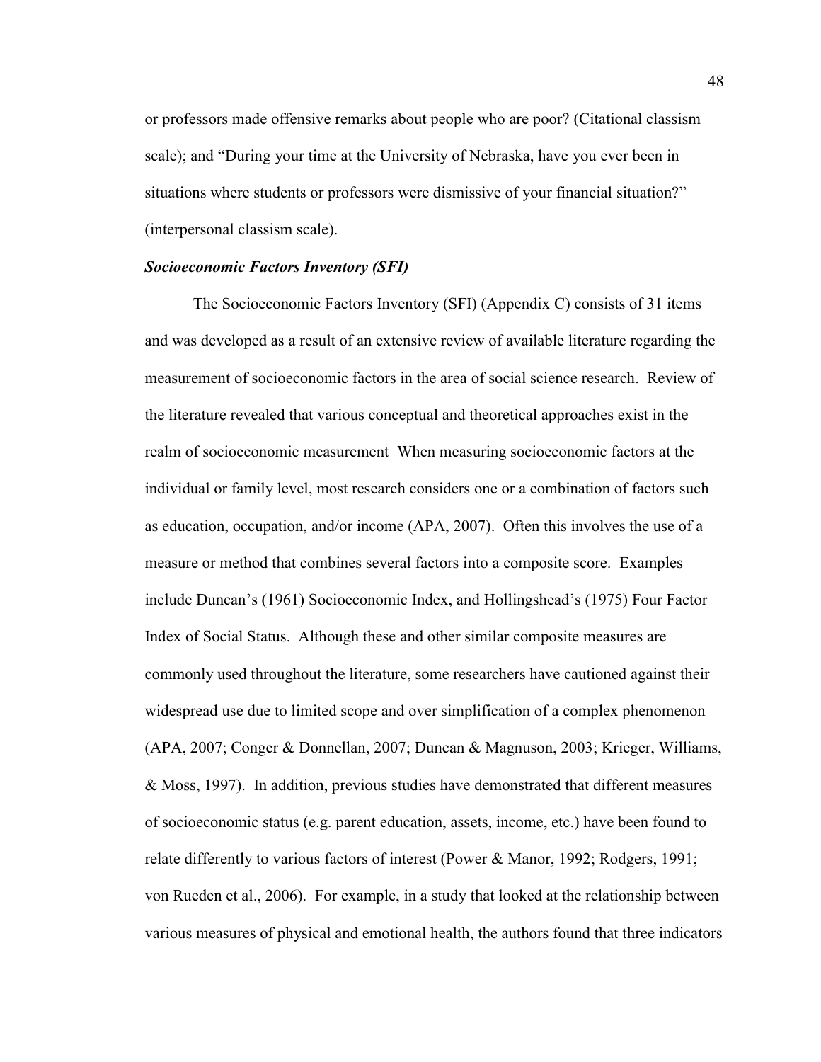or professors made offensive remarks about people who are poor? (Citational classism scale); and "During your time at the University of Nebraska, have you ever been in situations where students or professors were dismissive of your financial situation?" (interpersonal classism scale).

### ***Socioeconomic Factors Inventory (SFI)***

The Socioeconomic Factors Inventory (SFI) (Appendix C) consists of 31 items and was developed as a result of an extensive review of available literature regarding the measurement of socioeconomic factors in the area of social science research. Review of the literature revealed that various conceptual and theoretical approaches exist in the realm of socioeconomic measurement When measuring socioeconomic factors at the individual or family level, most research considers one or a combination of factors such as education, occupation, and/or income (APA, 2007). Often this involves the use of a measure or method that combines several factors into a composite score. Examples include Duncan's (1961) Socioeconomic Index, and Hollingshead's (1975) Four Factor Index of Social Status. Although these and other similar composite measures are commonly used throughout the literature, some researchers have cautioned against their widespread use due to limited scope and over simplification of a complex phenomenon (APA, 2007; Conger & Donnellan, 2007; Duncan & Magnuson, 2003; Krieger, Williams, & Moss, 1997). In addition, previous studies have demonstrated that different measures of socioeconomic status (e.g. parent education, assets, income, etc.) have been found to relate differently to various factors of interest (Power & Manor, 1992; Rodgers, 1991; von Rueden et al., 2006). For example, in a study that looked at the relationship between various measures of physical and emotional health, the authors found that three indicators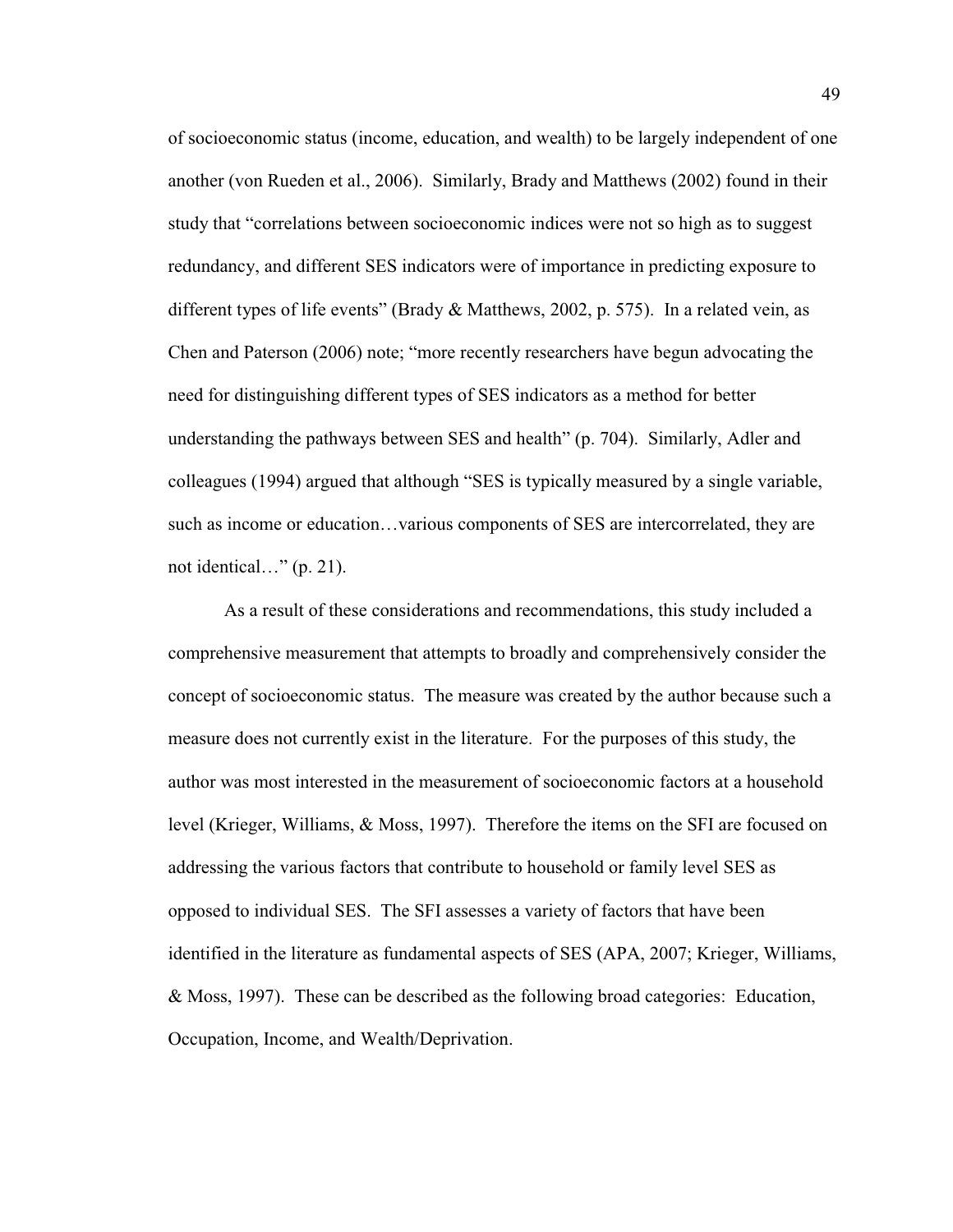of socioeconomic status (income, education, and wealth) to be largely independent of one another (von Rueden et al., 2006). Similarly, Brady and Matthews (2002) found in their study that "correlations between socioeconomic indices were not so high as to suggest redundancy, and different SES indicators were of importance in predicting exposure to different types of life events" (Brady & Matthews, 2002, p. 575). In a related vein, as Chen and Paterson (2006) note; "more recently researchers have begun advocating the need for distinguishing different types of SES indicators as a method for better understanding the pathways between SES and health" (p. 704). Similarly, Adler and colleagues (1994) argued that although "SES is typically measured by a single variable, such as income or education…various components of SES are intercorrelated, they are not identical…" (p. 21).

As a result of these considerations and recommendations, this study included a comprehensive measurement that attempts to broadly and comprehensively consider the concept of socioeconomic status. The measure was created by the author because such a measure does not currently exist in the literature. For the purposes of this study, the author was most interested in the measurement of socioeconomic factors at a household level (Krieger, Williams, & Moss, 1997). Therefore the items on the SFI are focused on addressing the various factors that contribute to household or family level SES as opposed to individual SES. The SFI assesses a variety of factors that have been identified in the literature as fundamental aspects of SES (APA, 2007; Krieger, Williams, & Moss, 1997). These can be described as the following broad categories: Education, Occupation, Income, and Wealth/Deprivation.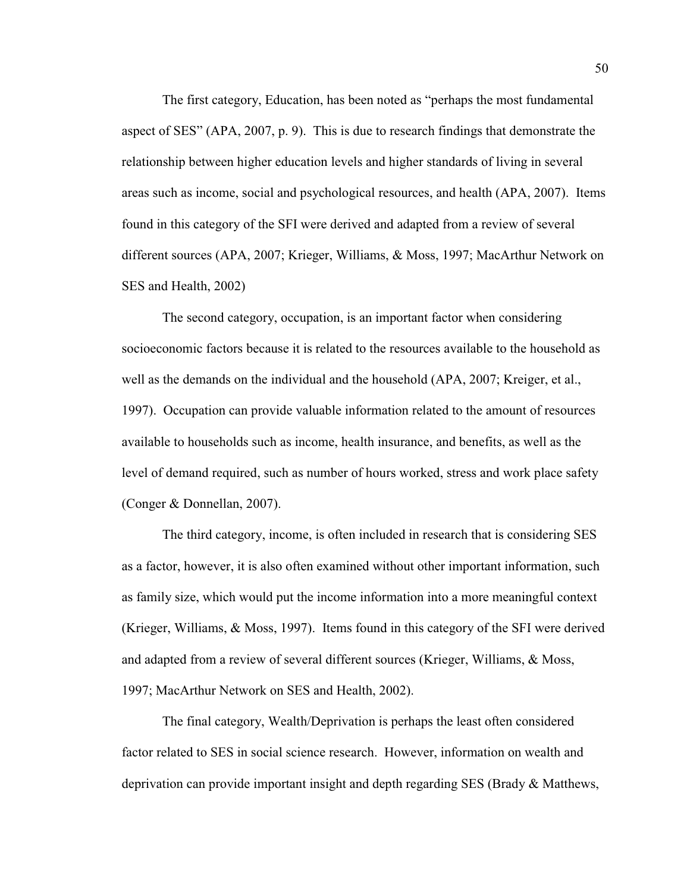The first category, Education, has been noted as "perhaps the most fundamental aspect of SES" (APA, 2007, p. 9). This is due to research findings that demonstrate the relationship between higher education levels and higher standards of living in several areas such as income, social and psychological resources, and health (APA, 2007). Items found in this category of the SFI were derived and adapted from a review of several different sources (APA, 2007; Krieger, Williams, & Moss, 1997; MacArthur Network on SES and Health, 2002)

The second category, occupation, is an important factor when considering socioeconomic factors because it is related to the resources available to the household as well as the demands on the individual and the household (APA, 2007; Kreiger, et al., 1997). Occupation can provide valuable information related to the amount of resources available to households such as income, health insurance, and benefits, as well as the level of demand required, such as number of hours worked, stress and work place safety (Conger & Donnellan, 2007).

The third category, income, is often included in research that is considering SES as a factor, however, it is also often examined without other important information, such as family size, which would put the income information into a more meaningful context (Krieger, Williams, & Moss, 1997). Items found in this category of the SFI were derived and adapted from a review of several different sources (Krieger, Williams, & Moss, 1997; MacArthur Network on SES and Health, 2002).

The final category, Wealth/Deprivation is perhaps the least often considered factor related to SES in social science research. However, information on wealth and deprivation can provide important insight and depth regarding SES (Brady & Matthews,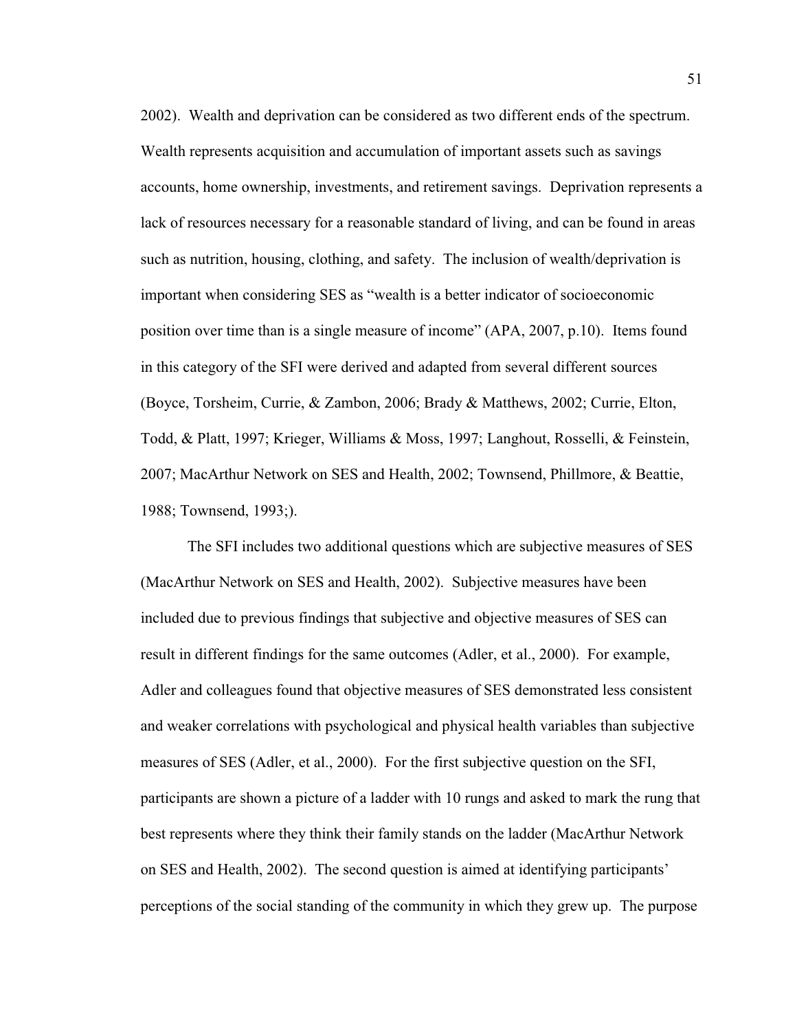2002). Wealth and deprivation can be considered as two different ends of the spectrum. Wealth represents acquisition and accumulation of important assets such as savings accounts, home ownership, investments, and retirement savings. Deprivation represents a lack of resources necessary for a reasonable standard of living, and can be found in areas such as nutrition, housing, clothing, and safety. The inclusion of wealth/deprivation is important when considering SES as "wealth is a better indicator of socioeconomic position over time than is a single measure of income" (APA, 2007, p.10). Items found in this category of the SFI were derived and adapted from several different sources (Boyce, Torsheim, Currie, & Zambon, 2006; Brady & Matthews, 2002; Currie, Elton, Todd, & Platt, 1997; Krieger, Williams & Moss, 1997; Langhout, Rosselli, & Feinstein, 2007; MacArthur Network on SES and Health, 2002; Townsend, Phillmore, & Beattie, 1988; Townsend, 1993;).

The SFI includes two additional questions which are subjective measures of SES (MacArthur Network on SES and Health, 2002). Subjective measures have been included due to previous findings that subjective and objective measures of SES can result in different findings for the same outcomes (Adler, et al., 2000). For example, Adler and colleagues found that objective measures of SES demonstrated less consistent and weaker correlations with psychological and physical health variables than subjective measures of SES (Adler, et al., 2000). For the first subjective question on the SFI, participants are shown a picture of a ladder with 10 rungs and asked to mark the rung that best represents where they think their family stands on the ladder (MacArthur Network on SES and Health, 2002). The second question is aimed at identifying participants' perceptions of the social standing of the community in which they grew up. The purpose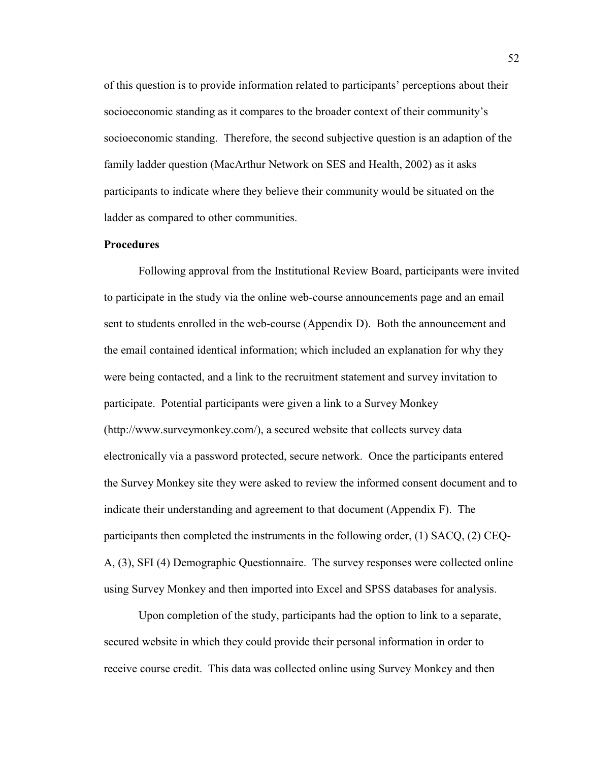of this question is to provide information related to participants' perceptions about their socioeconomic standing as it compares to the broader context of their community's socioeconomic standing. Therefore, the second subjective question is an adaption of the family ladder question (MacArthur Network on SES and Health, 2002) as it asks participants to indicate where they believe their community would be situated on the ladder as compared to other communities.

**Procedures**

Following approval from the Institutional Review Board, participants were invited to participate in the study via the online web-course announcements page and an email sent to students enrolled in the web-course (Appendix D). Both the announcement and the email contained identical information; which included an explanation for why they were being contacted, and a link to the recruitment statement and survey invitation to participate. Potential participants were given a link to a Survey Monkey (http://www.surveymonkey.com/), a secured website that collects survey data electronically via a password protected, secure network. Once the participants entered the Survey Monkey site they were asked to review the informed consent document and to indicate their understanding and agreement to that document (Appendix F). The participants then completed the instruments in the following order, (1) SACQ, (2) CEQ-A, (3), SFI (4) Demographic Questionnaire. The survey responses were collected online using Survey Monkey and then imported into Excel and SPSS databases for analysis.

Upon completion of the study, participants had the option to link to a separate, secured website in which they could provide their personal information in order to receive course credit. This data was collected online using Survey Monkey and then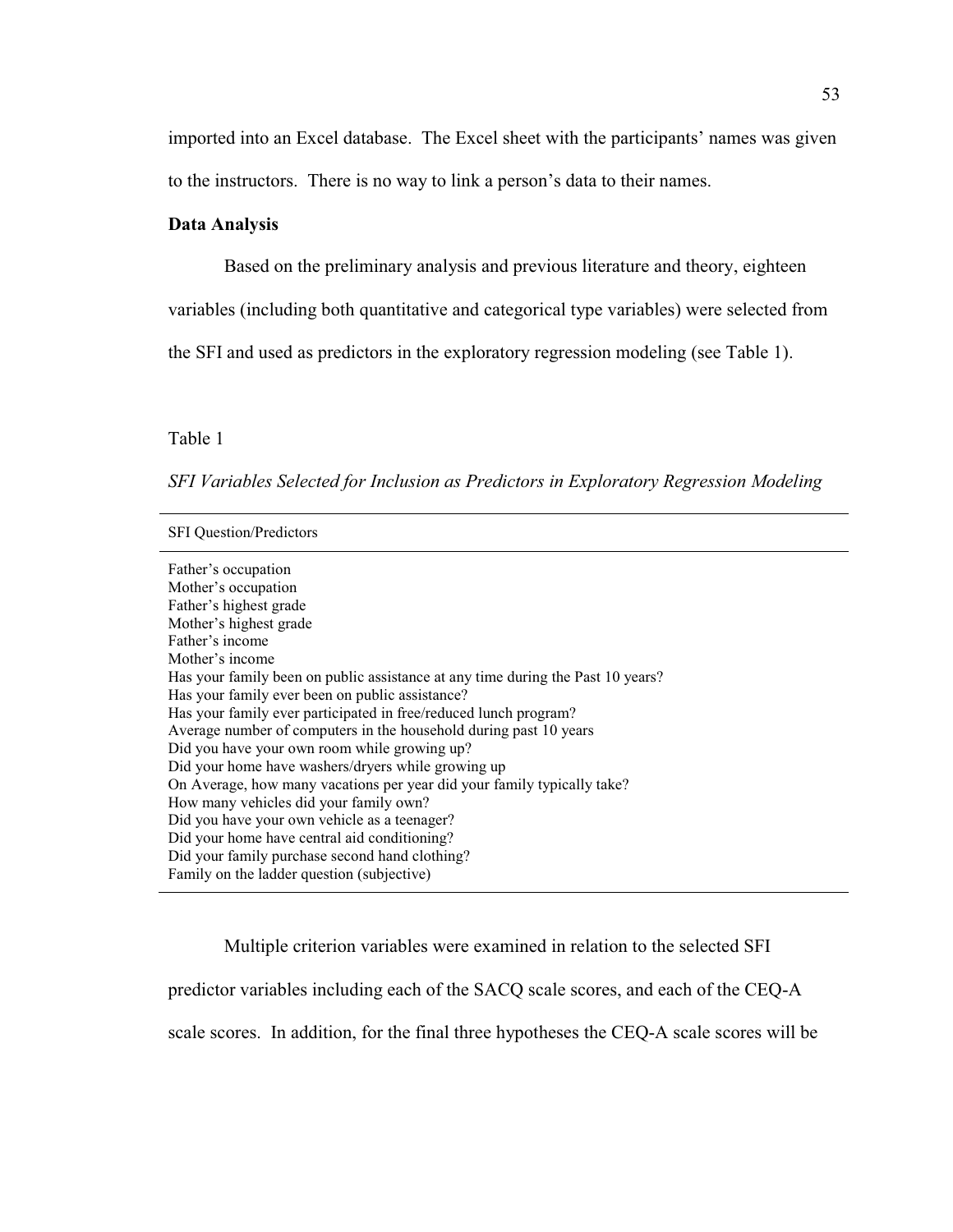imported into an Excel database. The Excel sheet with the participants' names was given to the instructors. There is no way to link a person's data to their names.

**Data Analysis**

Based on the preliminary analysis and previous literature and theory, eighteen variables (including both quantitative and categorical type variables) were selected from the SFI and used as predictors in the exploratory regression modeling (see Table 1).

Table 1

*SFI Variables Selected for Inclusion as Predictors in Exploratory Regression Modeling*

| SFI Question/Predictors |
|---|
| Father's occupation |
| Mother's occupation |
| Father's highest grade |
| Mother's highest grade |
| Father's income |
| Mother's income |
| Has your family been on public assistance at any time during the Past 10 years? |
| Has your family ever been on public assistance? |
| Has your family ever participated in free/reduced lunch program? |
| Average number of computers in the household during past 10 years |
| Did you have your own room while growing up? |
| Did your home have washers/dryers while growing up |
| On Average, how many vacations per year did your family typically take? |
| How many vehicles did your family own? |
| Did you have your own vehicle as a teenager? |
| Did your home have central aid conditioning? |
| Did your family purchase second hand clothing? |
| Family on the ladder question (subjective) |

Multiple criterion variables were examined in relation to the selected SFI predictor variables including each of the SACQ scale scores, and each of the CEQ-A scale scores. In addition, for the final three hypotheses the CEQ-A scale scores will be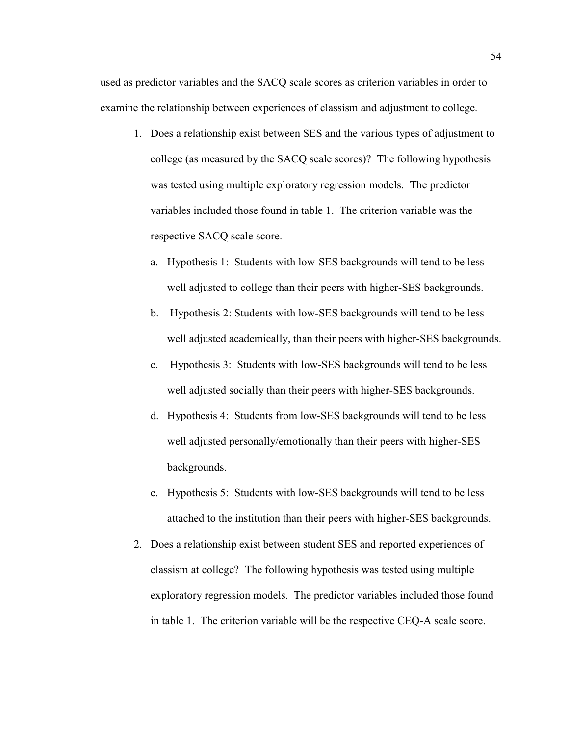used as predictor variables and the SACQ scale scores as criterion variables in order to examine the relationship between experiences of classism and adjustment to college.

1. Does a relationship exist between SES and the various types of adjustment to college (as measured by the SACQ scale scores)? The following hypothesis was tested using multiple exploratory regression models. The predictor variables included those found in table 1. The criterion variable was the respective SACQ scale score.
   a. Hypothesis 1: Students with low-SES backgrounds will tend to be less well adjusted to college than their peers with higher-SES backgrounds.
   b. Hypothesis 2: Students with low-SES backgrounds will tend to be less well adjusted academically, than their peers with higher-SES backgrounds.
   c. Hypothesis 3: Students with low-SES backgrounds will tend to be less well adjusted socially than their peers with higher-SES backgrounds.
   d. Hypothesis 4: Students from low-SES backgrounds will tend to be less well adjusted personally/emotionally than their peers with higher-SES backgrounds.
   e. Hypothesis 5: Students with low-SES backgrounds will tend to be less attached to the institution than their peers with higher-SES backgrounds.
2. Does a relationship exist between student SES and reported experiences of classism at college? The following hypothesis was tested using multiple exploratory regression models. The predictor variables included those found in table 1. The criterion variable will be the respective CEQ-A scale score.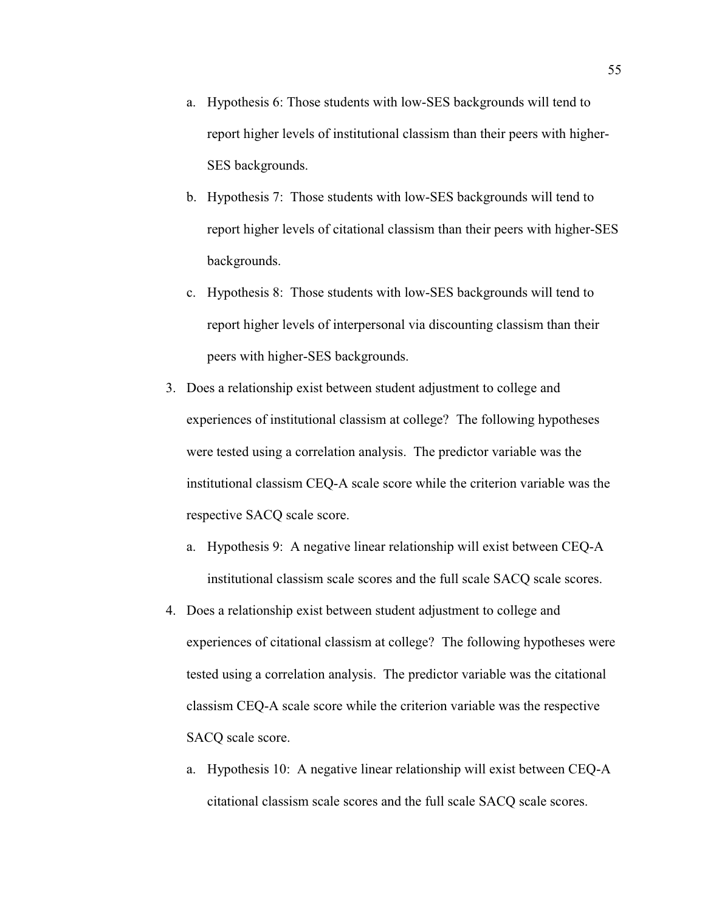a. Hypothesis 6: Those students with low-SES backgrounds will tend to report higher levels of institutional classism than their peers with higher-SES backgrounds.
   b. Hypothesis 7: Those students with low-SES backgrounds will tend to report higher levels of citational classism than their peers with higher-SES backgrounds.
   c. Hypothesis 8: Those students with low-SES backgrounds will tend to report higher levels of interpersonal via discounting classism than their peers with higher-SES backgrounds.

3. Does a relationship exist between student adjustment to college and experiences of institutional classism at college? The following hypotheses were tested using a correlation analysis. The predictor variable was the institutional classism CEQ-A scale score while the criterion variable was the respective SACQ scale score.
   a. Hypothesis 9: A negative linear relationship will exist between CEQ-A institutional classism scale scores and the full scale SACQ scale scores.

4. Does a relationship exist between student adjustment to college and experiences of citational classism at college? The following hypotheses were tested using a correlation analysis. The predictor variable was the citational classism CEQ-A scale score while the criterion variable was the respective SACQ scale score.
   a. Hypothesis 10: A negative linear relationship will exist between CEQ-A citational classism scale scores and the full scale SACQ scale scores.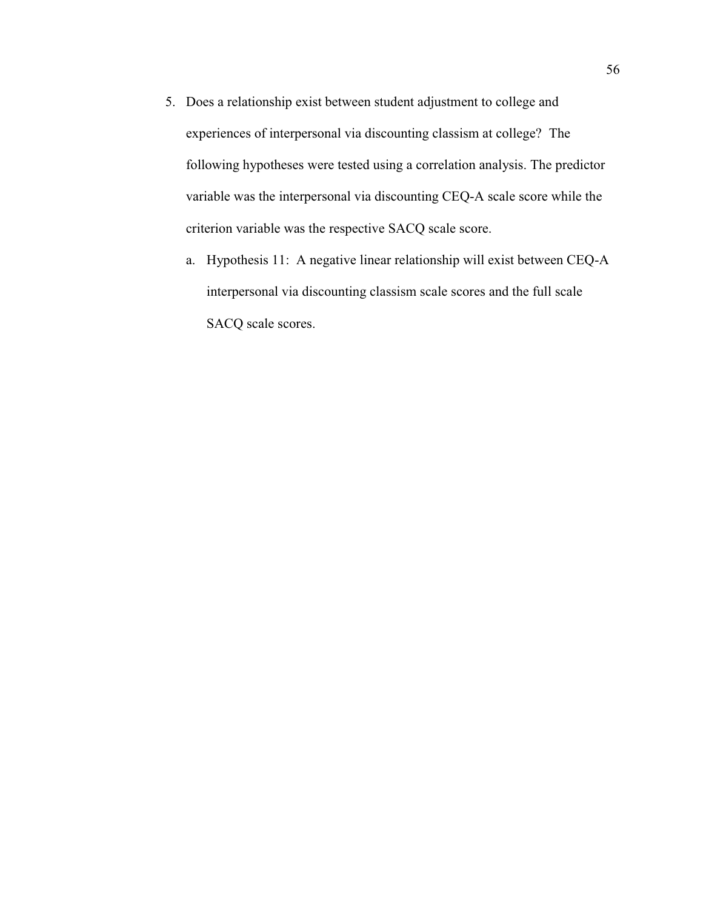5. Does a relationship exist between student adjustment to college and experiences of interpersonal via discounting classism at college? The following hypotheses were tested using a correlation analysis. The predictor variable was the interpersonal via discounting CEQ-A scale score while the criterion variable was the respective SACQ scale score.

   a. Hypothesis 11: A negative linear relationship will exist between CEQ-A interpersonal via discounting classism scale scores and the full scale SACQ scale scores.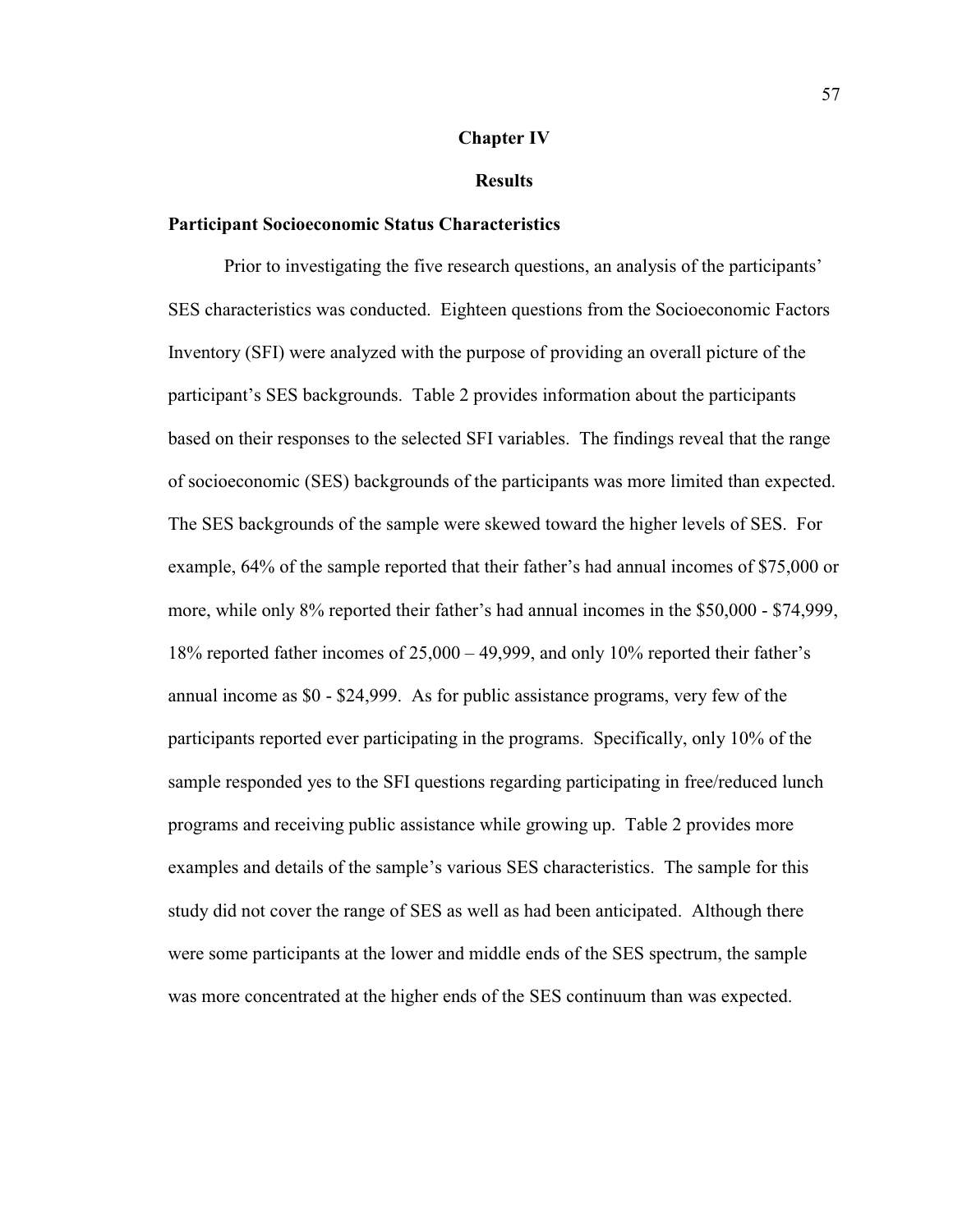# Chapter IV

## Results

### Participant Socioeconomic Status Characteristics

Prior to investigating the five research questions, an analysis of the participants' SES characteristics was conducted. Eighteen questions from the Socioeconomic Factors Inventory (SFI) were analyzed with the purpose of providing an overall picture of the participant's SES backgrounds. Table 2 provides information about the participants based on their responses to the selected SFI variables. The findings reveal that the range of socioeconomic (SES) backgrounds of the participants was more limited than expected. The SES backgrounds of the sample were skewed toward the higher levels of SES. For example, 64% of the sample reported that their father's had annual incomes of $75,000 or more, while only 8% reported their father's had annual incomes in the $50,000 - $74,999, 18% reported father incomes of 25,000 – 49,999, and only 10% reported their father's annual income as $0 - $24,999. As for public assistance programs, very few of the participants reported ever participating in the programs. Specifically, only 10% of the sample responded yes to the SFI questions regarding participating in free/reduced lunch programs and receiving public assistance while growing up. Table 2 provides more examples and details of the sample's various SES characteristics. The sample for this study did not cover the range of SES as well as had been anticipated. Although there were some participants at the lower and middle ends of the SES spectrum, the sample was more concentrated at the higher ends of the SES continuum than was expected.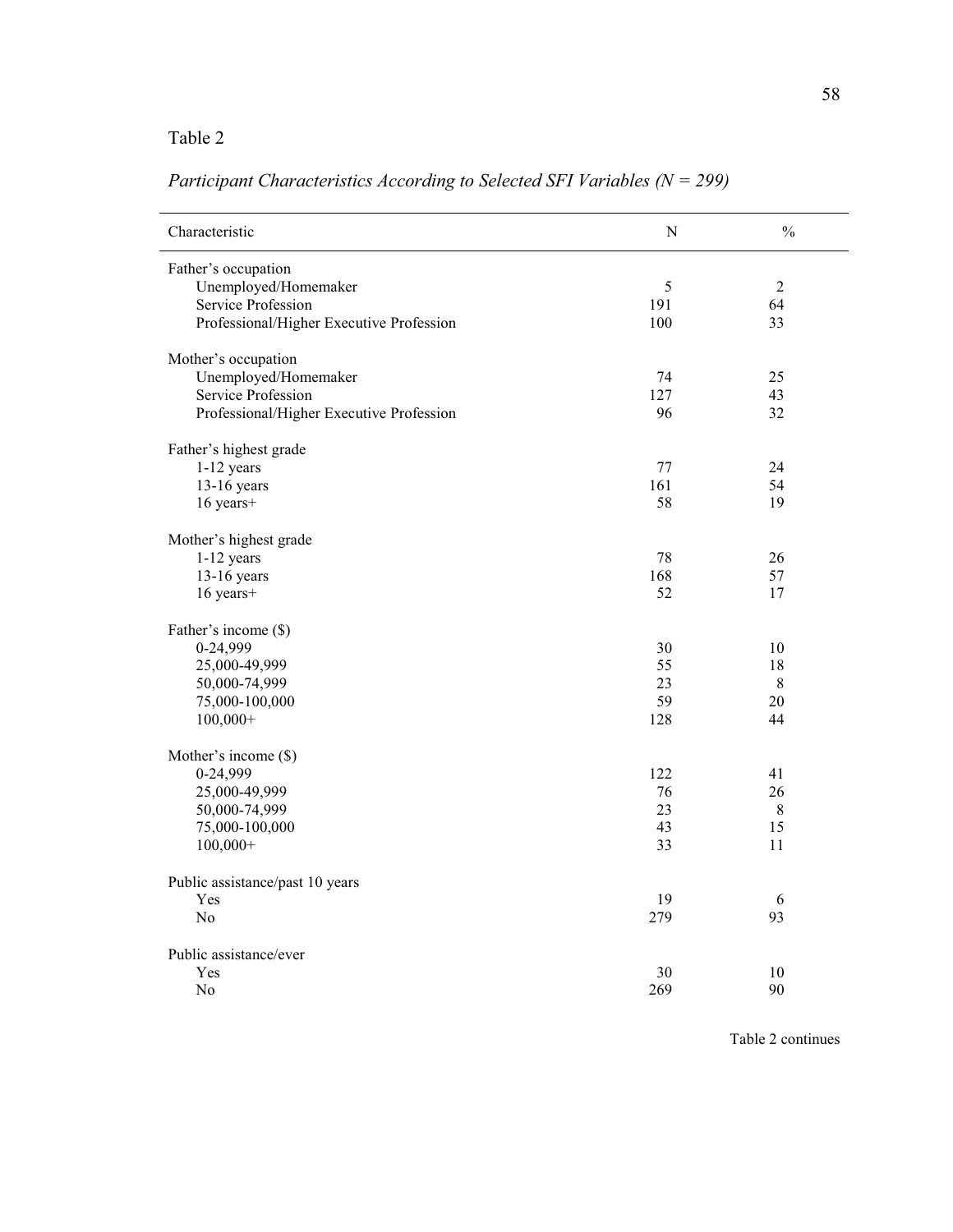Table 2

*Participant Characteristics According to Selected SFI Variables (N = 299)*

| Characteristic | N | % |
|---|---|---|
| Father's occupation | | |
| Unemployed/Homemaker | 5 | 2 |
| Service Profession | 191 | 64 |
| Professional/Higher Executive Profession | 100 | 33 |
| Mother's occupation | | |
| Unemployed/Homemaker | 74 | 25 |
| Service Profession | 127 | 43 |
| Professional/Higher Executive Profession | 96 | 32 |
| Father's highest grade | | |
| 1-12 years | 77 | 24 |
| 13-16 years | 161 | 54 |
| 16 years+ | 58 | 19 |
| Mother's highest grade | | |
| 1-12 years | 78 | 26 |
| 13-16 years | 168 | 57 |
| 16 years+ | 52 | 17 |
| Father's income ($) | | |
| 0-24,999 | 30 | 10 |
| 25,000-49,999 | 55 | 18 |
| 50,000-74,999 | 23 | 8 |
| 75,000-100,000 | 59 | 20 |
| 100,000+ | 128 | 44 |
| Mother's income ($) | | |
| 0-24,999 | 122 | 41 |
| 25,000-49,999 | 76 | 26 |
| 50,000-74,999 | 23 | 8 |
| 75,000-100,000 | 43 | 15 |
| 100,000+ | 33 | 11 |
| Public assistance/past 10 years | | |
| Yes | 19 | 6 |
| No | 279 | 93 |
| Public assistance/ever | | |
| Yes | 30 | 10 |
| No | 269 | 90 |

Table 2 continues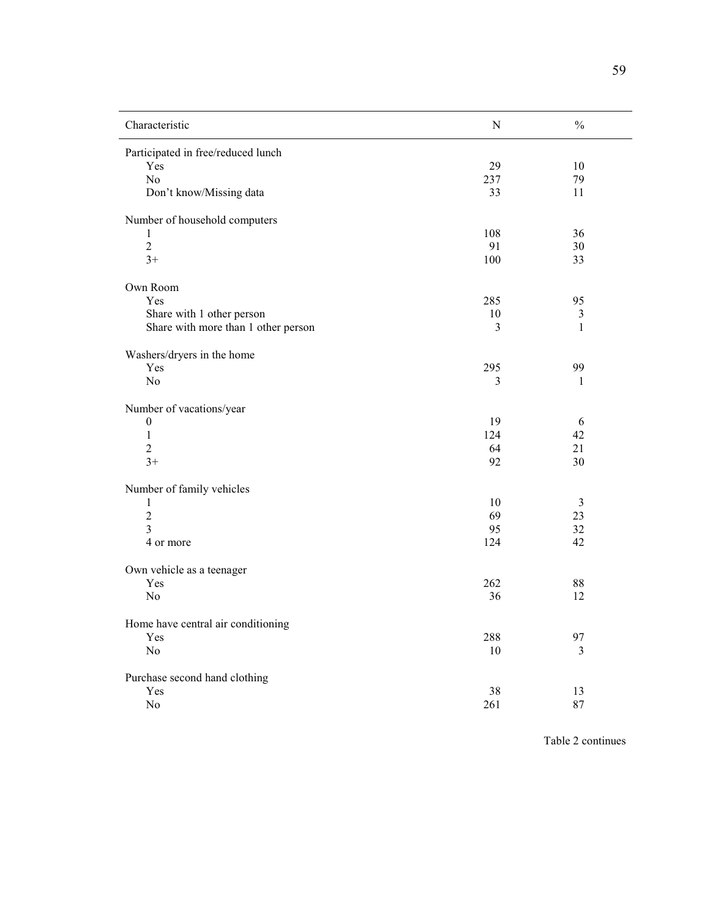| Characteristic | N | % |
|---|---|---|
| Participated in free/reduced lunch | | |
| Yes | 29 | 10 |
| No | 237 | 79 |
| Don’t know/Missing data | 33 | 11 |
| Number of household computers | | |
| 1 | 108 | 36 |
| 2 | 91 | 30 |
| 3+ | 100 | 33 |
| Own Room | | |
| Yes | 285 | 95 |
| Share with 1 other person | 10 | 3 |
| Share with more than 1 other person | 3 | 1 |
| Washers/dryers in the home | | |
| Yes | 295 | 99 |
| No | 3 | 1 |
| Number of vacations/year | | |
| 0 | 19 | 6 |
| 1 | 124 | 42 |
| 2 | 64 | 21 |
| 3+ | 92 | 30 |
| Number of family vehicles | | |
| 1 | 10 | 3 |
| 2 | 69 | 23 |
| 3 | 95 | 32 |
| 4 or more | 124 | 42 |
| Own vehicle as a teenager | | |
| Yes | 262 | 88 |
| No | 36 | 12 |
| Home have central air conditioning | | |
| Yes | 288 | 97 |
| No | 10 | 3 |
| Purchase second hand clothing | | |
| Yes | 38 | 13 |
| No | 261 | 87 |

Table 2 continues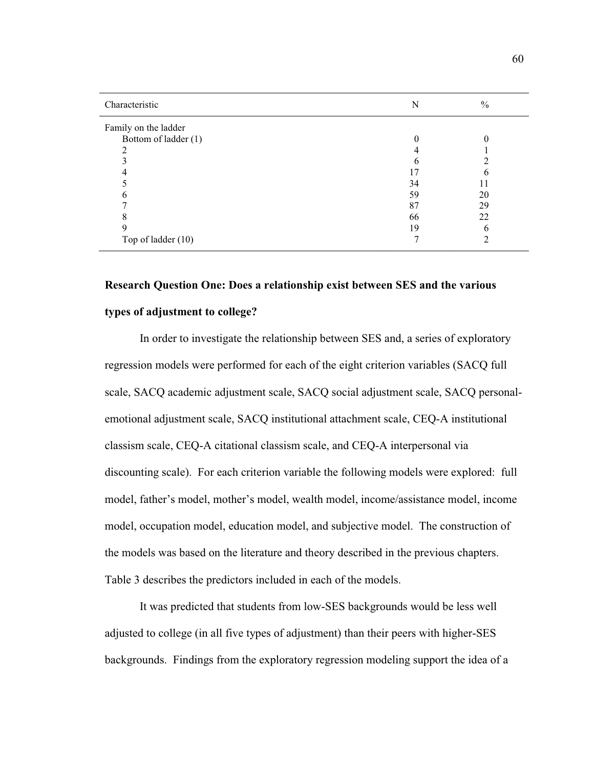| Characteristic | N | % |
|---|---|---|
| Family on the ladder | | |
| Bottom of ladder (1) | 0 | 0 |
| 2 | 4 | 1 |
| 3 | 6 | 2 |
| 4 | 17 | 6 |
| 5 | 34 | 11 |
| 6 | 59 | 20 |
| 7 | 87 | 29 |
| 8 | 66 | 22 |
| 9 | 19 | 6 |
| Top of ladder (10) | 7 | 2 |

**Research Question One: Does a relationship exist between SES and the various types of adjustment to college?**

In order to investigate the relationship between SES and, a series of exploratory regression models were performed for each of the eight criterion variables (SACQ full scale, SACQ academic adjustment scale, SACQ social adjustment scale, SACQ personal-emotional adjustment scale, SACQ institutional attachment scale, CEQ-A institutional classism scale, CEQ-A citational classism scale, and CEQ-A interpersonal via discounting scale). For each criterion variable the following models were explored: full model, father's model, mother's model, wealth model, income/assistance model, income model, occupation model, education model, and subjective model. The construction of the models was based on the literature and theory described in the previous chapters. Table 3 describes the predictors included in each of the models.

It was predicted that students from low-SES backgrounds would be less well adjusted to college (in all five types of adjustment) than their peers with higher-SES backgrounds. Findings from the exploratory regression modeling support the idea of a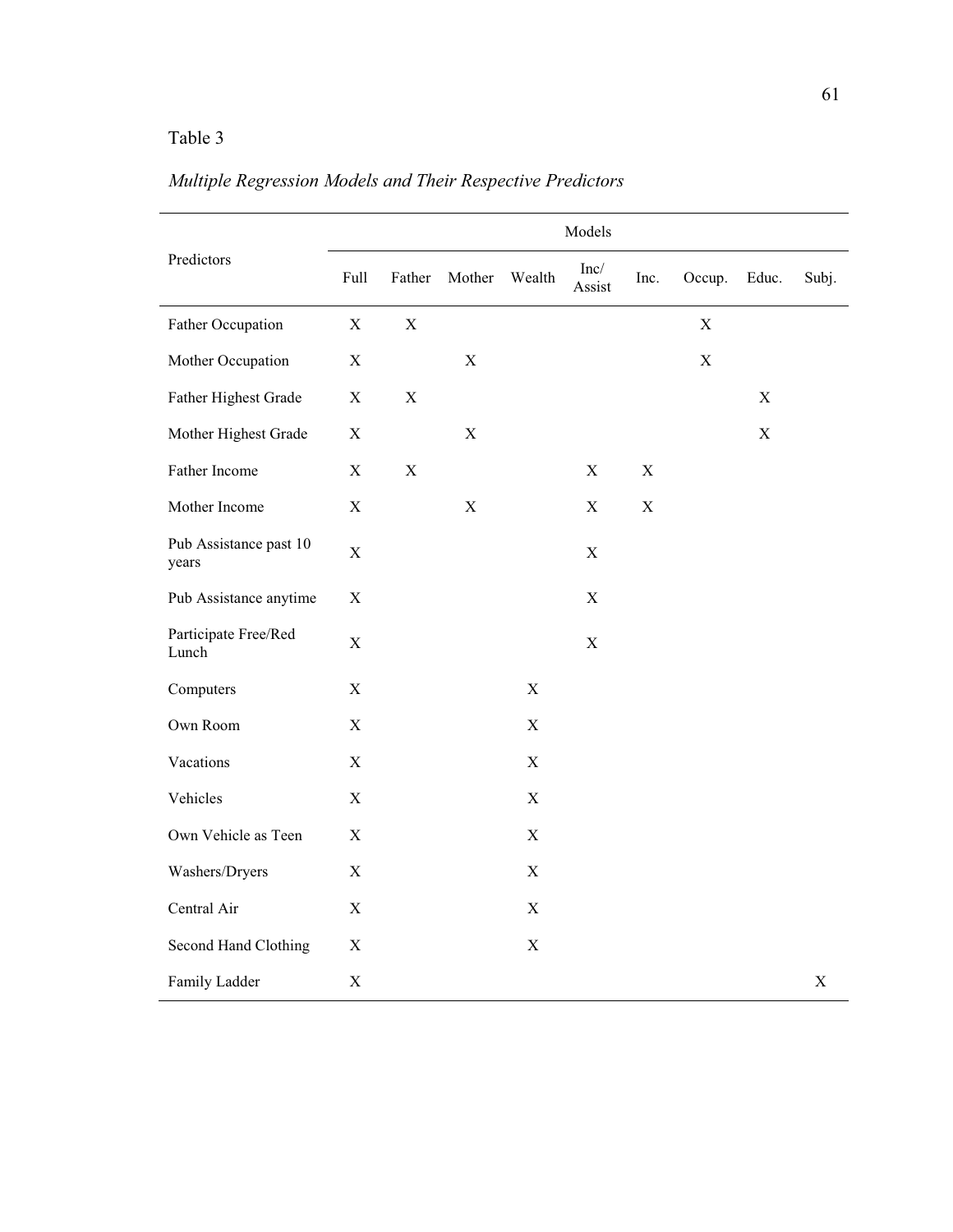Table 3

*Multiple Regression Models and Their Respective Predictors*

| Predictors | Models | | | | | | | | |
|---|---|---|---|---|---|---|---|---|---|
| | Full | Father | Mother | Wealth | Inc/ Assist | Inc. | Occup. | Educ. | Subj. |
| Father Occupation | X | X | | | | | X | | |
| Mother Occupation | X | | X | | | | X | | |
| Father Highest Grade | X | X | | | | | | X | |
| Mother Highest Grade | X | | X | | | | | X | |
| Father Income | X | X | | | X | X | | | |
| Mother Income | X | | X | | X | X | | | |
| Pub Assistance past 10 years | X | | | | X | | | | |
| Pub Assistance anytime | X | | | | X | | | | |
| Participate Free/Red Lunch | X | | | | X | | | | |
| Computers | X | | | X | | | | | |
| Own Room | X | | | X | | | | | |
| Vacations | X | | | X | | | | | |
| Vehicles | X | | | X | | | | | |
| Own Vehicle as Teen | X | | | X | | | | | |
| Washers/Dryers | X | | | X | | | | | |
| Central Air | X | | | X | | | | | |
| Second Hand Clothing | X | | | X | | | | | |
| Family Ladder | X | | | | | | | | X |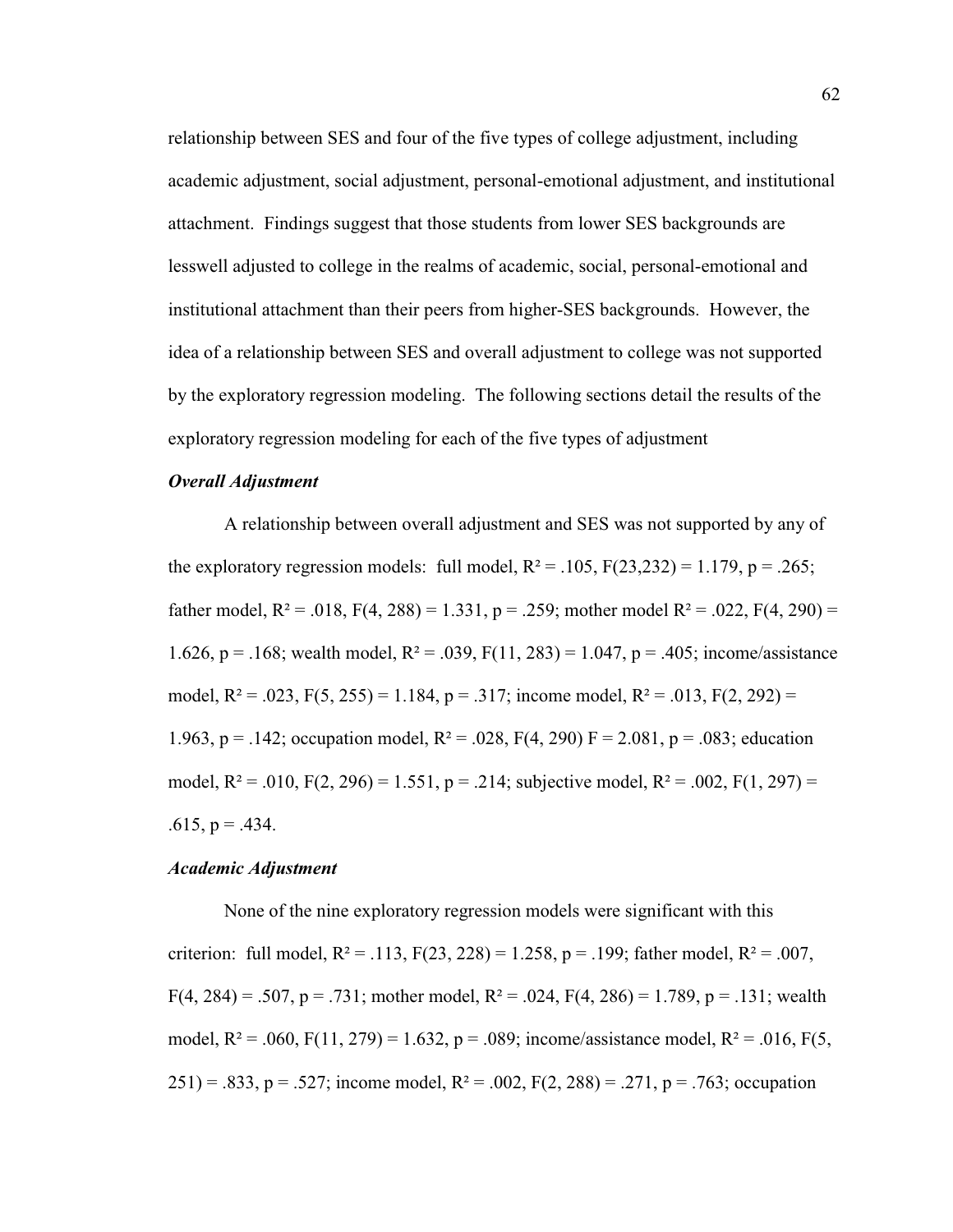relationship between SES and four of the five types of college adjustment, including academic adjustment, social adjustment, personal-emotional adjustment, and institutional attachment. Findings suggest that those students from lower SES backgrounds are lesswell adjusted to college in the realms of academic, social, personal-emotional and institutional attachment than their peers from higher-SES backgrounds. However, the idea of a relationship between SES and overall adjustment to college was not supported by the exploratory regression modeling. The following sections detail the results of the exploratory regression modeling for each of the five types of adjustment

### *Overall Adjustment*

A relationship between overall adjustment and SES was not supported by any of the exploratory regression models: full model, $R^2 = .105$, $F(23,232) = 1.179$, $p = .265$; father model, $R^2 = .018$, $F(4, 288) = 1.331$, $p = .259$; mother model $R^2 = .022$, $F(4, 290) = 1.626$, $p = .168$; wealth model, $R^2 = .039$, $F(11, 283) = 1.047$, $p = .405$; income/assistance model, $R^2 = .023$, $F(5, 255) = 1.184$, $p = .317$; income model, $R^2 = .013$, $F(2, 292) = 1.963$, $p = .142$; occupation model, $R^2 = .028$, $F(4, 290)$ $F = 2.081$, $p = .083$; education model, $R^2 = .010$, $F(2, 296) = 1.551$, $p = .214$; subjective model, $R^2 = .002$, $F(1, 297) = .615$, $p = .434$.

### *Academic Adjustment*

None of the nine exploratory regression models were significant with this criterion: full model, $R^2 = .113$, $F(23, 228) = 1.258$, $p = .199$; father model, $R^2 = .007$, $F(4, 284) = .507$, $p = .731$; mother model, $R^2 = .024$, $F(4, 286) = 1.789$, $p = .131$; wealth model, $R^2 = .060$, $F(11, 279) = 1.632$, $p = .089$; income/assistance model, $R^2 = .016$, $F(5, 251) = .833$, $p = .527$; income model, $R^2 = .002$, $F(2, 288) = .271$, $p = .763$; occupation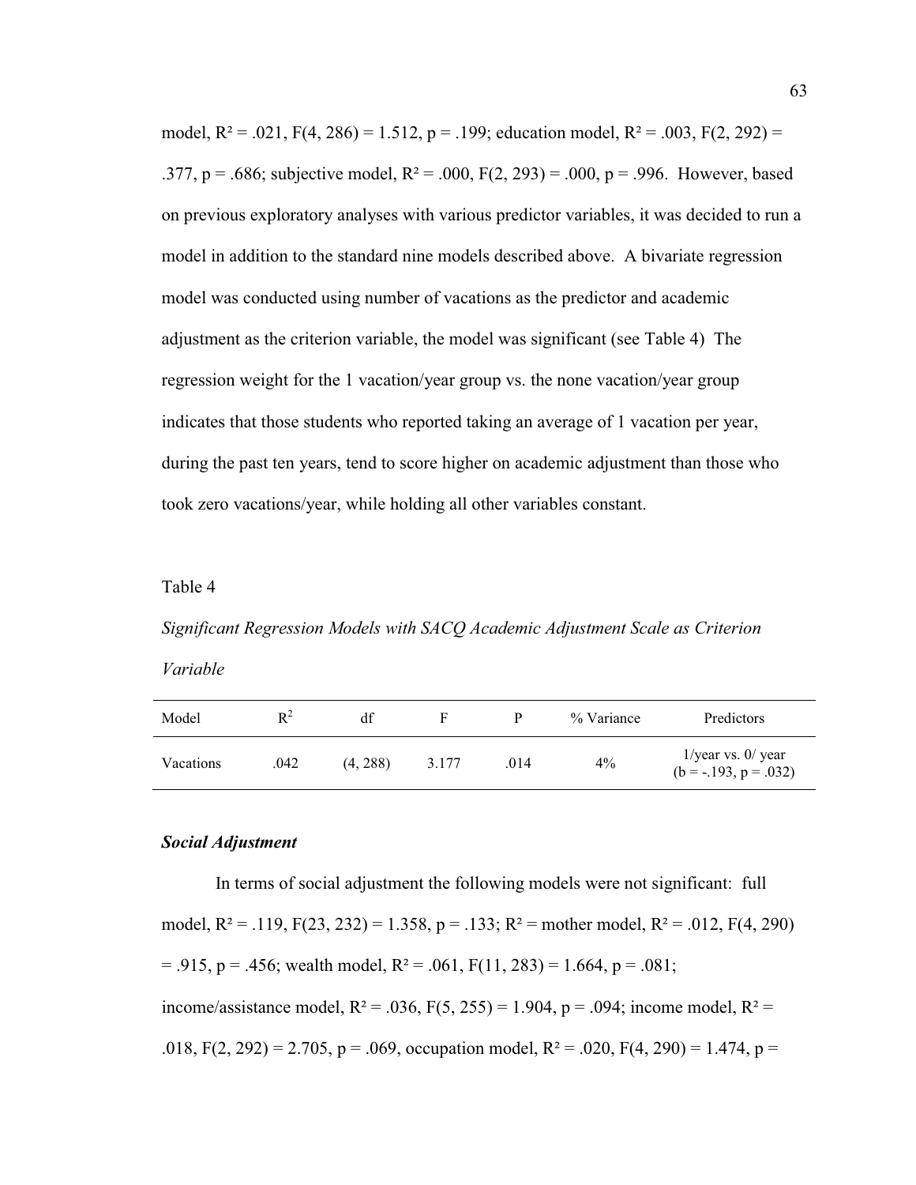model, $R^2$ = .021, $F(4, 286)$ = 1.512, $p$ = .199; education model, $R^2$ = .003, $F(2, 292)$ = .377, $p$ = .686; subjective model, $R^2$ = .000, $F(2, 293)$ = .000, $p$ = .996. However, based on previous exploratory analyses with various predictor variables, it was decided to run a model in addition to the standard nine models described above. A bivariate regression model was conducted using number of vacations as the predictor and academic adjustment as the criterion variable, the model was significant (see Table 4) The regression weight for the 1 vacation/year group vs. the none vacation/year group indicates that those students who reported taking an average of 1 vacation per year, during the past ten years, tend to score higher on academic adjustment than those who took zero vacations/year, while holding all other variables constant.

Table 4

*Significant Regression Models with SACQ Academic Adjustment Scale as Criterion Variable*

| Model | $R^2$ | df | F | P | % Variance | Predictors |
|---|---|---|---|---|---|---|
| Vacations | .042 | (4, 288) | 3.177 | .014 | 4% | 1/year vs. 0/ year ($b$ = -.193, $p$ = .032) |

### *Social Adjustment*

In terms of social adjustment the following models were not significant: full model, $R^2$ = .119, $F(23, 232)$ = 1.358, $p$ = .133; $R^2$ = mother model, $R^2$ = .012, $F(4, 290)$ = .915, $p$ = .456; wealth model, $R^2$ = .061, $F(11, 283)$ = 1.664, $p$ = .081; income/assistance model, $R^2$ = .036, $F(5, 255)$ = 1.904, $p$ = .094; income model, $R^2$ = .018, $F(2, 292)$ = 2.705, $p$ = .069, occupation model, $R^2$ = .020, $F(4, 290)$ = 1.474, $p$ =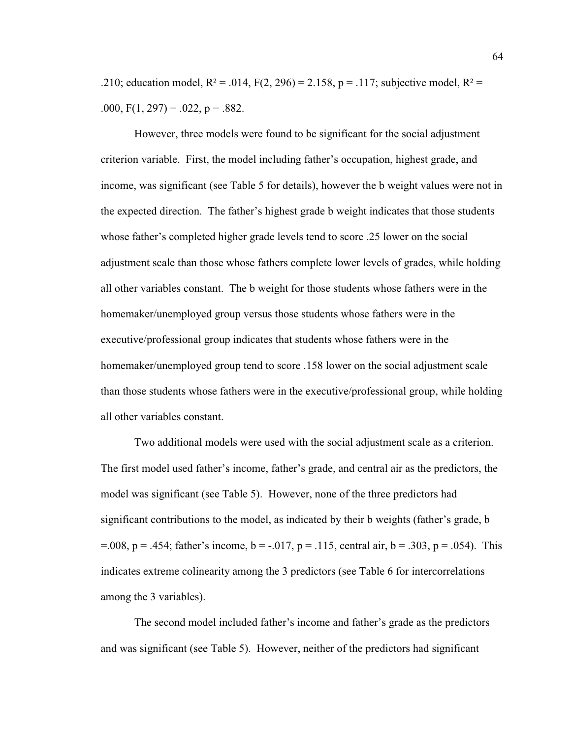.210; education model, $R^2 = .014$, $F(2, 296) = 2.158$, $p = .117$; subjective model, $R^2 = .000$, $F(1, 297) = .022$, $p = .882$.

However, three models were found to be significant for the social adjustment criterion variable. First, the model including father's occupation, highest grade, and income, was significant (see Table 5 for details), however the b weight values were not in the expected direction. The father's highest grade b weight indicates that those students whose father's completed higher grade levels tend to score .25 lower on the social adjustment scale than those whose fathers complete lower levels of grades, while holding all other variables constant. The b weight for those students whose fathers were in the homemaker/unemployed group versus those students whose fathers were in the executive/professional group indicates that students whose fathers were in the homemaker/unemployed group tend to score .158 lower on the social adjustment scale than those students whose fathers were in the executive/professional group, while holding all other variables constant.

Two additional models were used with the social adjustment scale as a criterion. The first model used father's income, father's grade, and central air as the predictors, the model was significant (see Table 5). However, none of the three predictors had significant contributions to the model, as indicated by their b weights (father's grade, $b = .008$, $p = .454$; father's income, $b = -.017$, $p = .115$, central air, $b = .303$, $p = .054$). This indicates extreme colinearity among the 3 predictors (see Table 6 for intercorrelations among the 3 variables).

The second model included father's income and father's grade as the predictors and was significant (see Table 5). However, neither of the predictors had significant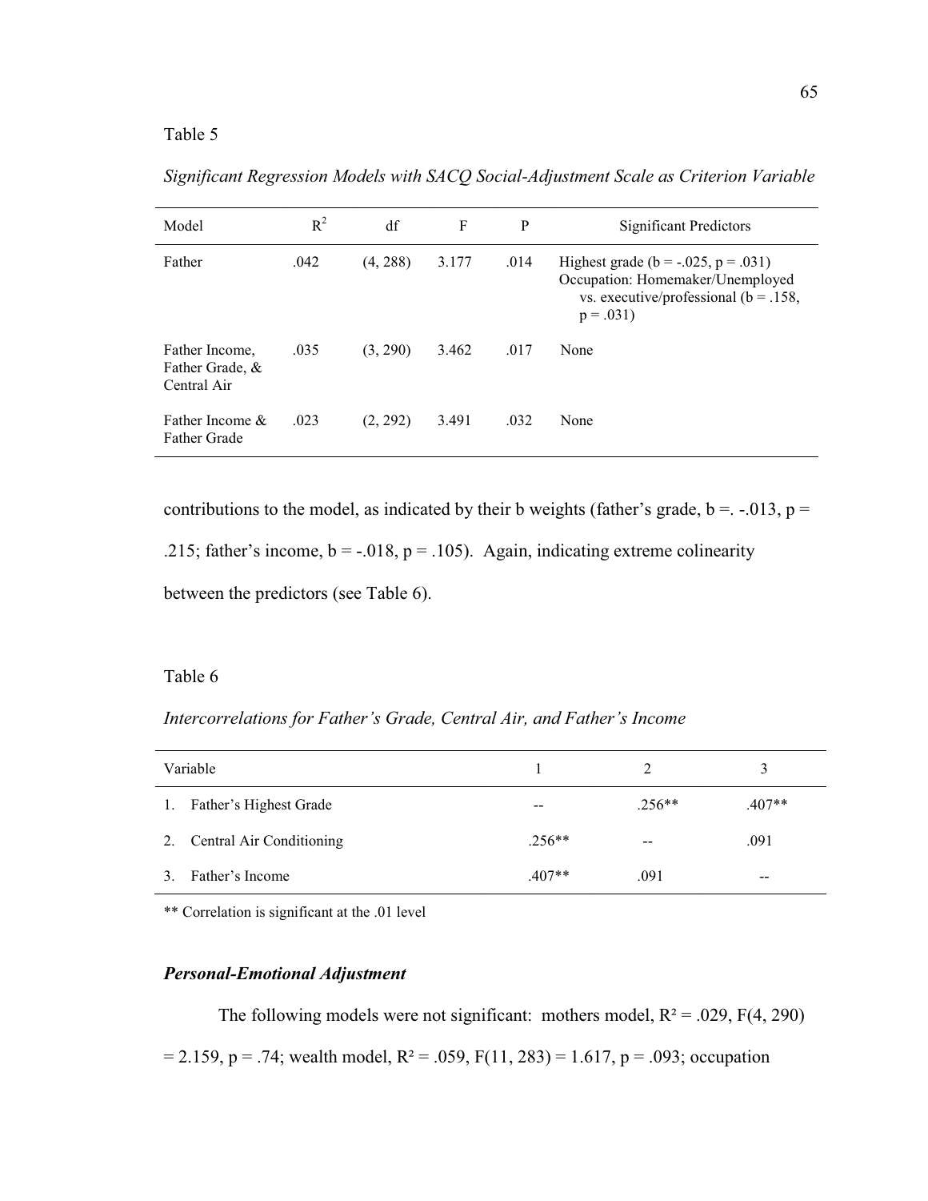Table 5

*Significant Regression Models with SACQ Social-Adjustment Scale as Criterion Variable*

| Model | $R^2$ | df | F | P | Significant Predictors |
|---|---|---|---|---|---|
| Father | .042 | (4, 288) | 3.177 | .014 | Highest grade (b = -.025, p = .031) Occupation: Homemaker/Unemployed vs. executive/professional (b = .158, p = .031) |
| Father Income, Father Grade, & Central Air | .035 | (3, 290) | 3.462 | .017 | None |
| Father Income & Father Grade | .023 | (2, 292) | 3.491 | .032 | None |

contributions to the model, as indicated by their b weights (father's grade, b =. -.013, p = .215; father's income, b = -.018, p = .105). Again, indicating extreme colinearity between the predictors (see Table 6).

Table 6

*Intercorrelations for Father's Grade, Central Air, and Father's Income*

| Variable | 1 | 2 | 3 |
|---|---|---|---|
| 1. Father's Highest Grade | -- | .256** | .407** |
| 2. Central Air Conditioning | .256** | -- | .091 |
| 3. Father's Income | .407** | .091 | -- |

** Correlation is significant at the .01 level

### *Personal-Emotional Adjustment*

The following models were not significant: mothers model, $R^2$ = .029, F(4, 290) = 2.159, p = .74; wealth model, $R^2$ = .059, F(11, 283) = 1.617, p = .093; occupation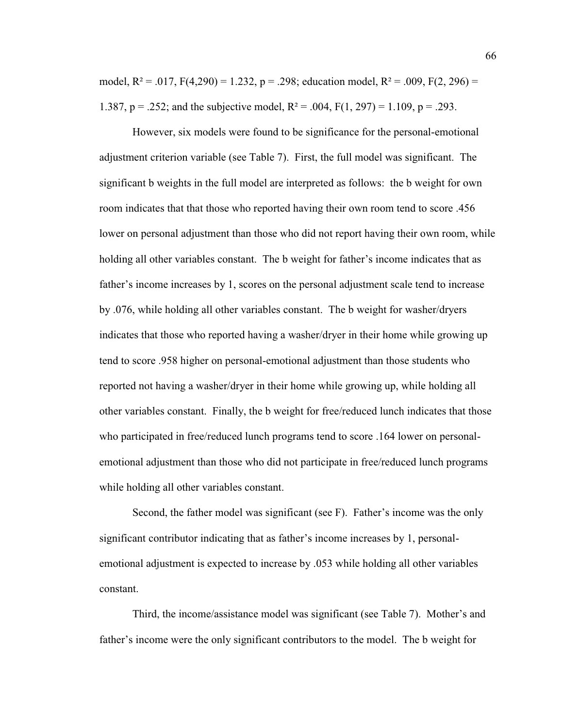model, $R^2 = .017$, $F(4,290) = 1.232$, $p = .298$; education model, $R^2 = .009$, $F(2, 296) = 1.387$, $p = .252$; and the subjective model, $R^2 = .004$, $F(1, 297) = 1.109$, $p = .293$.

However, six models were found to be significance for the personal-emotional adjustment criterion variable (see Table 7). First, the full model was significant. The significant b weights in the full model are interpreted as follows: the b weight for own room indicates that that those who reported having their own room tend to score .456 lower on personal adjustment than those who did not report having their own room, while holding all other variables constant. The b weight for father's income indicates that as father's income increases by 1, scores on the personal adjustment scale tend to increase by .076, while holding all other variables constant. The b weight for washer/dryers indicates that those who reported having a washer/dryer in their home while growing up tend to score .958 higher on personal-emotional adjustment than those students who reported not having a washer/dryer in their home while growing up, while holding all other variables constant. Finally, the b weight for free/reduced lunch indicates that those who participated in free/reduced lunch programs tend to score .164 lower on personal-emotional adjustment than those who did not participate in free/reduced lunch programs while holding all other variables constant.

Second, the father model was significant (see F). Father's income was the only significant contributor indicating that as father's income increases by 1, personal-emotional adjustment is expected to increase by .053 while holding all other variables constant.

Third, the income/assistance model was significant (see Table 7). Mother's and father's income were the only significant contributors to the model. The b weight for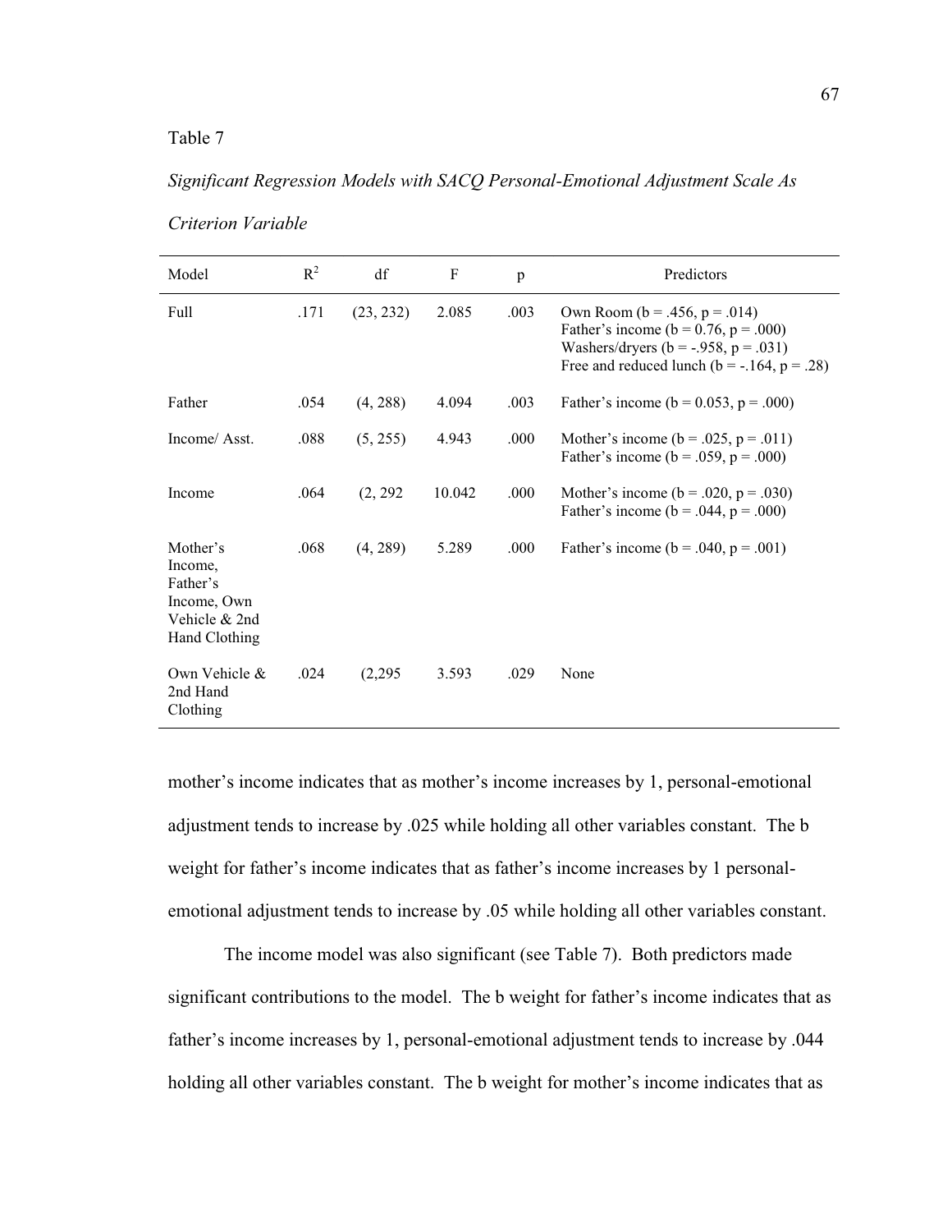Table 7

*Significant Regression Models with SACQ Personal-Emotional Adjustment Scale As Criterion Variable*

| Model | $R^2$ | df | F | p | Predictors |
|---|---|---|---|---|---|
| Full | .171 | (23, 232) | 2.085 | .003 | Own Room (b = .456, p = .014)<br>Father's income (b = 0.76, p = .000)<br>Washers/dryers (b = -.958, p = .031)<br>Free and reduced lunch (b = -.164, p = .28) |
| Father | .054 | (4, 288) | 4.094 | .003 | Father's income (b = 0.053, p = .000) |
| Income/ Asst. | .088 | (5, 255) | 4.943 | .000 | Mother's income (b = .025, p = .011)<br>Father's income (b = .059, p = .000) |
| Income | .064 | (2, 292 | 10.042 | .000 | Mother's income (b = .020, p = .030)<br>Father's income (b = .044, p = .000) |
| Mother's Income, Father's Income, Own Vehicle & 2nd Hand Clothing | .068 | (4, 289) | 5.289 | .000 | Father's income (b = .040, p = .001) |
| Own Vehicle & 2nd Hand Clothing | .024 | (2,295 | 3.593 | .029 | None |

mother's income indicates that as mother's income increases by 1, personal-emotional adjustment tends to increase by .025 while holding all other variables constant. The b weight for father's income indicates that as father's income increases by 1 personal-emotional adjustment tends to increase by .05 while holding all other variables constant.

The income model was also significant (see Table 7). Both predictors made significant contributions to the model. The b weight for father's income indicates that as father's income increases by 1, personal-emotional adjustment tends to increase by .044 holding all other variables constant. The b weight for mother's income indicates that as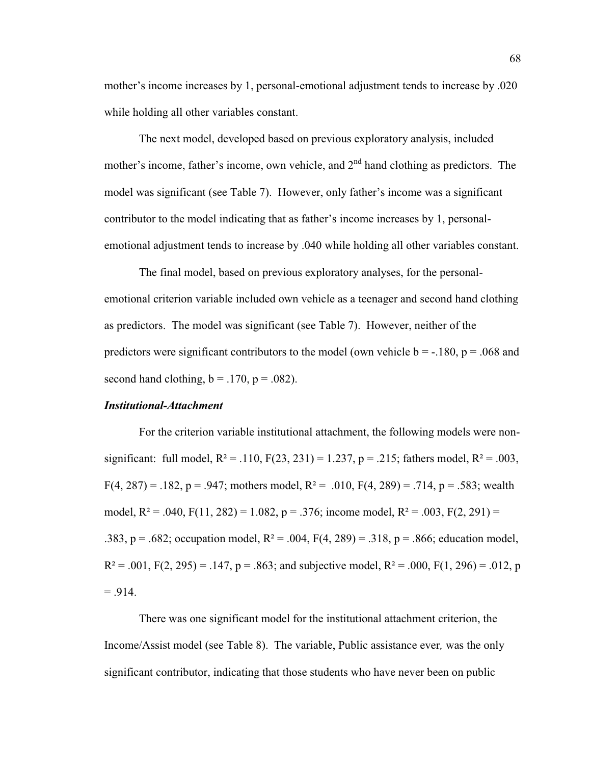mother's income increases by 1, personal-emotional adjustment tends to increase by .020 while holding all other variables constant.

The next model, developed based on previous exploratory analysis, included mother's income, father's income, own vehicle, and $2^{nd}$ hand clothing as predictors. The model was significant (see Table 7). However, only father's income was a significant contributor to the model indicating that as father's income increases by 1, personal-emotional adjustment tends to increase by .040 while holding all other variables constant.

The final model, based on previous exploratory analyses, for the personal-emotional criterion variable included own vehicle as a teenager and second hand clothing as predictors. The model was significant (see Table 7). However, neither of the predictors were significant contributors to the model (own vehicle $b = -.180$, $p = .068$ and second hand clothing, $b = .170$, $p = .082$).

***Institutional-Attachment***

For the criterion variable institutional attachment, the following models were non-significant: full model, $R^2 = .110$, $F(23, 231) = 1.237$, $p = .215$; fathers model, $R^2 = .003$, $F(4, 287) = .182$, $p = .947$; mothers model, $R^2 = .010$, $F(4, 289) = .714$, $p = .583$; wealth model, $R^2 = .040$, $F(11, 282) = 1.082$, $p = .376$; income model, $R^2 = .003$, $F(2, 291) = .383$, $p = .682$; occupation model, $R^2 = .004$, $F(4, 289) = .318$, $p = .866$; education model, $R^2 = .001$, $F(2, 295) = .147$, $p = .863$; and subjective model, $R^2 = .000$, $F(1, 296) = .012$, $p = .914$.

There was one significant model for the institutional attachment criterion, the Income/Assist model (see Table 8). The variable, Public assistance ever*,* was the only significant contributor, indicating that those students who have never been on public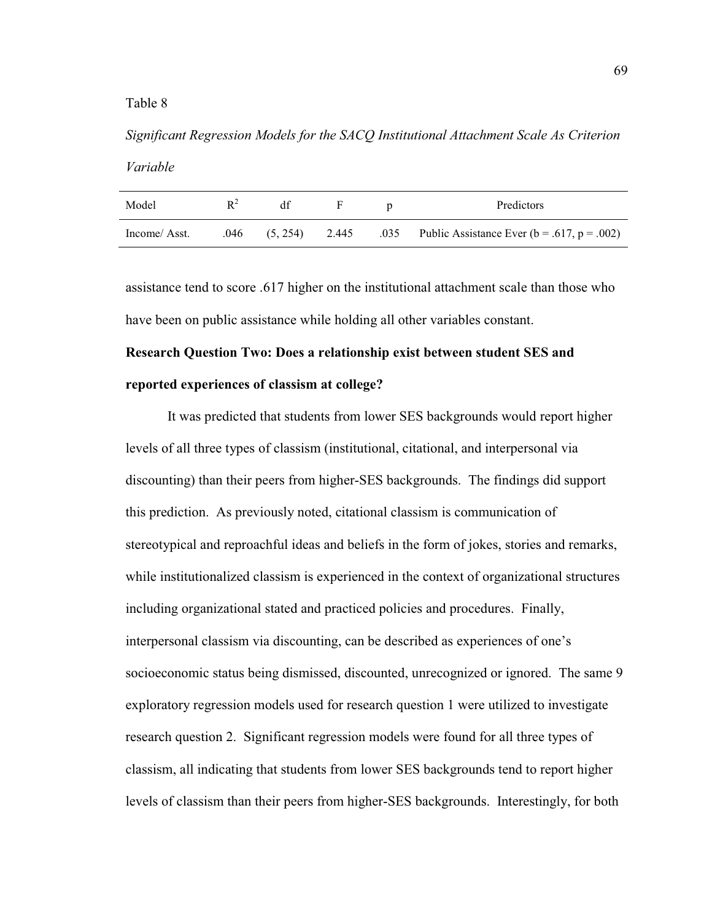Table 8

*Significant Regression Models for the SACQ Institutional Attachment Scale As Criterion Variable*

| Model | $R^2$ | df | F | p | Predictors |
|---|---|---|---|---|---|
| Income/ Asst. | .046 | (5, 254) | 2.445 | .035 | Public Assistance Ever (b = .617, p = .002) |

assistance tend to score .617 higher on the institutional attachment scale than those who have been on public assistance while holding all other variables constant.

**Research Question Two: Does a relationship exist between student SES and reported experiences of classism at college?**

It was predicted that students from lower SES backgrounds would report higher levels of all three types of classism (institutional, citational, and interpersonal via discounting) than their peers from higher-SES backgrounds. The findings did support this prediction. As previously noted, citational classism is communication of stereotypical and reproachful ideas and beliefs in the form of jokes, stories and remarks, while institutionalized classism is experienced in the context of organizational structures including organizational stated and practiced policies and procedures. Finally, interpersonal classism via discounting, can be described as experiences of one's socioeconomic status being dismissed, discounted, unrecognized or ignored. The same 9 exploratory regression models used for research question 1 were utilized to investigate research question 2. Significant regression models were found for all three types of classism, all indicating that students from lower SES backgrounds tend to report higher levels of classism than their peers from higher-SES backgrounds. Interestingly, for both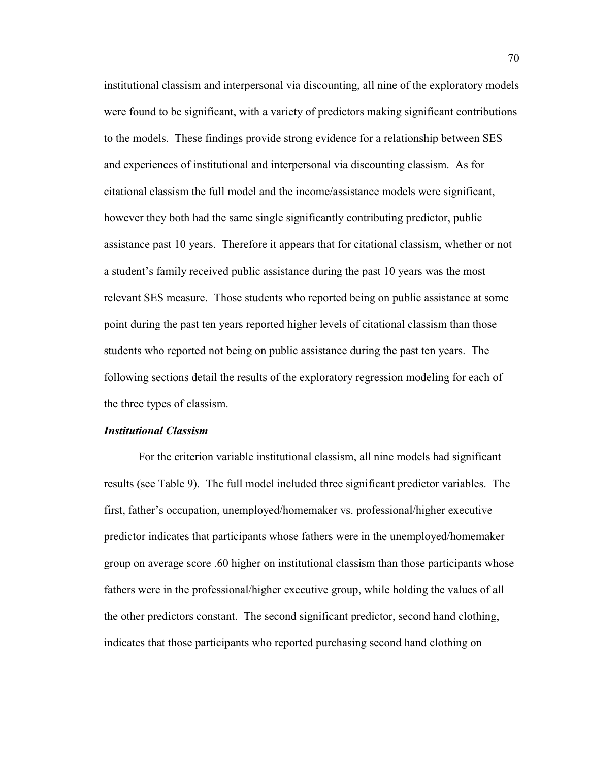institutional classism and interpersonal via discounting, all nine of the exploratory models were found to be significant, with a variety of predictors making significant contributions to the models. These findings provide strong evidence for a relationship between SES and experiences of institutional and interpersonal via discounting classism. As for citational classism the full model and the income/assistance models were significant, however they both had the same single significantly contributing predictor, public assistance past 10 years. Therefore it appears that for citational classism, whether or not a student's family received public assistance during the past 10 years was the most relevant SES measure. Those students who reported being on public assistance at some point during the past ten years reported higher levels of citational classism than those students who reported not being on public assistance during the past ten years. The following sections detail the results of the exploratory regression modeling for each of the three types of classism.

### *Institutional Classism*

For the criterion variable institutional classism, all nine models had significant results (see Table 9). The full model included three significant predictor variables. The first, father's occupation, unemployed/homemaker vs. professional/higher executive predictor indicates that participants whose fathers were in the unemployed/homemaker group on average score .60 higher on institutional classism than those participants whose fathers were in the professional/higher executive group, while holding the values of all the other predictors constant. The second significant predictor, second hand clothing, indicates that those participants who reported purchasing second hand clothing on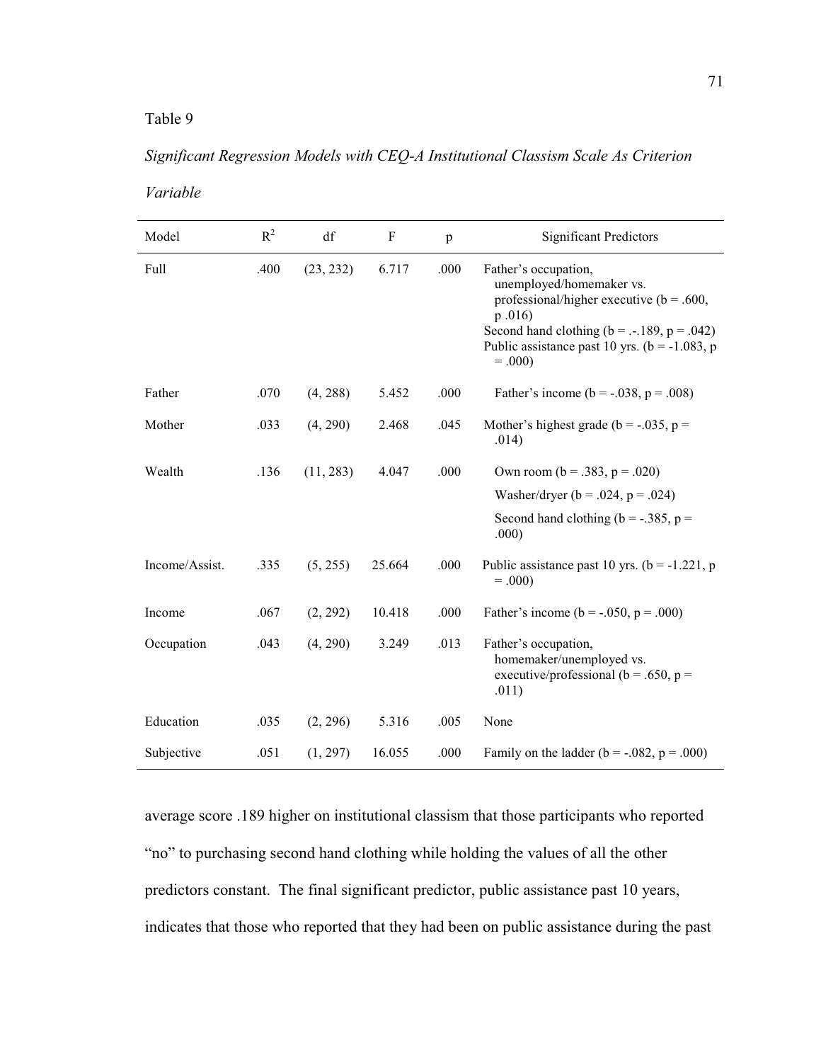Table 9

*Significant Regression Models with CEQ-A Institutional Classism Scale As Criterion Variable*

| Model | $R^2$ | df | F | p | Significant Predictors |
|---|---|---|---|---|---|
| Full | .400 | (23, 232) | 6.717 | .000 | Father's occupation, unemployed/homemaker vs. professional/higher executive (b = .600, p .016)<br>Second hand clothing (b = .-.189, p = .042)<br>Public assistance past 10 yrs. (b = -1.083, p = .000) |
| Father | .070 | (4, 288) | 5.452 | .000 | Father's income (b = -.038, p = .008) |
| Mother | .033 | (4, 290) | 2.468 | .045 | Mother's highest grade (b = -.035, p = .014) |
| Wealth | .136 | (11, 283) | 4.047 | .000 | Own room (b = .383, p = .020)<br>Washer/dryer (b = .024, p = .024)<br>Second hand clothing (b = -.385, p = .000) |
| Income/Assist. | .335 | (5, 255) | 25.664 | .000 | Public assistance past 10 yrs. (b = -1.221, p = .000) |
| Income | .067 | (2, 292) | 10.418 | .000 | Father's income (b = -.050, p = .000) |
| Occupation | .043 | (4, 290) | 3.249 | .013 | Father's occupation, homemaker/unemployed vs. executive/professional (b = .650, p = .011) |
| Education | .035 | (2, 296) | 5.316 | .005 | None |
| Subjective | .051 | (1, 297) | 16.055 | .000 | Family on the ladder (b = -.082, p = .000) |

average score .189 higher on institutional classism that those participants who reported "no" to purchasing second hand clothing while holding the values of all the other predictors constant. The final significant predictor, public assistance past 10 years, indicates that those who reported that they had been on public assistance during the past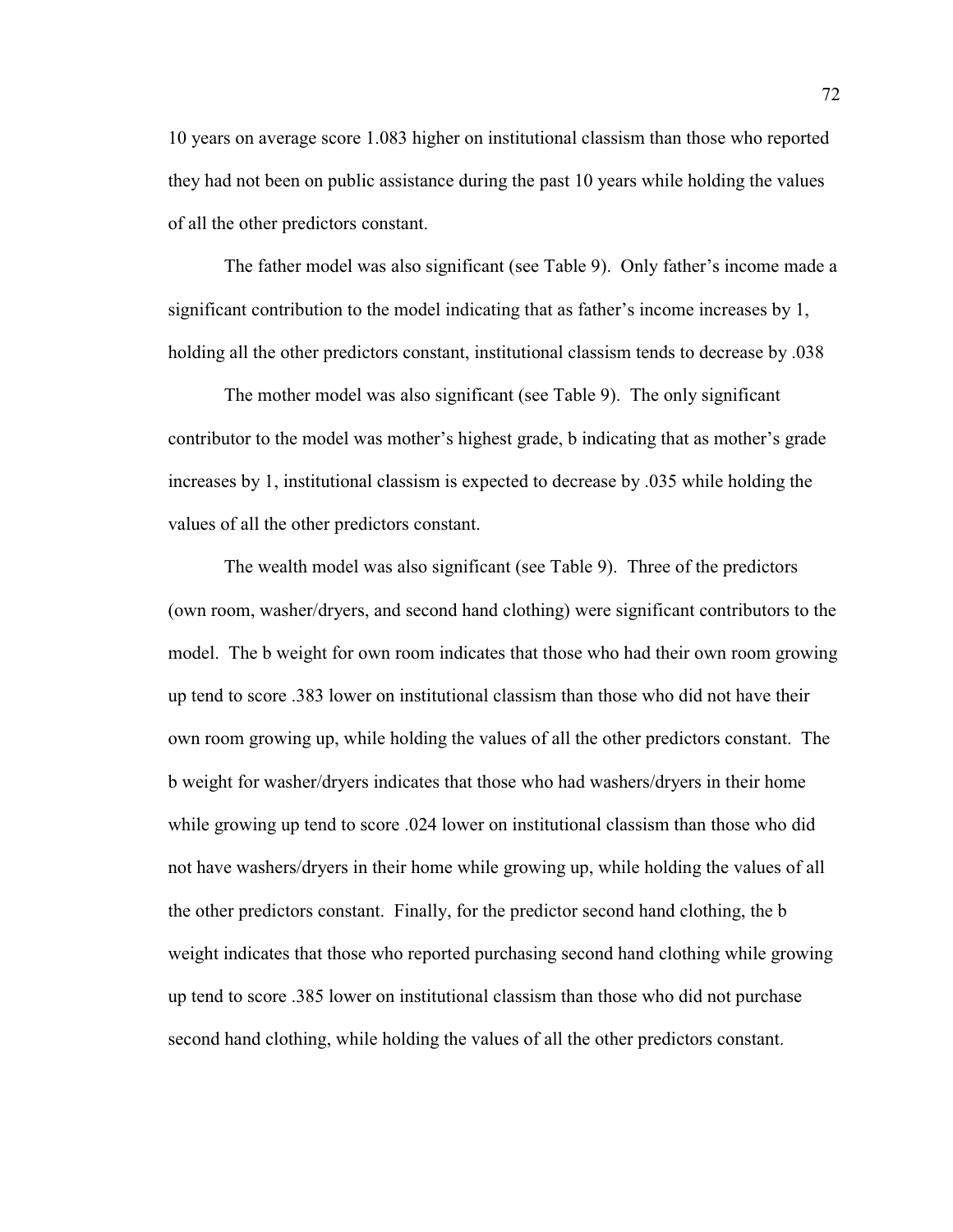10 years on average score 1.083 higher on institutional classism than those who reported they had not been on public assistance during the past 10 years while holding the values of all the other predictors constant.

The father model was also significant (see Table 9). Only father's income made a significant contribution to the model indicating that as father's income increases by 1, holding all the other predictors constant, institutional classism tends to decrease by .038

The mother model was also significant (see Table 9). The only significant contributor to the model was mother's highest grade, b indicating that as mother's grade increases by 1, institutional classism is expected to decrease by .035 while holding the values of all the other predictors constant.

The wealth model was also significant (see Table 9). Three of the predictors (own room, washer/dryers, and second hand clothing) were significant contributors to the model. The b weight for own room indicates that those who had their own room growing up tend to score .383 lower on institutional classism than those who did not have their own room growing up, while holding the values of all the other predictors constant. The b weight for washer/dryers indicates that those who had washers/dryers in their home while growing up tend to score .024 lower on institutional classism than those who did not have washers/dryers in their home while growing up, while holding the values of all the other predictors constant. Finally, for the predictor second hand clothing, the b weight indicates that those who reported purchasing second hand clothing while growing up tend to score .385 lower on institutional classism than those who did not purchase second hand clothing, while holding the values of all the other predictors constant.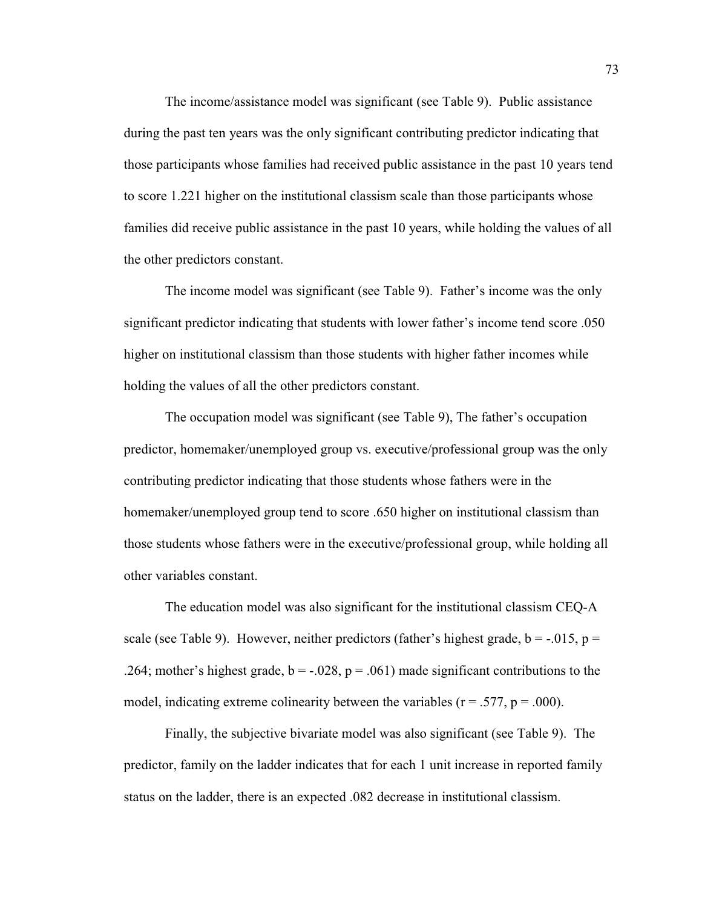The income/assistance model was significant (see Table 9). Public assistance during the past ten years was the only significant contributing predictor indicating that those participants whose families had received public assistance in the past 10 years tend to score 1.221 higher on the institutional classism scale than those participants whose families did receive public assistance in the past 10 years, while holding the values of all the other predictors constant.

The income model was significant (see Table 9). Father's income was the only significant predictor indicating that students with lower father's income tend score .050 higher on institutional classism than those students with higher father incomes while holding the values of all the other predictors constant.

The occupation model was significant (see Table 9), The father's occupation predictor, homemaker/unemployed group vs. executive/professional group was the only contributing predictor indicating that those students whose fathers were in the homemaker/unemployed group tend to score .650 higher on institutional classism than those students whose fathers were in the executive/professional group, while holding all other variables constant.

The education model was also significant for the institutional classism CEQ-A scale (see Table 9). However, neither predictors (father's highest grade, $b = -.015$, $p = .264$; mother's highest grade, $b = -.028$, $p = .061$) made significant contributions to the model, indicating extreme colinearity between the variables ($r = .577$, $p = .000$).

Finally, the subjective bivariate model was also significant (see Table 9). The predictor, family on the ladder indicates that for each 1 unit increase in reported family status on the ladder, there is an expected .082 decrease in institutional classism.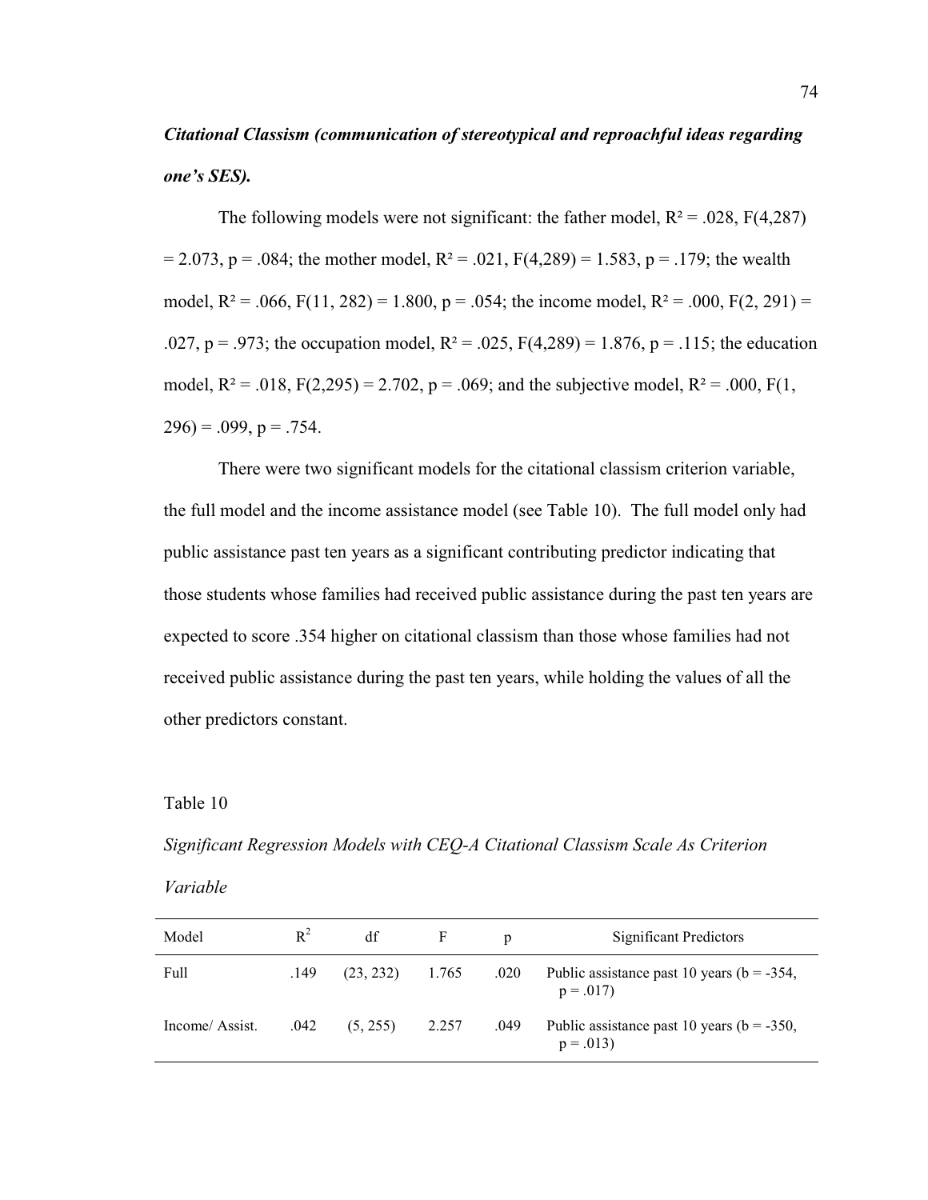***Citational Classism (communication of stereotypical and reproachful ideas regarding one's SES).***

The following models were not significant: the father model, $R^2 = .028$, $F(4,287) = 2.073$, $p = .084$; the mother model, $R^2 = .021$, $F(4,289) = 1.583$, $p = .179$; the wealth model, $R^2 = .066$, $F(11, 282) = 1.800$, $p = .054$; the income model, $R^2 = .000$, $F(2, 291) = .027$, $p = .973$; the occupation model, $R^2 = .025$, $F(4,289) = 1.876$, $p = .115$; the education model, $R^2 = .018$, $F(2,295) = 2.702$, $p = .069$; and the subjective model, $R^2 = .000$, $F(1, 296) = .099$, $p = .754$.

There were two significant models for the citational classism criterion variable, the full model and the income assistance model (see Table 10). The full model only had public assistance past ten years as a significant contributing predictor indicating that those students whose families had received public assistance during the past ten years are expected to score .354 higher on citational classism than those whose families had not received public assistance during the past ten years, while holding the values of all the other predictors constant.

Table 10

*Significant Regression Models with CEQ-A Citational Classism Scale As Criterion Variable*

| Model | $R^2$ | df | F | p | Significant Predictors |
|---|---|---|---|---|---|
| Full | .149 | (23, 232) | 1.765 | .020 | Public assistance past 10 years (b = -354, p = .017) |
| Income/ Assist. | .042 | (5, 255) | 2.257 | .049 | Public assistance past 10 years (b = -350, p = .013) |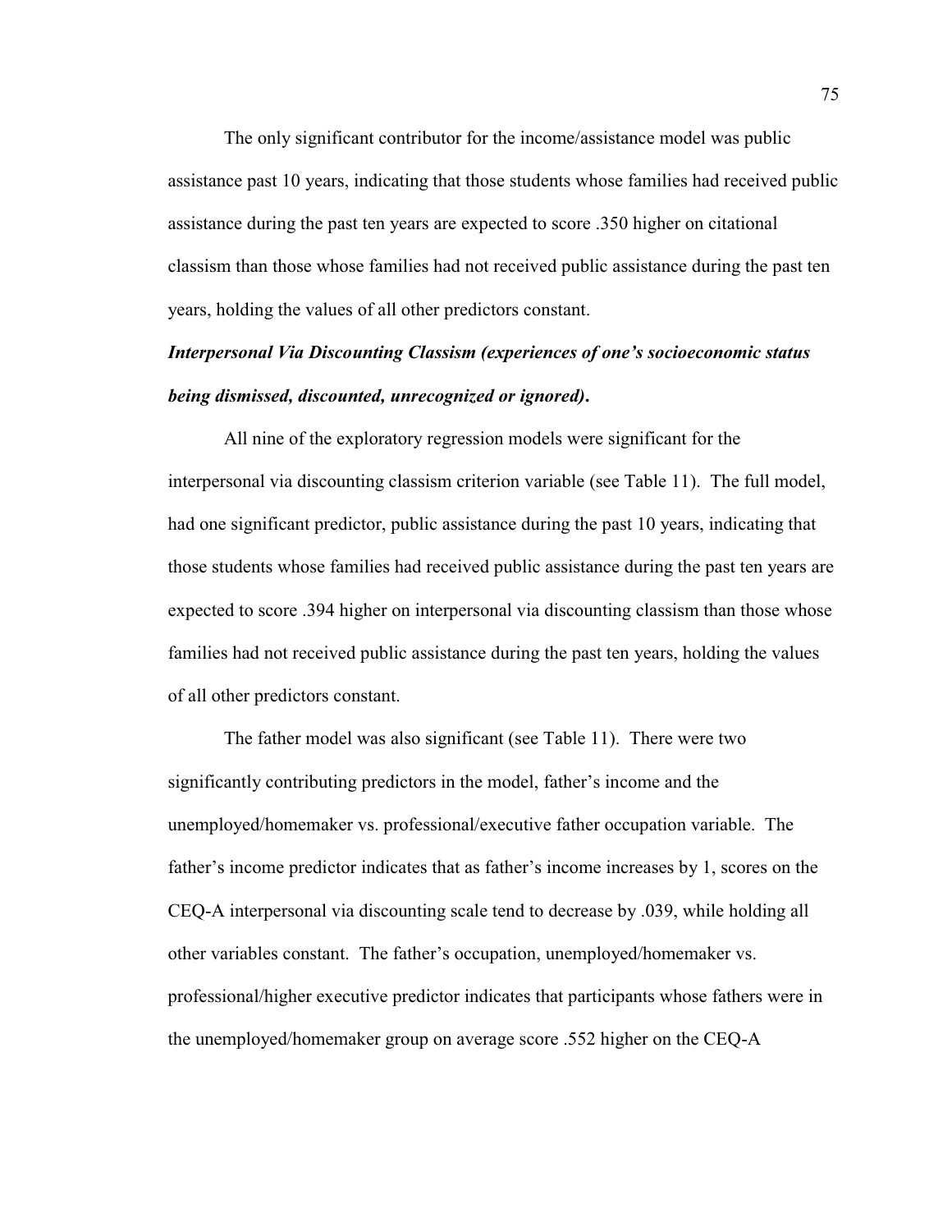The only significant contributor for the income/assistance model was public assistance past 10 years, indicating that those students whose families had received public assistance during the past ten years are expected to score .350 higher on citational classism than those whose families had not received public assistance during the past ten years, holding the values of all other predictors constant.

***Interpersonal Via Discounting Classism (experiences of one's socioeconomic status being dismissed, discounted, unrecognized or ignored).***

All nine of the exploratory regression models were significant for the interpersonal via discounting classism criterion variable (see Table 11). The full model, had one significant predictor, public assistance during the past 10 years, indicating that those students whose families had received public assistance during the past ten years are expected to score .394 higher on interpersonal via discounting classism than those whose families had not received public assistance during the past ten years, holding the values of all other predictors constant.

The father model was also significant (see Table 11). There were two significantly contributing predictors in the model, father's income and the unemployed/homemaker vs. professional/executive father occupation variable. The father's income predictor indicates that as father's income increases by 1, scores on the CEQ-A interpersonal via discounting scale tend to decrease by .039, while holding all other variables constant. The father's occupation, unemployed/homemaker vs. professional/higher executive predictor indicates that participants whose fathers were in the unemployed/homemaker group on average score .552 higher on the CEQ-A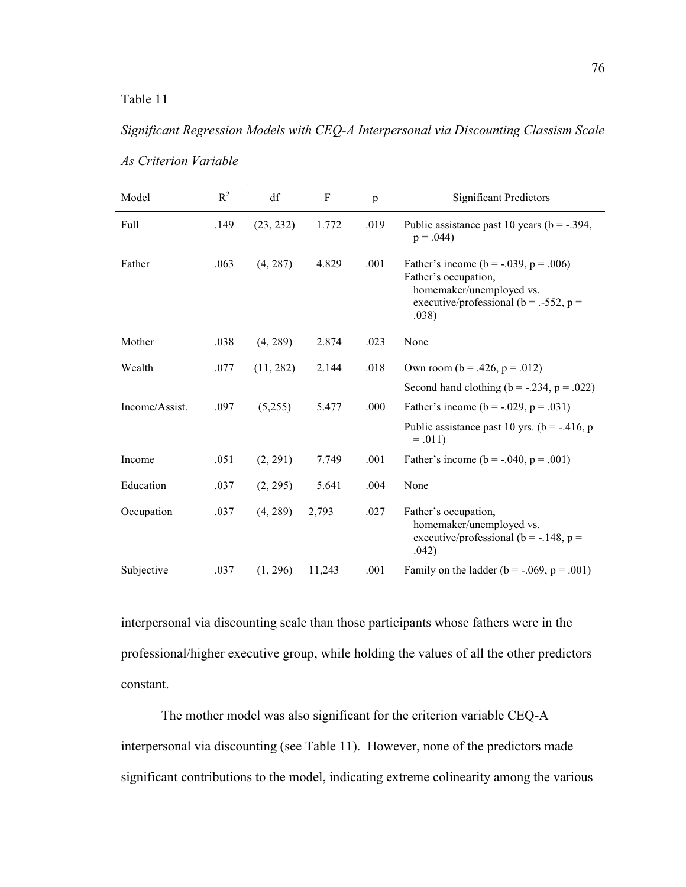Table 11

*Significant Regression Models with CEQ-A Interpersonal via Discounting Classism Scale As Criterion Variable*

| Model | $R^2$ | df | F | p | Significant Predictors |
|---|---|---|---|---|---|
| Full | .149 | (23, 232) | 1.772 | .019 | Public assistance past 10 years (b = -.394, p = .044) |
| Father | .063 | (4, 287) | 4.829 | .001 | Father's income (b = -.039, p = .006) Father's occupation, homemaker/unemployed vs. executive/professional (b = .-552, p = .038) |
| Mother | .038 | (4, 289) | 2.874 | .023 | None |
| Wealth | .077 | (11, 282) | 2.144 | .018 | Own room (b = .426, p = .012) Second hand clothing (b = -.234, p = .022) |
| Income/Assist. | .097 | (5,255) | 5.477 | .000 | Father's income (b = -.029, p = .031) Public assistance past 10 yrs. (b = -.416, p = .011) |
| Income | .051 | (2, 291) | 7.749 | .001 | Father's income (b = -.040, p = .001) |
| Education | .037 | (2, 295) | 5.641 | .004 | None |
| Occupation | .037 | (4, 289) | 2,793 | .027 | Father's occupation, homemaker/unemployed vs. executive/professional (b = -.148, p = .042) |
| Subjective | .037 | (1, 296) | 11,243 | .001 | Family on the ladder (b = -.069, p = .001) |

interpersonal via discounting scale than those participants whose fathers were in the professional/higher executive group, while holding the values of all the other predictors constant.

The mother model was also significant for the criterion variable CEQ-A interpersonal via discounting (see Table 11). However, none of the predictors made significant contributions to the model, indicating extreme colinearity among the various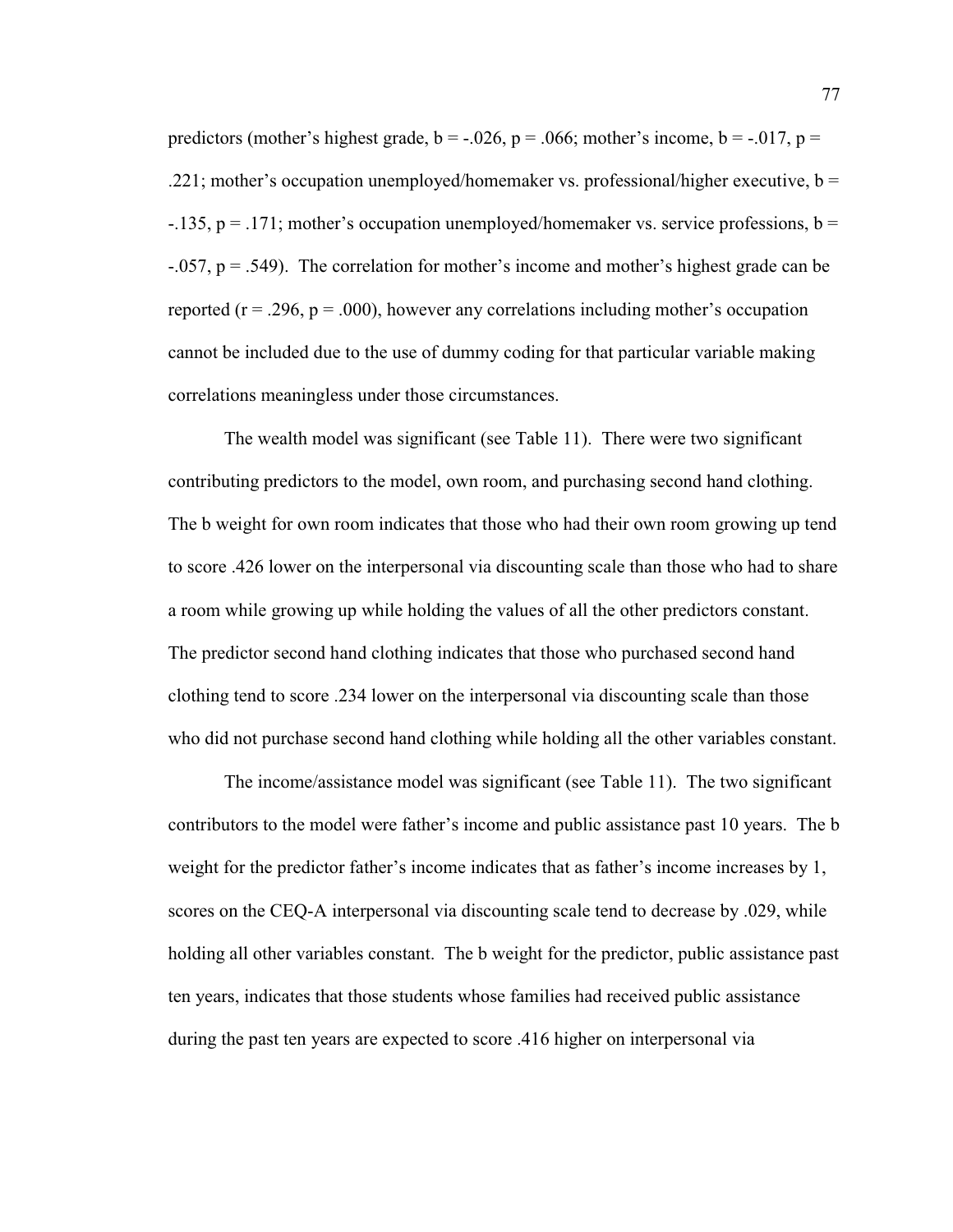predictors (mother's highest grade, $b = -.026$, $p = .066$; mother's income, $b = -.017$, $p = .221$; mother's occupation unemployed/homemaker vs. professional/higher executive, $b = -.135$, $p = .171$; mother's occupation unemployed/homemaker vs. service professions, $b = -.057$, $p = .549$). The correlation for mother's income and mother's highest grade can be reported ($r = .296$, $p = .000$), however any correlations including mother's occupation cannot be included due to the use of dummy coding for that particular variable making correlations meaningless under those circumstances.

The wealth model was significant (see Table 11). There were two significant contributing predictors to the model, own room, and purchasing second hand clothing. The b weight for own room indicates that those who had their own room growing up tend to score .426 lower on the interpersonal via discounting scale than those who had to share a room while growing up while holding the values of all the other predictors constant. The predictor second hand clothing indicates that those who purchased second hand clothing tend to score .234 lower on the interpersonal via discounting scale than those who did not purchase second hand clothing while holding all the other variables constant.

The income/assistance model was significant (see Table 11). The two significant contributors to the model were father's income and public assistance past 10 years. The b weight for the predictor father's income indicates that as father's income increases by 1, scores on the CEQ-A interpersonal via discounting scale tend to decrease by .029, while holding all other variables constant. The b weight for the predictor, public assistance past ten years, indicates that those students whose families had received public assistance during the past ten years are expected to score .416 higher on interpersonal via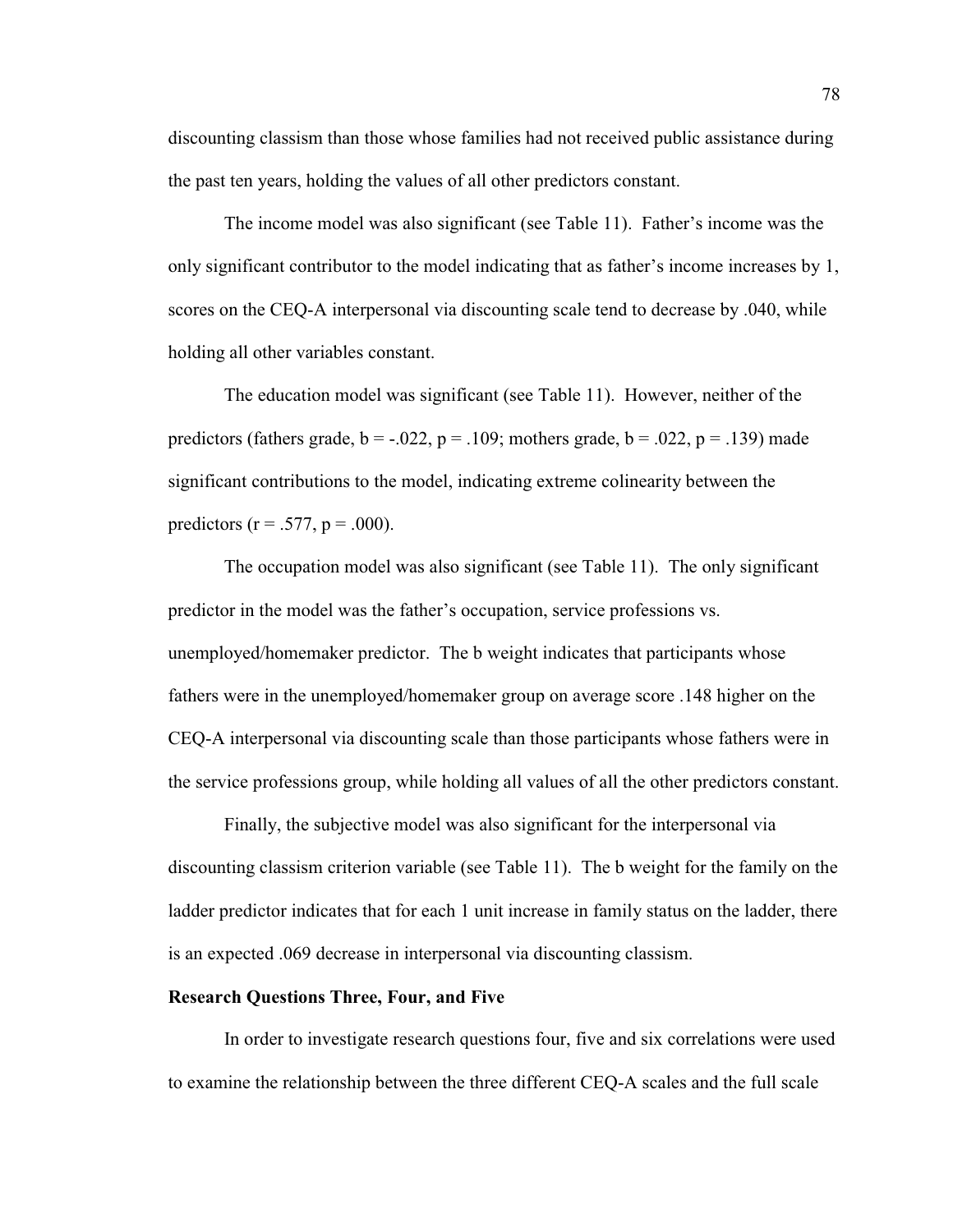discounting classism than those whose families had not received public assistance during the past ten years, holding the values of all other predictors constant.

The income model was also significant (see Table 11). Father's income was the only significant contributor to the model indicating that as father's income increases by 1, scores on the CEQ-A interpersonal via discounting scale tend to decrease by .040, while holding all other variables constant.

The education model was significant (see Table 11). However, neither of the predictors (fathers grade, $b = -.022$, $p = .109$; mothers grade, $b = .022$, $p = .139$) made significant contributions to the model, indicating extreme colinearity between the predictors ($r = .577$, $p = .000$).

The occupation model was also significant (see Table 11). The only significant predictor in the model was the father's occupation, service professions vs. unemployed/homemaker predictor. The b weight indicates that participants whose fathers were in the unemployed/homemaker group on average score .148 higher on the CEQ-A interpersonal via discounting scale than those participants whose fathers were in the service professions group, while holding all values of all the other predictors constant.

Finally, the subjective model was also significant for the interpersonal via discounting classism criterion variable (see Table 11). The b weight for the family on the ladder predictor indicates that for each 1 unit increase in family status on the ladder, there is an expected .069 decrease in interpersonal via discounting classism.

**Research Questions Three, Four, and Five**

In order to investigate research questions four, five and six correlations were used to examine the relationship between the three different CEQ-A scales and the full scale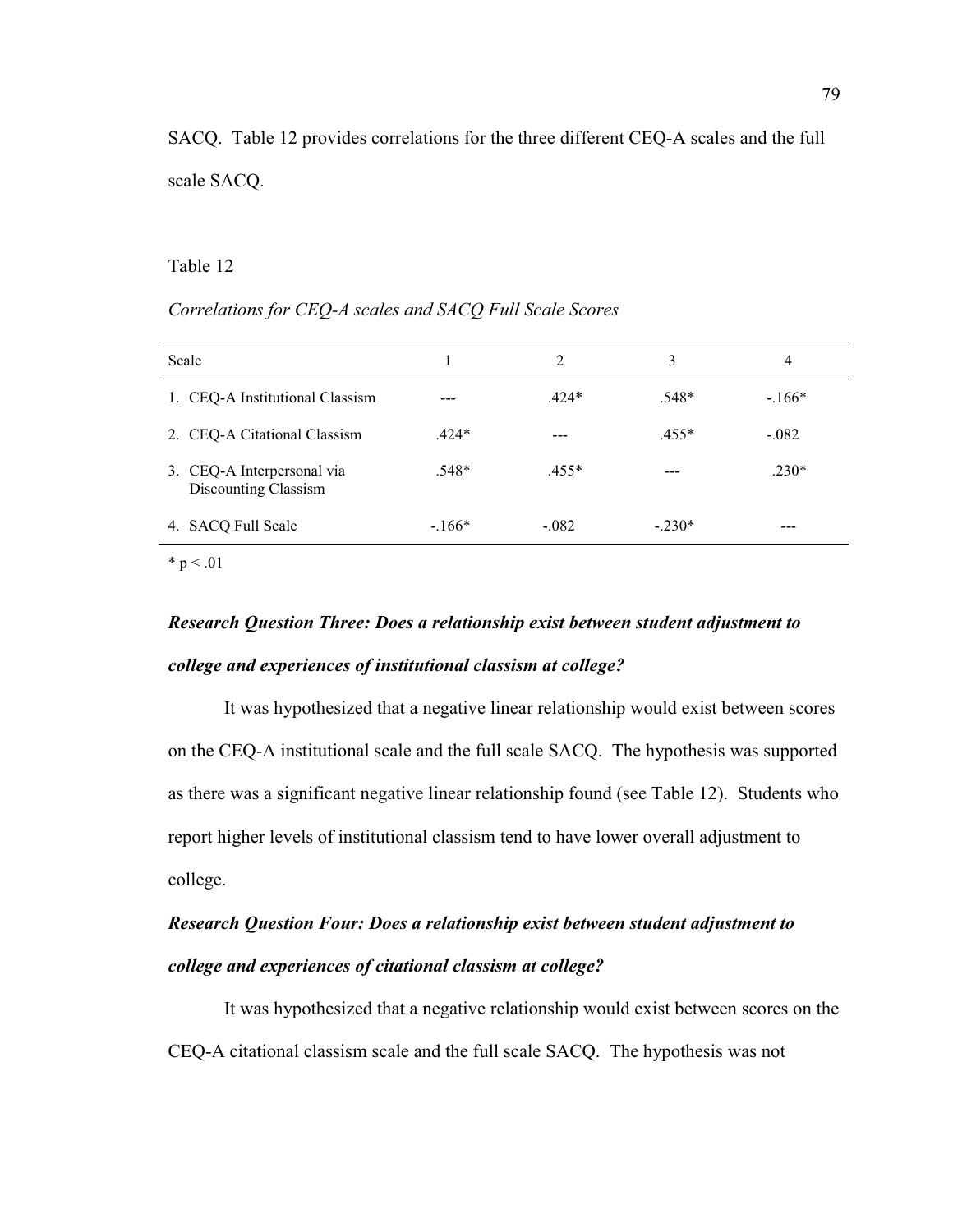SACQ. Table 12 provides correlations for the three different CEQ-A scales and the full scale SACQ.

Table 12

*Correlations for CEQ-A scales and SACQ Full Scale Scores*

| Scale | 1 | 2 | 3 | 4 |
|---|---|---|---|---|
| 1. CEQ-A Institutional Classism | --- | .424* | .548* | -.166* |
| 2. CEQ-A Citational Classism | .424* | --- | .455* | -.082 |
| 3. CEQ-A Interpersonal via Discounting Classism | .548* | .455* | --- | .230* |
| 4. SACQ Full Scale | -.166* | -.082 | -.230* | --- |

* $p < .01$

***Research Question Three: Does a relationship exist between student adjustment to college and experiences of institutional classism at college?***

It was hypothesized that a negative linear relationship would exist between scores on the CEQ-A institutional scale and the full scale SACQ. The hypothesis was supported as there was a significant negative linear relationship found (see Table 12). Students who report higher levels of institutional classism tend to have lower overall adjustment to college.

***Research Question Four: Does a relationship exist between student adjustment to college and experiences of citational classism at college?***

It was hypothesized that a negative relationship would exist between scores on the CEQ-A citational classism scale and the full scale SACQ. The hypothesis was not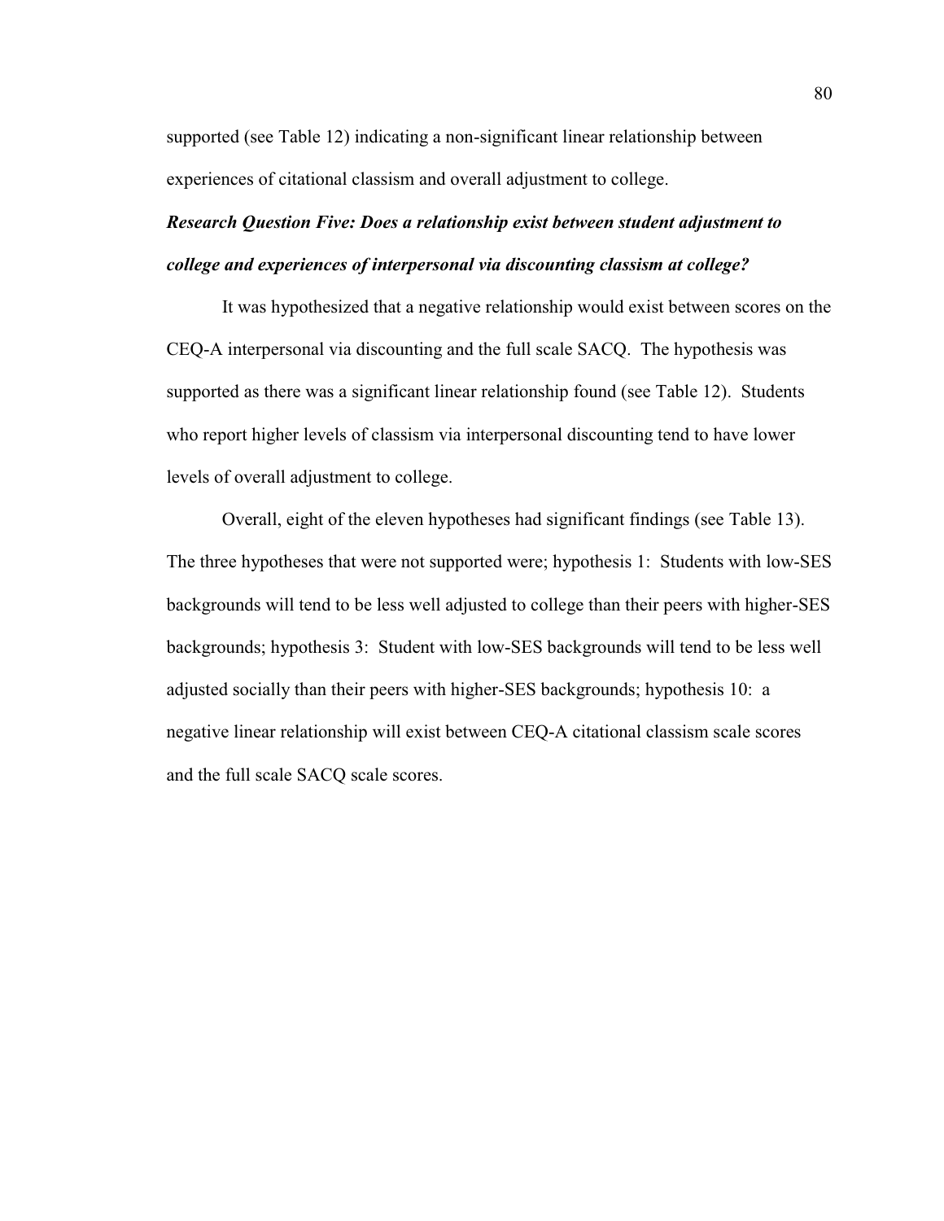supported (see Table 12) indicating a non-significant linear relationship between experiences of citational classism and overall adjustment to college.

***Research Question Five: Does a relationship exist between student adjustment to college and experiences of interpersonal via discounting classism at college?***

It was hypothesized that a negative relationship would exist between scores on the CEQ-A interpersonal via discounting and the full scale SACQ. The hypothesis was supported as there was a significant linear relationship found (see Table 12). Students who report higher levels of classism via interpersonal discounting tend to have lower levels of overall adjustment to college.

Overall, eight of the eleven hypotheses had significant findings (see Table 13). The three hypotheses that were not supported were; hypothesis 1: Students with low-SES backgrounds will tend to be less well adjusted to college than their peers with higher-SES backgrounds; hypothesis 3: Student with low-SES backgrounds will tend to be less well adjusted socially than their peers with higher-SES backgrounds; hypothesis 10: a negative linear relationship will exist between CEQ-A citational classism scale scores and the full scale SACQ scale scores.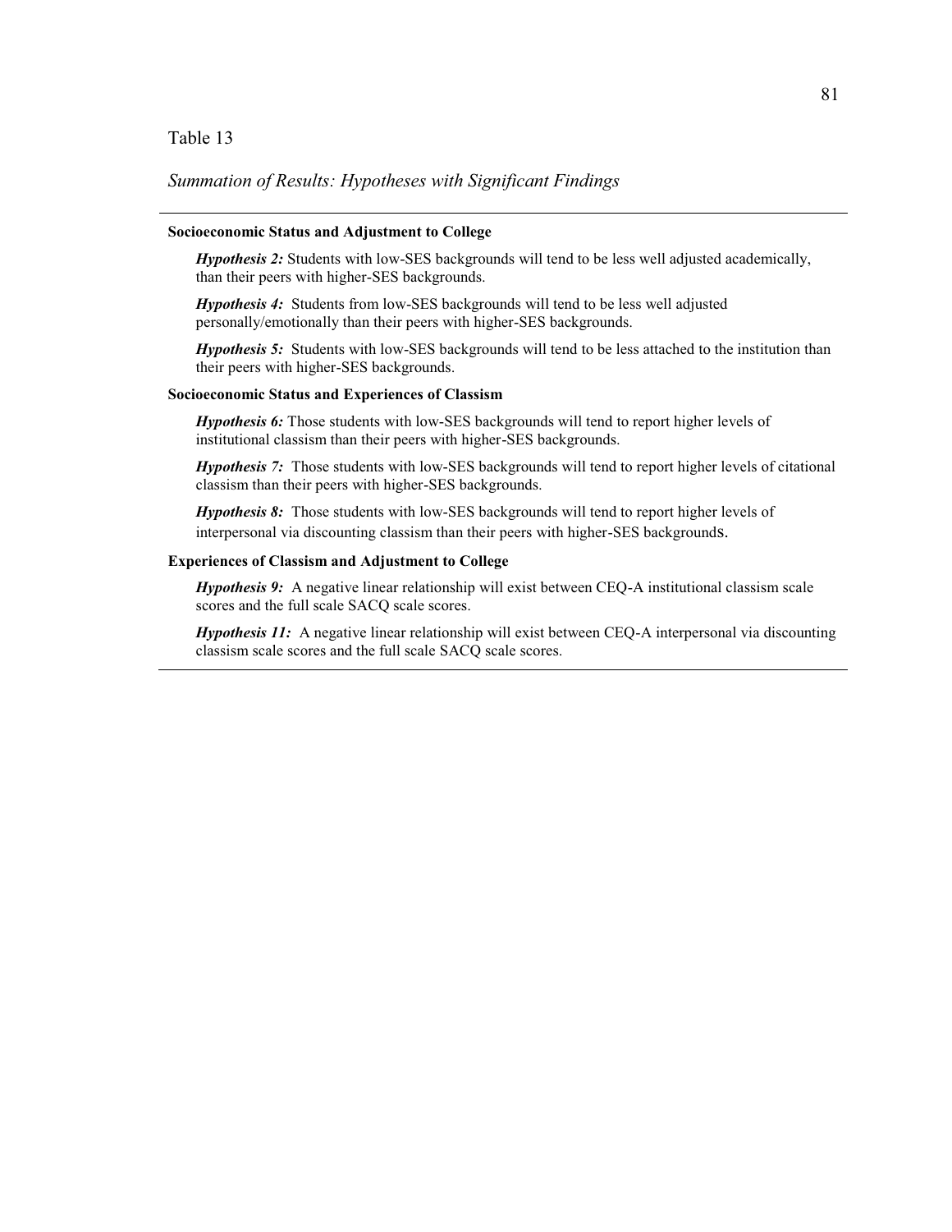Table 13

*Summation of Results: Hypotheses with Significant Findings*

**Socioeconomic Status and Adjustment to College**

***Hypothesis 2:*** Students with low-SES backgrounds will tend to be less well adjusted academically, than their peers with higher-SES backgrounds.

***Hypothesis 4:*** Students from low-SES backgrounds will tend to be less well adjusted personally/emotionally than their peers with higher-SES backgrounds.

***Hypothesis 5:*** Students with low-SES backgrounds will tend to be less attached to the institution than their peers with higher-SES backgrounds.

**Socioeconomic Status and Experiences of Classism**

***Hypothesis 6:*** Those students with low-SES backgrounds will tend to report higher levels of institutional classism than their peers with higher-SES backgrounds.

***Hypothesis 7:*** Those students with low-SES backgrounds will tend to report higher levels of citational classism than their peers with higher-SES backgrounds.

***Hypothesis 8:*** Those students with low-SES backgrounds will tend to report higher levels of interpersonal via discounting classism than their peers with higher-SES backgrounds.

**Experiences of Classism and Adjustment to College**

***Hypothesis 9:*** A negative linear relationship will exist between CEQ-A institutional classism scale scores and the full scale SACQ scale scores.

***Hypothesis 11:*** A negative linear relationship will exist between CEQ-A interpersonal via discounting classism scale scores and the full scale SACQ scale scores.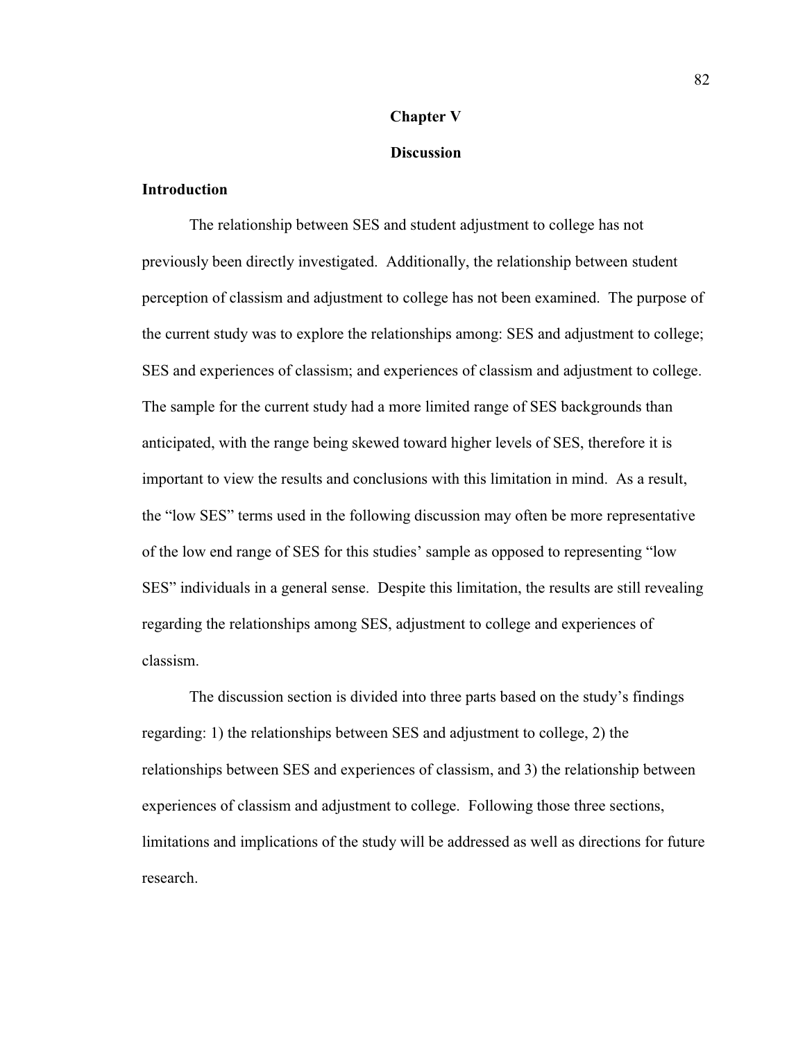# Chapter V

# Discussion

## Introduction

The relationship between SES and student adjustment to college has not previously been directly investigated. Additionally, the relationship between student perception of classism and adjustment to college has not been examined. The purpose of the current study was to explore the relationships among: SES and adjustment to college; SES and experiences of classism; and experiences of classism and adjustment to college. The sample for the current study had a more limited range of SES backgrounds than anticipated, with the range being skewed toward higher levels of SES, therefore it is important to view the results and conclusions with this limitation in mind. As a result, the "low SES" terms used in the following discussion may often be more representative of the low end range of SES for this studies' sample as opposed to representing "low SES" individuals in a general sense. Despite this limitation, the results are still revealing regarding the relationships among SES, adjustment to college and experiences of classism.

The discussion section is divided into three parts based on the study's findings regarding: 1) the relationships between SES and adjustment to college, 2) the relationships between SES and experiences of classism, and 3) the relationship between experiences of classism and adjustment to college. Following those three sections, limitations and implications of the study will be addressed as well as directions for future research.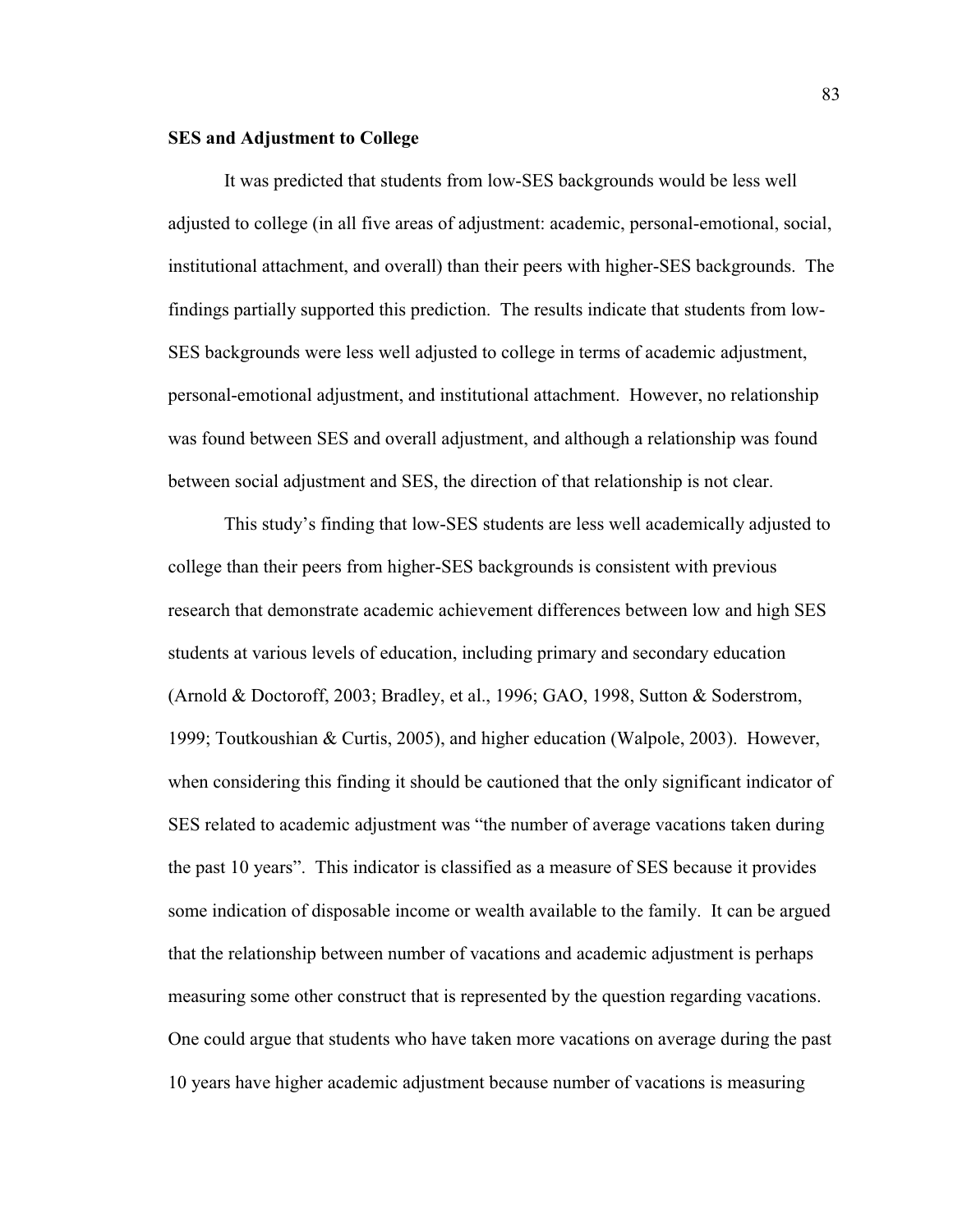**SES and Adjustment to College**

It was predicted that students from low-SES backgrounds would be less well adjusted to college (in all five areas of adjustment: academic, personal-emotional, social, institutional attachment, and overall) than their peers with higher-SES backgrounds. The findings partially supported this prediction. The results indicate that students from low-SES backgrounds were less well adjusted to college in terms of academic adjustment, personal-emotional adjustment, and institutional attachment. However, no relationship was found between SES and overall adjustment, and although a relationship was found between social adjustment and SES, the direction of that relationship is not clear.

This study's finding that low-SES students are less well academically adjusted to college than their peers from higher-SES backgrounds is consistent with previous research that demonstrate academic achievement differences between low and high SES students at various levels of education, including primary and secondary education (Arnold & Doctoroff, 2003; Bradley, et al., 1996; GAO, 1998, Sutton & Soderstrom, 1999; Toutkoushian & Curtis, 2005), and higher education (Walpole, 2003). However, when considering this finding it should be cautioned that the only significant indicator of SES related to academic adjustment was "the number of average vacations taken during the past 10 years". This indicator is classified as a measure of SES because it provides some indication of disposable income or wealth available to the family. It can be argued that the relationship between number of vacations and academic adjustment is perhaps measuring some other construct that is represented by the question regarding vacations. One could argue that students who have taken more vacations on average during the past 10 years have higher academic adjustment because number of vacations is measuring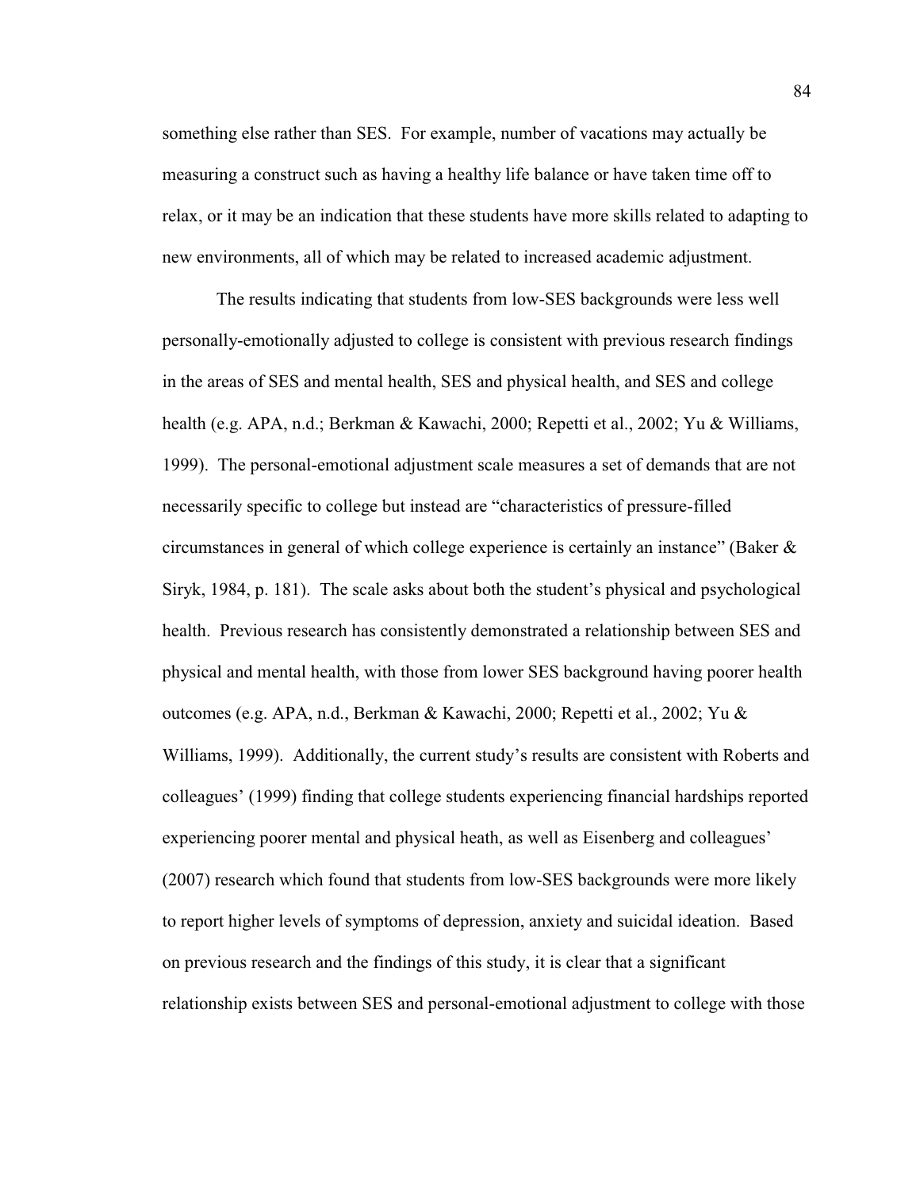something else rather than SES. For example, number of vacations may actually be measuring a construct such as having a healthy life balance or have taken time off to relax, or it may be an indication that these students have more skills related to adapting to new environments, all of which may be related to increased academic adjustment.

The results indicating that students from low-SES backgrounds were less well personally-emotionally adjusted to college is consistent with previous research findings in the areas of SES and mental health, SES and physical health, and SES and college health (e.g. APA, n.d.; Berkman & Kawachi, 2000; Repetti et al., 2002; Yu & Williams, 1999). The personal-emotional adjustment scale measures a set of demands that are not necessarily specific to college but instead are "characteristics of pressure-filled circumstances in general of which college experience is certainly an instance" (Baker & Siryk, 1984, p. 181). The scale asks about both the student's physical and psychological health. Previous research has consistently demonstrated a relationship between SES and physical and mental health, with those from lower SES background having poorer health outcomes (e.g. APA, n.d., Berkman & Kawachi, 2000; Repetti et al., 2002; Yu & Williams, 1999). Additionally, the current study's results are consistent with Roberts and colleagues' (1999) finding that college students experiencing financial hardships reported experiencing poorer mental and physical heath, as well as Eisenberg and colleagues' (2007) research which found that students from low-SES backgrounds were more likely to report higher levels of symptoms of depression, anxiety and suicidal ideation. Based on previous research and the findings of this study, it is clear that a significant relationship exists between SES and personal-emotional adjustment to college with those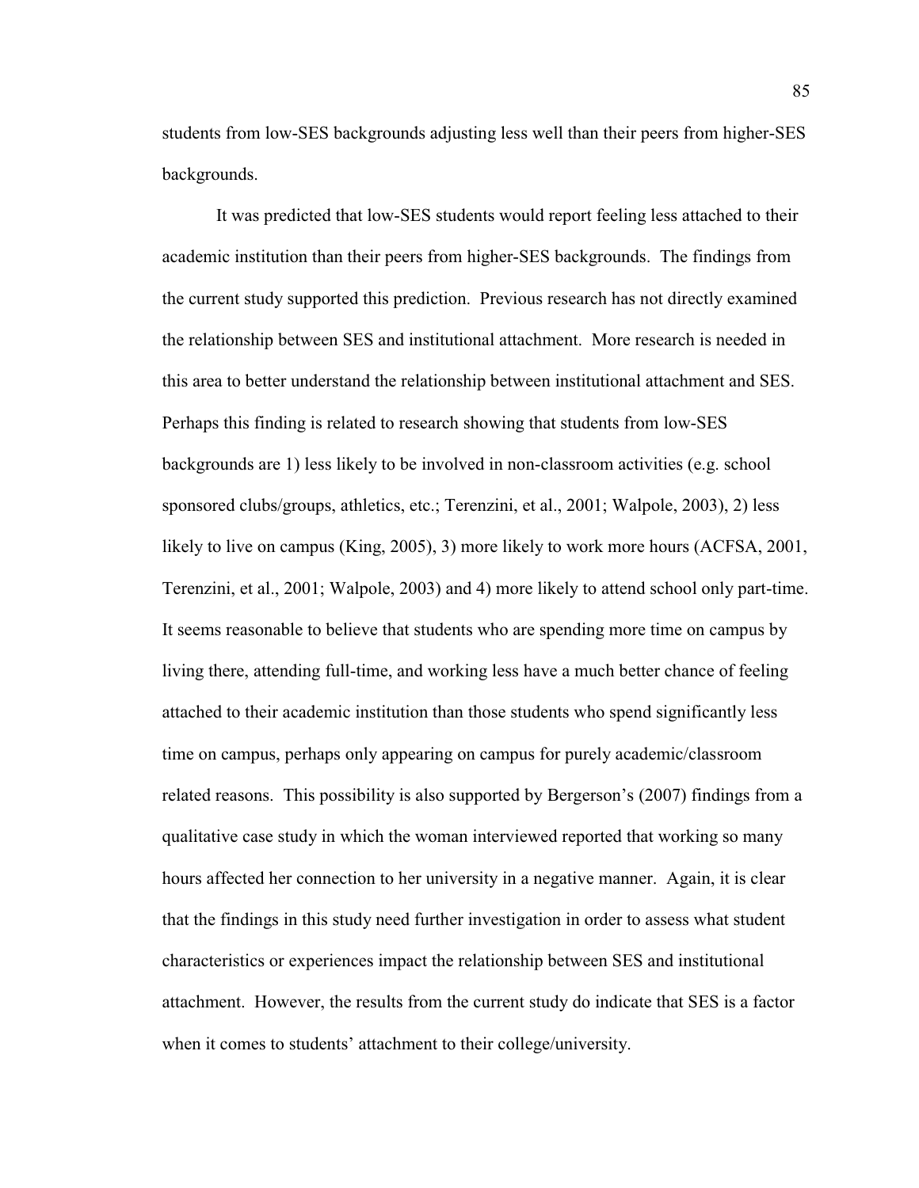students from low-SES backgrounds adjusting less well than their peers from higher-SES backgrounds.

It was predicted that low-SES students would report feeling less attached to their academic institution than their peers from higher-SES backgrounds. The findings from the current study supported this prediction. Previous research has not directly examined the relationship between SES and institutional attachment. More research is needed in this area to better understand the relationship between institutional attachment and SES. Perhaps this finding is related to research showing that students from low-SES backgrounds are 1) less likely to be involved in non-classroom activities (e.g. school sponsored clubs/groups, athletics, etc.; Terenzini, et al., 2001; Walpole, 2003), 2) less likely to live on campus (King, 2005), 3) more likely to work more hours (ACFSA, 2001, Terenzini, et al., 2001; Walpole, 2003) and 4) more likely to attend school only part-time. It seems reasonable to believe that students who are spending more time on campus by living there, attending full-time, and working less have a much better chance of feeling attached to their academic institution than those students who spend significantly less time on campus, perhaps only appearing on campus for purely academic/classroom related reasons. This possibility is also supported by Bergerson's (2007) findings from a qualitative case study in which the woman interviewed reported that working so many hours affected her connection to her university in a negative manner. Again, it is clear that the findings in this study need further investigation in order to assess what student characteristics or experiences impact the relationship between SES and institutional attachment. However, the results from the current study do indicate that SES is a factor when it comes to students' attachment to their college/university.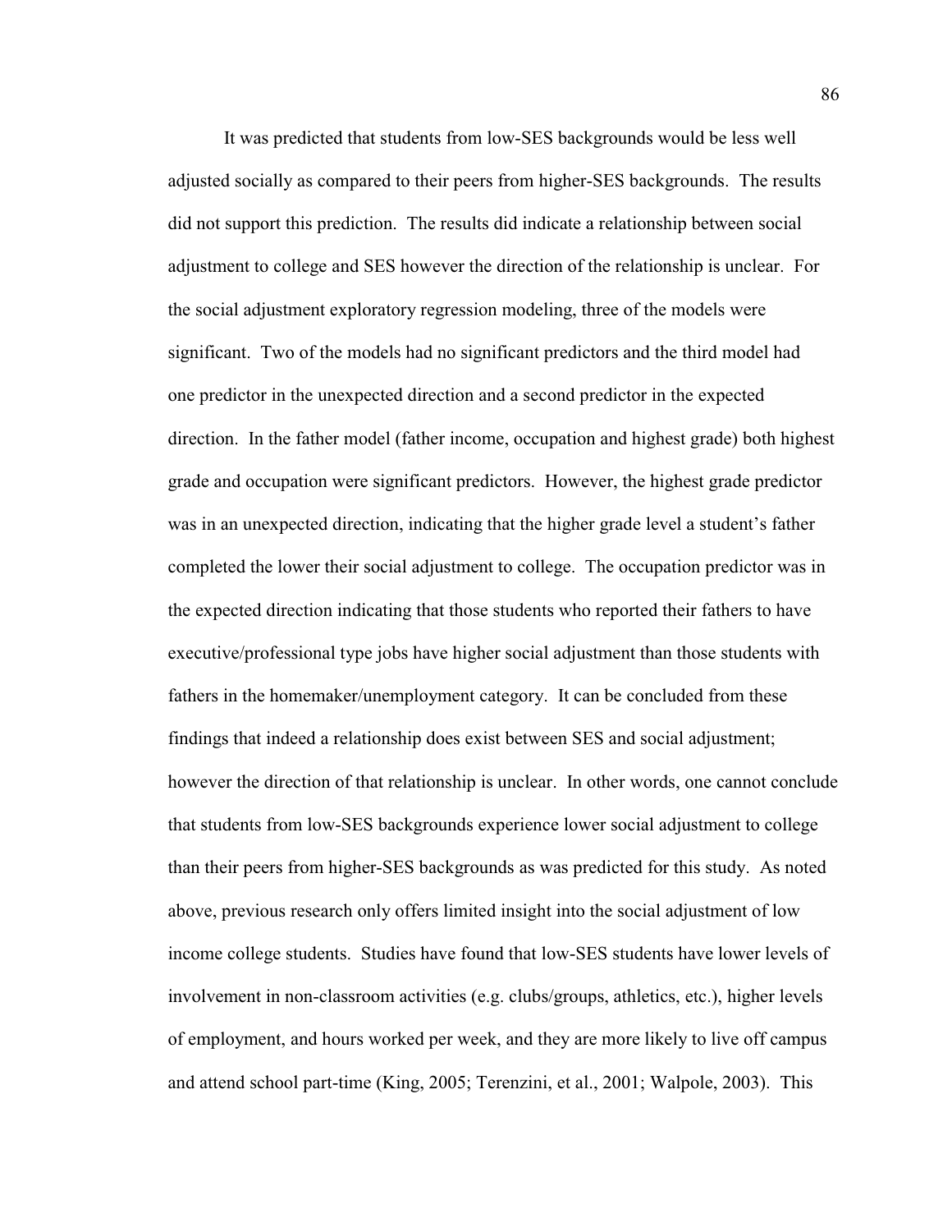It was predicted that students from low-SES backgrounds would be less well adjusted socially as compared to their peers from higher-SES backgrounds. The results did not support this prediction. The results did indicate a relationship between social adjustment to college and SES however the direction of the relationship is unclear. For the social adjustment exploratory regression modeling, three of the models were significant. Two of the models had no significant predictors and the third model had one predictor in the unexpected direction and a second predictor in the expected direction. In the father model (father income, occupation and highest grade) both highest grade and occupation were significant predictors. However, the highest grade predictor was in an unexpected direction, indicating that the higher grade level a student's father completed the lower their social adjustment to college. The occupation predictor was in the expected direction indicating that those students who reported their fathers to have executive/professional type jobs have higher social adjustment than those students with fathers in the homemaker/unemployment category. It can be concluded from these findings that indeed a relationship does exist between SES and social adjustment; however the direction of that relationship is unclear. In other words, one cannot conclude that students from low-SES backgrounds experience lower social adjustment to college than their peers from higher-SES backgrounds as was predicted for this study. As noted above, previous research only offers limited insight into the social adjustment of low income college students. Studies have found that low-SES students have lower levels of involvement in non-classroom activities (e.g. clubs/groups, athletics, etc.), higher levels of employment, and hours worked per week, and they are more likely to live off campus and attend school part-time (King, 2005; Terenzini, et al., 2001; Walpole, 2003). This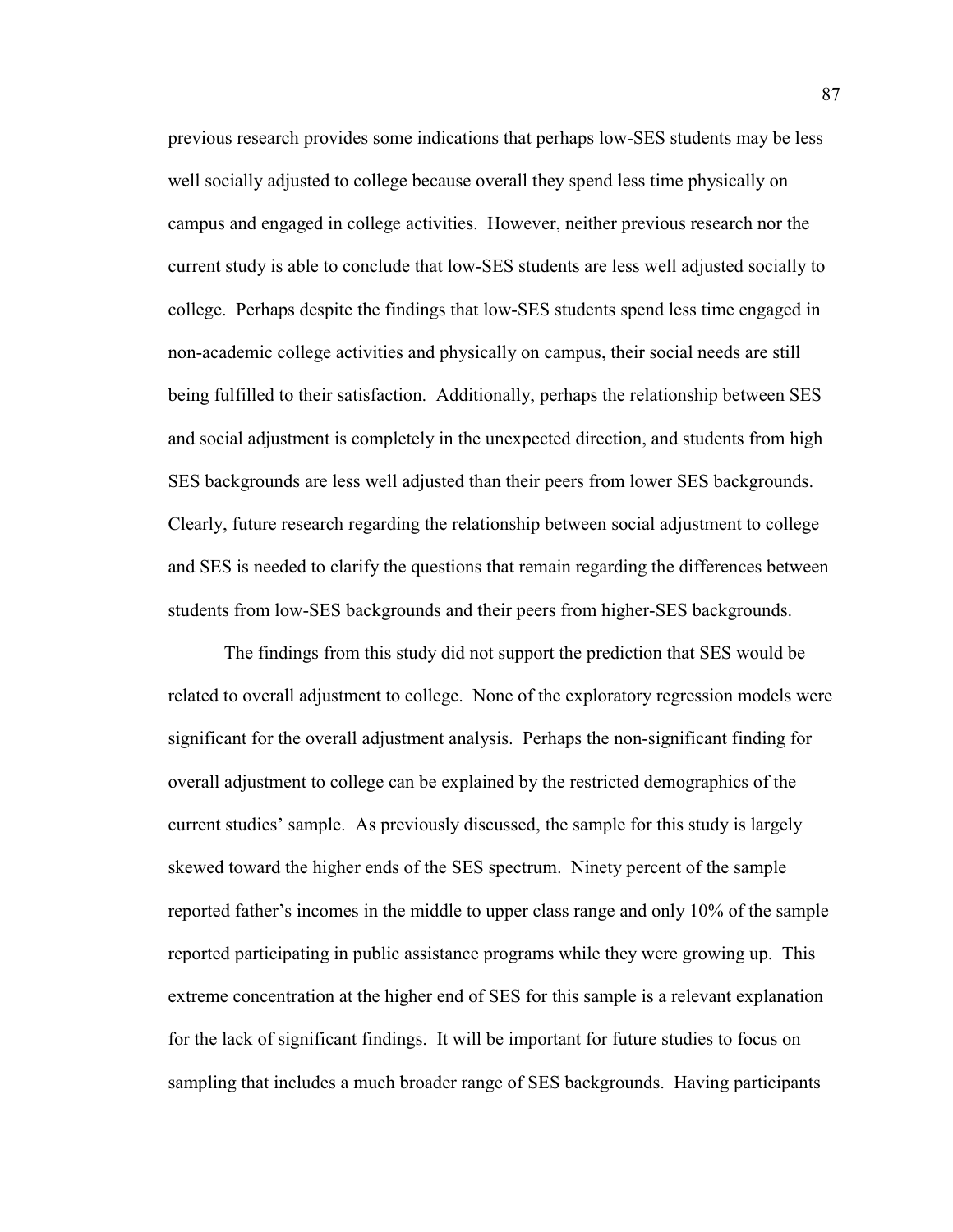previous research provides some indications that perhaps low-SES students may be less well socially adjusted to college because overall they spend less time physically on campus and engaged in college activities. However, neither previous research nor the current study is able to conclude that low-SES students are less well adjusted socially to college. Perhaps despite the findings that low-SES students spend less time engaged in non-academic college activities and physically on campus, their social needs are still being fulfilled to their satisfaction. Additionally, perhaps the relationship between SES and social adjustment is completely in the unexpected direction, and students from high SES backgrounds are less well adjusted than their peers from lower SES backgrounds. Clearly, future research regarding the relationship between social adjustment to college and SES is needed to clarify the questions that remain regarding the differences between students from low-SES backgrounds and their peers from higher-SES backgrounds.

The findings from this study did not support the prediction that SES would be related to overall adjustment to college. None of the exploratory regression models were significant for the overall adjustment analysis. Perhaps the non-significant finding for overall adjustment to college can be explained by the restricted demographics of the current studies' sample. As previously discussed, the sample for this study is largely skewed toward the higher ends of the SES spectrum. Ninety percent of the sample reported father's incomes in the middle to upper class range and only 10% of the sample reported participating in public assistance programs while they were growing up. This extreme concentration at the higher end of SES for this sample is a relevant explanation for the lack of significant findings. It will be important for future studies to focus on sampling that includes a much broader range of SES backgrounds. Having participants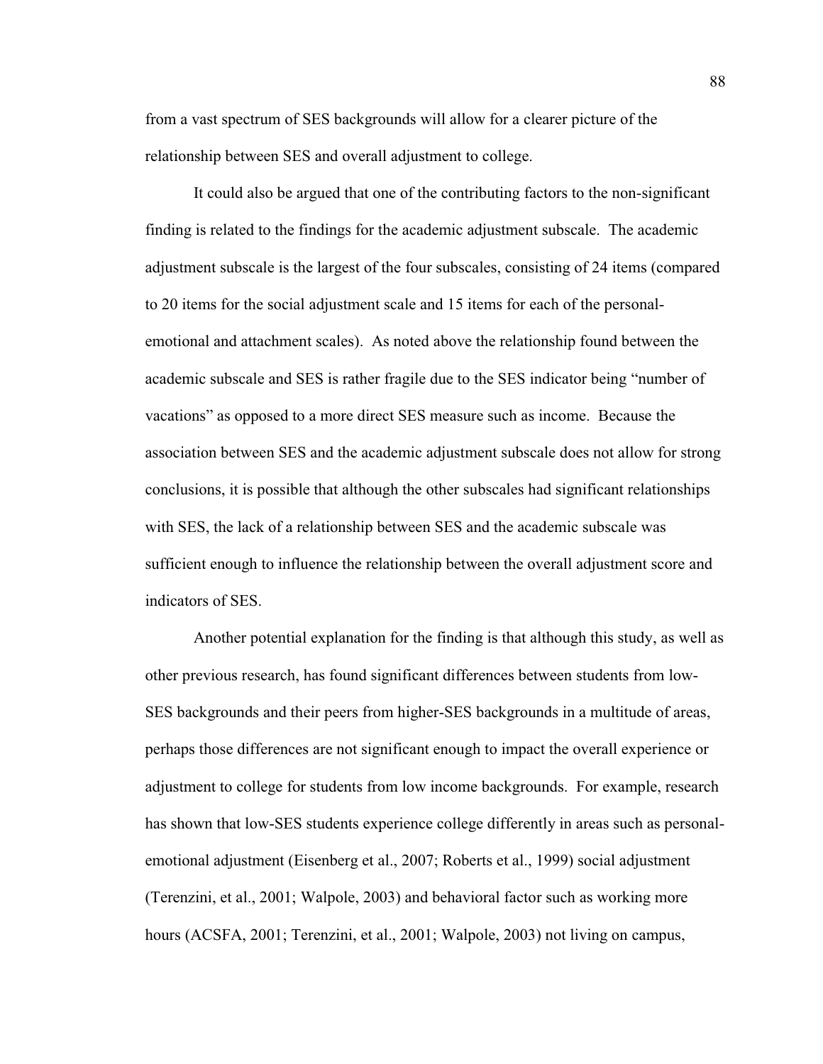from a vast spectrum of SES backgrounds will allow for a clearer picture of the relationship between SES and overall adjustment to college.

It could also be argued that one of the contributing factors to the non-significant finding is related to the findings for the academic adjustment subscale. The academic adjustment subscale is the largest of the four subscales, consisting of 24 items (compared to 20 items for the social adjustment scale and 15 items for each of the personal-emotional and attachment scales). As noted above the relationship found between the academic subscale and SES is rather fragile due to the SES indicator being "number of vacations" as opposed to a more direct SES measure such as income. Because the association between SES and the academic adjustment subscale does not allow for strong conclusions, it is possible that although the other subscales had significant relationships with SES, the lack of a relationship between SES and the academic subscale was sufficient enough to influence the relationship between the overall adjustment score and indicators of SES.

Another potential explanation for the finding is that although this study, as well as other previous research, has found significant differences between students from low-SES backgrounds and their peers from higher-SES backgrounds in a multitude of areas, perhaps those differences are not significant enough to impact the overall experience or adjustment to college for students from low income backgrounds. For example, research has shown that low-SES students experience college differently in areas such as personal-emotional adjustment (Eisenberg et al., 2007; Roberts et al., 1999) social adjustment (Terenzini, et al., 2001; Walpole, 2003) and behavioral factor such as working more hours (ACSFA, 2001; Terenzini, et al., 2001; Walpole, 2003) not living on campus,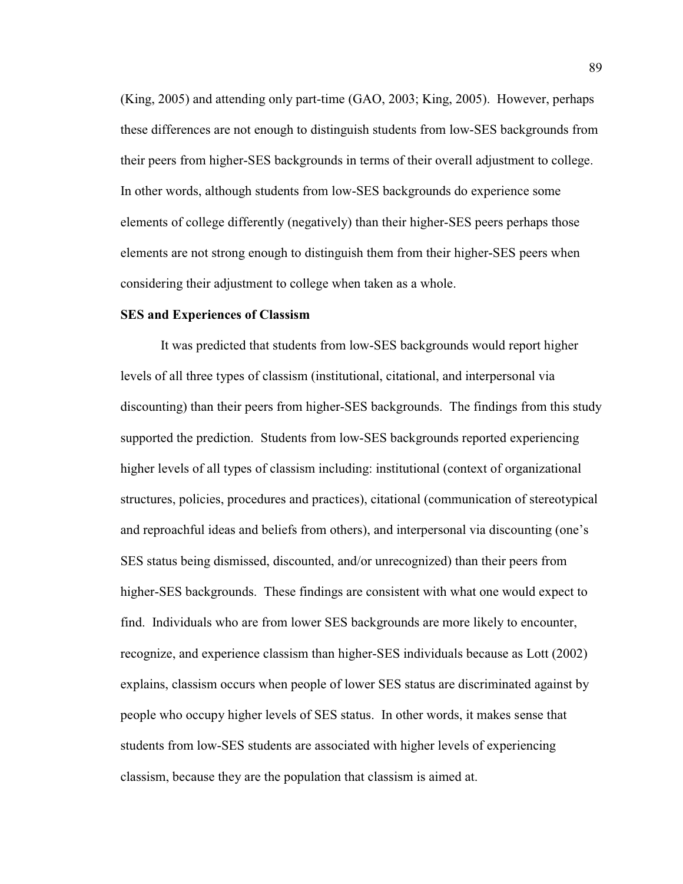(King, 2005) and attending only part-time (GAO, 2003; King, 2005). However, perhaps these differences are not enough to distinguish students from low-SES backgrounds from their peers from higher-SES backgrounds in terms of their overall adjustment to college. In other words, although students from low-SES backgrounds do experience some elements of college differently (negatively) than their higher-SES peers perhaps those elements are not strong enough to distinguish them from their higher-SES peers when considering their adjustment to college when taken as a whole.

**SES and Experiences of Classism**

It was predicted that students from low-SES backgrounds would report higher levels of all three types of classism (institutional, citational, and interpersonal via discounting) than their peers from higher-SES backgrounds. The findings from this study supported the prediction. Students from low-SES backgrounds reported experiencing higher levels of all types of classism including: institutional (context of organizational structures, policies, procedures and practices), citational (communication of stereotypical and reproachful ideas and beliefs from others), and interpersonal via discounting (one's SES status being dismissed, discounted, and/or unrecognized) than their peers from higher-SES backgrounds. These findings are consistent with what one would expect to find. Individuals who are from lower SES backgrounds are more likely to encounter, recognize, and experience classism than higher-SES individuals because as Lott (2002) explains, classism occurs when people of lower SES status are discriminated against by people who occupy higher levels of SES status. In other words, it makes sense that students from low-SES students are associated with higher levels of experiencing classism, because they are the population that classism is aimed at.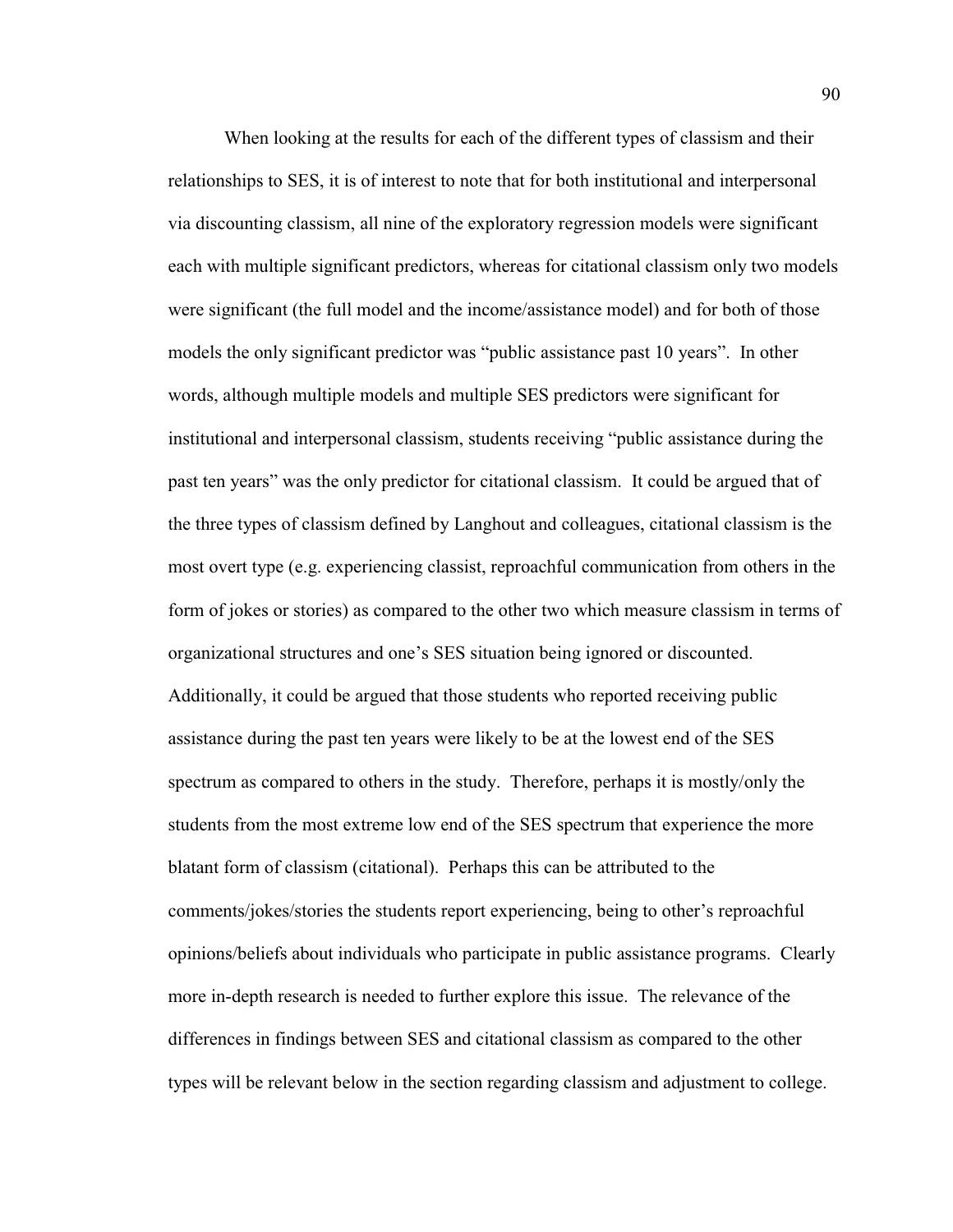When looking at the results for each of the different types of classism and their relationships to SES, it is of interest to note that for both institutional and interpersonal via discounting classism, all nine of the exploratory regression models were significant each with multiple significant predictors, whereas for citational classism only two models were significant (the full model and the income/assistance model) and for both of those models the only significant predictor was "public assistance past 10 years". In other words, although multiple models and multiple SES predictors were significant for institutional and interpersonal classism, students receiving "public assistance during the past ten years" was the only predictor for citational classism. It could be argued that of the three types of classism defined by Langhout and colleagues, citational classism is the most overt type (e.g. experiencing classist, reproachful communication from others in the form of jokes or stories) as compared to the other two which measure classism in terms of organizational structures and one's SES situation being ignored or discounted. Additionally, it could be argued that those students who reported receiving public assistance during the past ten years were likely to be at the lowest end of the SES spectrum as compared to others in the study. Therefore, perhaps it is mostly/only the students from the most extreme low end of the SES spectrum that experience the more blatant form of classism (citational). Perhaps this can be attributed to the comments/jokes/stories the students report experiencing, being to other's reproachful opinions/beliefs about individuals who participate in public assistance programs. Clearly more in-depth research is needed to further explore this issue. The relevance of the differences in findings between SES and citational classism as compared to the other types will be relevant below in the section regarding classism and adjustment to college.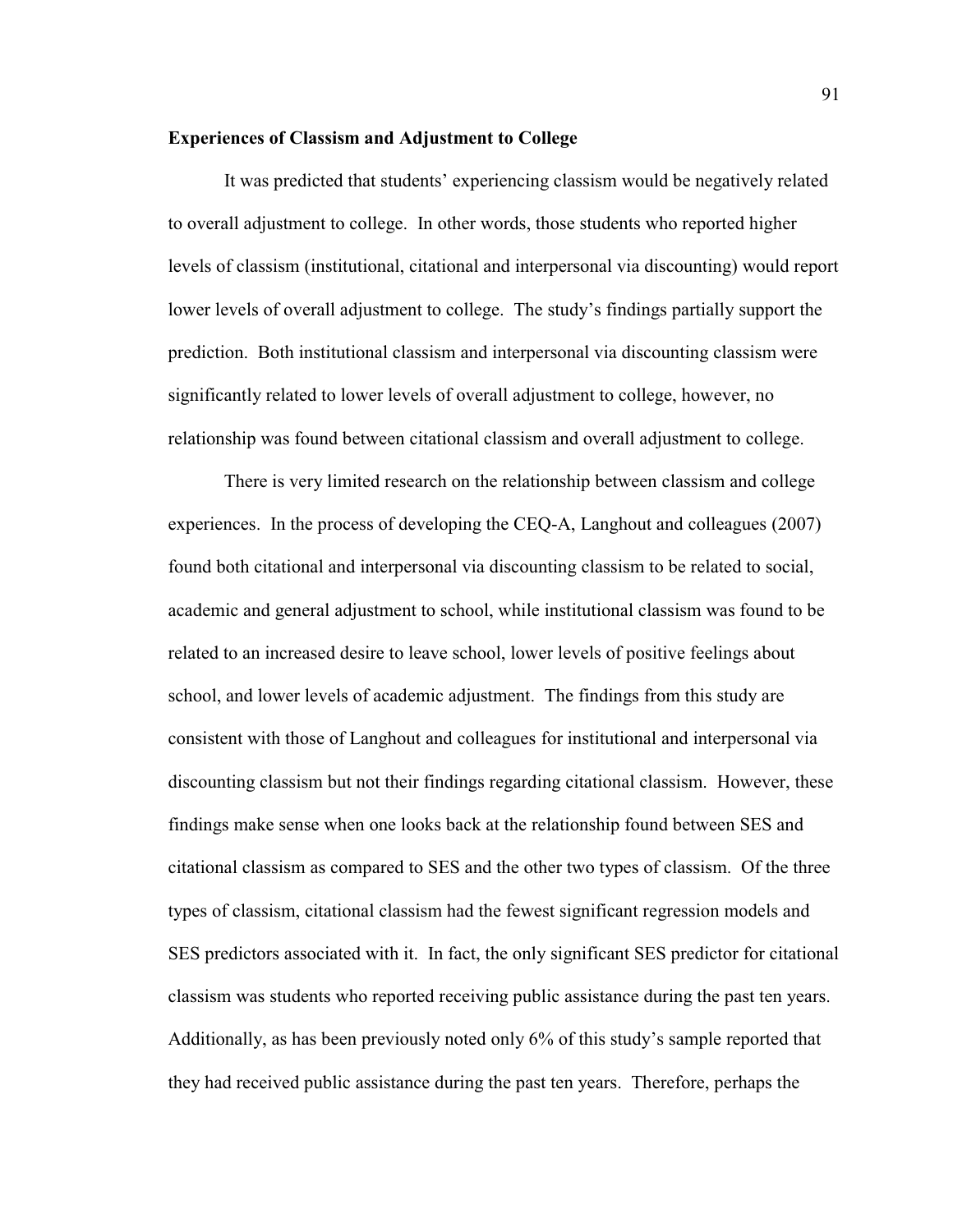**Experiences of Classism and Adjustment to College**

It was predicted that students' experiencing classism would be negatively related to overall adjustment to college. In other words, those students who reported higher levels of classism (institutional, citational and interpersonal via discounting) would report lower levels of overall adjustment to college. The study's findings partially support the prediction. Both institutional classism and interpersonal via discounting classism were significantly related to lower levels of overall adjustment to college, however, no relationship was found between citational classism and overall adjustment to college.

There is very limited research on the relationship between classism and college experiences. In the process of developing the CEQ-A, Langhout and colleagues (2007) found both citational and interpersonal via discounting classism to be related to social, academic and general adjustment to school, while institutional classism was found to be related to an increased desire to leave school, lower levels of positive feelings about school, and lower levels of academic adjustment. The findings from this study are consistent with those of Langhout and colleagues for institutional and interpersonal via discounting classism but not their findings regarding citational classism. However, these findings make sense when one looks back at the relationship found between SES and citational classism as compared to SES and the other two types of classism. Of the three types of classism, citational classism had the fewest significant regression models and SES predictors associated with it. In fact, the only significant SES predictor for citational classism was students who reported receiving public assistance during the past ten years. Additionally, as has been previously noted only 6% of this study's sample reported that they had received public assistance during the past ten years. Therefore, perhaps the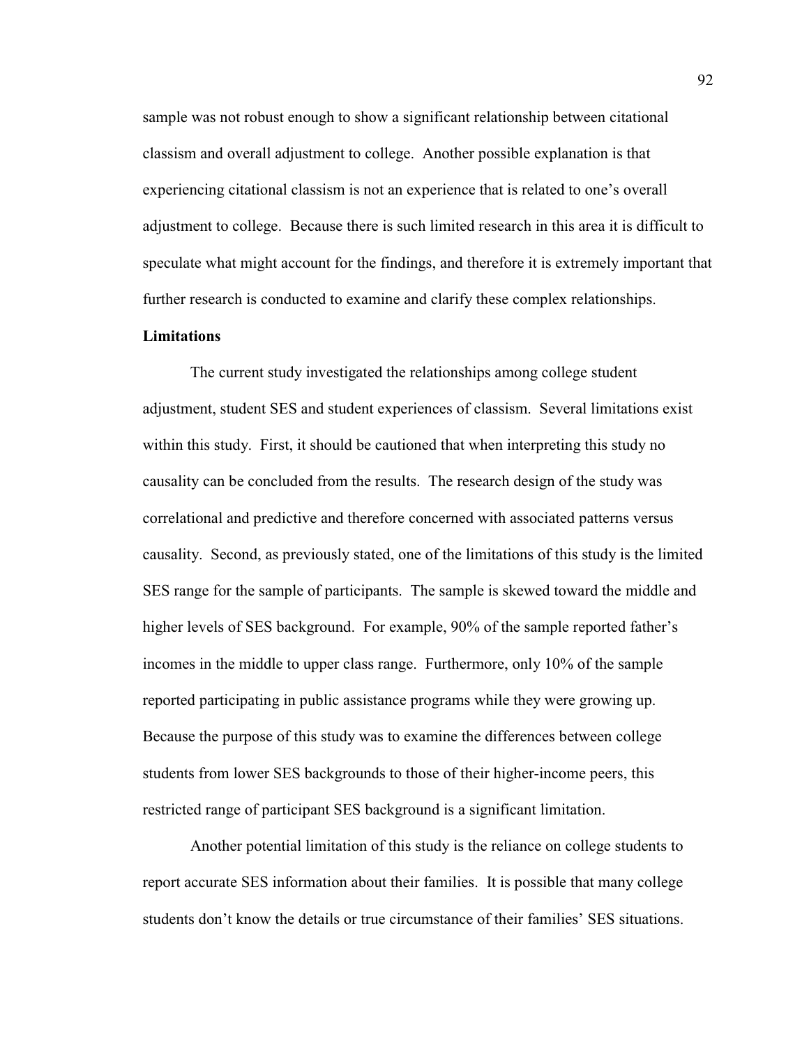sample was not robust enough to show a significant relationship between citational classism and overall adjustment to college. Another possible explanation is that experiencing citational classism is not an experience that is related to one's overall adjustment to college. Because there is such limited research in this area it is difficult to speculate what might account for the findings, and therefore it is extremely important that further research is conducted to examine and clarify these complex relationships.

**Limitations**

The current study investigated the relationships among college student adjustment, student SES and student experiences of classism. Several limitations exist within this study. First, it should be cautioned that when interpreting this study no causality can be concluded from the results. The research design of the study was correlational and predictive and therefore concerned with associated patterns versus causality. Second, as previously stated, one of the limitations of this study is the limited SES range for the sample of participants. The sample is skewed toward the middle and higher levels of SES background. For example, 90% of the sample reported father's incomes in the middle to upper class range. Furthermore, only 10% of the sample reported participating in public assistance programs while they were growing up. Because the purpose of this study was to examine the differences between college students from lower SES backgrounds to those of their higher-income peers, this restricted range of participant SES background is a significant limitation.

Another potential limitation of this study is the reliance on college students to report accurate SES information about their families. It is possible that many college students don't know the details or true circumstance of their families' SES situations.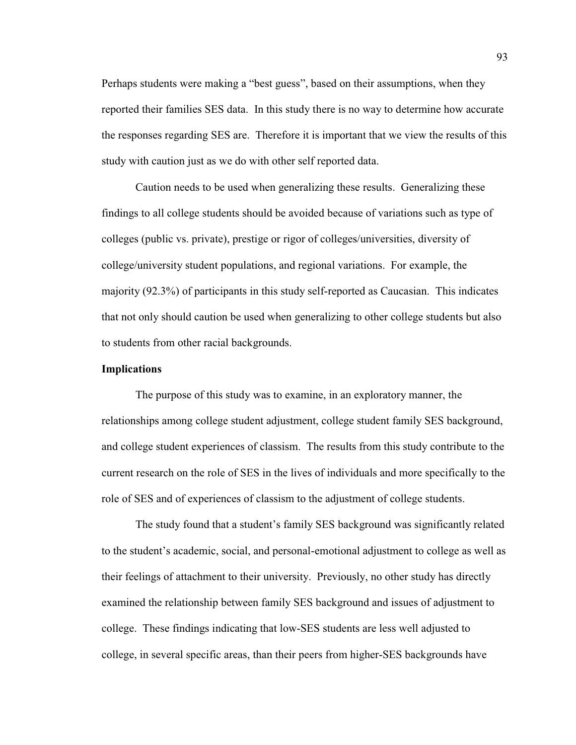Perhaps students were making a "best guess", based on their assumptions, when they reported their families SES data. In this study there is no way to determine how accurate the responses regarding SES are. Therefore it is important that we view the results of this study with caution just as we do with other self reported data.

Caution needs to be used when generalizing these results. Generalizing these findings to all college students should be avoided because of variations such as type of colleges (public vs. private), prestige or rigor of colleges/universities, diversity of college/university student populations, and regional variations. For example, the majority (92.3%) of participants in this study self-reported as Caucasian. This indicates that not only should caution be used when generalizing to other college students but also to students from other racial backgrounds.

**Implications**

The purpose of this study was to examine, in an exploratory manner, the relationships among college student adjustment, college student family SES background, and college student experiences of classism. The results from this study contribute to the current research on the role of SES in the lives of individuals and more specifically to the role of SES and of experiences of classism to the adjustment of college students.

The study found that a student's family SES background was significantly related to the student's academic, social, and personal-emotional adjustment to college as well as their feelings of attachment to their university. Previously, no other study has directly examined the relationship between family SES background and issues of adjustment to college. These findings indicating that low-SES students are less well adjusted to college, in several specific areas, than their peers from higher-SES backgrounds have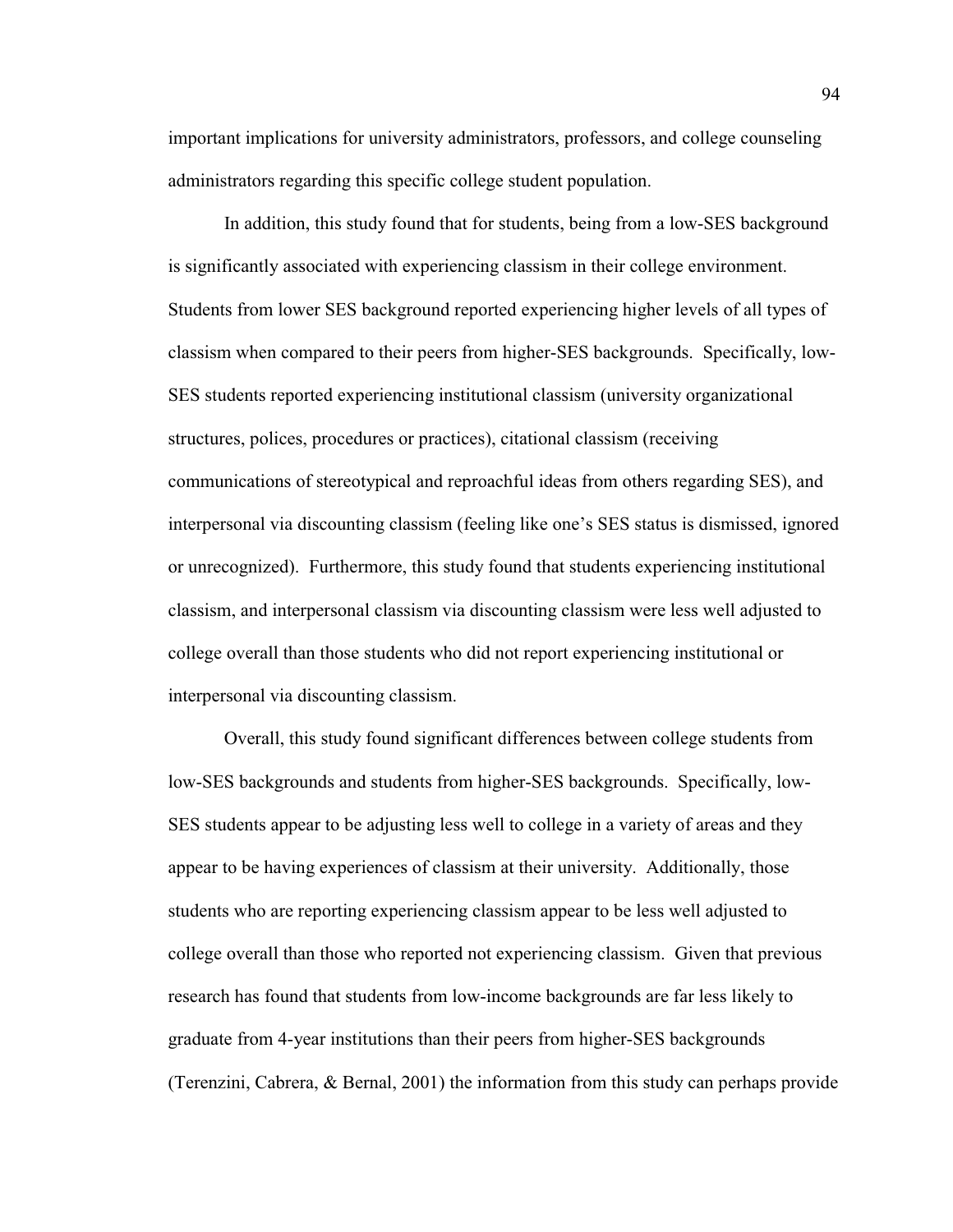important implications for university administrators, professors, and college counseling administrators regarding this specific college student population.

In addition, this study found that for students, being from a low-SES background is significantly associated with experiencing classism in their college environment. Students from lower SES background reported experiencing higher levels of all types of classism when compared to their peers from higher-SES backgrounds. Specifically, low-SES students reported experiencing institutional classism (university organizational structures, polices, procedures or practices), citational classism (receiving communications of stereotypical and reproachful ideas from others regarding SES), and interpersonal via discounting classism (feeling like one's SES status is dismissed, ignored or unrecognized). Furthermore, this study found that students experiencing institutional classism, and interpersonal classism via discounting classism were less well adjusted to college overall than those students who did not report experiencing institutional or interpersonal via discounting classism.

Overall, this study found significant differences between college students from low-SES backgrounds and students from higher-SES backgrounds. Specifically, low-SES students appear to be adjusting less well to college in a variety of areas and they appear to be having experiences of classism at their university. Additionally, those students who are reporting experiencing classism appear to be less well adjusted to college overall than those who reported not experiencing classism. Given that previous research has found that students from low-income backgrounds are far less likely to graduate from 4-year institutions than their peers from higher-SES backgrounds (Terenzini, Cabrera, & Bernal, 2001) the information from this study can perhaps provide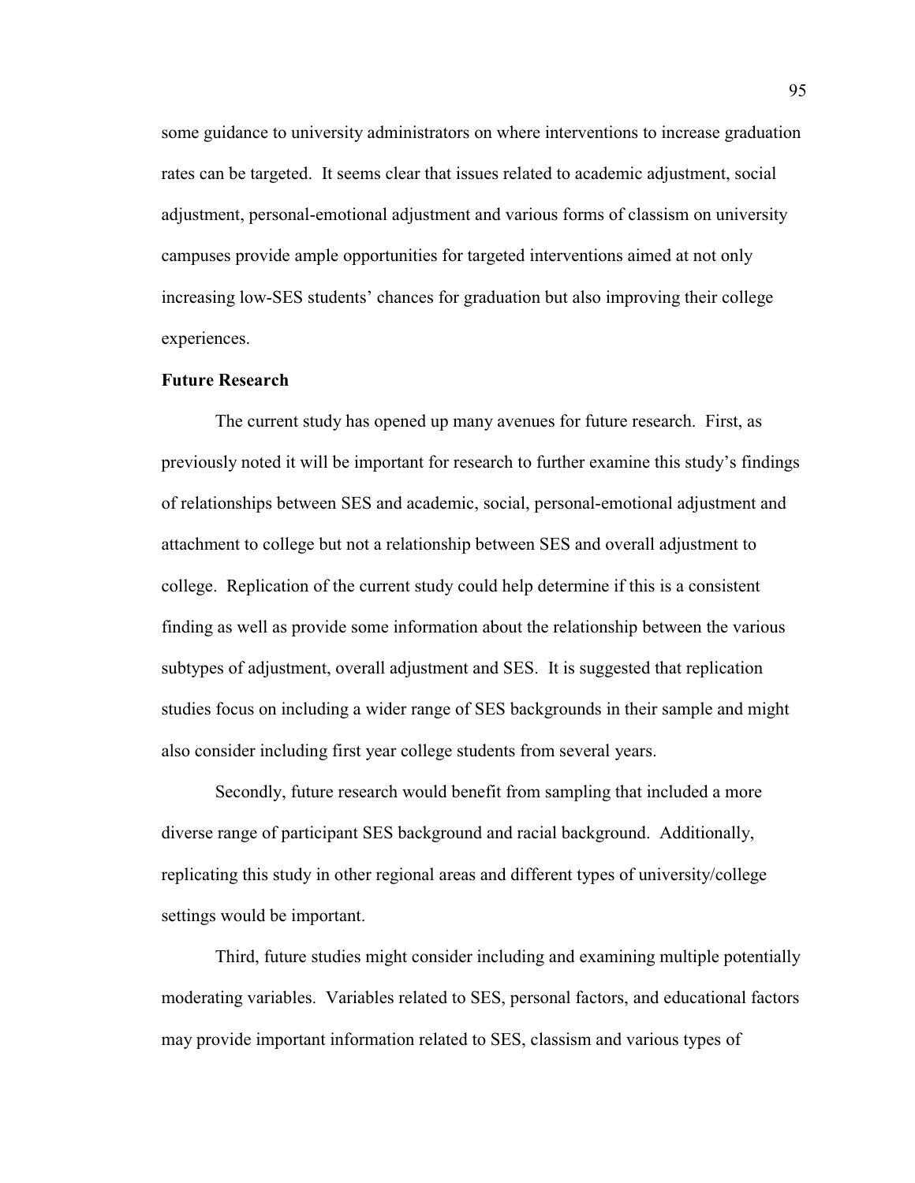some guidance to university administrators on where interventions to increase graduation rates can be targeted. It seems clear that issues related to academic adjustment, social adjustment, personal-emotional adjustment and various forms of classism on university campuses provide ample opportunities for targeted interventions aimed at not only increasing low-SES students' chances for graduation but also improving their college experiences.

**Future Research**

The current study has opened up many avenues for future research. First, as previously noted it will be important for research to further examine this study's findings of relationships between SES and academic, social, personal-emotional adjustment and attachment to college but not a relationship between SES and overall adjustment to college. Replication of the current study could help determine if this is a consistent finding as well as provide some information about the relationship between the various subtypes of adjustment, overall adjustment and SES. It is suggested that replication studies focus on including a wider range of SES backgrounds in their sample and might also consider including first year college students from several years.

Secondly, future research would benefit from sampling that included a more diverse range of participant SES background and racial background. Additionally, replicating this study in other regional areas and different types of university/college settings would be important.

Third, future studies might consider including and examining multiple potentially moderating variables. Variables related to SES, personal factors, and educational factors may provide important information related to SES, classism and various types of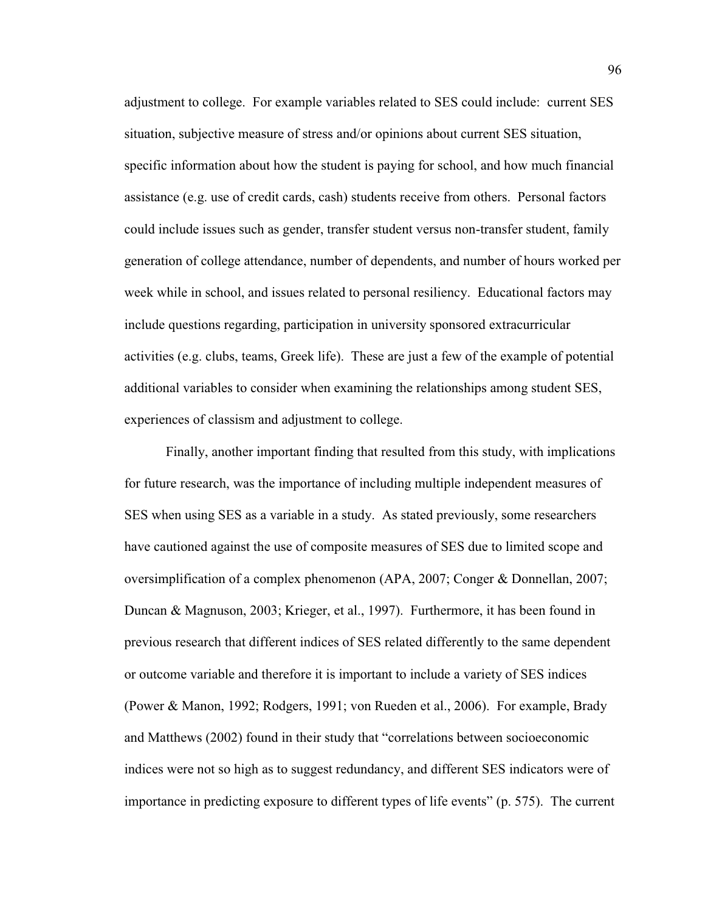adjustment to college. For example variables related to SES could include: current SES situation, subjective measure of stress and/or opinions about current SES situation, specific information about how the student is paying for school, and how much financial assistance (e.g. use of credit cards, cash) students receive from others. Personal factors could include issues such as gender, transfer student versus non-transfer student, family generation of college attendance, number of dependents, and number of hours worked per week while in school, and issues related to personal resiliency. Educational factors may include questions regarding, participation in university sponsored extracurricular activities (e.g. clubs, teams, Greek life). These are just a few of the example of potential additional variables to consider when examining the relationships among student SES, experiences of classism and adjustment to college.

Finally, another important finding that resulted from this study, with implications for future research, was the importance of including multiple independent measures of SES when using SES as a variable in a study. As stated previously, some researchers have cautioned against the use of composite measures of SES due to limited scope and oversimplification of a complex phenomenon (APA, 2007; Conger & Donnellan, 2007; Duncan & Magnuson, 2003; Krieger, et al., 1997). Furthermore, it has been found in previous research that different indices of SES related differently to the same dependent or outcome variable and therefore it is important to include a variety of SES indices (Power & Manon, 1992; Rodgers, 1991; von Rueden et al., 2006). For example, Brady and Matthews (2002) found in their study that "correlations between socioeconomic indices were not so high as to suggest redundancy, and different SES indicators were of importance in predicting exposure to different types of life events" (p. 575). The current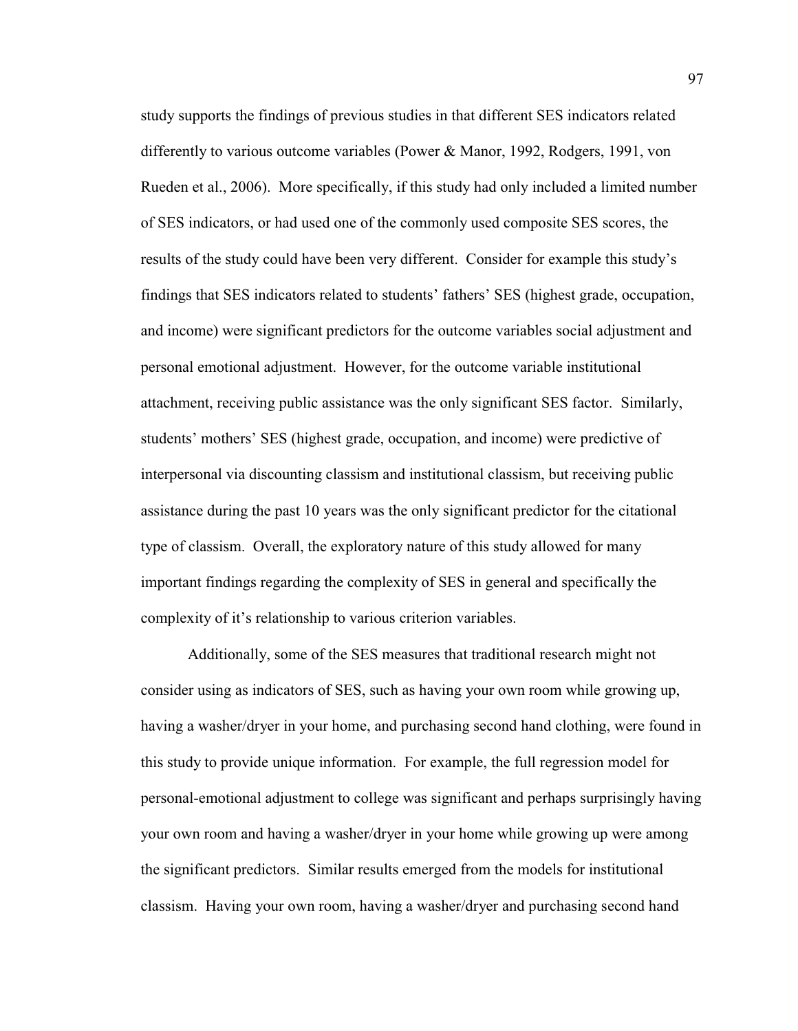study supports the findings of previous studies in that different SES indicators related differently to various outcome variables (Power & Manor, 1992, Rodgers, 1991, von Rueden et al., 2006). More specifically, if this study had only included a limited number of SES indicators, or had used one of the commonly used composite SES scores, the results of the study could have been very different. Consider for example this study's findings that SES indicators related to students' fathers' SES (highest grade, occupation, and income) were significant predictors for the outcome variables social adjustment and personal emotional adjustment. However, for the outcome variable institutional attachment, receiving public assistance was the only significant SES factor. Similarly, students' mothers' SES (highest grade, occupation, and income) were predictive of interpersonal via discounting classism and institutional classism, but receiving public assistance during the past 10 years was the only significant predictor for the citational type of classism. Overall, the exploratory nature of this study allowed for many important findings regarding the complexity of SES in general and specifically the complexity of it's relationship to various criterion variables.

Additionally, some of the SES measures that traditional research might not consider using as indicators of SES, such as having your own room while growing up, having a washer/dryer in your home, and purchasing second hand clothing, were found in this study to provide unique information. For example, the full regression model for personal-emotional adjustment to college was significant and perhaps surprisingly having your own room and having a washer/dryer in your home while growing up were among the significant predictors. Similar results emerged from the models for institutional classism. Having your own room, having a washer/dryer and purchasing second hand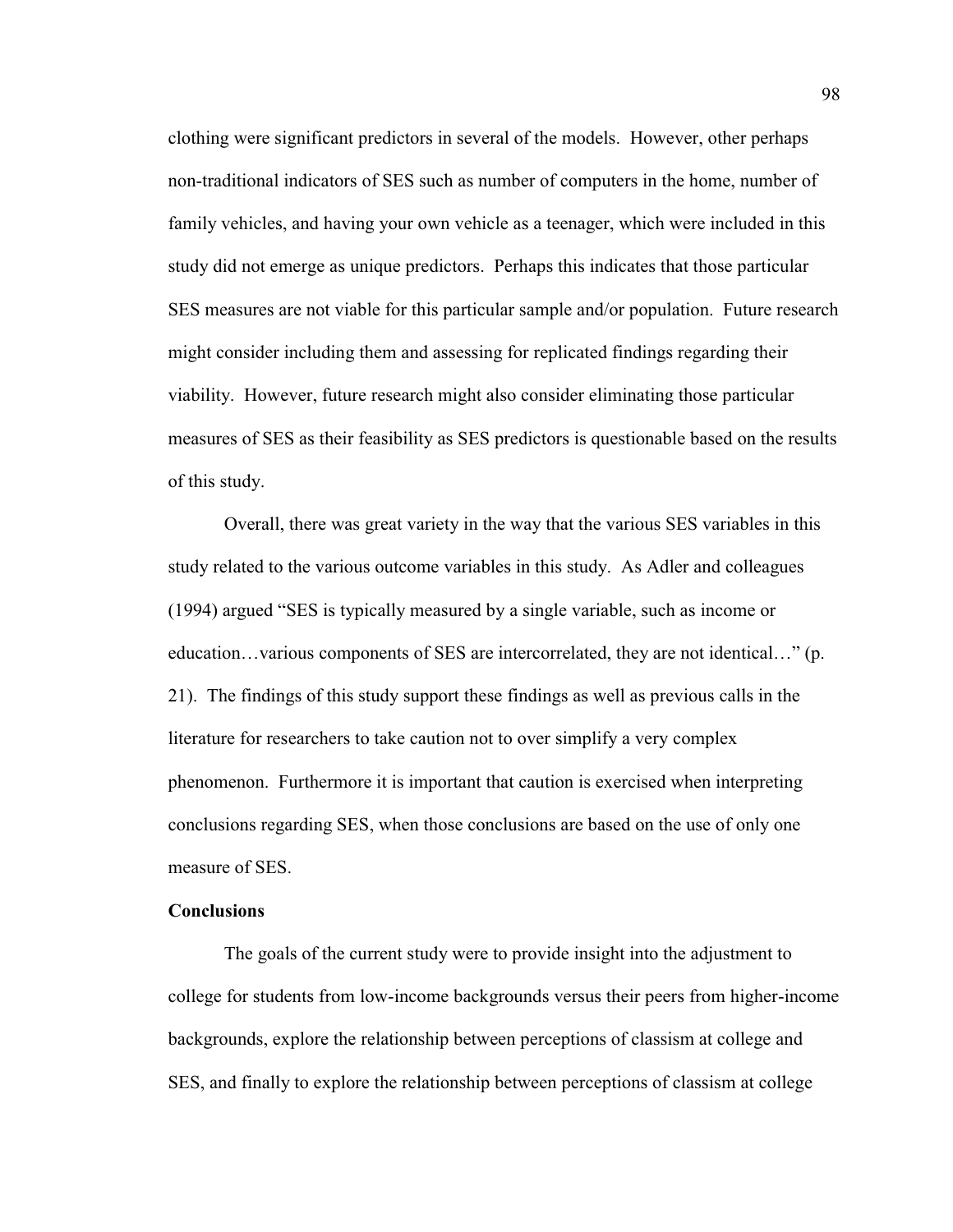clothing were significant predictors in several of the models. However, other perhaps non-traditional indicators of SES such as number of computers in the home, number of family vehicles, and having your own vehicle as a teenager, which were included in this study did not emerge as unique predictors. Perhaps this indicates that those particular SES measures are not viable for this particular sample and/or population. Future research might consider including them and assessing for replicated findings regarding their viability. However, future research might also consider eliminating those particular measures of SES as their feasibility as SES predictors is questionable based on the results of this study.

Overall, there was great variety in the way that the various SES variables in this study related to the various outcome variables in this study. As Adler and colleagues (1994) argued "SES is typically measured by a single variable, such as income or education…various components of SES are intercorrelated, they are not identical…" (p. 21). The findings of this study support these findings as well as previous calls in the literature for researchers to take caution not to over simplify a very complex phenomenon. Furthermore it is important that caution is exercised when interpreting conclusions regarding SES, when those conclusions are based on the use of only one measure of SES.

**Conclusions**

The goals of the current study were to provide insight into the adjustment to college for students from low-income backgrounds versus their peers from higher-income backgrounds, explore the relationship between perceptions of classism at college and SES, and finally to explore the relationship between perceptions of classism at college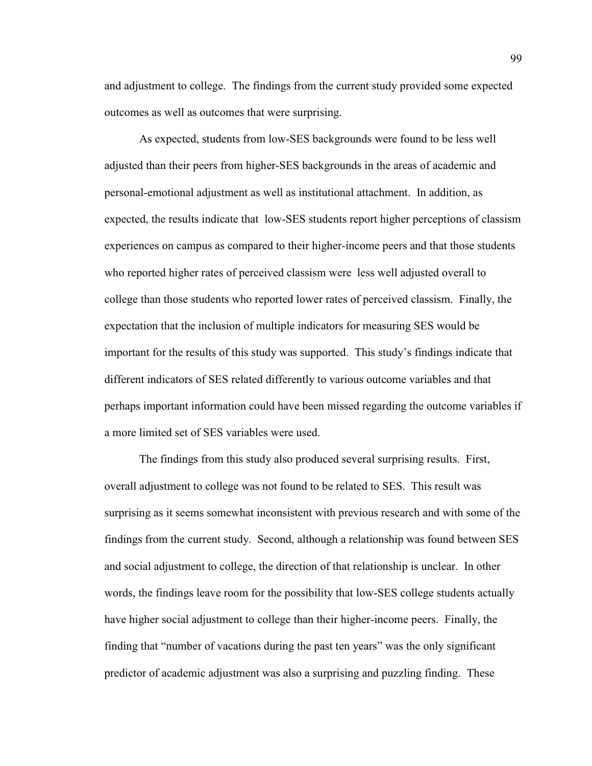and adjustment to college. The findings from the current study provided some expected outcomes as well as outcomes that were surprising.

As expected, students from low-SES backgrounds were found to be less well adjusted than their peers from higher-SES backgrounds in the areas of academic and personal-emotional adjustment as well as institutional attachment. In addition, as expected, the results indicate that low-SES students report higher perceptions of classism experiences on campus as compared to their higher-income peers and that those students who reported higher rates of perceived classism were less well adjusted overall to college than those students who reported lower rates of perceived classism. Finally, the expectation that the inclusion of multiple indicators for measuring SES would be important for the results of this study was supported. This study's findings indicate that different indicators of SES related differently to various outcome variables and that perhaps important information could have been missed regarding the outcome variables if a more limited set of SES variables were used.

The findings from this study also produced several surprising results. First, overall adjustment to college was not found to be related to SES. This result was surprising as it seems somewhat inconsistent with previous research and with some of the findings from the current study. Second, although a relationship was found between SES and social adjustment to college, the direction of that relationship is unclear. In other words, the findings leave room for the possibility that low-SES college students actually have higher social adjustment to college than their higher-income peers. Finally, the finding that "number of vacations during the past ten years" was the only significant predictor of academic adjustment was also a surprising and puzzling finding. These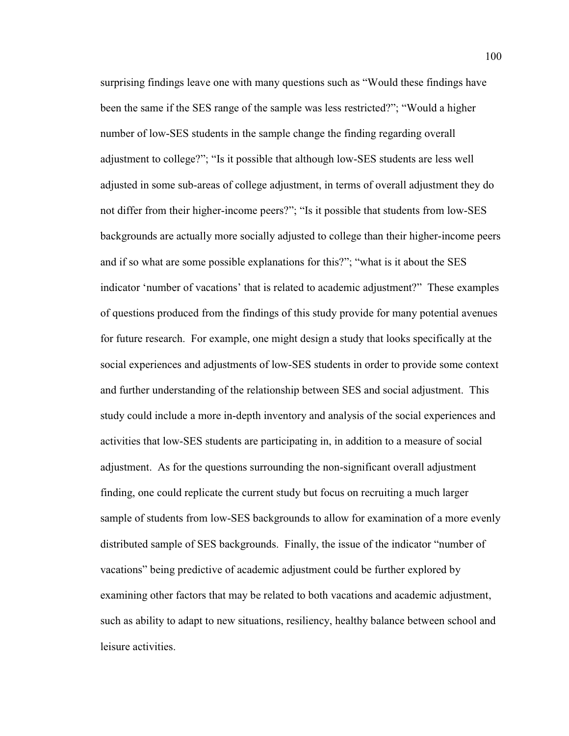surprising findings leave one with many questions such as "Would these findings have been the same if the SES range of the sample was less restricted?"; "Would a higher number of low-SES students in the sample change the finding regarding overall adjustment to college?"; "Is it possible that although low-SES students are less well adjusted in some sub-areas of college adjustment, in terms of overall adjustment they do not differ from their higher-income peers?"; "Is it possible that students from low-SES backgrounds are actually more socially adjusted to college than their higher-income peers and if so what are some possible explanations for this?"; "what is it about the SES indicator 'number of vacations' that is related to academic adjustment?" These examples of questions produced from the findings of this study provide for many potential avenues for future research. For example, one might design a study that looks specifically at the social experiences and adjustments of low-SES students in order to provide some context and further understanding of the relationship between SES and social adjustment. This study could include a more in-depth inventory and analysis of the social experiences and activities that low-SES students are participating in, in addition to a measure of social adjustment. As for the questions surrounding the non-significant overall adjustment finding, one could replicate the current study but focus on recruiting a much larger sample of students from low-SES backgrounds to allow for examination of a more evenly distributed sample of SES backgrounds. Finally, the issue of the indicator "number of vacations" being predictive of academic adjustment could be further explored by examining other factors that may be related to both vacations and academic adjustment, such as ability to adapt to new situations, resiliency, healthy balance between school and leisure activities.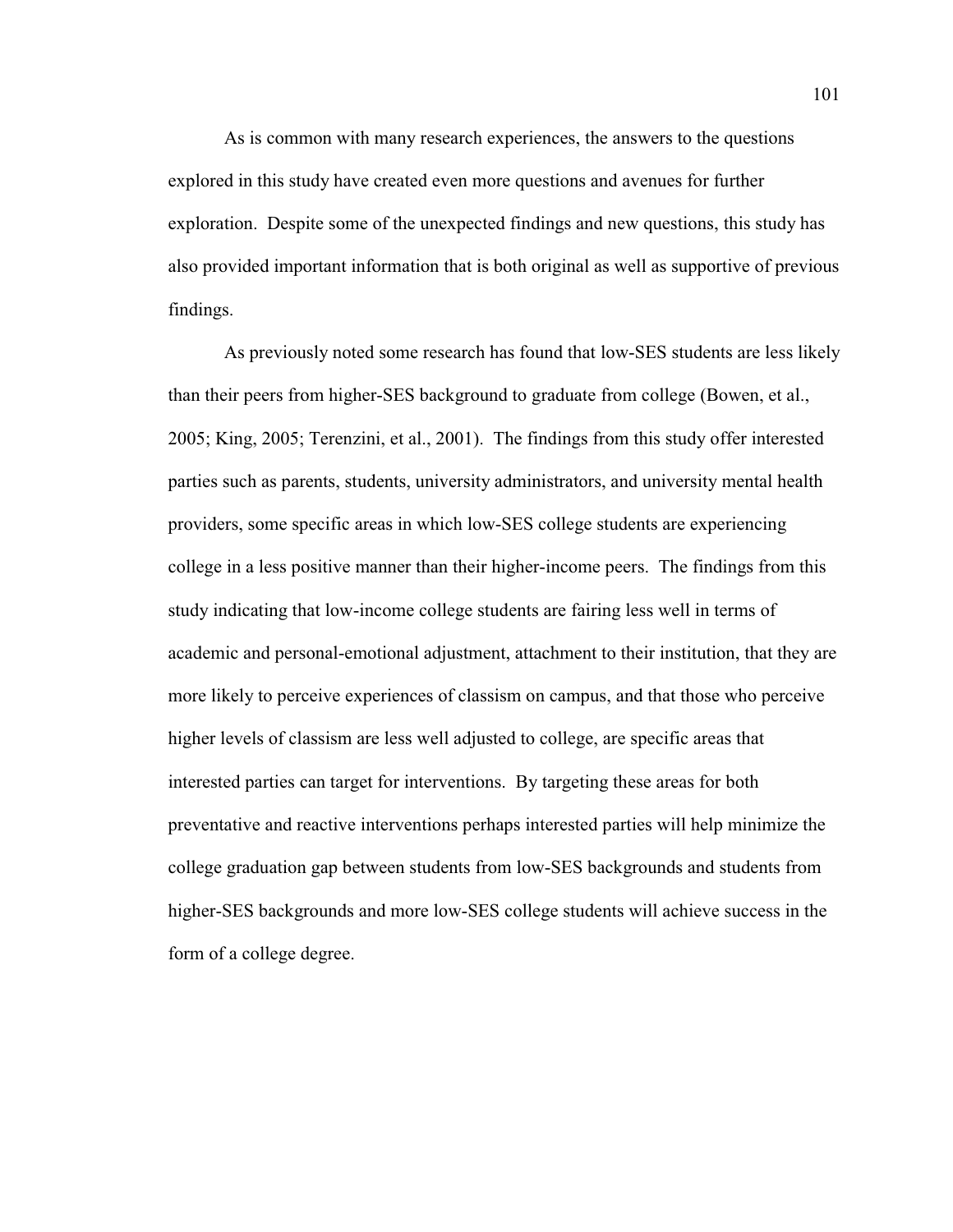As is common with many research experiences, the answers to the questions explored in this study have created even more questions and avenues for further exploration. Despite some of the unexpected findings and new questions, this study has also provided important information that is both original as well as supportive of previous findings.

As previously noted some research has found that low-SES students are less likely than their peers from higher-SES background to graduate from college (Bowen, et al., 2005; King, 2005; Terenzini, et al., 2001). The findings from this study offer interested parties such as parents, students, university administrators, and university mental health providers, some specific areas in which low-SES college students are experiencing college in a less positive manner than their higher-income peers. The findings from this study indicating that low-income college students are fairing less well in terms of academic and personal-emotional adjustment, attachment to their institution, that they are more likely to perceive experiences of classism on campus, and that those who perceive higher levels of classism are less well adjusted to college, are specific areas that interested parties can target for interventions. By targeting these areas for both preventative and reactive interventions perhaps interested parties will help minimize the college graduation gap between students from low-SES backgrounds and students from higher-SES backgrounds and more low-SES college students will achieve success in the form of a college degree.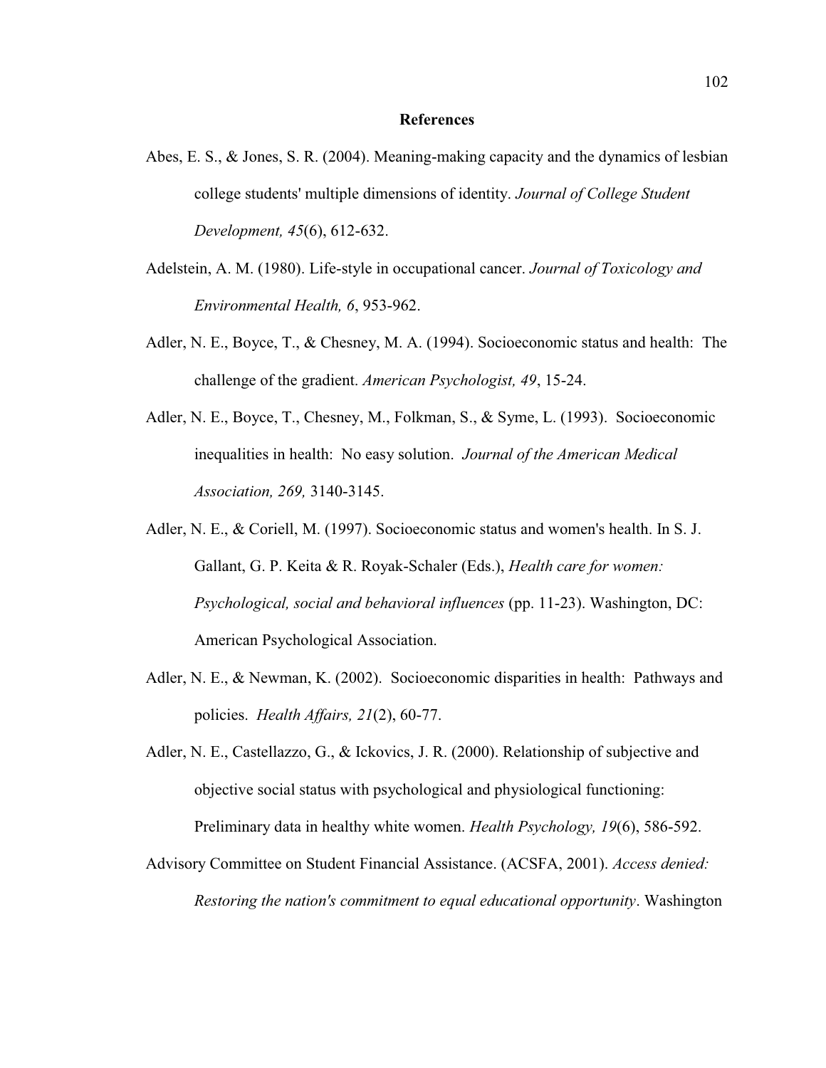**References**

Abes, E. S., & Jones, S. R. (2004). Meaning-making capacity and the dynamics of lesbian college students' multiple dimensions of identity. *Journal of College Student Development, 45*(6), 612-632.

Adelstein, A. M. (1980). Life-style in occupational cancer. *Journal of Toxicology and Environmental Health, 6*, 953-962.

Adler, N. E., Boyce, T., & Chesney, M. A. (1994). Socioeconomic status and health: The challenge of the gradient. *American Psychologist, 49*, 15-24.

Adler, N. E., Boyce, T., Chesney, M., Folkman, S., & Syme, L. (1993). Socioeconomic inequalities in health: No easy solution. *Journal of the American Medical Association, 269,* 3140-3145.

Adler, N. E., & Coriell, M. (1997). Socioeconomic status and women's health. In S. J. Gallant, G. P. Keita & R. Royak-Schaler (Eds.), *Health care for women: Psychological, social and behavioral influences* (pp. 11-23). Washington, DC: American Psychological Association.

Adler, N. E., & Newman, K. (2002). Socioeconomic disparities in health: Pathways and policies. *Health Affairs, 21*(2), 60-77.

Adler, N. E., Castellazzo, G., & Ickovics, J. R. (2000). Relationship of subjective and objective social status with psychological and physiological functioning: Preliminary data in healthy white women. *Health Psychology, 19*(6), 586-592.

Advisory Committee on Student Financial Assistance. (ACSFA, 2001). *Access denied: Restoring the nation's commitment to equal educational opportunity*. Washington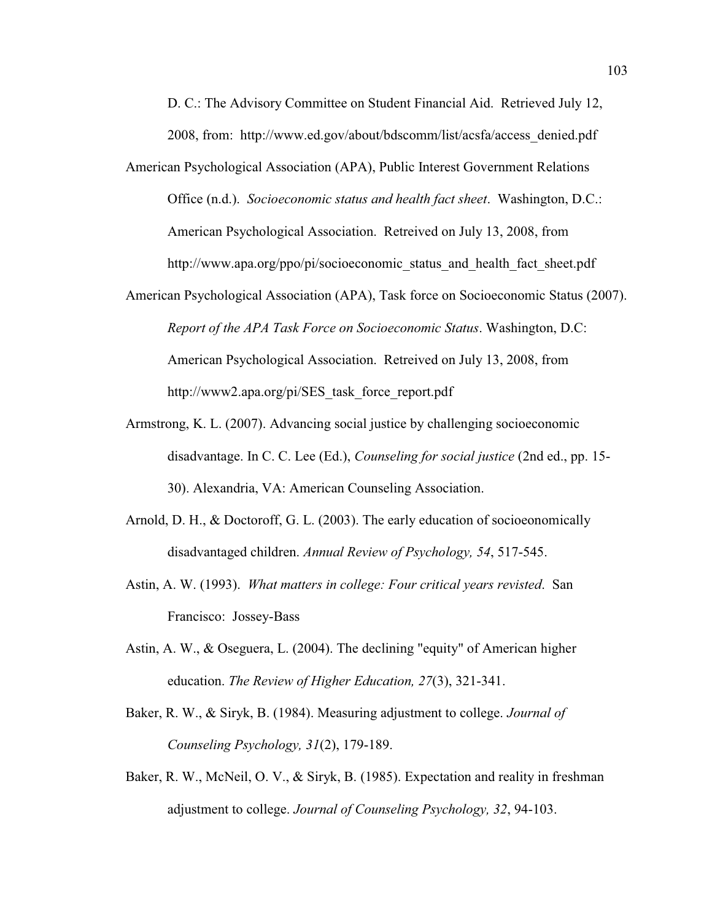D. C.: The Advisory Committee on Student Financial Aid. Retrieved July 12, 2008, from: http://www.ed.gov/about/bdscomm/list/acsfa/access_denied.pdf

American Psychological Association (APA), Public Interest Government Relations Office (n.d.). *Socioeconomic status and health fact sheet*. Washington, D.C.: American Psychological Association. Retreived on July 13, 2008, from http://www.apa.org/ppo/pi/socioeconomic_status_and_health_fact_sheet.pdf

American Psychological Association (APA), Task force on Socioeconomic Status (2007). *Report of the APA Task Force on Socioeconomic Status*. Washington, D.C: American Psychological Association. Retreived on July 13, 2008, from http://www2.apa.org/pi/SES_task_force_report.pdf

Armstrong, K. L. (2007). Advancing social justice by challenging socioeconomic disadvantage. In C. C. Lee (Ed.), *Counseling for social justice* (2nd ed., pp. 15-30). Alexandria, VA: American Counseling Association.

Arnold, D. H., & Doctoroff, G. L. (2003). The early education of socioeonomically disadvantaged children. *Annual Review of Psychology, 54*, 517-545.

Astin, A. W. (1993). *What matters in college: Four critical years revisted*. San Francisco: Jossey-Bass

Astin, A. W., & Oseguera, L. (2004). The declining "equity" of American higher education. *The Review of Higher Education, 27*(3), 321-341.

Baker, R. W., & Siryk, B. (1984). Measuring adjustment to college. *Journal of Counseling Psychology, 31*(2), 179-189.

Baker, R. W., McNeil, O. V., & Siryk, B. (1985). Expectation and reality in freshman adjustment to college. *Journal of Counseling Psychology, 32*, 94-103.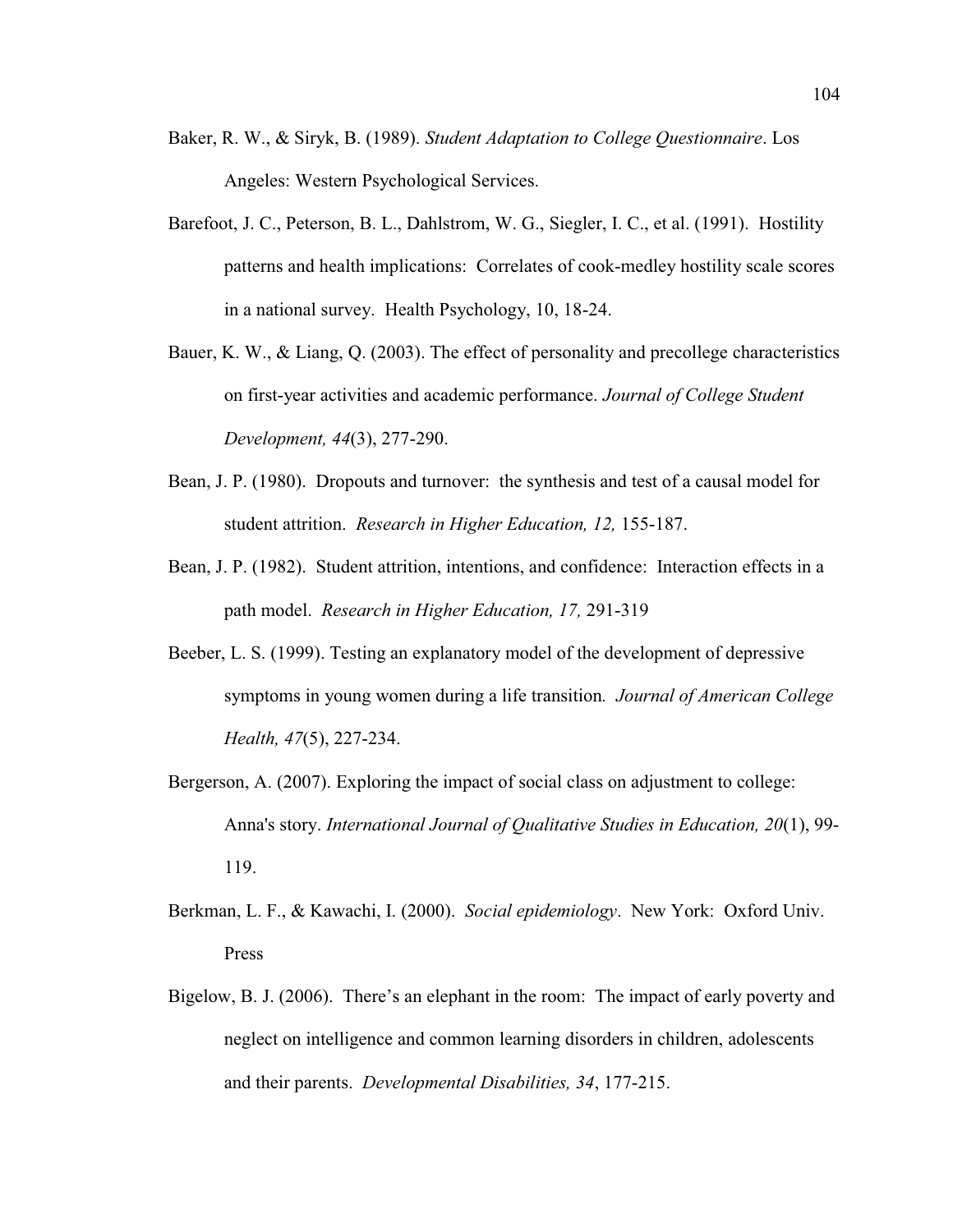Baker, R. W., & Siryk, B. (1989). *Student Adaptation to College Questionnaire*. Los Angeles: Western Psychological Services.

Barefoot, J. C., Peterson, B. L., Dahlstrom, W. G., Siegler, I. C., et al. (1991). Hostility patterns and health implications: Correlates of cook-medley hostility scale scores in a national survey. Health Psychology, 10, 18-24.

Bauer, K. W., & Liang, Q. (2003). The effect of personality and precollege characteristics on first-year activities and academic performance. *Journal of College Student Development, 44*(3), 277-290.

Bean, J. P. (1980). Dropouts and turnover: the synthesis and test of a causal model for student attrition. *Research in Higher Education, 12,* 155-187.

Bean, J. P. (1982). Student attrition, intentions, and confidence: Interaction effects in a path model. *Research in Higher Education, 17,* 291-319

Beeber, L. S. (1999). Testing an explanatory model of the development of depressive symptoms in young women during a life transition*. Journal of American College Health, 47*(5), 227-234.

Bergerson, A. (2007). Exploring the impact of social class on adjustment to college: Anna's story. *International Journal of Qualitative Studies in Education, 20*(1), 99-119.

Berkman, L. F., & Kawachi, I. (2000). *Social epidemiology*. New York: Oxford Univ. Press

Bigelow, B. J. (2006). There's an elephant in the room: The impact of early poverty and neglect on intelligence and common learning disorders in children, adolescents and their parents. *Developmental Disabilities, 34*, 177-215.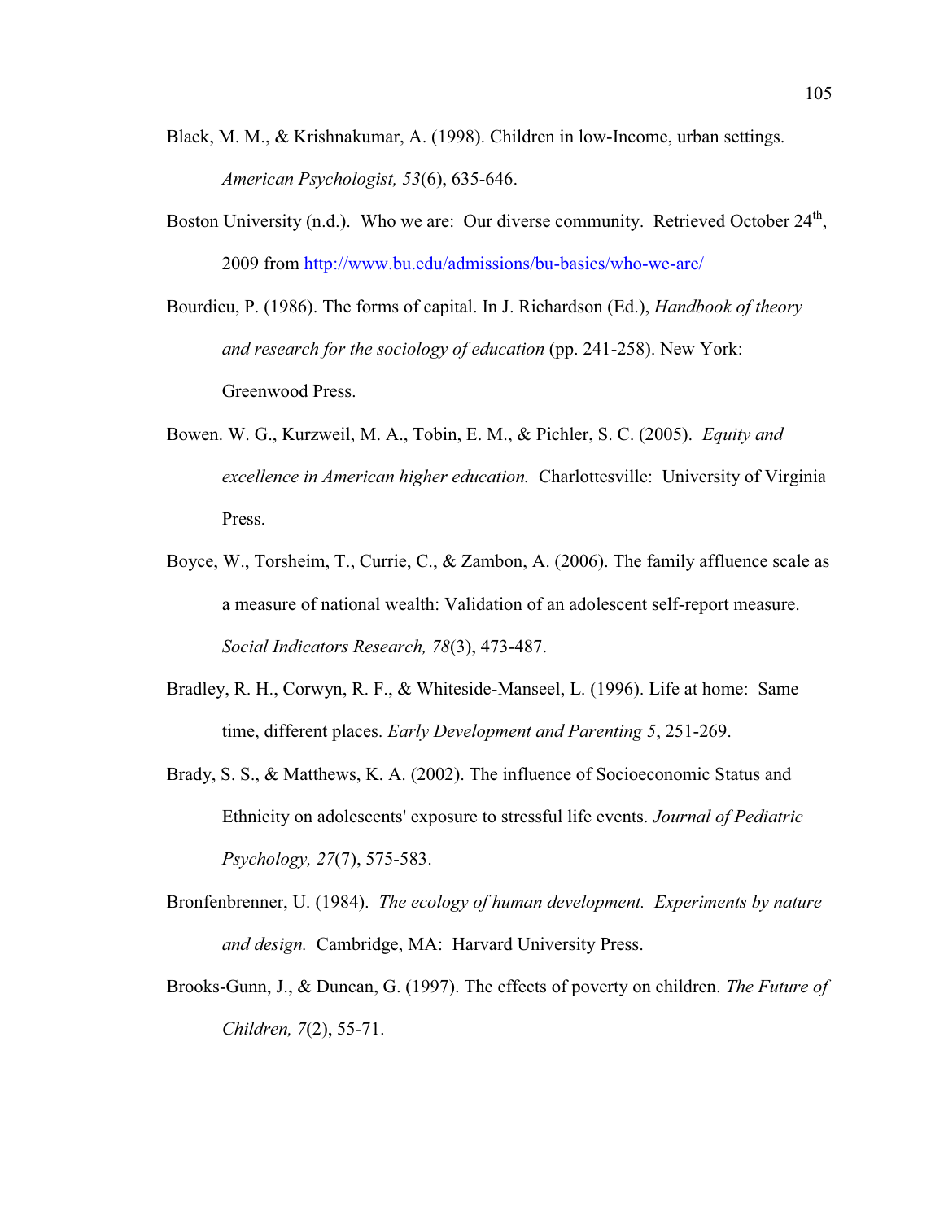Black, M. M., & Krishnakumar, A. (1998). Children in low-Income, urban settings. *American Psychologist, 53*(6), 635-646.

Boston University (n.d.). Who we are: Our diverse community. Retrieved October 24th, 2009 from http://www.bu.edu/admissions/bu-basics/who-we-are/

Bourdieu, P. (1986). The forms of capital. In J. Richardson (Ed.), *Handbook of theory and research for the sociology of education* (pp. 241-258). New York: Greenwood Press.

Bowen. W. G., Kurzweil, M. A., Tobin, E. M., & Pichler, S. C. (2005). *Equity and excellence in American higher education.* Charlottesville: University of Virginia Press.

Boyce, W., Torsheim, T., Currie, C., & Zambon, A. (2006). The family affluence scale as a measure of national wealth: Validation of an adolescent self-report measure. *Social Indicators Research, 78*(3), 473-487.

Bradley, R. H., Corwyn, R. F., & Whiteside-Manseel, L. (1996). Life at home: Same time, different places. *Early Development and Parenting 5*, 251-269.

Brady, S. S., & Matthews, K. A. (2002). The influence of Socioeconomic Status and Ethnicity on adolescents' exposure to stressful life events. *Journal of Pediatric Psychology, 27*(7), 575-583.

Bronfenbrenner, U. (1984). *The ecology of human development. Experiments by nature and design.* Cambridge, MA: Harvard University Press.

Brooks-Gunn, J., & Duncan, G. (1997). The effects of poverty on children. *The Future of Children, 7*(2), 55-71.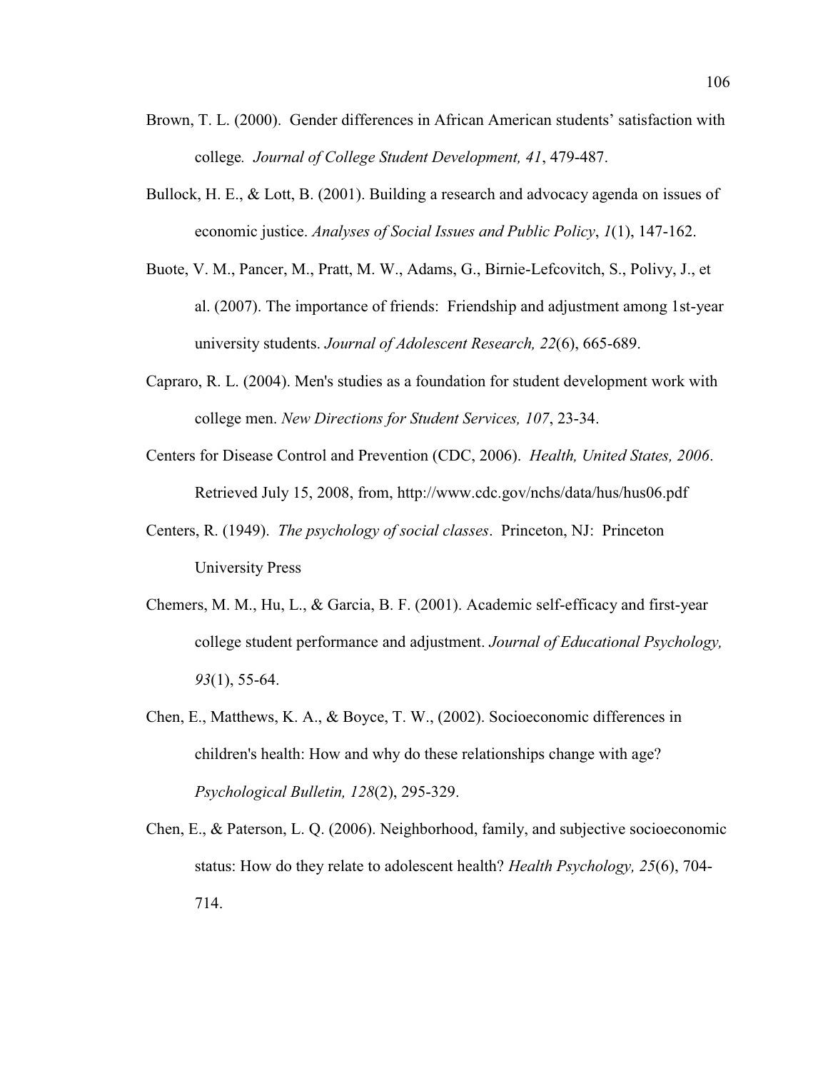Brown, T. L. (2000). Gender differences in African American students' satisfaction with college. *Journal of College Student Development, 41*, 479-487.

Bullock, H. E., & Lott, B. (2001). Building a research and advocacy agenda on issues of economic justice. *Analyses of Social Issues and Public Policy*, *1*(1), 147-162.

Buote, V. M., Pancer, M., Pratt, M. W., Adams, G., Birnie-Lefcovitch, S., Polivy, J., et al. (2007). The importance of friends: Friendship and adjustment among 1st-year university students. *Journal of Adolescent Research, 22*(6), 665-689.

Capraro, R. L. (2004). Men's studies as a foundation for student development work with college men. *New Directions for Student Services, 107*, 23-34.

Centers for Disease Control and Prevention (CDC, 2006). *Health, United States, 2006*. Retrieved July 15, 2008, from, http://www.cdc.gov/nchs/data/hus/hus06.pdf

Centers, R. (1949). *The psychology of social classes*. Princeton, NJ: Princeton University Press

Chemers, M. M., Hu, L., & Garcia, B. F. (2001). Academic self-efficacy and first-year college student performance and adjustment. *Journal of Educational Psychology, 93*(1), 55-64.

Chen, E., Matthews, K. A., & Boyce, T. W., (2002). Socioeconomic differences in children's health: How and why do these relationships change with age? *Psychological Bulletin, 128*(2), 295-329.

Chen, E., & Paterson, L. Q. (2006). Neighborhood, family, and subjective socioeconomic status: How do they relate to adolescent health? *Health Psychology, 25*(6), 704-714.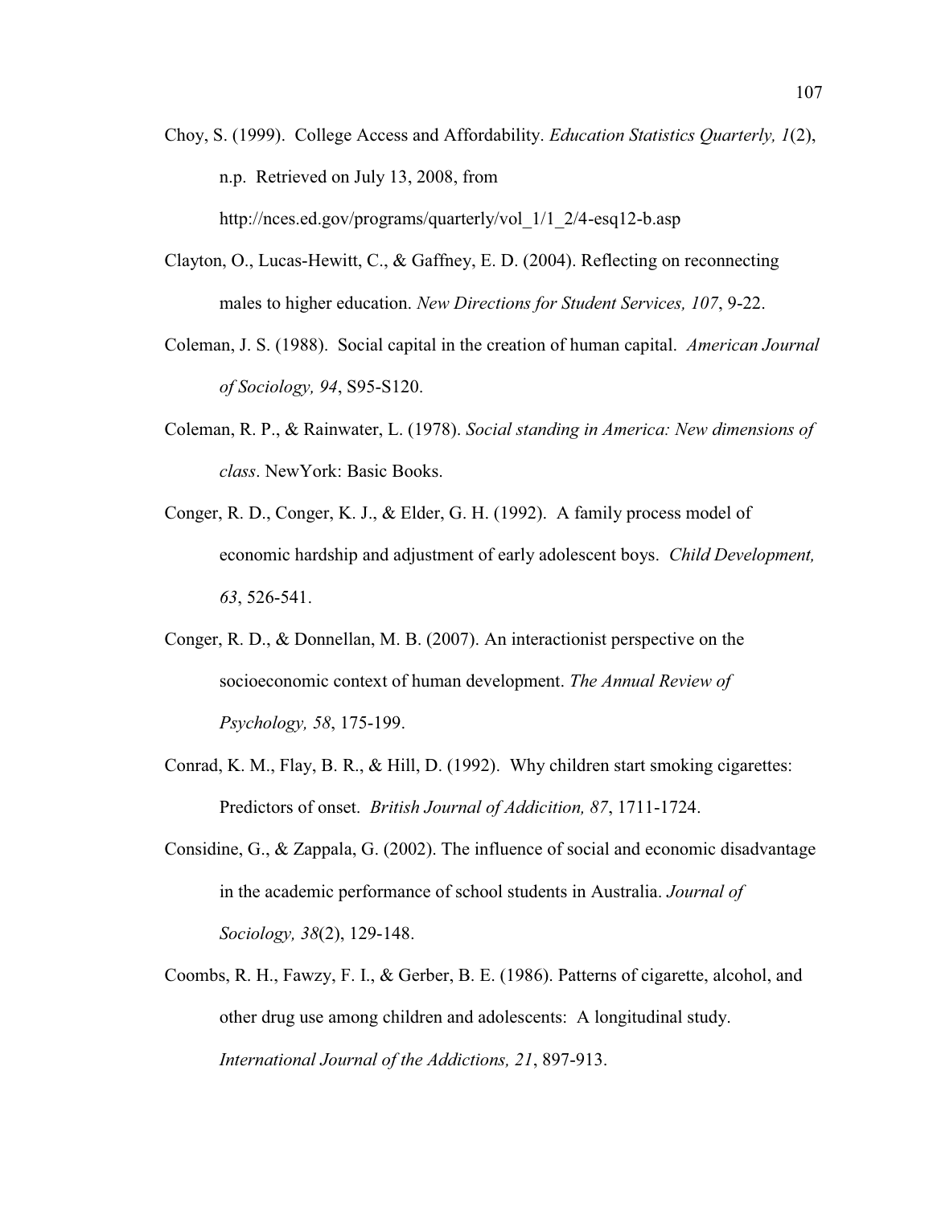Choy, S. (1999). College Access and Affordability. *Education Statistics Quarterly, 1*(2), n.p. Retrieved on July 13, 2008, from http://nces.ed.gov/programs/quarterly/vol_1/1_2/4-esq12-b.asp

Clayton, O., Lucas-Hewitt, C., & Gaffney, E. D. (2004). Reflecting on reconnecting males to higher education. *New Directions for Student Services, 107*, 9-22.

Coleman, J. S. (1988). Social capital in the creation of human capital. *American Journal of Sociology, 94*, S95-S120.

Coleman, R. P., & Rainwater, L. (1978). *Social standing in America: New dimensions of class*. NewYork: Basic Books.

Conger, R. D., Conger, K. J., & Elder, G. H. (1992). A family process model of economic hardship and adjustment of early adolescent boys. *Child Development, 63*, 526-541.

Conger, R. D., & Donnellan, M. B. (2007). An interactionist perspective on the socioeconomic context of human development. *The Annual Review of Psychology, 58*, 175-199.

Conrad, K. M., Flay, B. R., & Hill, D. (1992). Why children start smoking cigarettes: Predictors of onset. *British Journal of Addicition, 87*, 1711-1724.

Considine, G., & Zappala, G. (2002). The influence of social and economic disadvantage in the academic performance of school students in Australia. *Journal of Sociology, 38*(2), 129-148.

Coombs, R. H., Fawzy, F. I., & Gerber, B. E. (1986). Patterns of cigarette, alcohol, and other drug use among children and adolescents: A longitudinal study. *International Journal of the Addictions, 21*, 897-913.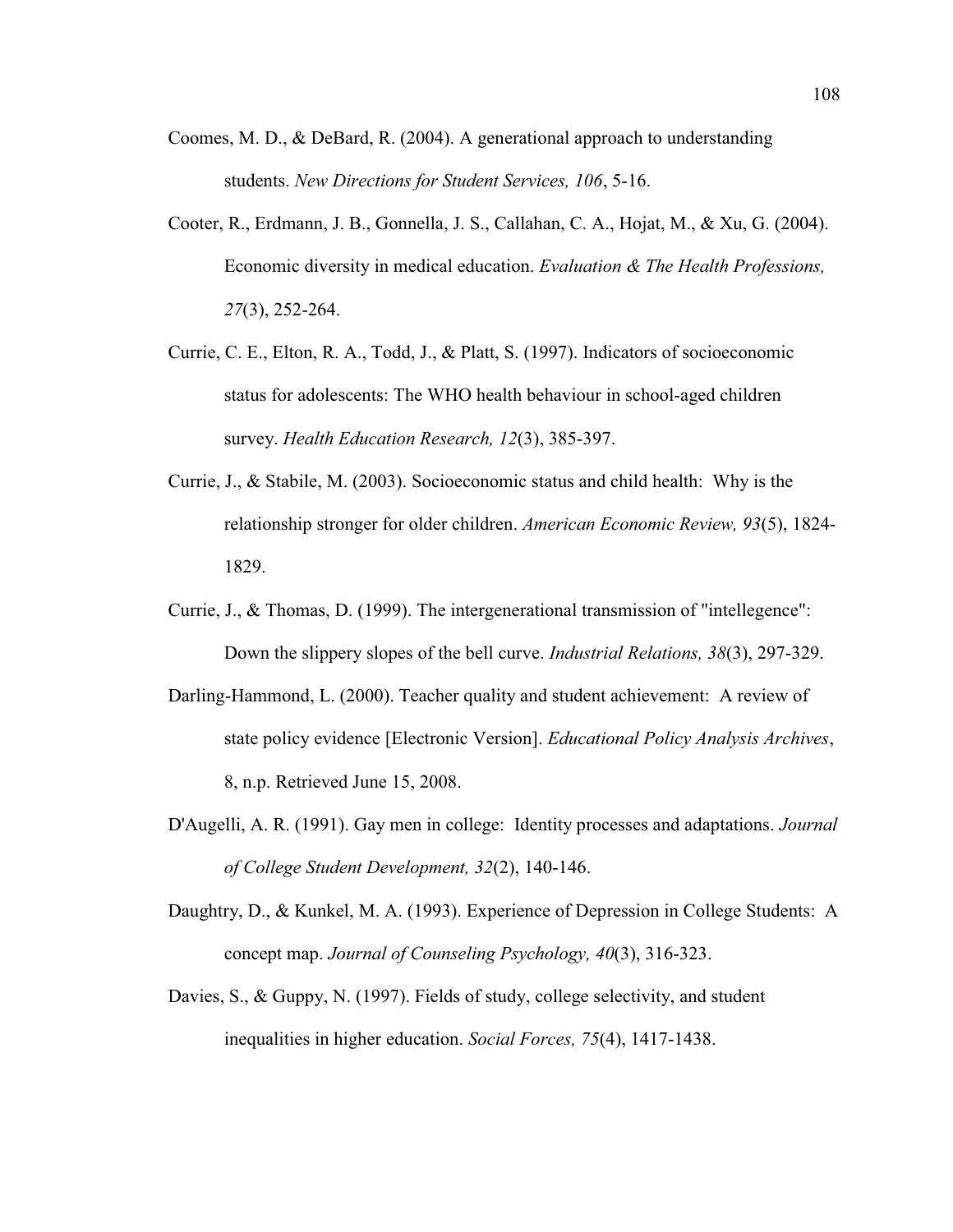Coomes, M. D., & DeBard, R. (2004). A generational approach to understanding students. *New Directions for Student Services, 106*, 5-16.

Cooter, R., Erdmann, J. B., Gonnella, J. S., Callahan, C. A., Hojat, M., & Xu, G. (2004). Economic diversity in medical education. *Evaluation & The Health Professions, 27*(3), 252-264.

Currie, C. E., Elton, R. A., Todd, J., & Platt, S. (1997). Indicators of socioeconomic status for adolescents: The WHO health behaviour in school-aged children survey. *Health Education Research, 12*(3), 385-397.

Currie, J., & Stabile, M. (2003). Socioeconomic status and child health: Why is the relationship stronger for older children. *American Economic Review, 93*(5), 1824-1829.

Currie, J., & Thomas, D. (1999). The intergenerational transmission of "intellegence": Down the slippery slopes of the bell curve. *Industrial Relations, 38*(3), 297-329.

Darling-Hammond, L. (2000). Teacher quality and student achievement: A review of state policy evidence [Electronic Version]. *Educational Policy Analysis Archives*, 8, n.p. Retrieved June 15, 2008.

D'Augelli, A. R. (1991). Gay men in college: Identity processes and adaptations. *Journal of College Student Development, 32*(2), 140-146.

Daughtry, D., & Kunkel, M. A. (1993). Experience of Depression in College Students: A concept map. *Journal of Counseling Psychology, 40*(3), 316-323.

Davies, S., & Guppy, N. (1997). Fields of study, college selectivity, and student inequalities in higher education. *Social Forces, 75*(4), 1417-1438.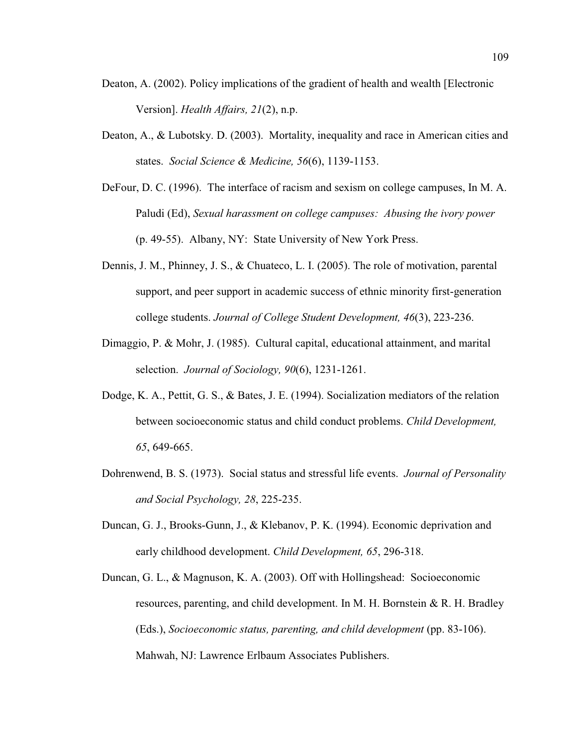Deaton, A. (2002). Policy implications of the gradient of health and wealth [Electronic Version]. *Health Affairs, 21*(2), n.p.

Deaton, A., & Lubotsky. D. (2003). Mortality, inequality and race in American cities and states. *Social Science & Medicine, 56*(6), 1139-1153.

DeFour, D. C. (1996). The interface of racism and sexism on college campuses, In M. A. Paludi (Ed), *Sexual harassment on college campuses: Abusing the ivory power* (p. 49-55). Albany, NY: State University of New York Press.

Dennis, J. M., Phinney, J. S., & Chuateco, L. I. (2005). The role of motivation, parental support, and peer support in academic success of ethnic minority first-generation college students. *Journal of College Student Development, 46*(3), 223-236.

Dimaggio, P. & Mohr, J. (1985). Cultural capital, educational attainment, and marital selection. *Journal of Sociology, 90*(6), 1231-1261.

Dodge, K. A., Pettit, G. S., & Bates, J. E. (1994). Socialization mediators of the relation between socioeconomic status and child conduct problems. *Child Development, 65*, 649-665.

Dohrenwend, B. S. (1973). Social status and stressful life events. *Journal of Personality and Social Psychology, 28*, 225-235.

Duncan, G. J., Brooks-Gunn, J., & Klebanov, P. K. (1994). Economic deprivation and early childhood development. *Child Development, 65*, 296-318.

Duncan, G. L., & Magnuson, K. A. (2003). Off with Hollingshead: Socioeconomic resources, parenting, and child development. In M. H. Bornstein & R. H. Bradley (Eds.), *Socioeconomic status, parenting, and child development* (pp. 83-106). Mahwah, NJ: Lawrence Erlbaum Associates Publishers.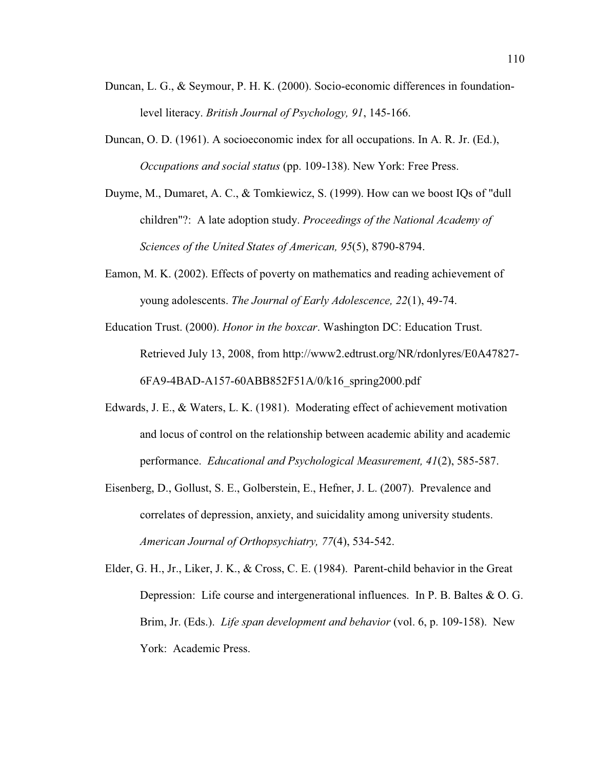Duncan, L. G., & Seymour, P. H. K. (2000). Socio-economic differences in foundation-level literacy. *British Journal of Psychology, 91*, 145-166.

Duncan, O. D. (1961). A socioeconomic index for all occupations. In A. R. Jr. (Ed.), *Occupations and social status* (pp. 109-138). New York: Free Press.

Duyme, M., Dumaret, A. C., & Tomkiewicz, S. (1999). How can we boost IQs of "dull children"?: A late adoption study. *Proceedings of the National Academy of Sciences of the United States of American, 95*(5), 8790-8794.

Eamon, M. K. (2002). Effects of poverty on mathematics and reading achievement of young adolescents. *The Journal of Early Adolescence, 22*(1), 49-74.

Education Trust. (2000). *Honor in the boxcar*. Washington DC: Education Trust. Retrieved July 13, 2008, from http://www2.edtrust.org/NR/rdonlyres/E0A47827-6FA9-4BAD-A157-60ABB852F51A/0/k16_spring2000.pdf

Edwards, J. E., & Waters, L. K. (1981). Moderating effect of achievement motivation and locus of control on the relationship between academic ability and academic performance. *Educational and Psychological Measurement, 41*(2), 585-587.

Eisenberg, D., Gollust, S. E., Golberstein, E., Hefner, J. L. (2007). Prevalence and correlates of depression, anxiety, and suicidality among university students. *American Journal of Orthopsychiatry, 77*(4), 534-542.

Elder, G. H., Jr., Liker, J. K., & Cross, C. E. (1984). Parent-child behavior in the Great Depression: Life course and intergenerational influences. In P. B. Baltes & O. G. Brim, Jr. (Eds.). *Life span development and behavior* (vol. 6, p. 109-158). New York: Academic Press.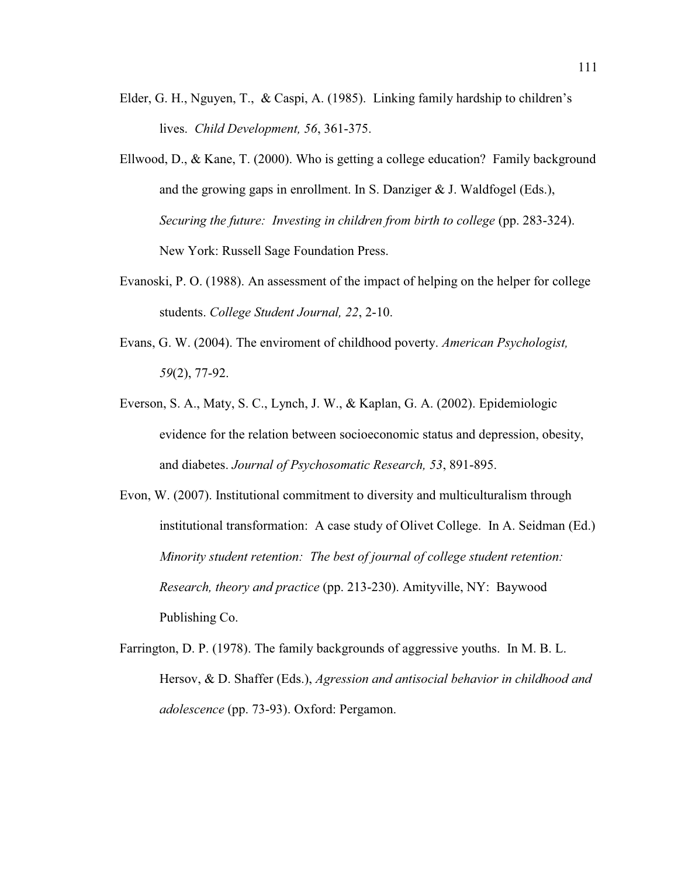Elder, G. H., Nguyen, T., & Caspi, A. (1985). Linking family hardship to children's lives. *Child Development, 56*, 361-375.

Ellwood, D., & Kane, T. (2000). Who is getting a college education? Family background and the growing gaps in enrollment. In S. Danziger & J. Waldfogel (Eds.), *Securing the future: Investing in children from birth to college* (pp. 283-324). New York: Russell Sage Foundation Press.

Evanoski, P. O. (1988). An assessment of the impact of helping on the helper for college students. *College Student Journal, 22*, 2-10.

Evans, G. W. (2004). The enviroment of childhood poverty. *American Psychologist, 59*(2), 77-92.

Everson, S. A., Maty, S. C., Lynch, J. W., & Kaplan, G. A. (2002). Epidemiologic evidence for the relation between socioeconomic status and depression, obesity, and diabetes. *Journal of Psychosomatic Research, 53*, 891-895.

Evon, W. (2007). Institutional commitment to diversity and multiculturalism through institutional transformation: A case study of Olivet College. In A. Seidman (Ed.) *Minority student retention: The best of journal of college student retention: Research, theory and practice* (pp. 213-230). Amityville, NY: Baywood Publishing Co.

Farrington, D. P. (1978). The family backgrounds of aggressive youths. In M. B. L. Hersov, & D. Shaffer (Eds.), *Agression and antisocial behavior in childhood and adolescence* (pp. 73-93). Oxford: Pergamon.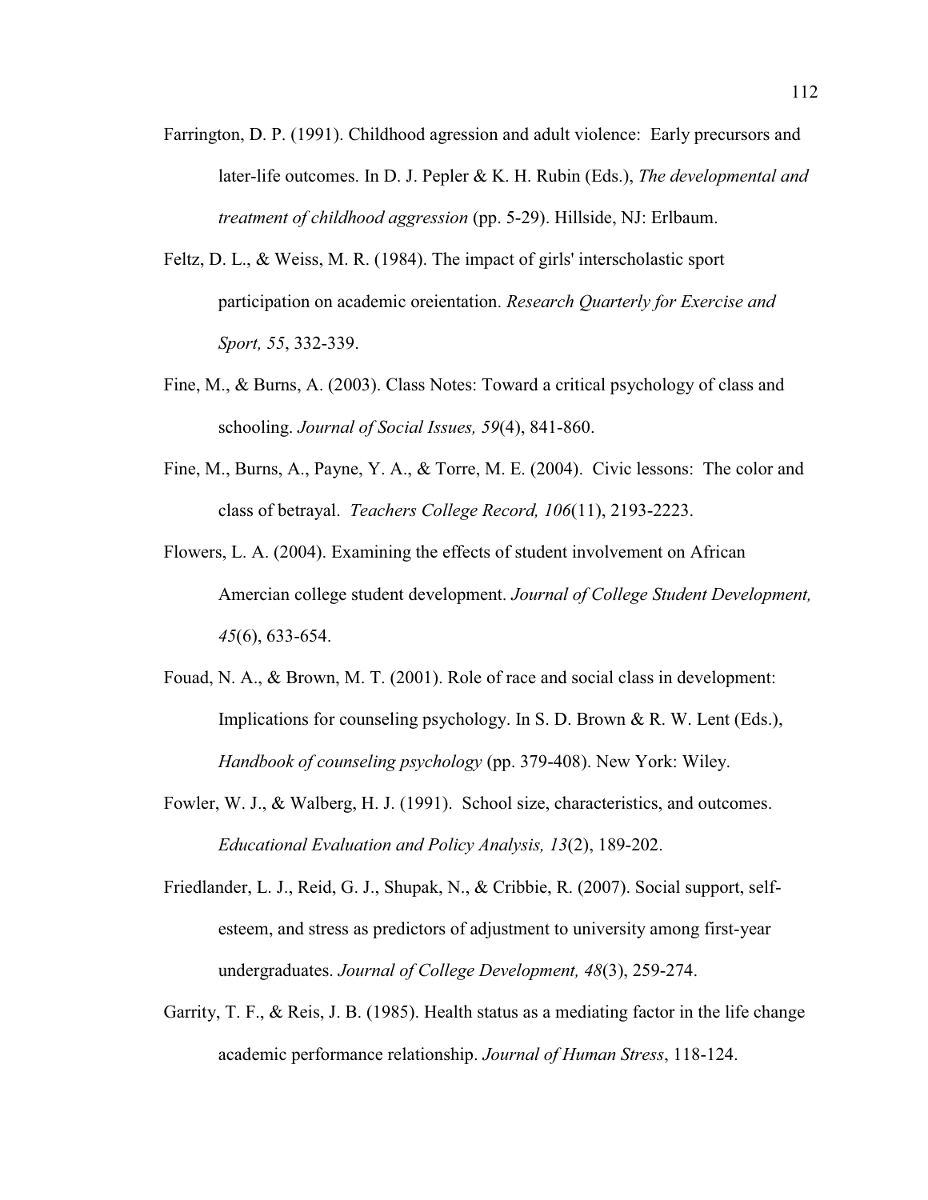Farrington, D. P. (1991). Childhood agression and adult violence: Early precursors and later-life outcomes. In D. J. Pepler & K. H. Rubin (Eds.), *The developmental and treatment of childhood aggression* (pp. 5-29). Hillside, NJ: Erlbaum.

Feltz, D. L., & Weiss, M. R. (1984). The impact of girls' interscholastic sport participation on academic oreientation. *Research Quarterly for Exercise and Sport, 55*, 332-339.

Fine, M., & Burns, A. (2003). Class Notes: Toward a critical psychology of class and schooling. *Journal of Social Issues, 59*(4), 841-860.

Fine, M., Burns, A., Payne, Y. A., & Torre, M. E. (2004). Civic lessons: The color and class of betrayal. *Teachers College Record, 106*(11), 2193-2223.

Flowers, L. A. (2004). Examining the effects of student involvement on African Amercian college student development. *Journal of College Student Development, 45*(6), 633-654.

Fouad, N. A., & Brown, M. T. (2001). Role of race and social class in development: Implications for counseling psychology. In S. D. Brown & R. W. Lent (Eds.), *Handbook of counseling psychology* (pp. 379-408). New York: Wiley.

Fowler, W. J., & Walberg, H. J. (1991). School size, characteristics, and outcomes. *Educational Evaluation and Policy Analysis, 13*(2), 189-202.

Friedlander, L. J., Reid, G. J., Shupak, N., & Cribbie, R. (2007). Social support, self-esteem, and stress as predictors of adjustment to university among first-year undergraduates. *Journal of College Development, 48*(3), 259-274.

Garrity, T. F., & Reis, J. B. (1985). Health status as a mediating factor in the life change academic performance relationship. *Journal of Human Stress*, 118-124.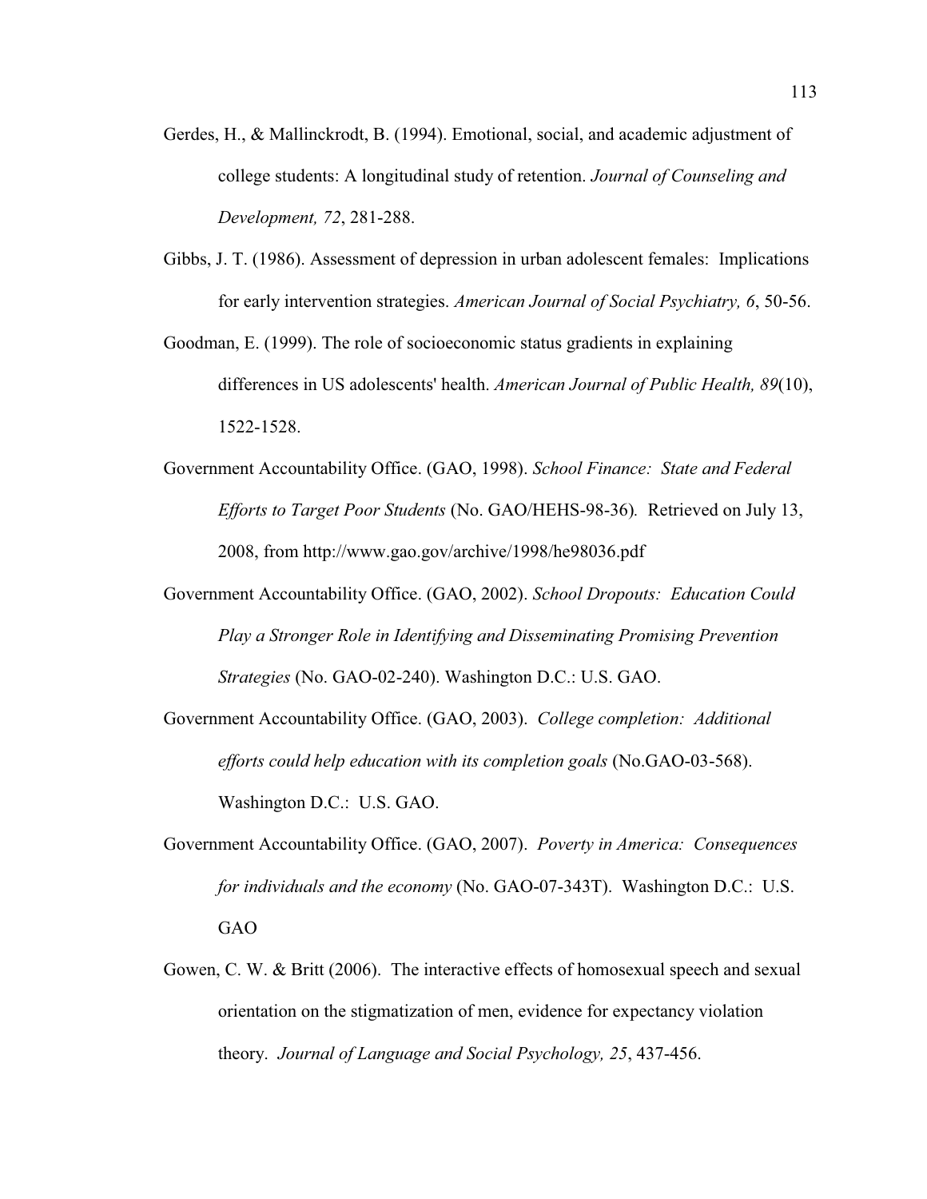Gerdes, H., & Mallinckrodt, B. (1994). Emotional, social, and academic adjustment of college students: A longitudinal study of retention. *Journal of Counseling and Development, 72*, 281-288.

Gibbs, J. T. (1986). Assessment of depression in urban adolescent females: Implications for early intervention strategies. *American Journal of Social Psychiatry, 6*, 50-56.

Goodman, E. (1999). The role of socioeconomic status gradients in explaining differences in US adolescents' health. *American Journal of Public Health, 89*(10), 1522-1528.

Government Accountability Office. (GAO, 1998). *School Finance: State and Federal Efforts to Target Poor Students* (No. GAO/HEHS-98-36). Retrieved on July 13, 2008, from http://www.gao.gov/archive/1998/he98036.pdf

Government Accountability Office. (GAO, 2002). *School Dropouts: Education Could Play a Stronger Role in Identifying and Disseminating Promising Prevention Strategies* (No. GAO-02-240). Washington D.C.: U.S. GAO.

Government Accountability Office. (GAO, 2003). *College completion: Additional efforts could help education with its completion goals* (No.GAO-03-568). Washington D.C.: U.S. GAO.

Government Accountability Office. (GAO, 2007). *Poverty in America: Consequences for individuals and the economy* (No. GAO-07-343T). Washington D.C.: U.S. GAO

Gowen, C. W. & Britt (2006). The interactive effects of homosexual speech and sexual orientation on the stigmatization of men, evidence for expectancy violation theory. *Journal of Language and Social Psychology, 25*, 437-456.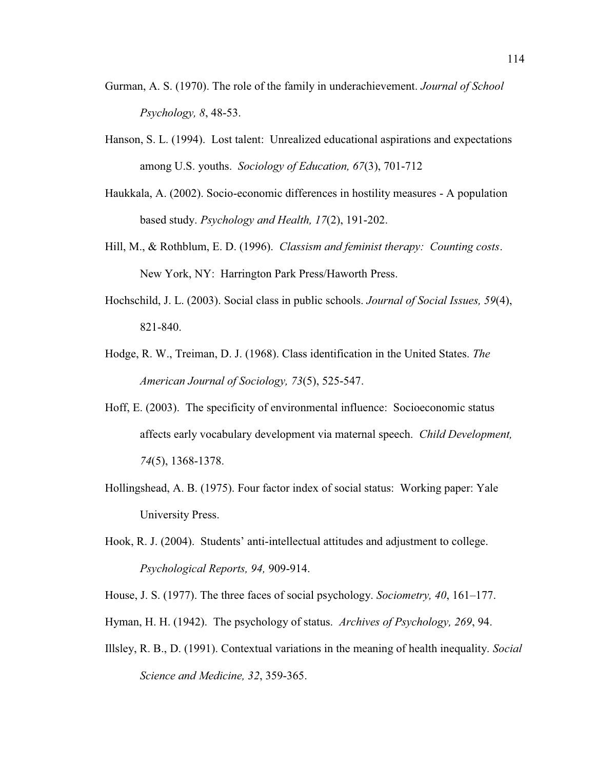Gurman, A. S. (1970). The role of the family in underachievement. *Journal of School Psychology, 8*, 48-53.

Hanson, S. L. (1994). Lost talent: Unrealized educational aspirations and expectations among U.S. youths. *Sociology of Education, 67*(3), 701-712

Haukkala, A. (2002). Socio-economic differences in hostility measures - A population based study. *Psychology and Health, 17*(2), 191-202.

Hill, M., & Rothblum, E. D. (1996). *Classism and feminist therapy: Counting costs*. New York, NY: Harrington Park Press/Haworth Press.

Hochschild, J. L. (2003). Social class in public schools. *Journal of Social Issues, 59*(4), 821-840.

Hodge, R. W., Treiman, D. J. (1968). Class identification in the United States. *The American Journal of Sociology, 73*(5), 525-547.

Hoff, E. (2003). The specificity of environmental influence: Socioeconomic status affects early vocabulary development via maternal speech. *Child Development, 74*(5), 1368-1378.

Hollingshead, A. B. (1975). Four factor index of social status: Working paper: Yale University Press.

Hook, R. J. (2004). Students' anti-intellectual attitudes and adjustment to college. *Psychological Reports, 94,* 909-914.

House, J. S. (1977). The three faces of social psychology. *Sociometry, 40*, 161–177.

Hyman, H. H. (1942). The psychology of status. *Archives of Psychology, 269*, 94.

Illsley, R. B., D. (1991). Contextual variations in the meaning of health inequality. *Social Science and Medicine, 32*, 359-365.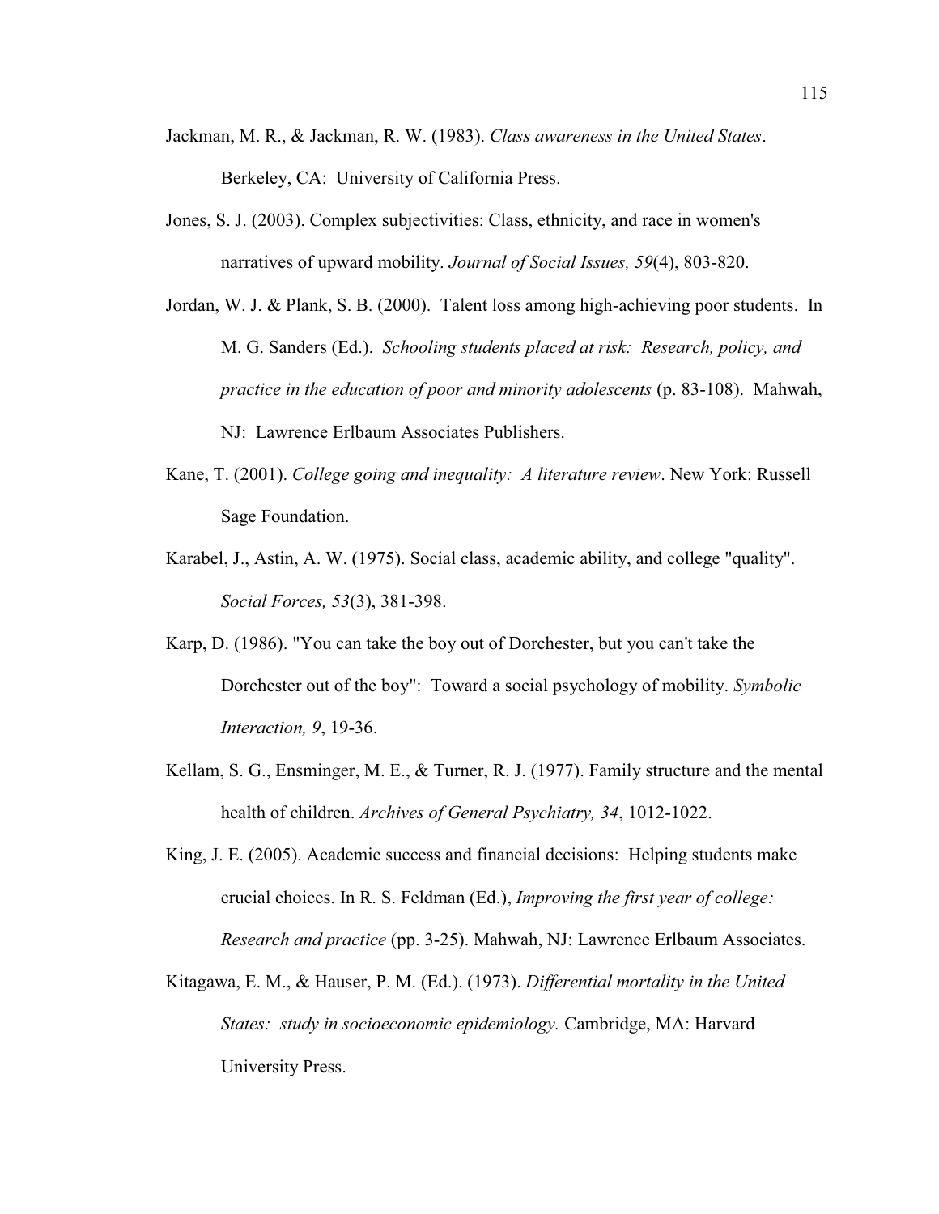Jackman, M. R., & Jackman, R. W. (1983). *Class awareness in the United States*. Berkeley, CA: University of California Press.

Jones, S. J. (2003). Complex subjectivities: Class, ethnicity, and race in women's narratives of upward mobility. *Journal of Social Issues, 59*(4), 803-820.

Jordan, W. J. & Plank, S. B. (2000). Talent loss among high-achieving poor students. In M. G. Sanders (Ed.). *Schooling students placed at risk: Research, policy, and practice in the education of poor and minority adolescents* (p. 83-108). Mahwah, NJ: Lawrence Erlbaum Associates Publishers.

Kane, T. (2001). *College going and inequality: A literature review*. New York: Russell Sage Foundation.

Karabel, J., Astin, A. W. (1975). Social class, academic ability, and college "quality". *Social Forces, 53*(3), 381-398.

Karp, D. (1986). "You can take the boy out of Dorchester, but you can't take the Dorchester out of the boy": Toward a social psychology of mobility. *Symbolic Interaction, 9*, 19-36.

Kellam, S. G., Ensminger, M. E., & Turner, R. J. (1977). Family structure and the mental health of children. *Archives of General Psychiatry, 34*, 1012-1022.

King, J. E. (2005). Academic success and financial decisions: Helping students make crucial choices. In R. S. Feldman (Ed.), *Improving the first year of college: Research and practice* (pp. 3-25). Mahwah, NJ: Lawrence Erlbaum Associates.

Kitagawa, E. M., & Hauser, P. M. (Ed.). (1973). *Differential mortality in the United States: study in socioeconomic epidemiology.* Cambridge, MA: Harvard University Press.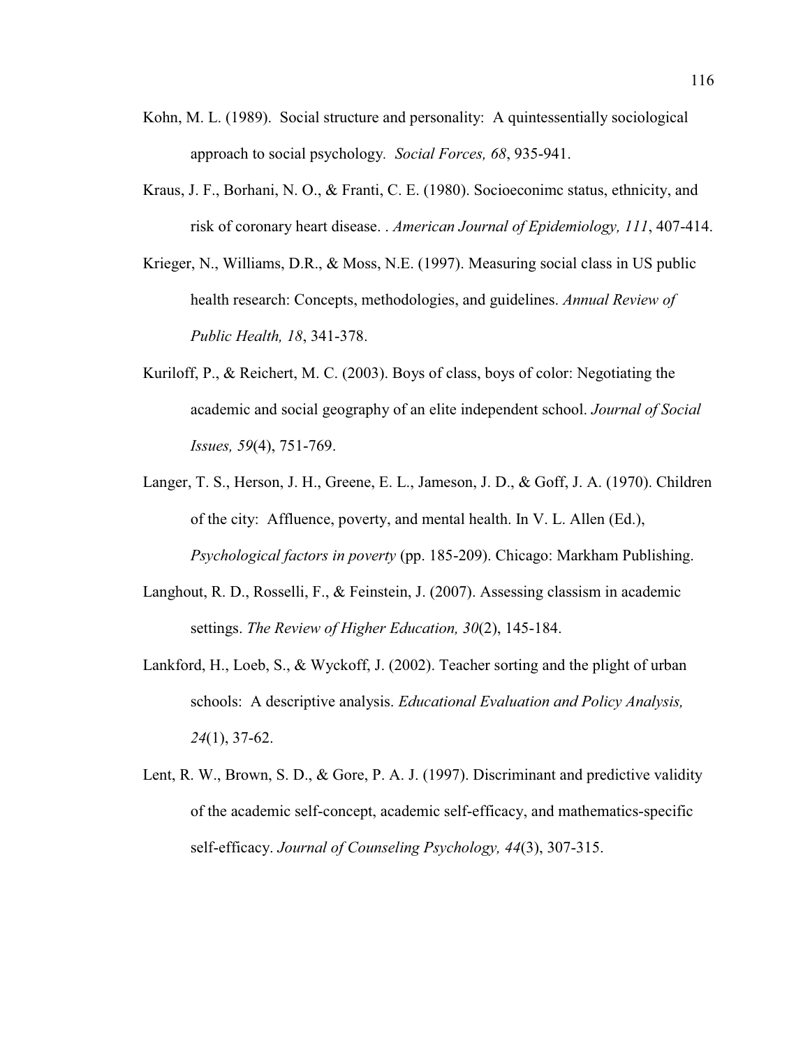Kohn, M. L. (1989). Social structure and personality: A quintessentially sociological approach to social psychology. *Social Forces, 68*, 935-941.

Kraus, J. F., Borhani, N. O., & Franti, C. E. (1980). Socioeconimc status, ethnicity, and risk of coronary heart disease. . *American Journal of Epidemiology, 111*, 407-414.

Krieger, N., Williams, D.R., & Moss, N.E. (1997). Measuring social class in US public health research: Concepts, methodologies, and guidelines. *Annual Review of Public Health, 18*, 341-378.

Kuriloff, P., & Reichert, M. C. (2003). Boys of class, boys of color: Negotiating the academic and social geography of an elite independent school. *Journal of Social Issues, 59*(4), 751-769.

Langer, T. S., Herson, J. H., Greene, E. L., Jameson, J. D., & Goff, J. A. (1970). Children of the city: Affluence, poverty, and mental health. In V. L. Allen (Ed.), *Psychological factors in poverty* (pp. 185-209). Chicago: Markham Publishing.

Langhout, R. D., Rosselli, F., & Feinstein, J. (2007). Assessing classism in academic settings. *The Review of Higher Education, 30*(2), 145-184.

Lankford, H., Loeb, S., & Wyckoff, J. (2002). Teacher sorting and the plight of urban schools: A descriptive analysis. *Educational Evaluation and Policy Analysis, 24*(1), 37-62.

Lent, R. W., Brown, S. D., & Gore, P. A. J. (1997). Discriminant and predictive validity of the academic self-concept, academic self-efficacy, and mathematics-specific self-efficacy. *Journal of Counseling Psychology, 44*(3), 307-315.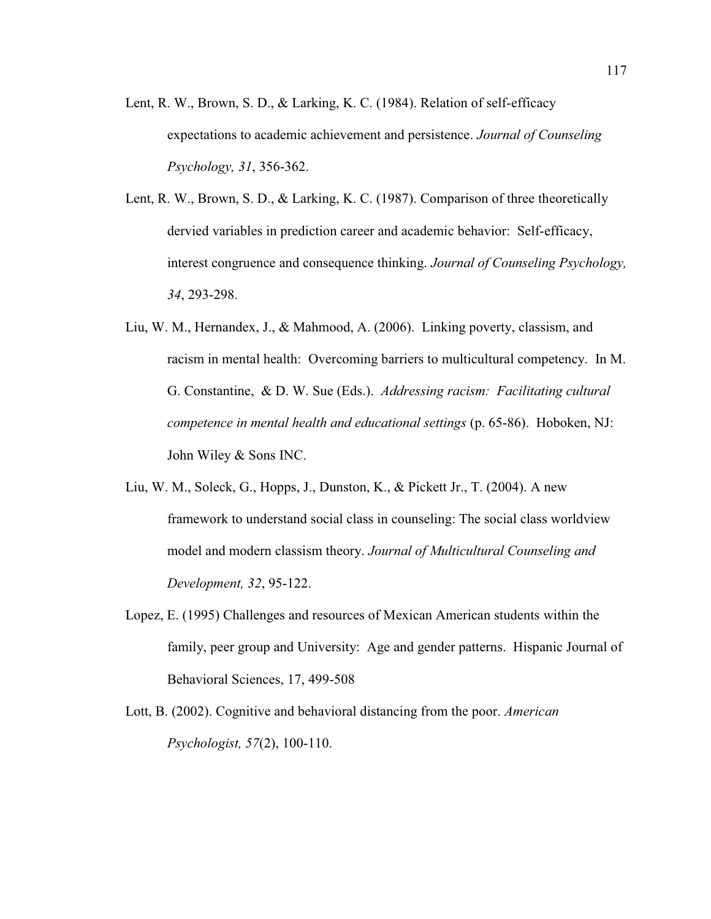Lent, R. W., Brown, S. D., & Larking, K. C. (1984). Relation of self-efficacy expectations to academic achievement and persistence. *Journal of Counseling Psychology, 31*, 356-362.

Lent, R. W., Brown, S. D., & Larking, K. C. (1987). Comparison of three theoretically dervied variables in prediction career and academic behavior: Self-efficacy, interest congruence and consequence thinking. *Journal of Counseling Psychology, 34*, 293-298.

Liu, W. M., Hernandex, J., & Mahmood, A. (2006). Linking poverty, classism, and racism in mental health: Overcoming barriers to multicultural competency. In M. G. Constantine, & D. W. Sue (Eds.). *Addressing racism: Facilitating cultural competence in mental health and educational settings* (p. 65-86). Hoboken, NJ: John Wiley & Sons INC.

Liu, W. M., Soleck, G., Hopps, J., Dunston, K., & Pickett Jr., T. (2004). A new framework to understand social class in counseling: The social class worldview model and modern classism theory. *Journal of Multicultural Counseling and Development, 32*, 95-122.

Lopez, E. (1995) Challenges and resources of Mexican American students within the family, peer group and University: Age and gender patterns. Hispanic Journal of Behavioral Sciences, 17, 499-508

Lott, B. (2002). Cognitive and behavioral distancing from the poor. *American Psychologist, 57*(2), 100-110.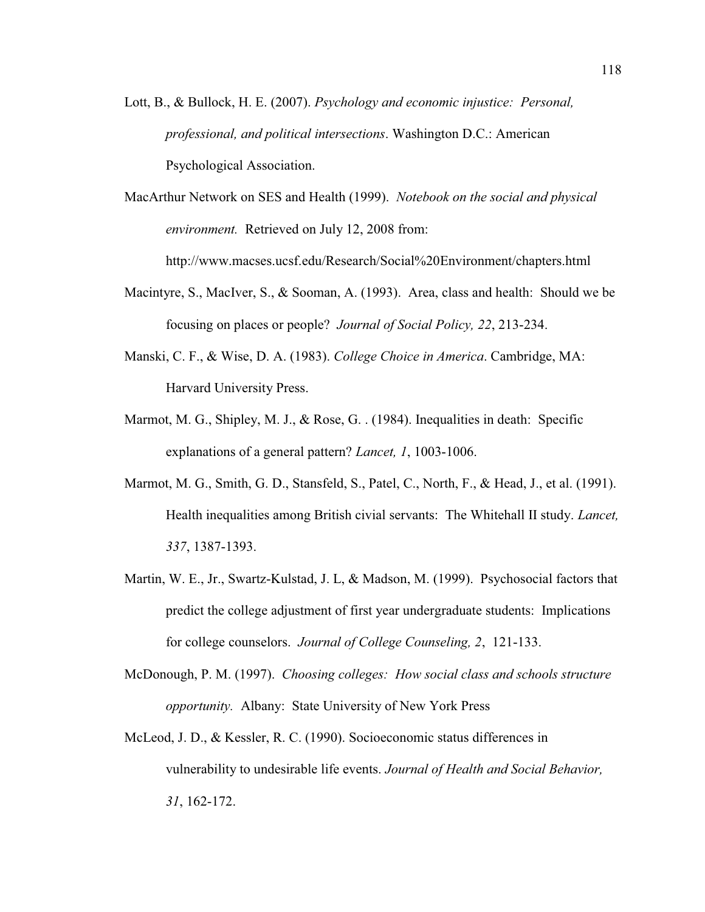Lott, B., & Bullock, H. E. (2007). *Psychology and economic injustice: Personal, professional, and political intersections*. Washington D.C.: American Psychological Association.

MacArthur Network on SES and Health (1999). *Notebook on the social and physical environment.* Retrieved on July 12, 2008 from: http://www.macses.ucsf.edu/Research/Social%20Environment/chapters.html

Macintyre, S., MacIver, S., & Sooman, A. (1993). Area, class and health: Should we be focusing on places or people? *Journal of Social Policy, 22*, 213-234.

Manski, C. F., & Wise, D. A. (1983). *College Choice in America*. Cambridge, MA: Harvard University Press.

Marmot, M. G., Shipley, M. J., & Rose, G. . (1984). Inequalities in death: Specific explanations of a general pattern? *Lancet, 1*, 1003-1006.

Marmot, M. G., Smith, G. D., Stansfeld, S., Patel, C., North, F., & Head, J., et al. (1991). Health inequalities among British civial servants: The Whitehall II study. *Lancet, 337*, 1387-1393.

Martin, W. E., Jr., Swartz-Kulstad, J. L, & Madson, M. (1999). Psychosocial factors that predict the college adjustment of first year undergraduate students: Implications for college counselors. *Journal of College Counseling, 2*, 121-133.

McDonough, P. M. (1997). *Choosing colleges: How social class and schools structure opportunity.* Albany: State University of New York Press

McLeod, J. D., & Kessler, R. C. (1990). Socioeconomic status differences in vulnerability to undesirable life events. *Journal of Health and Social Behavior, 31*, 162-172.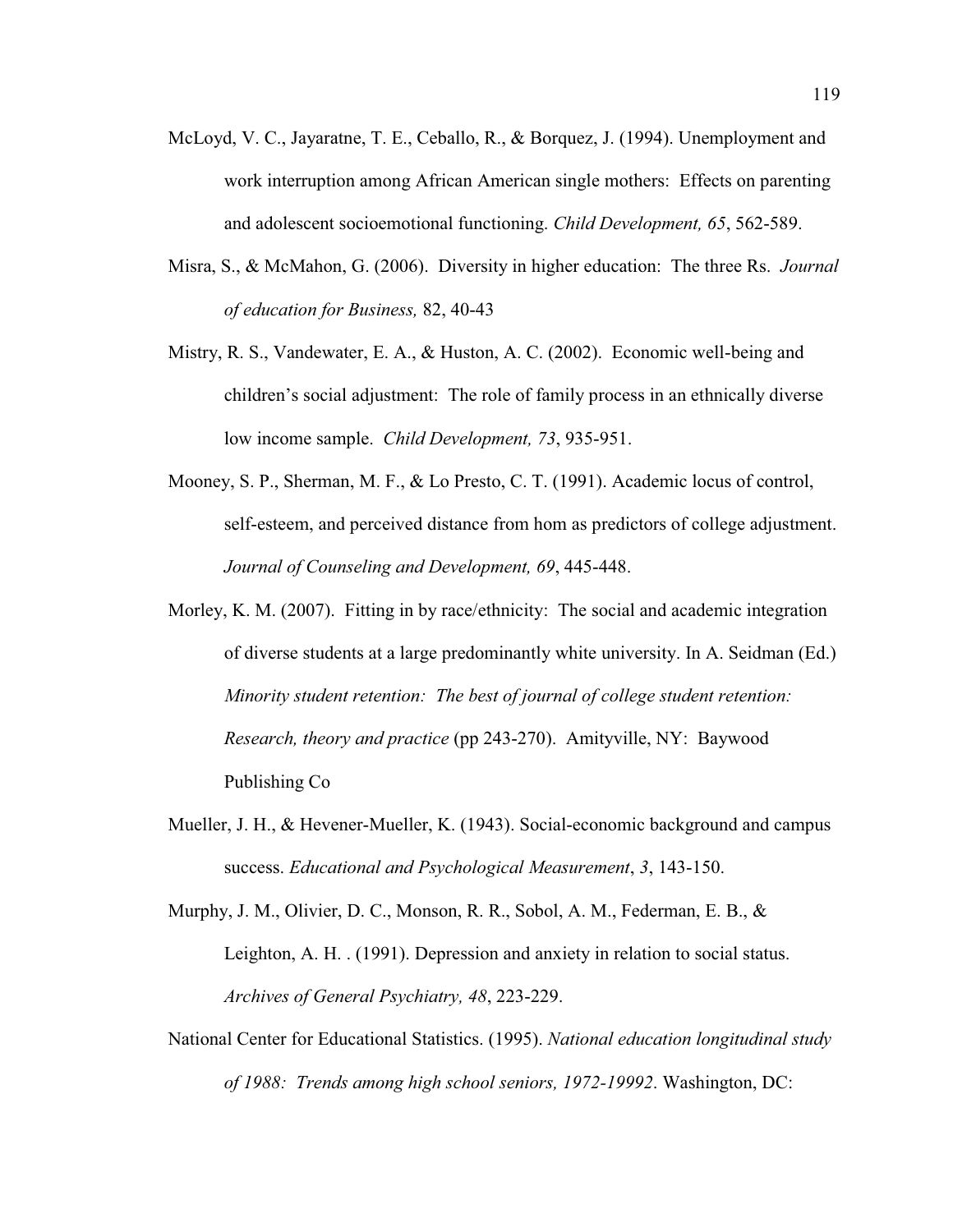McLoyd, V. C., Jayaratne, T. E., Ceballo, R., & Borquez, J. (1994). Unemployment and work interruption among African American single mothers: Effects on parenting and adolescent socioemotional functioning. *Child Development, 65*, 562-589.

Misra, S., & McMahon, G. (2006). Diversity in higher education: The three Rs. *Journal of education for Business,* 82, 40-43

Mistry, R. S., Vandewater, E. A., & Huston, A. C. (2002). Economic well-being and children's social adjustment: The role of family process in an ethnically diverse low income sample. *Child Development, 73*, 935-951.

Mooney, S. P., Sherman, M. F., & Lo Presto, C. T. (1991). Academic locus of control, self-esteem, and perceived distance from hom as predictors of college adjustment. *Journal of Counseling and Development, 69*, 445-448.

Morley, K. M. (2007). Fitting in by race/ethnicity: The social and academic integration of diverse students at a large predominantly white university. In A. Seidman (Ed.) *Minority student retention: The best of journal of college student retention: Research, theory and practice* (pp 243-270). Amityville, NY: Baywood Publishing Co

Mueller, J. H., & Hevener-Mueller, K. (1943). Social-economic background and campus success. *Educational and Psychological Measurement*, *3*, 143-150.

Murphy, J. M., Olivier, D. C., Monson, R. R., Sobol, A. M., Federman, E. B., & Leighton, A. H. . (1991). Depression and anxiety in relation to social status. *Archives of General Psychiatry, 48*, 223-229.

National Center for Educational Statistics. (1995). *National education longitudinal study of 1988: Trends among high school seniors, 1972-19992*. Washington, DC: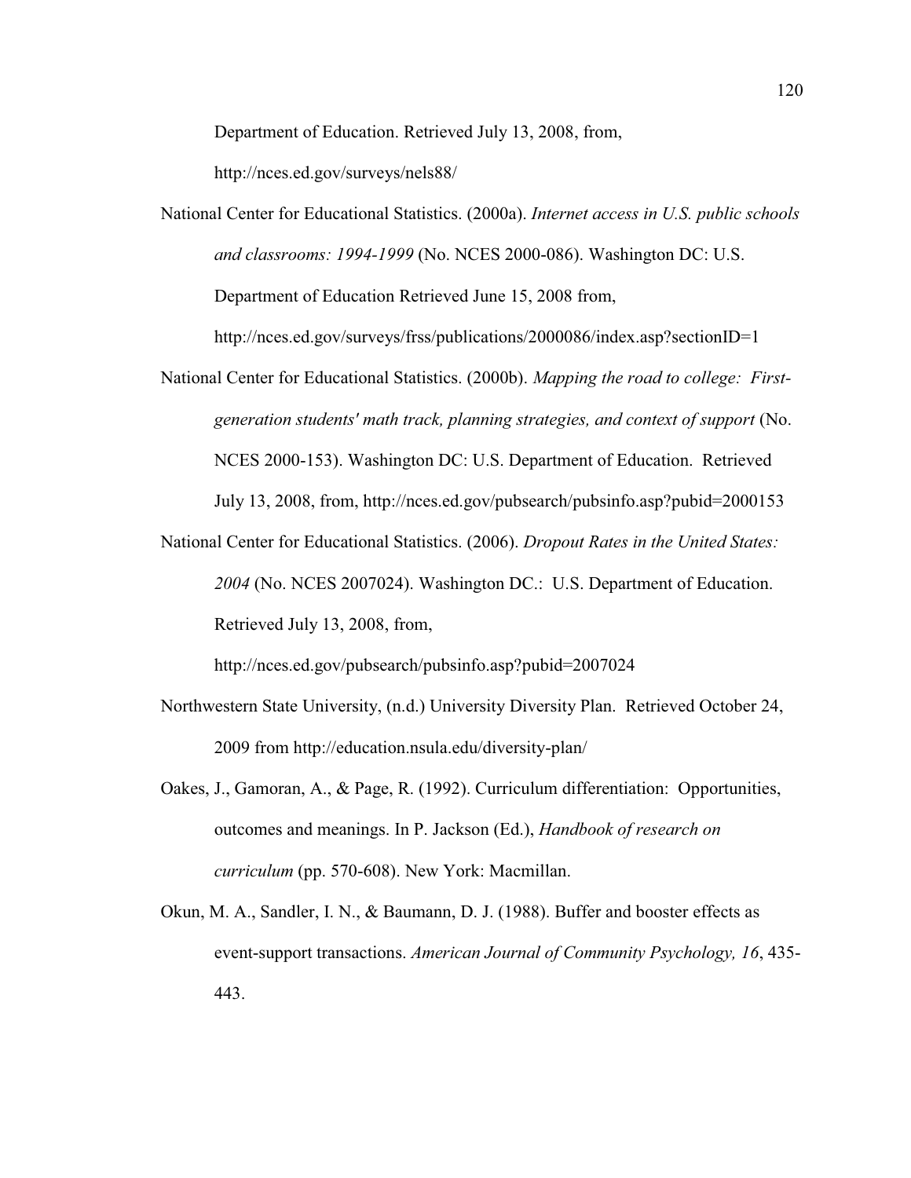Department of Education. Retrieved July 13, 2008, from, http://nces.ed.gov/surveys/nels88/

National Center for Educational Statistics. (2000a). *Internet access in U.S. public schools and classrooms: 1994-1999* (No. NCES 2000-086). Washington DC: U.S. Department of Education Retrieved June 15, 2008 from, http://nces.ed.gov/surveys/frss/publications/2000086/index.asp?sectionID=1

National Center for Educational Statistics. (2000b). *Mapping the road to college: First-generation students' math track, planning strategies, and context of support* (No. NCES 2000-153). Washington DC: U.S. Department of Education. Retrieved July 13, 2008, from, http://nces.ed.gov/pubsearch/pubsinfo.asp?pubid=2000153

National Center for Educational Statistics. (2006). *Dropout Rates in the United States: 2004* (No. NCES 2007024). Washington DC.: U.S. Department of Education. Retrieved July 13, 2008, from, http://nces.ed.gov/pubsearch/pubsinfo.asp?pubid=2007024

Northwestern State University, (n.d.) University Diversity Plan. Retrieved October 24, 2009 from http://education.nsula.edu/diversity-plan/

Oakes, J., Gamoran, A., & Page, R. (1992). Curriculum differentiation: Opportunities, outcomes and meanings. In P. Jackson (Ed.), *Handbook of research on curriculum* (pp. 570-608). New York: Macmillan.

Okun, M. A., Sandler, I. N., & Baumann, D. J. (1988). Buffer and booster effects as event-support transactions. *American Journal of Community Psychology, 16*, 435-443.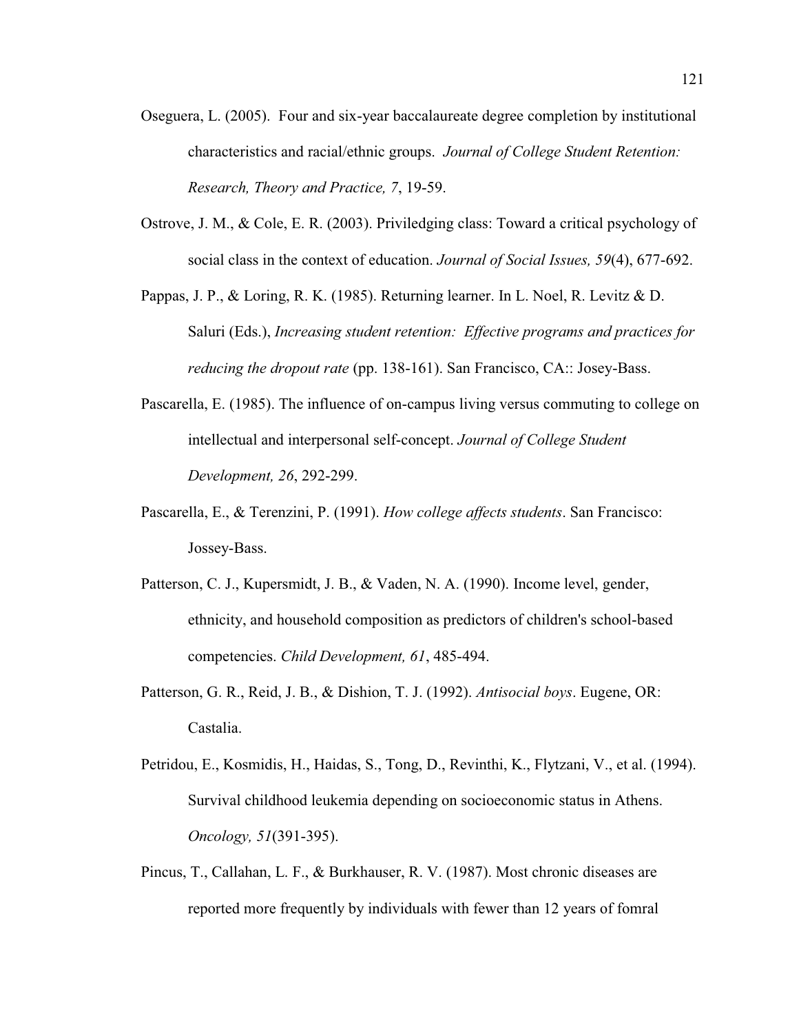Oseguera, L. (2005). Four and six-year baccalaureate degree completion by institutional characteristics and racial/ethnic groups. *Journal of College Student Retention: Research, Theory and Practice, 7*, 19-59.

Ostrove, J. M., & Cole, E. R. (2003). Priviledging class: Toward a critical psychology of social class in the context of education. *Journal of Social Issues, 59*(4), 677-692.

Pappas, J. P., & Loring, R. K. (1985). Returning learner. In L. Noel, R. Levitz & D. Saluri (Eds.), *Increasing student retention: Effective programs and practices for reducing the dropout rate* (pp. 138-161). San Francisco, CA:: Josey-Bass.

Pascarella, E. (1985). The influence of on-campus living versus commuting to college on intellectual and interpersonal self-concept. *Journal of College Student Development, 26*, 292-299.

Pascarella, E., & Terenzini, P. (1991). *How college affects students*. San Francisco: Jossey-Bass.

Patterson, C. J., Kupersmidt, J. B., & Vaden, N. A. (1990). Income level, gender, ethnicity, and household composition as predictors of children's school-based competencies. *Child Development, 61*, 485-494.

Patterson, G. R., Reid, J. B., & Dishion, T. J. (1992). *Antisocial boys*. Eugene, OR: Castalia.

Petridou, E., Kosmidis, H., Haidas, S., Tong, D., Revinthi, K., Flytzani, V., et al. (1994). Survival childhood leukemia depending on socioeconomic status in Athens. *Oncology, 51*(391-395).

Pincus, T., Callahan, L. F., & Burkhauser, R. V. (1987). Most chronic diseases are reported more frequently by individuals with fewer than 12 years of fomral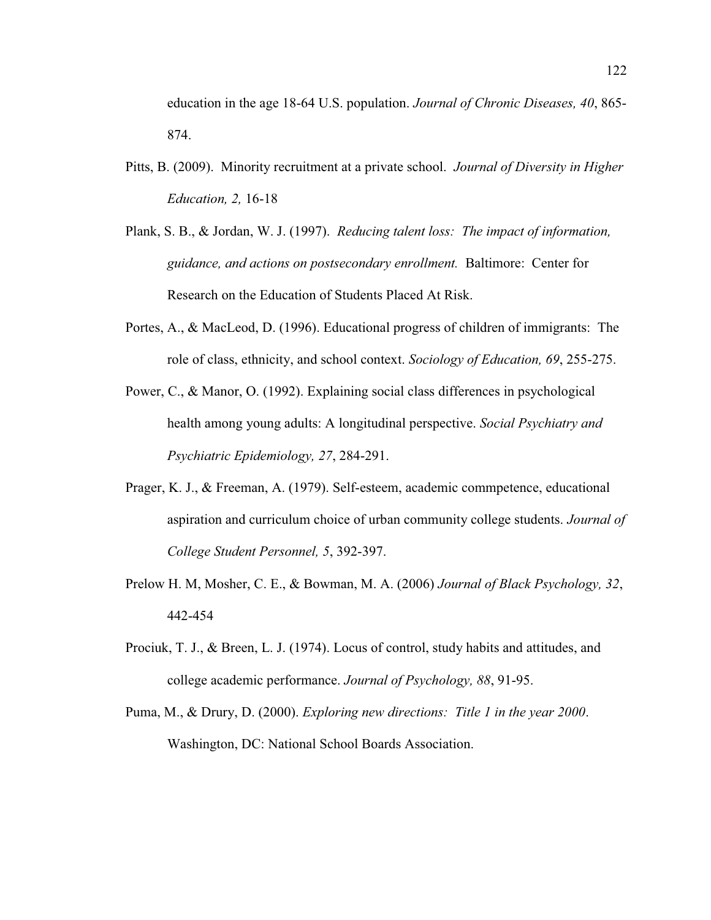education in the age 18-64 U.S. population. *Journal of Chronic Diseases, 40*, 865-874.

Pitts, B. (2009). Minority recruitment at a private school. *Journal of Diversity in Higher Education, 2,* 16-18

Plank, S. B., & Jordan, W. J. (1997). *Reducing talent loss: The impact of information, guidance, and actions on postsecondary enrollment.* Baltimore: Center for Research on the Education of Students Placed At Risk.

Portes, A., & MacLeod, D. (1996). Educational progress of children of immigrants: The role of class, ethnicity, and school context. *Sociology of Education, 69*, 255-275.

Power, C., & Manor, O. (1992). Explaining social class differences in psychological health among young adults: A longitudinal perspective. *Social Psychiatry and Psychiatric Epidemiology, 27*, 284-291.

Prager, K. J., & Freeman, A. (1979). Self-esteem, academic commpetence, educational aspiration and curriculum choice of urban community college students. *Journal of College Student Personnel, 5*, 392-397.

Prelow H. M, Mosher, C. E., & Bowman, M. A. (2006) *Journal of Black Psychology, 32*, 442-454

Prociuk, T. J., & Breen, L. J. (1974). Locus of control, study habits and attitudes, and college academic performance. *Journal of Psychology, 88*, 91-95.

Puma, M., & Drury, D. (2000). *Exploring new directions: Title 1 in the year 2000*. Washington, DC: National School Boards Association.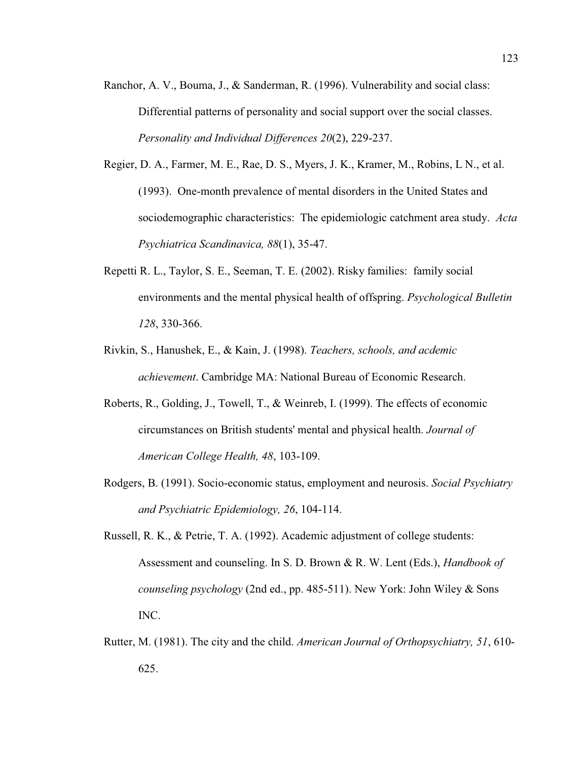Ranchor, A. V., Bouma, J., & Sanderman, R. (1996). Vulnerability and social class: Differential patterns of personality and social support over the social classes. *Personality and Individual Differences 20*(2), 229-237.

Regier, D. A., Farmer, M. E., Rae, D. S., Myers, J. K., Kramer, M., Robins, L N., et al. (1993). One-month prevalence of mental disorders in the United States and sociodemographic characteristics: The epidemiologic catchment area study. *Acta Psychiatrica Scandinavica, 88*(1), 35-47.

Repetti R. L., Taylor, S. E., Seeman, T. E. (2002). Risky families: family social environments and the mental physical health of offspring. *Psychological Bulletin 128*, 330-366.

Rivkin, S., Hanushek, E., & Kain, J. (1998). *Teachers, schools, and acdemic achievement*. Cambridge MA: National Bureau of Economic Research.

Roberts, R., Golding, J., Towell, T., & Weinreb, I. (1999). The effects of economic circumstances on British students' mental and physical health. *Journal of American College Health, 48*, 103-109.

Rodgers, B. (1991). Socio-economic status, employment and neurosis. *Social Psychiatry and Psychiatric Epidemiology, 26*, 104-114.

Russell, R. K., & Petrie, T. A. (1992). Academic adjustment of college students: Assessment and counseling. In S. D. Brown & R. W. Lent (Eds.), *Handbook of counseling psychology* (2nd ed., pp. 485-511). New York: John Wiley & Sons INC.

Rutter, M. (1981). The city and the child. *American Journal of Orthopsychiatry, 51*, 610-625.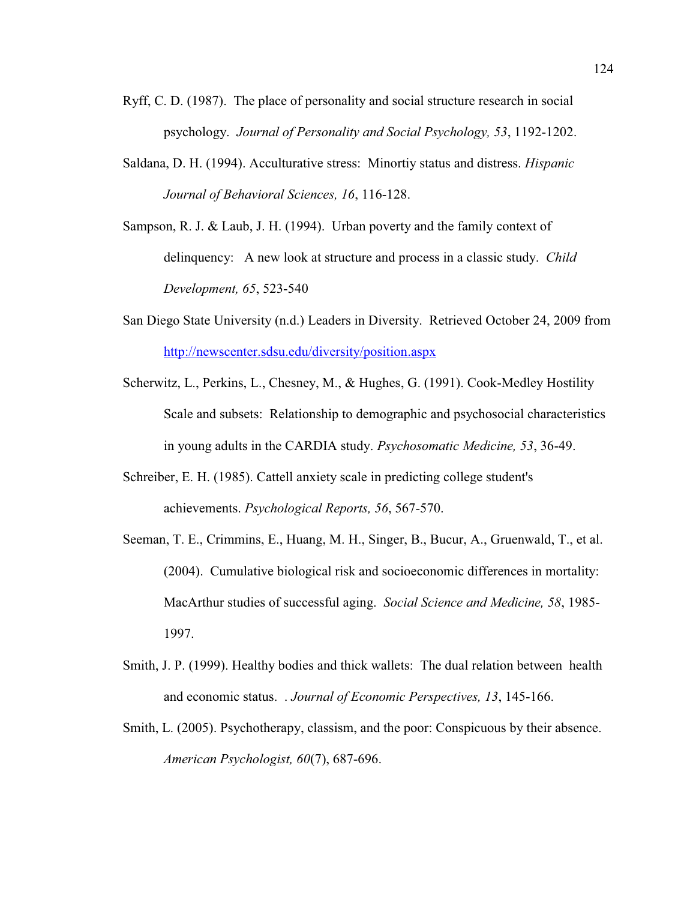Ryff, C. D. (1987). The place of personality and social structure research in social psychology. *Journal of Personality and Social Psychology, 53*, 1192-1202.

Saldana, D. H. (1994). Acculturative stress: Minortiy status and distress. *Hispanic Journal of Behavioral Sciences, 16*, 116-128.

Sampson, R. J. & Laub, J. H. (1994). Urban poverty and the family context of delinquency: A new look at structure and process in a classic study. *Child Development, 65*, 523-540

San Diego State University (n.d.) Leaders in Diversity. Retrieved October 24, 2009 from http://newscenter.sdsu.edu/diversity/position.aspx

Scherwitz, L., Perkins, L., Chesney, M., & Hughes, G. (1991). Cook-Medley Hostility Scale and subsets: Relationship to demographic and psychosocial characteristics in young adults in the CARDIA study. *Psychosomatic Medicine, 53*, 36-49.

Schreiber, E. H. (1985). Cattell anxiety scale in predicting college student's achievements. *Psychological Reports, 56*, 567-570.

Seeman, T. E., Crimmins, E., Huang, M. H., Singer, B., Bucur, A., Gruenwald, T., et al. (2004). Cumulative biological risk and socioeconomic differences in mortality: MacArthur studies of successful aging. *Social Science and Medicine, 58*, 1985-1997.

Smith, J. P. (1999). Healthy bodies and thick wallets: The dual relation between health and economic status. . *Journal of Economic Perspectives, 13*, 145-166.

Smith, L. (2005). Psychotherapy, classism, and the poor: Conspicuous by their absence. *American Psychologist, 60*(7), 687-696.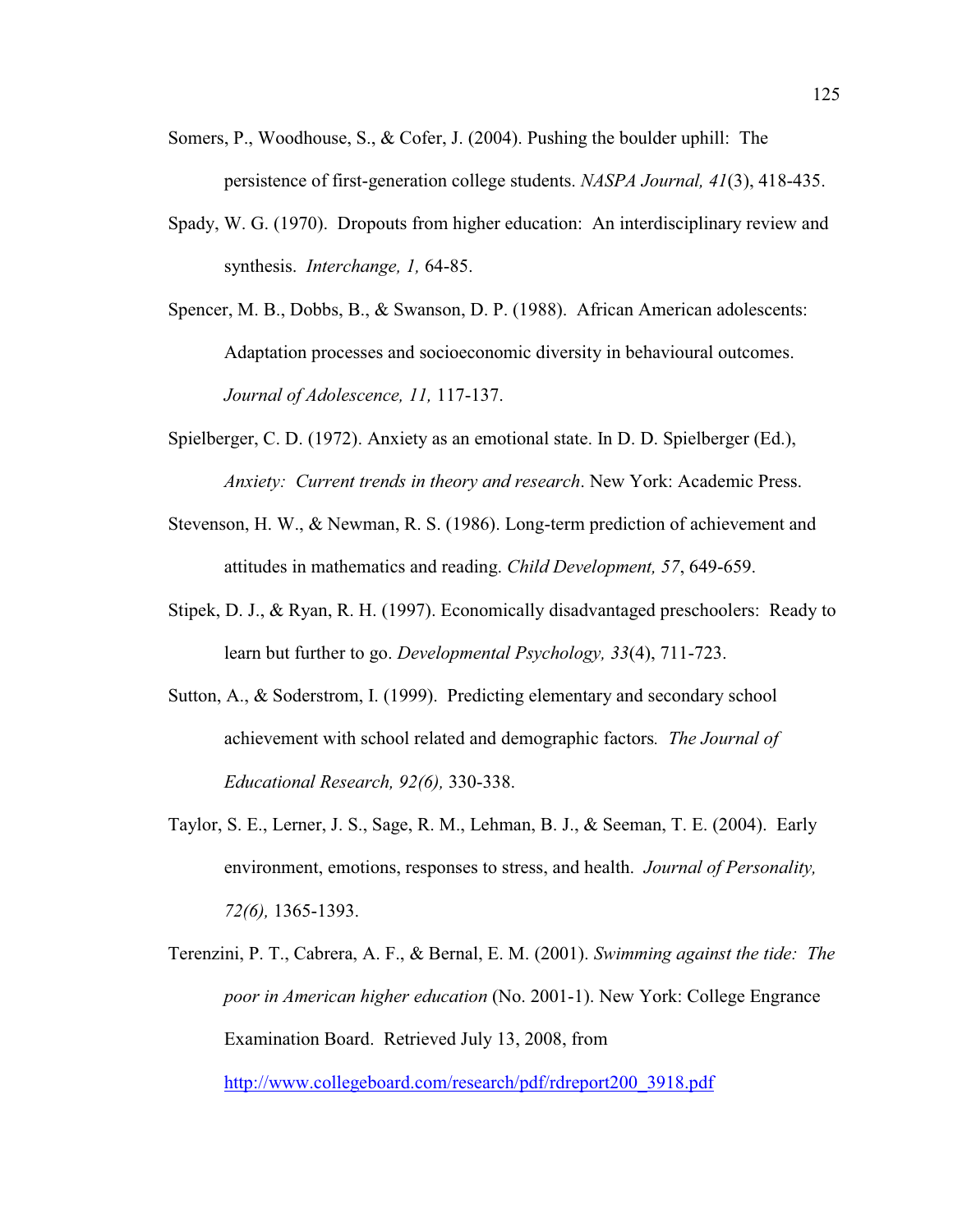Somers, P., Woodhouse, S., & Cofer, J. (2004). Pushing the boulder uphill: The persistence of first-generation college students. *NASPA Journal, 41*(3), 418-435.

Spady, W. G. (1970). Dropouts from higher education: An interdisciplinary review and synthesis. *Interchange, 1,* 64-85.

Spencer, M. B., Dobbs, B., & Swanson, D. P. (1988). African American adolescents: Adaptation processes and socioeconomic diversity in behavioural outcomes. *Journal of Adolescence, 11,* 117-137.

Spielberger, C. D. (1972). Anxiety as an emotional state. In D. D. Spielberger (Ed.), *Anxiety: Current trends in theory and research*. New York: Academic Press.

Stevenson, H. W., & Newman, R. S. (1986). Long-term prediction of achievement and attitudes in mathematics and reading. *Child Development, 57*, 649-659.

Stipek, D. J., & Ryan, R. H. (1997). Economically disadvantaged preschoolers: Ready to learn but further to go. *Developmental Psychology, 33*(4), 711-723.

Sutton, A., & Soderstrom, I. (1999). Predicting elementary and secondary school achievement with school related and demographic factors*. The Journal of Educational Research, 92(6),* 330-338.

Taylor, S. E., Lerner, J. S., Sage, R. M., Lehman, B. J., & Seeman, T. E. (2004). Early environment, emotions, responses to stress, and health. *Journal of Personality, 72(6),* 1365-1393.

Terenzini, P. T., Cabrera, A. F., & Bernal, E. M. (2001). *Swimming against the tide: The poor in American higher education* (No. 2001-1). New York: College Engrance Examination Board. Retrieved July 13, 2008, from http://www.collegeboard.com/research/pdf/rdreport200_3918.pdf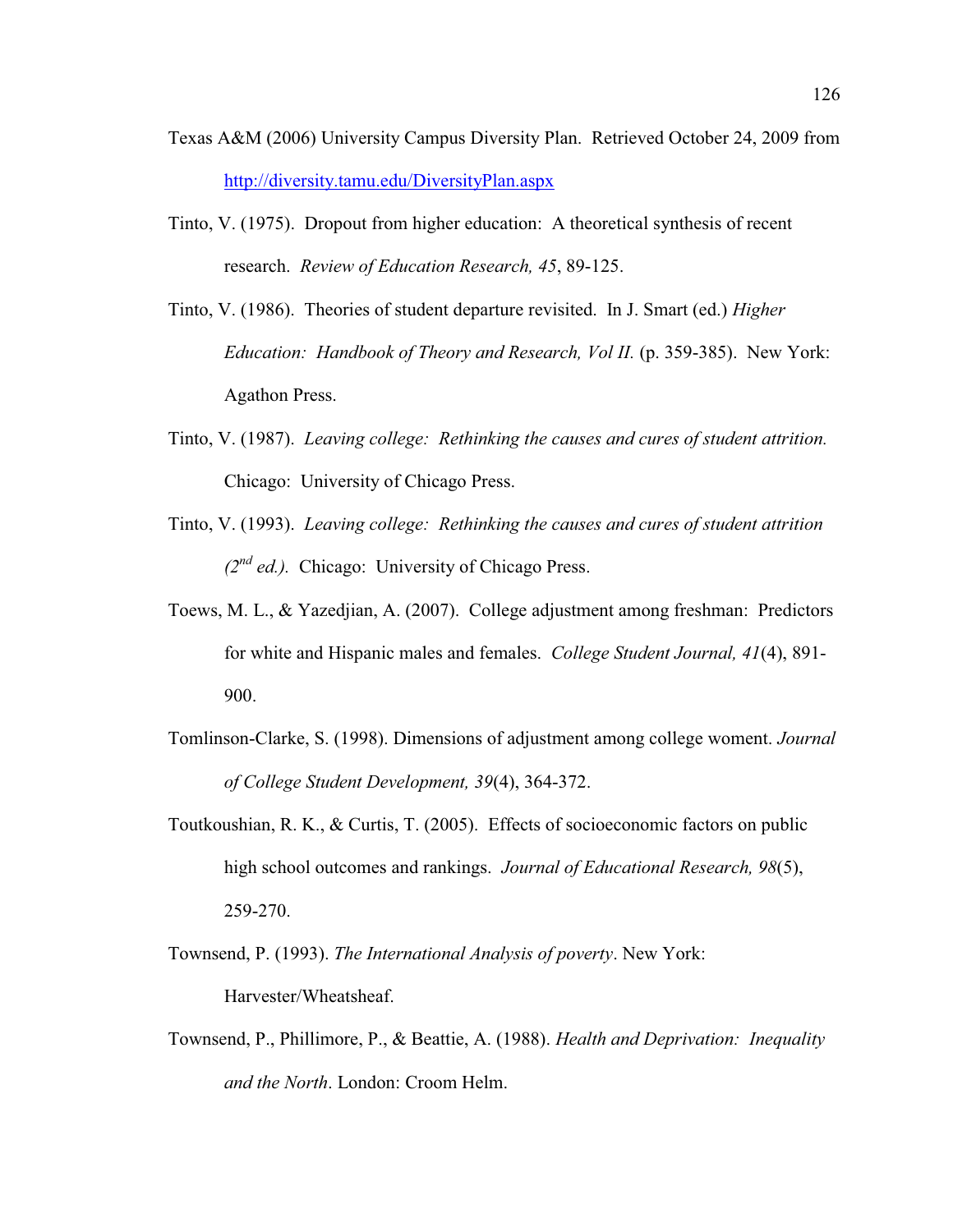Texas A&M (2006) University Campus Diversity Plan. Retrieved October 24, 2009 from http://diversity.tamu.edu/DiversityPlan.aspx

Tinto, V. (1975). Dropout from higher education: A theoretical synthesis of recent research. *Review of Education Research, 45*, 89-125.

Tinto, V. (1986). Theories of student departure revisited. In J. Smart (ed.) *Higher Education: Handbook of Theory and Research, Vol II.* (p. 359-385). New York: Agathon Press.

Tinto, V. (1987). *Leaving college: Rethinking the causes and cures of student attrition.* Chicago: University of Chicago Press.

Tinto, V. (1993). *Leaving college: Rethinking the causes and cures of student attrition (2nd ed.).* Chicago: University of Chicago Press.

Toews, M. L., & Yazedjian, A. (2007). College adjustment among freshman: Predictors for white and Hispanic males and females. *College Student Journal, 41*(4), 891-900.

Tomlinson-Clarke, S. (1998). Dimensions of adjustment among college woment. *Journal of College Student Development, 39*(4), 364-372.

Toutkoushian, R. K., & Curtis, T. (2005). Effects of socioeconomic factors on public high school outcomes and rankings. *Journal of Educational Research, 98*(5), 259-270.

Townsend, P. (1993). *The International Analysis of poverty*. New York: Harvester/Wheatsheaf.

Townsend, P., Phillimore, P., & Beattie, A. (1988). *Health and Deprivation: Inequality and the North*. London: Croom Helm.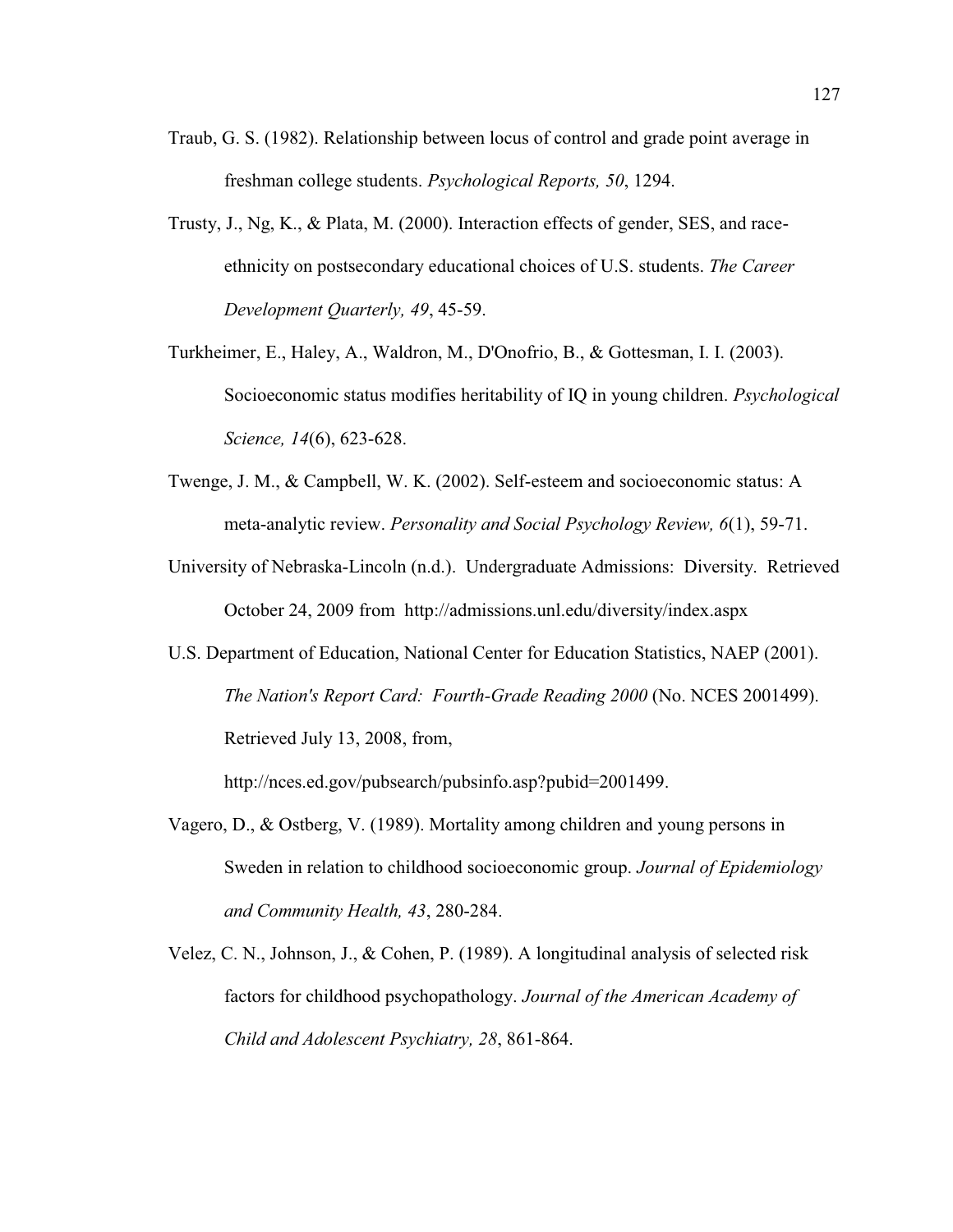Traub, G. S. (1982). Relationship between locus of control and grade point average in freshman college students. *Psychological Reports, 50*, 1294.

Trusty, J., Ng, K., & Plata, M. (2000). Interaction effects of gender, SES, and race-ethnicity on postsecondary educational choices of U.S. students. *The Career Development Quarterly, 49*, 45-59.

Turkheimer, E., Haley, A., Waldron, M., D'Onofrio, B., & Gottesman, I. I. (2003). Socioeconomic status modifies heritability of IQ in young children. *Psychological Science, 14*(6), 623-628.

Twenge, J. M., & Campbell, W. K. (2002). Self-esteem and socioeconomic status: A meta-analytic review. *Personality and Social Psychology Review, 6*(1), 59-71.

University of Nebraska-Lincoln (n.d.). Undergraduate Admissions: Diversity. Retrieved October 24, 2009 from http://admissions.unl.edu/diversity/index.aspx

U.S. Department of Education, National Center for Education Statistics, NAEP (2001). *The Nation's Report Card: Fourth-Grade Reading 2000* (No. NCES 2001499). Retrieved July 13, 2008, from, http://nces.ed.gov/pubsearch/pubsinfo.asp?pubid=2001499.

Vagero, D., & Ostberg, V. (1989). Mortality among children and young persons in Sweden in relation to childhood socioeconomic group. *Journal of Epidemiology and Community Health, 43*, 280-284.

Velez, C. N., Johnson, J., & Cohen, P. (1989). A longitudinal analysis of selected risk factors for childhood psychopathology. *Journal of the American Academy of Child and Adolescent Psychiatry, 28*, 861-864.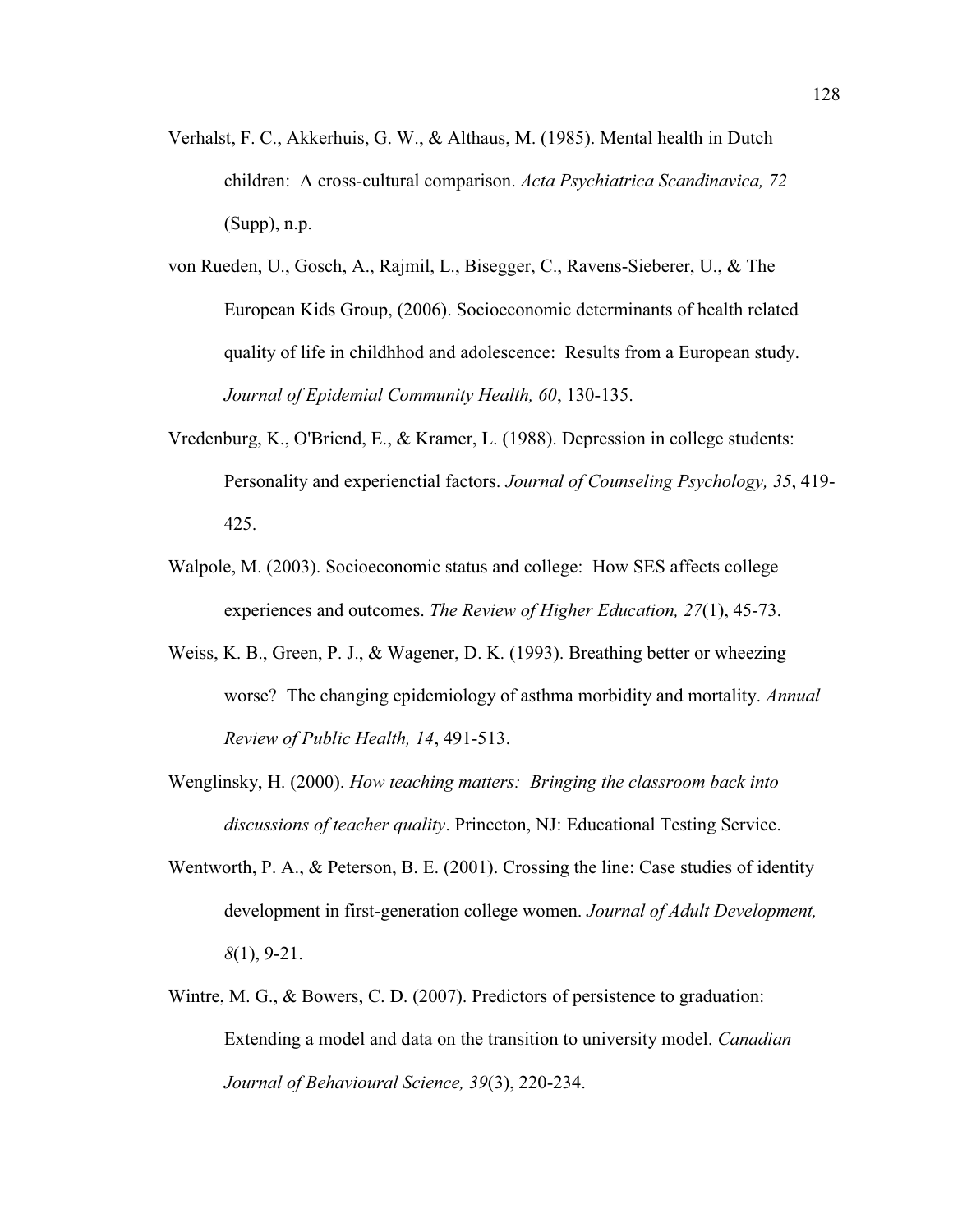Verhalst, F. C., Akkerhuis, G. W., & Althaus, M. (1985). Mental health in Dutch children: A cross-cultural comparison. *Acta Psychiatrica Scandinavica, 72* (Supp), n.p.

von Rueden, U., Gosch, A., Rajmil, L., Bisegger, C., Ravens-Sieberer, U., & The European Kids Group, (2006). Socioeconomic determinants of health related quality of life in childhhod and adolescence: Results from a European study. *Journal of Epidemial Community Health, 60*, 130-135.

Vredenburg, K., O'Briend, E., & Kramer, L. (1988). Depression in college students: Personality and experienctial factors. *Journal of Counseling Psychology, 35*, 419-425.

Walpole, M. (2003). Socioeconomic status and college: How SES affects college experiences and outcomes. *The Review of Higher Education, 27*(1), 45-73.

Weiss, K. B., Green, P. J., & Wagener, D. K. (1993). Breathing better or wheezing worse? The changing epidemiology of asthma morbidity and mortality. *Annual Review of Public Health, 14*, 491-513.

Wenglinsky, H. (2000). *How teaching matters: Bringing the classroom back into discussions of teacher quality*. Princeton, NJ: Educational Testing Service.

Wentworth, P. A., & Peterson, B. E. (2001). Crossing the line: Case studies of identity development in first-generation college women. *Journal of Adult Development, 8*(1), 9-21.

Wintre, M. G., & Bowers, C. D. (2007). Predictors of persistence to graduation: Extending a model and data on the transition to university model. *Canadian Journal of Behavioural Science, 39*(3), 220-234.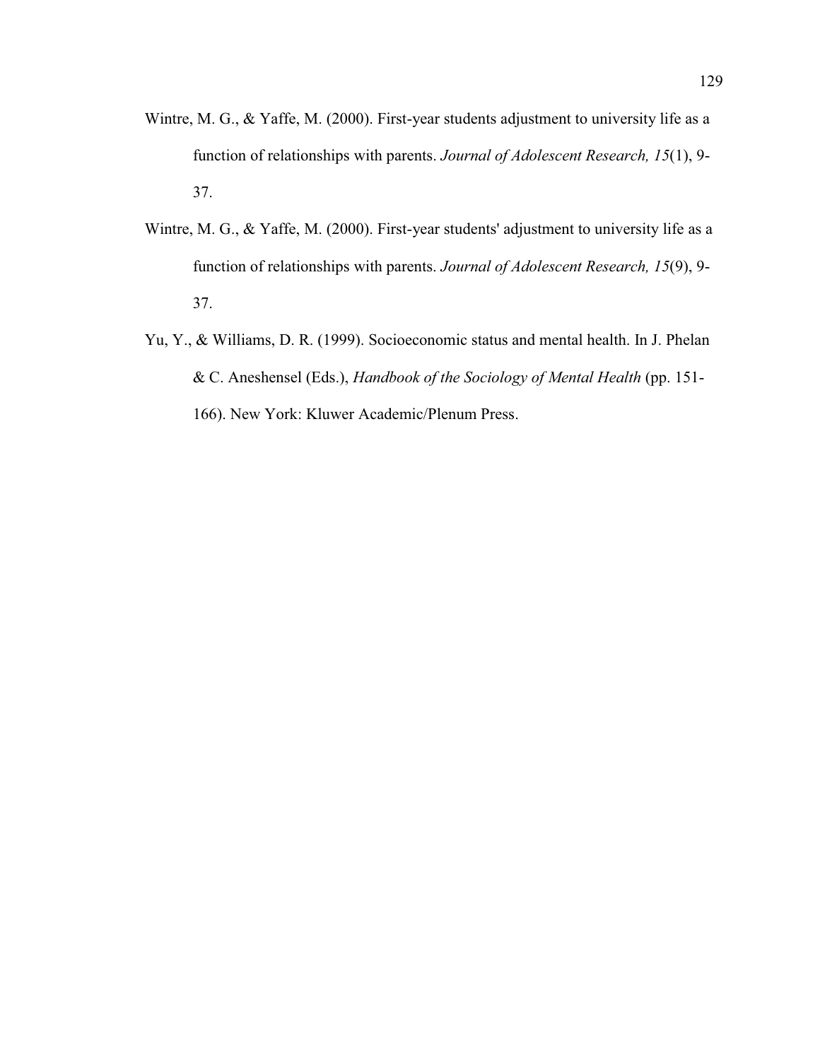Wintre, M. G., & Yaffe, M. (2000). First-year students adjustment to university life as a function of relationships with parents. *Journal of Adolescent Research, 15*(1), 9-37.

Wintre, M. G., & Yaffe, M. (2000). First-year students' adjustment to university life as a function of relationships with parents. *Journal of Adolescent Research, 15*(9), 9-37.

Yu, Y., & Williams, D. R. (1999). Socioeconomic status and mental health. In J. Phelan & C. Aneshensel (Eds.), *Handbook of the Sociology of Mental Health* (pp. 151-166). New York: Kluwer Academic/Plenum Press.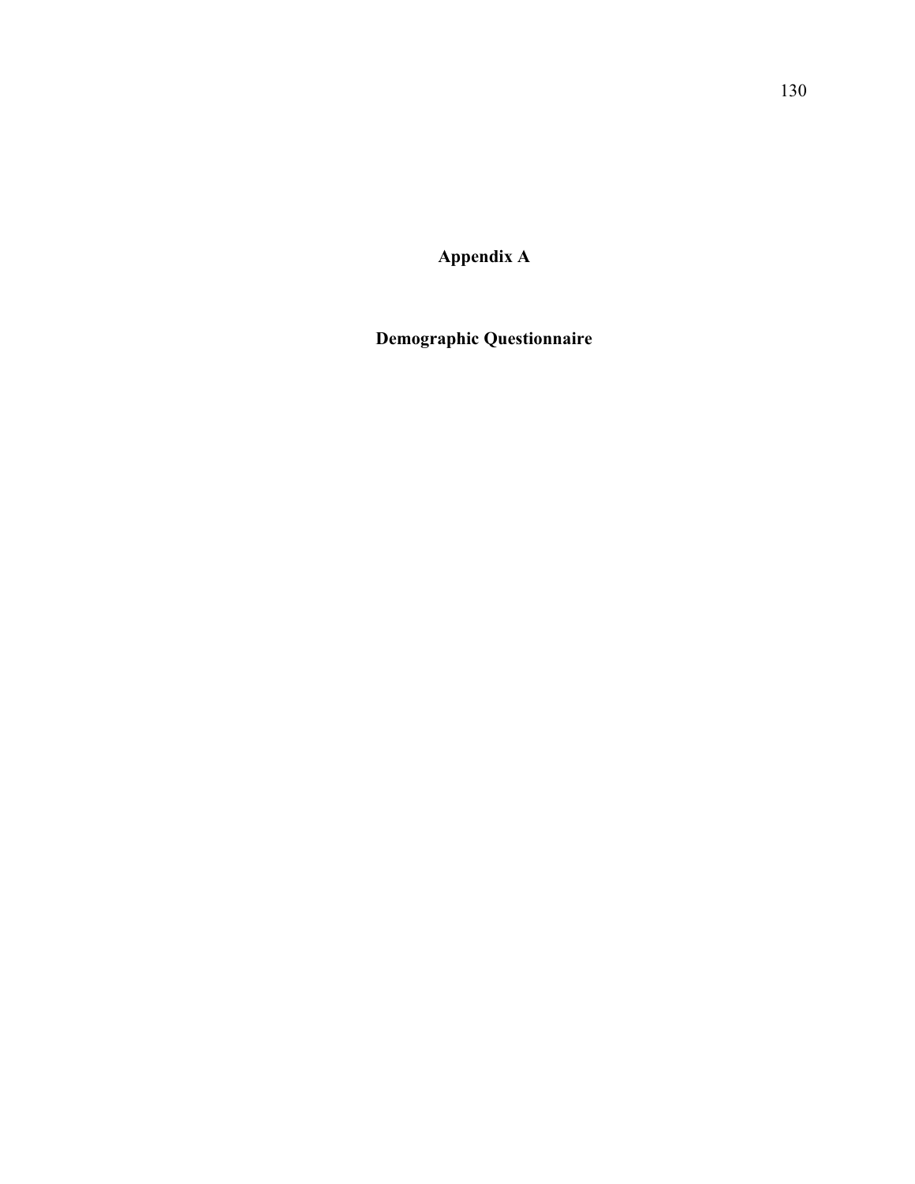# Appendix A

## Demographic Questionnaire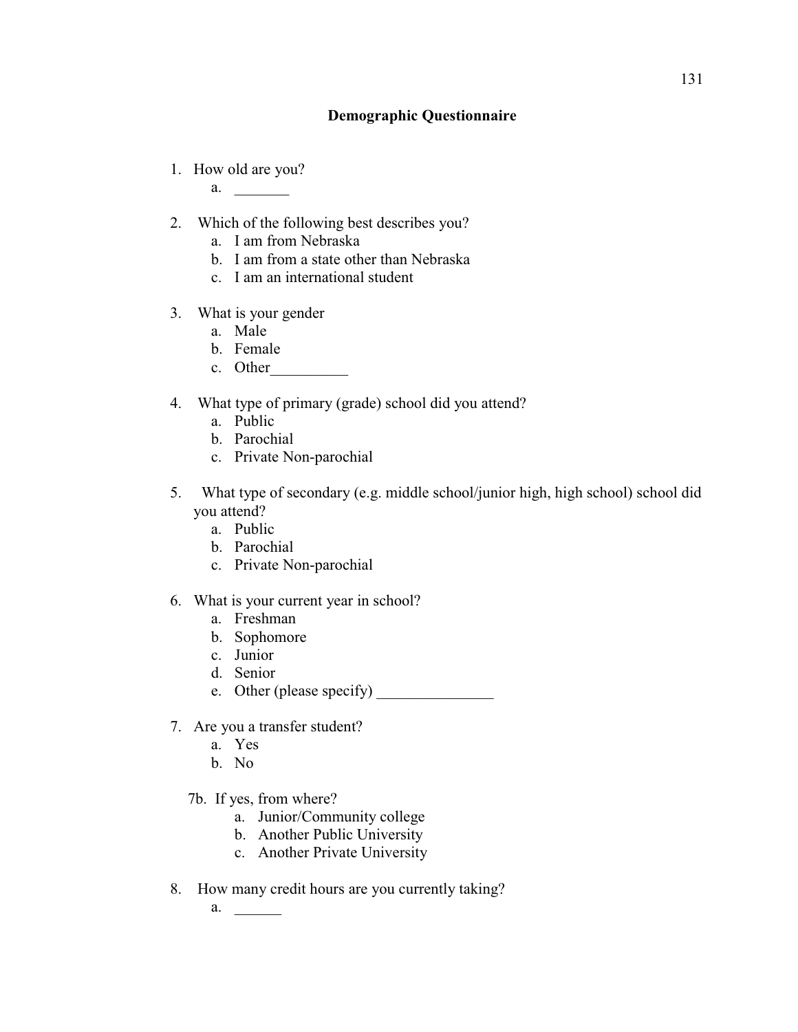## Demographic Questionnaire

1. How old are you?
    a. _______

2. Which of the following best describes you?
    a. I am from Nebraska
    b. I am from a state other than Nebraska
    c. I am an international student

3. What is your gender
    a. Male
    b. Female
    c. Other__________

4. What type of primary (grade) school did you attend?
    a. Public
    b. Parochial
    c. Private Non-parochial

5. What type of secondary (e.g. middle school/junior high, high school) school did you attend?
    a. Public
    b. Parochial
    c. Private Non-parochial

6. What is your current year in school?
    a. Freshman
    b. Sophomore
    c. Junior
    d. Senior
    e. Other (please specify) _______________

7. Are you a transfer student?
    a. Yes
    b. No

    7b. If yes, from where?
    a. Junior/Community college
    b. Another Public University
    c. Another Private University

8. How many credit hours are you currently taking?
    a. ______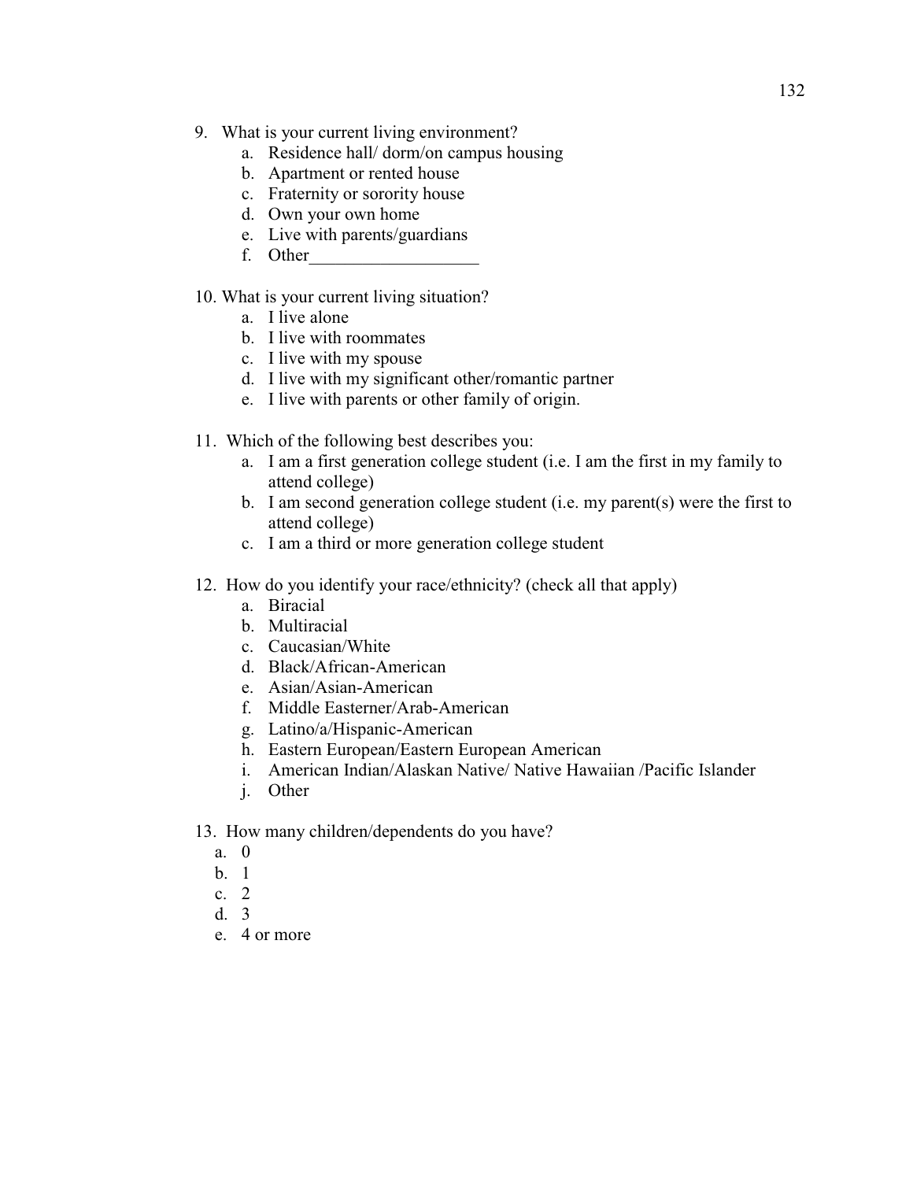9. What is your current living environment?
    a. Residence hall/ dorm/on campus housing
    b. Apartment or rented house
    c. Fraternity or sorority house
    d. Own your own home
    e. Live with parents/guardians
    f. Other___________________

10. What is your current living situation?
    a. I live alone
    b. I live with roommates
    c. I live with my spouse
    d. I live with my significant other/romantic partner
    e. I live with parents or other family of origin.

11. Which of the following best describes you:
    a. I am a first generation college student (i.e. I am the first in my family to attend college)
    b. I am second generation college student (i.e. my parent(s) were the first to attend college)
    c. I am a third or more generation college student

12. How do you identify your race/ethnicity? (check all that apply)
    a. Biracial
    b. Multiracial
    c. Caucasian/White
    d. Black/African-American
    e. Asian/Asian-American
    f. Middle Easterner/Arab-American
    g. Latino/a/Hispanic-American
    h. Eastern European/Eastern European American
    i. American Indian/Alaskan Native/ Native Hawaiian /Pacific Islander
    j. Other

13. How many children/dependents do you have?
    a. 0
    b. 1
    c. 2
    d. 3
    e. 4 or more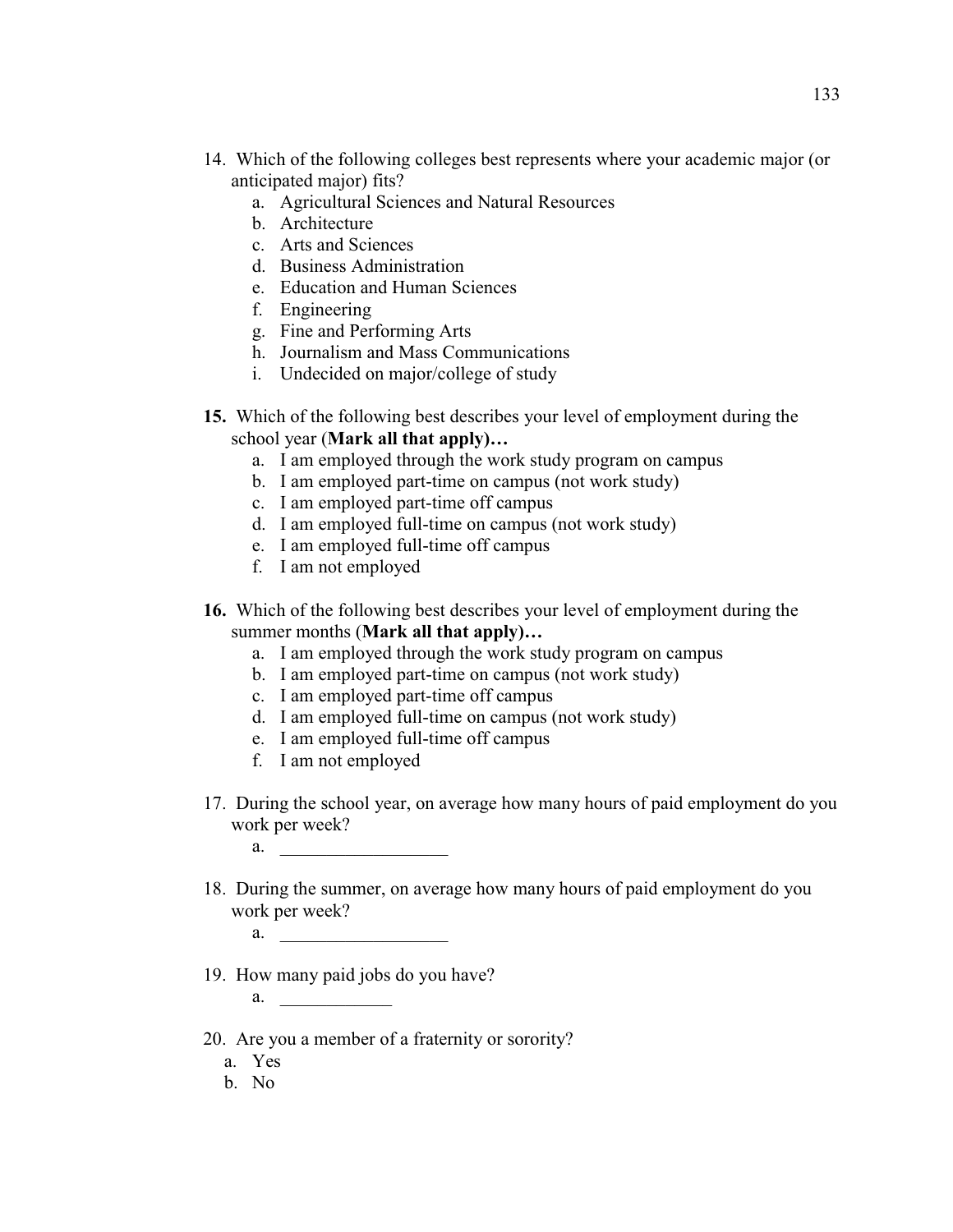14. Which of the following colleges best represents where your academic major (or anticipated major) fits?
    a. Agricultural Sciences and Natural Resources
    b. Architecture
    c. Arts and Sciences
    d. Business Administration
    e. Education and Human Sciences
    f. Engineering
    g. Fine and Performing Arts
    h. Journalism and Mass Communications
    i. Undecided on major/college of study

**15.** Which of the following best describes your level of employment during the school year (**Mark all that apply)…**
    a. I am employed through the work study program on campus
    b. I am employed part-time on campus (not work study)
    c. I am employed part-time off campus
    d. I am employed full-time on campus (not work study)
    e. I am employed full-time off campus
    f. I am not employed

**16.** Which of the following best describes your level of employment during the summer months (**Mark all that apply)…**
    a. I am employed through the work study program on campus
    b. I am employed part-time on campus (not work study)
    c. I am employed part-time off campus
    d. I am employed full-time on campus (not work study)
    e. I am employed full-time off campus
    f. I am not employed

17. During the school year, on average how many hours of paid employment do you work per week?
    a. __________________

18. During the summer, on average how many hours of paid employment do you work per week?
    a. __________________

19. How many paid jobs do you have?
    a. ____________

20. Are you a member of a fraternity or sorority?
    a. Yes
    b. No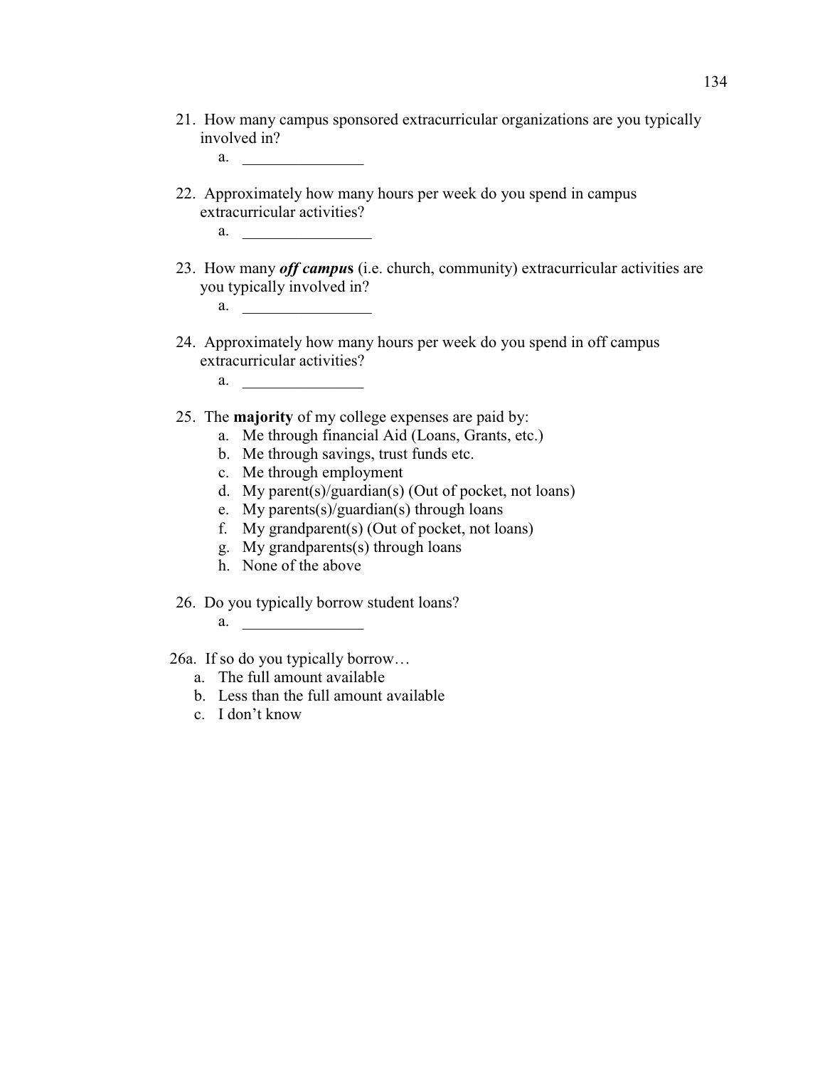21. How many campus sponsored extracurricular organizations are you typically involved in?
    a. _______________

22. Approximately how many hours per week do you spend in campus extracurricular activities?
    a. ________________

23. How many ***off campus*** (i.e. church, community) extracurricular activities are you typically involved in?
    a. ________________

24. Approximately how many hours per week do you spend in off campus extracurricular activities?
    a. _______________

25. The **majority** of my college expenses are paid by:
    a. Me through financial Aid (Loans, Grants, etc.)
    b. Me through savings, trust funds etc.
    c. Me through employment
    d. My parent(s)/guardian(s) (Out of pocket, not loans)
    e. My parents(s)/guardian(s) through loans
    f. My grandparent(s) (Out of pocket, not loans)
    g. My grandparents(s) through loans
    h. None of the above

26. Do you typically borrow student loans?
    a. _______________

26a. If so do you typically borrow…
   a. The full amount available
   b. Less than the full amount available
   c. I don't know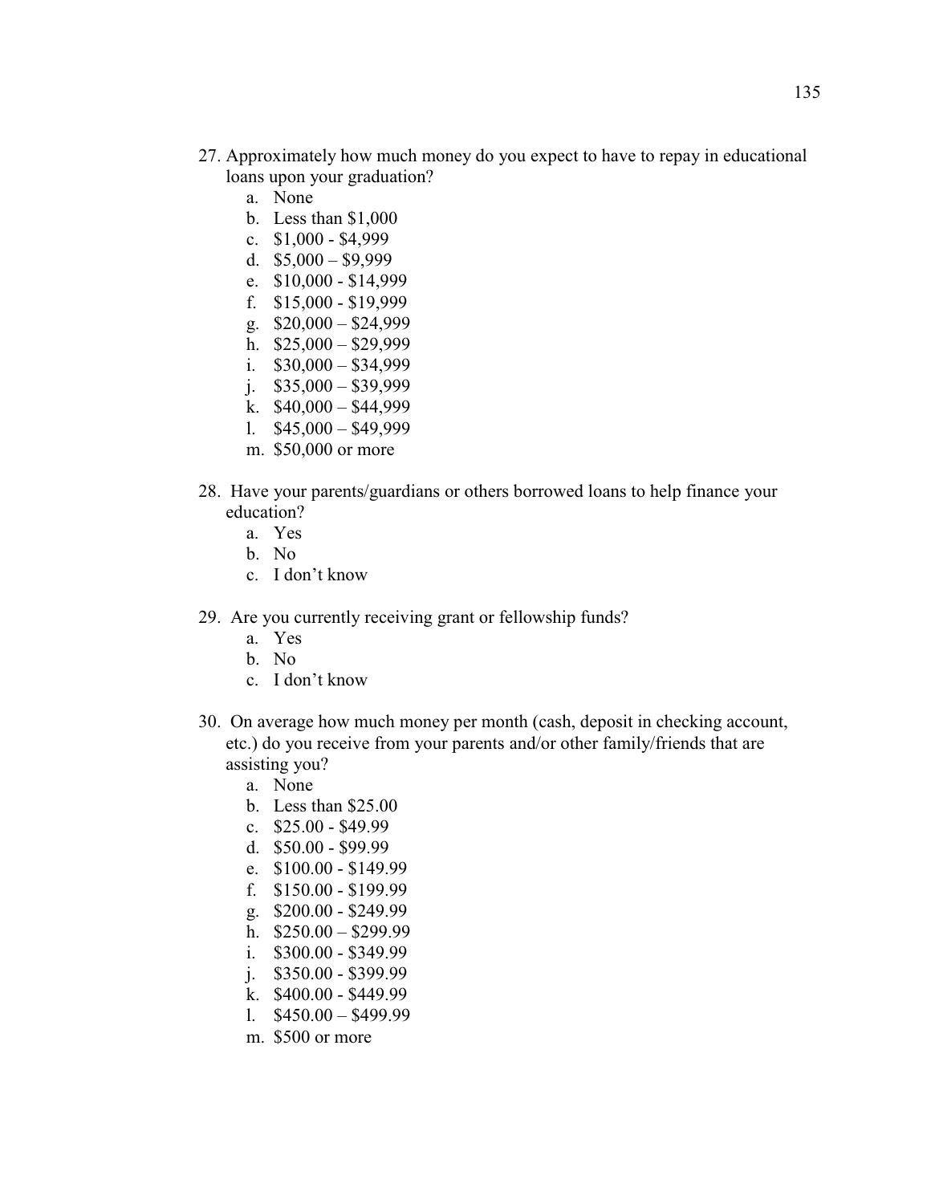27. Approximately how much money do you expect to have to repay in educational loans upon your graduation?
    a. None
    b. Less than $1,000
    c. $1,000 - $4,999
    d. $5,000 – $9,999
    e. $10,000 - $14,999
    f. $15,000 - $19,999
    g. $20,000 – $24,999
    h. $25,000 – $29,999
    i. $30,000 – $34,999
    j. $35,000 – $39,999
    k. $40,000 – $44,999
    l. $45,000 – $49,999
    m. $50,000 or more

28. Have your parents/guardians or others borrowed loans to help finance your education?
    a. Yes
    b. No
    c. I don't know

29. Are you currently receiving grant or fellowship funds?
    a. Yes
    b. No
    c. I don't know

30. On average how much money per month (cash, deposit in checking account, etc.) do you receive from your parents and/or other family/friends that are assisting you?
    a. None
    b. Less than $25.00
    c. $25.00 - $49.99
    d. $50.00 - $99.99
    e. $100.00 - $149.99
    f. $150.00 - $199.99
    g. $200.00 - $249.99
    h. $250.00 – $299.99
    i. $300.00 - $349.99
    j. $350.00 - $399.99
    k. $400.00 - $449.99
    l. $450.00 – $499.99
    m. $500 or more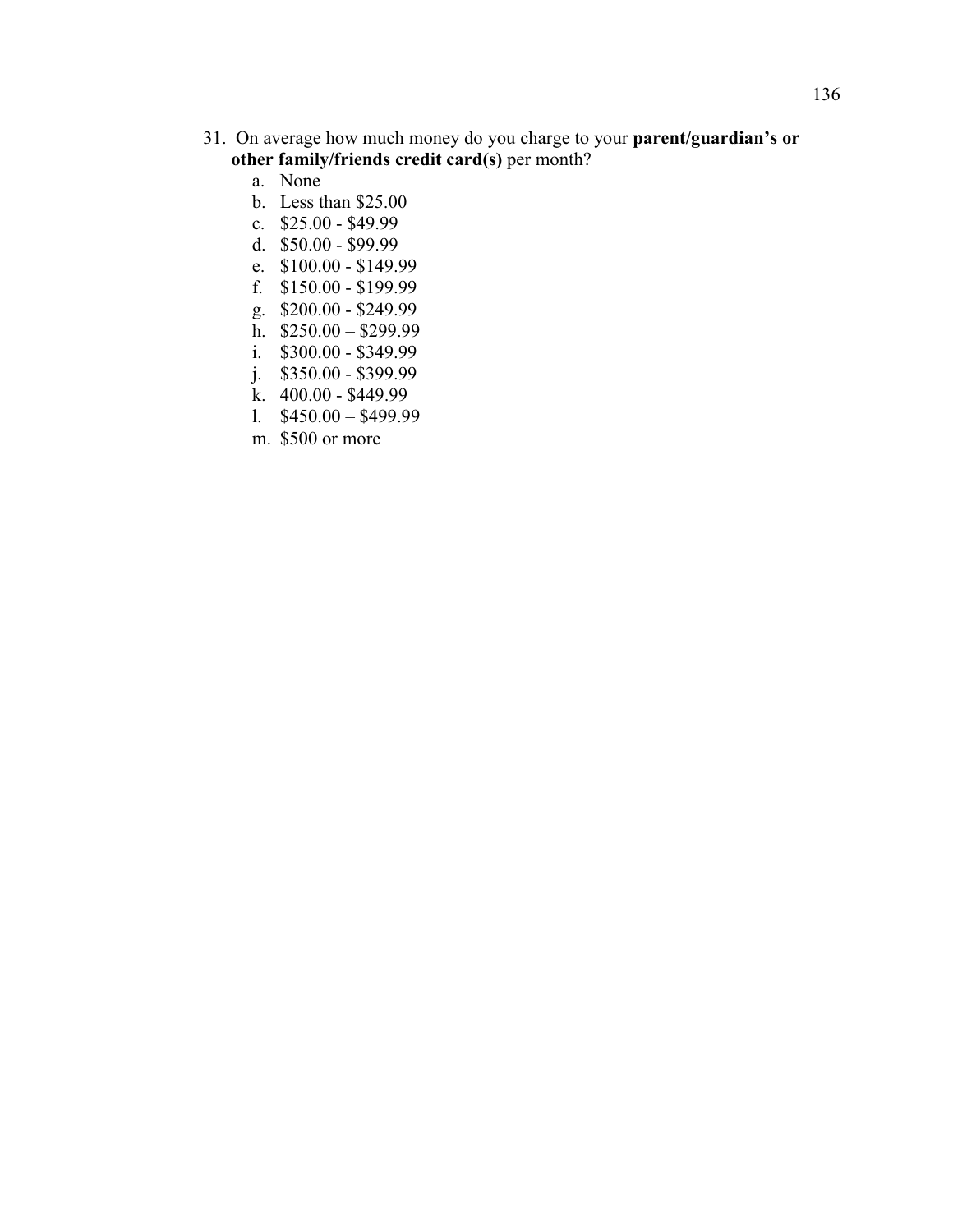31. On average how much money do you charge to your **parent/guardian's or other family/friends credit card(s)** per month?
    a. None
    b. Less than $25.00
    c. $25.00 - $49.99
    d. $50.00 - $99.99
    e. $100.00 - $149.99
    f. $150.00 - $199.99
    g. $200.00 - $249.99
    h. $250.00 – $299.99
    i. $300.00 - $349.99
    j. $350.00 - $399.99
    k. 400.00 - $449.99
    l. $450.00 – $499.99
    m. $500 or more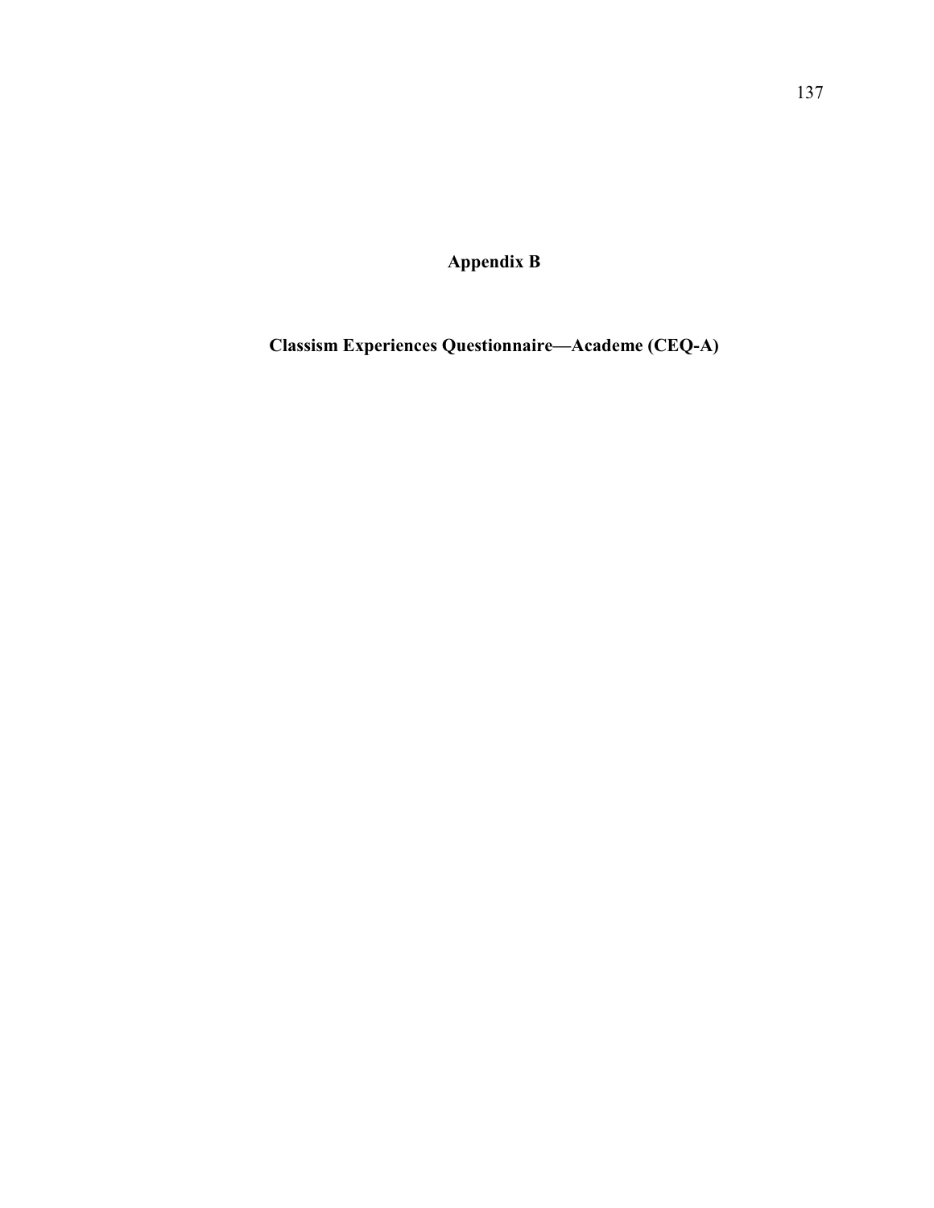# Appendix B

## Classism Experiences Questionnaire—Academe (CEQ-A)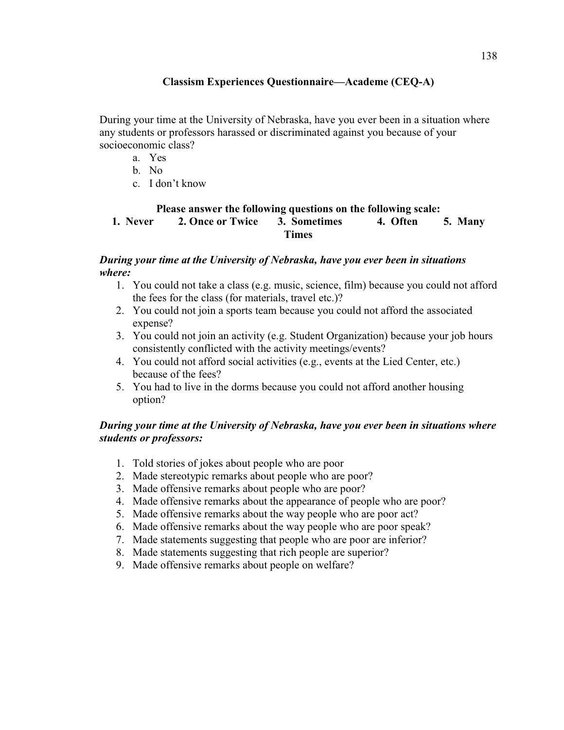**Classism Experiences Questionnaire—Academe (CEQ-A)**

During your time at the University of Nebraska, have you ever been in a situation where any students or professors harassed or discriminated against you because of your socioeconomic class?

a. Yes
b. No
c. I don't know

**Please answer the following questions on the following scale:**
**1. Never 2. Once or Twice 3. Sometimes 4. Often 5. Many Times**

***During your time at the University of Nebraska, have you ever been in situations where:***

1. You could not take a class (e.g. music, science, film) because you could not afford the fees for the class (for materials, travel etc.)?
2. You could not join a sports team because you could not afford the associated expense?
3. You could not join an activity (e.g. Student Organization) because your job hours consistently conflicted with the activity meetings/events?
4. You could not afford social activities (e.g., events at the Lied Center, etc.) because of the fees?
5. You had to live in the dorms because you could not afford another housing option?

***During your time at the University of Nebraska, have you ever been in situations where students or professors:***

1. Told stories of jokes about people who are poor
2. Made stereotypic remarks about people who are poor?
3. Made offensive remarks about people who are poor?
4. Made offensive remarks about the appearance of people who are poor?
5. Made offensive remarks about the way people who are poor act?
6. Made offensive remarks about the way people who are poor speak?
7. Made statements suggesting that people who are poor are inferior?
8. Made statements suggesting that rich people are superior?
9. Made offensive remarks about people on welfare?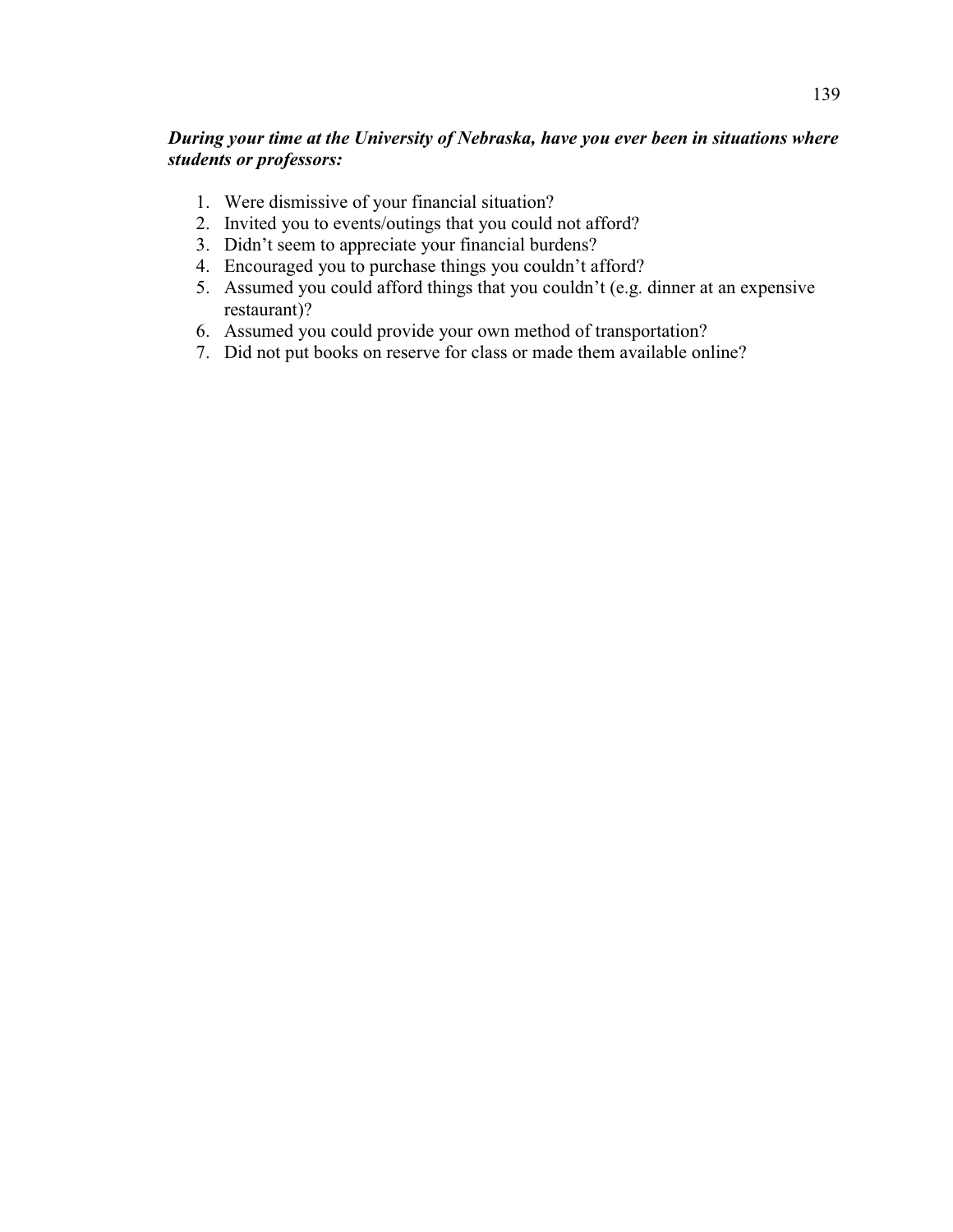***During your time at the University of Nebraska, have you ever been in situations where students or professors:***

1. Were dismissive of your financial situation?
2. Invited you to events/outings that you could not afford?
3. Didn't seem to appreciate your financial burdens?
4. Encouraged you to purchase things you couldn't afford?
5. Assumed you could afford things that you couldn't (e.g. dinner at an expensive restaurant)?
6. Assumed you could provide your own method of transportation?
7. Did not put books on reserve for class or made them available online?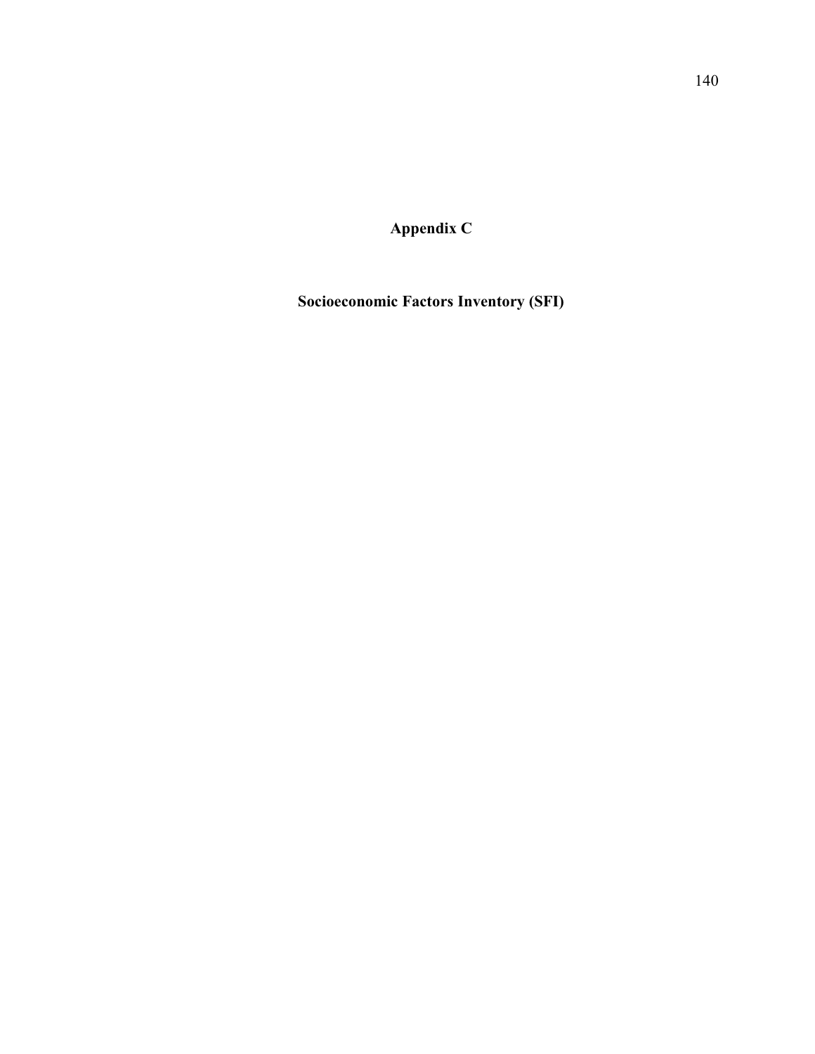# Appendix C

## Socioeconomic Factors Inventory (SFI)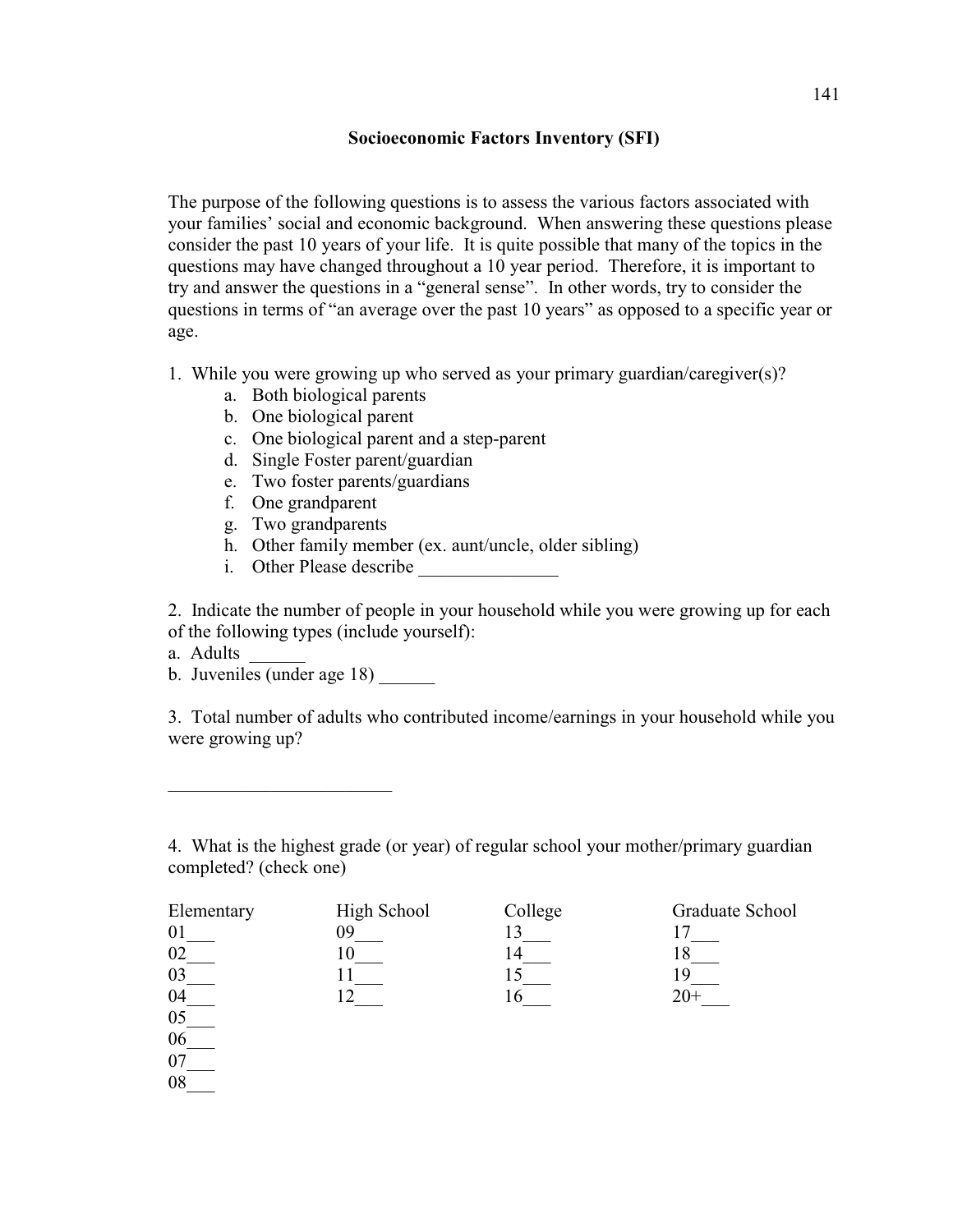## Socioeconomic Factors Inventory (SFI)

The purpose of the following questions is to assess the various factors associated with your families' social and economic background. When answering these questions please consider the past 10 years of your life. It is quite possible that many of the topics in the questions may have changed throughout a 10 year period. Therefore, it is important to try and answer the questions in a "general sense". In other words, try to consider the questions in terms of "an average over the past 10 years" as opposed to a specific year or age.

1. While you were growing up who served as your primary guardian/caregiver(s)?
   a. Both biological parents
   b. One biological parent
   c. One biological parent and a step-parent
   d. Single Foster parent/guardian
   e. Two foster parents/guardians
   f. One grandparent
   g. Two grandparents
   h. Other family member (ex. aunt/uncle, older sibling)
   i. Other Please describe _______________

2. Indicate the number of people in your household while you were growing up for each of the following types (include yourself):

a. Adults ______

b. Juveniles (under age 18) ______

3. Total number of adults who contributed income/earnings in your household while you were growing up?

________________________

4. What is the highest grade (or year) of regular school your mother/primary guardian completed? (check one)

| Elementary | High School | College | Graduate School |
|---|---|---|---|
| 01___ | 09___ | 13___ | 17___ |
| 02___ | 10___ | 14___ | 18___ |
| 03___ | 11___ | 15___ | 19___ |
| 04___ | 12___ | 16___ | 20+___ |
| 05___ | | | |
| 06___ | | | |
| 07___ | | | |
| 08___ | | | |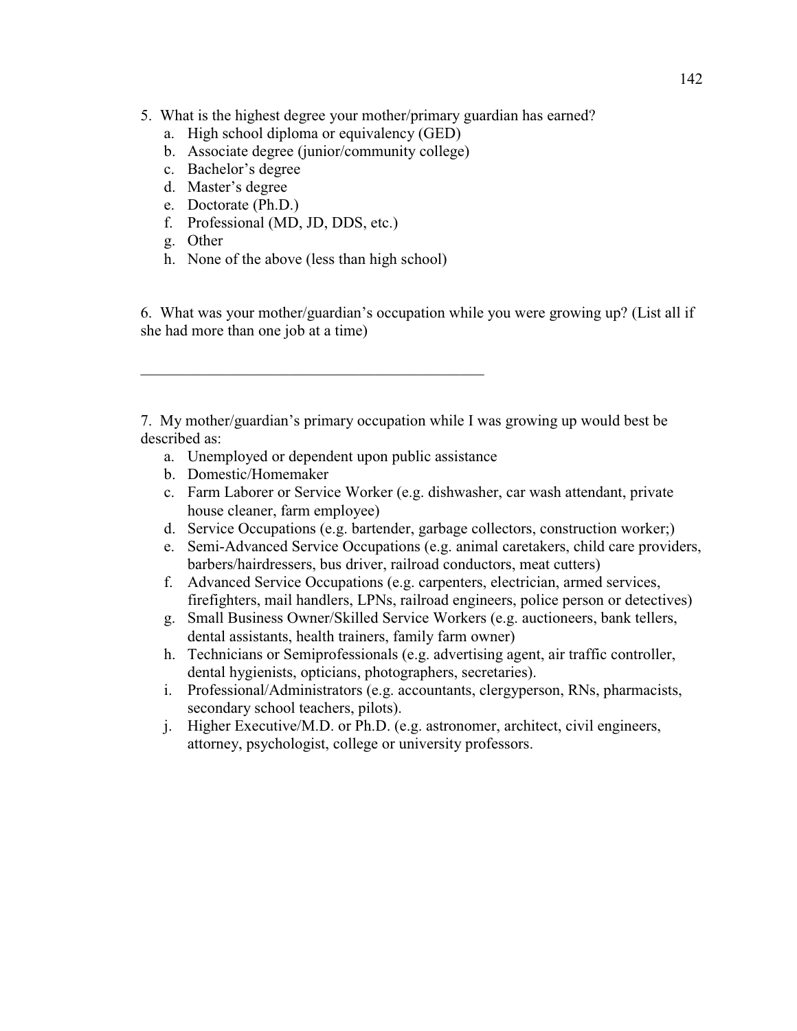5. What is the highest degree your mother/primary guardian has earned?
   a. High school diploma or equivalency (GED)
   b. Associate degree (junior/community college)
   c. Bachelor's degree
   d. Master's degree
   e. Doctorate (Ph.D.)
   f. Professional (MD, JD, DDS, etc.)
   g. Other
   h. None of the above (less than high school)

6. What was your mother/guardian's occupation while you were growing up? (List all if she had more than one job at a time)

_____________________________________________

7. My mother/guardian's primary occupation while I was growing up would best be described as:
   a. Unemployed or dependent upon public assistance
   b. Domestic/Homemaker
   c. Farm Laborer or Service Worker (e.g. dishwasher, car wash attendant, private house cleaner, farm employee)
   d. Service Occupations (e.g. bartender, garbage collectors, construction worker;)
   e. Semi-Advanced Service Occupations (e.g. animal caretakers, child care providers, barbers/hairdressers, bus driver, railroad conductors, meat cutters)
   f. Advanced Service Occupations (e.g. carpenters, electrician, armed services, firefighters, mail handlers, LPNs, railroad engineers, police person or detectives)
   g. Small Business Owner/Skilled Service Workers (e.g. auctioneers, bank tellers, dental assistants, health trainers, family farm owner)
   h. Technicians or Semiprofessionals (e.g. advertising agent, air traffic controller, dental hygienists, opticians, photographers, secretaries).
   i. Professional/Administrators (e.g. accountants, clergyperson, RNs, pharmacists, secondary school teachers, pilots).
   j. Higher Executive/M.D. or Ph.D. (e.g. astronomer, architect, civil engineers, attorney, psychologist, college or university professors.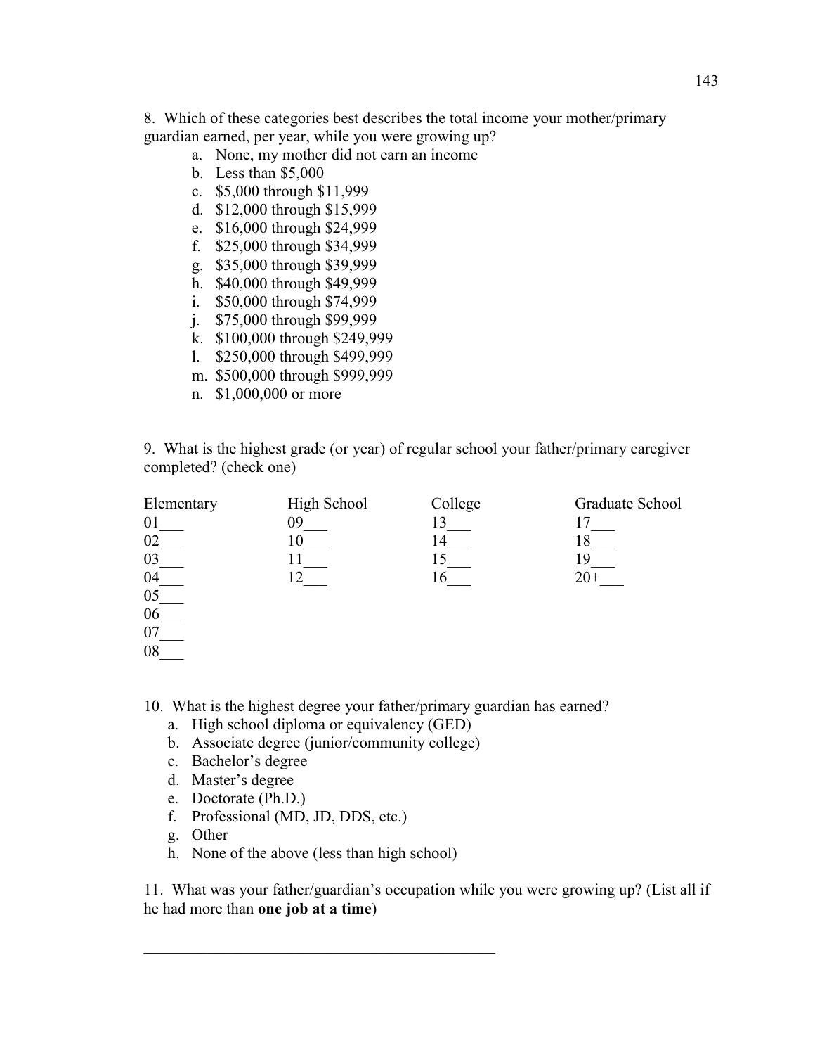8. Which of these categories best describes the total income your mother/primary guardian earned, per year, while you were growing up?

   a. None, my mother did not earn an income
   b. Less than $5,000
   c. $5,000 through $11,999
   d. $12,000 through $15,999
   e. $16,000 through $24,999
   f. $25,000 through $34,999
   g. $35,000 through $39,999
   h. $40,000 through $49,999
   i. $50,000 through $74,999
   j. $75,000 through $99,999
   k. $100,000 through $249,999
   l. $250,000 through $499,999
   m. $500,000 through $999,999
   n. $1,000,000 or more

9. What is the highest grade (or year) of regular school your father/primary caregiver completed? (check one)

| Elementary | High School | College | Graduate School |
|---|---|---|---|
| 01___ | 09___ | 13___ | 17___ |
| 02___ | 10___ | 14___ | 18___ |
| 03___ | 11___ | 15___ | 19___ |
| 04___ | 12___ | 16___ | 20+___ |
| 05___ | | | |
| 06___ | | | |
| 07___ | | | |
| 08___ | | | |

10. What is the highest degree your father/primary guardian has earned?

   a. High school diploma or equivalency (GED)
   b. Associate degree (junior/community college)
   c. Bachelor's degree
   d. Master's degree
   e. Doctorate (Ph.D.)
   f. Professional (MD, JD, DDS, etc.)
   g. Other
   h. None of the above (less than high school)

11. What was your father/guardian's occupation while you were growing up? (List all if he had more than **one job at a time**)

______________________________________________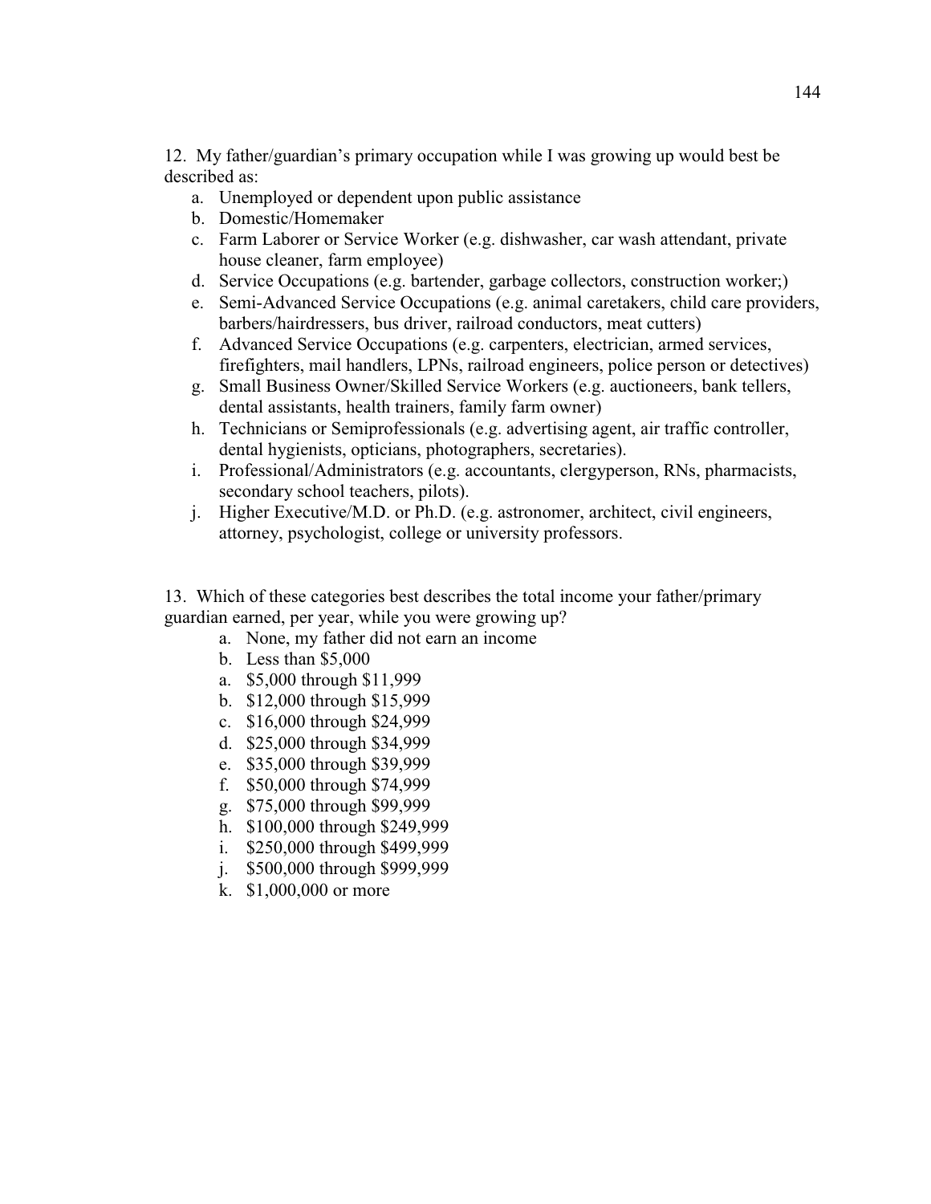12. My father/guardian's primary occupation while I was growing up would best be described as:

a. Unemployed or dependent upon public assistance
b. Domestic/Homemaker
c. Farm Laborer or Service Worker (e.g. dishwasher, car wash attendant, private house cleaner, farm employee)
d. Service Occupations (e.g. bartender, garbage collectors, construction worker;)
e. Semi-Advanced Service Occupations (e.g. animal caretakers, child care providers, barbers/hairdressers, bus driver, railroad conductors, meat cutters)
f. Advanced Service Occupations (e.g. carpenters, electrician, armed services, firefighters, mail handlers, LPNs, railroad engineers, police person or detectives)
g. Small Business Owner/Skilled Service Workers (e.g. auctioneers, bank tellers, dental assistants, health trainers, family farm owner)
h. Technicians or Semiprofessionals (e.g. advertising agent, air traffic controller, dental hygienists, opticians, photographers, secretaries).
i. Professional/Administrators (e.g. accountants, clergyperson, RNs, pharmacists, secondary school teachers, pilots).
j. Higher Executive/M.D. or Ph.D. (e.g. astronomer, architect, civil engineers, attorney, psychologist, college or university professors.

13. Which of these categories best describes the total income your father/primary guardian earned, per year, while you were growing up?

a. None, my father did not earn an income
b. Less than $5,000
a. $5,000 through $11,999
b. $12,000 through $15,999
c. $16,000 through $24,999
d. $25,000 through $34,999
e. $35,000 through $39,999
f. $50,000 through $74,999
g. $75,000 through $99,999
h. $100,000 through $249,999
i. $250,000 through $499,999
j. $500,000 through $999,999
k. $1,000,000 or more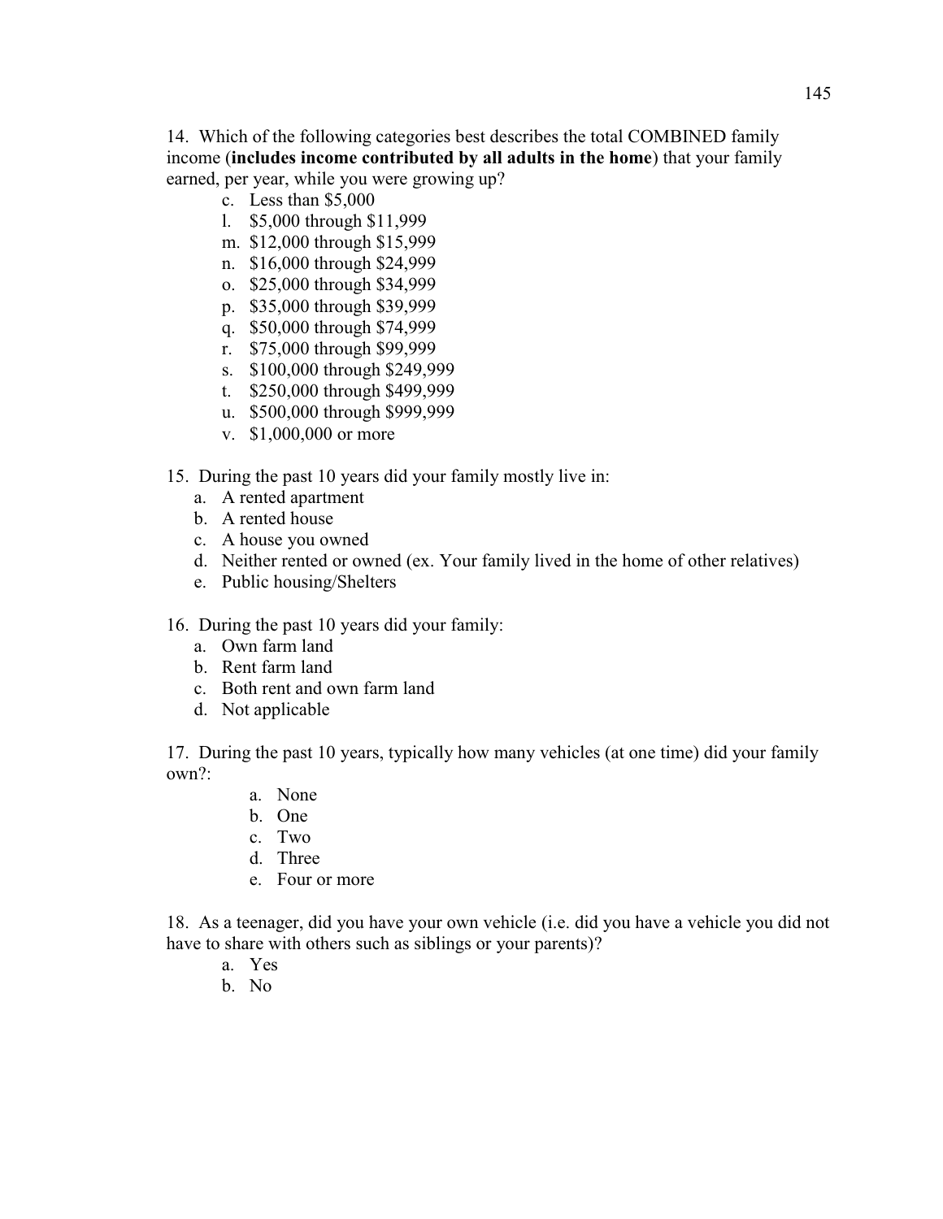14. Which of the following categories best describes the total COMBINED family income (**includes income contributed by all adults in the home**) that your family earned, per year, while you were growing up?

   c. Less than $5,000
   l. $5,000 through $11,999
   m. $12,000 through $15,999
   n. $16,000 through $24,999
   o. $25,000 through $34,999
   p. $35,000 through $39,999
   q. $50,000 through $74,999
   r. $75,000 through $99,999
   s. $100,000 through $249,999
   t. $250,000 through $499,999
   u. $500,000 through $999,999
   v. $1,000,000 or more

15. During the past 10 years did your family mostly live in:

   a. A rented apartment
   b. A rented house
   c. A house you owned
   d. Neither rented or owned (ex. Your family lived in the home of other relatives)
   e. Public housing/Shelters

16. During the past 10 years did your family:

   a. Own farm land
   b. Rent farm land
   c. Both rent and own farm land
   d. Not applicable

17. During the past 10 years, typically how many vehicles (at one time) did your family own?:

   a. None
   b. One
   c. Two
   d. Three
   e. Four or more

18. As a teenager, did you have your own vehicle (i.e. did you have a vehicle you did not have to share with others such as siblings or your parents)?

   a. Yes
   b. No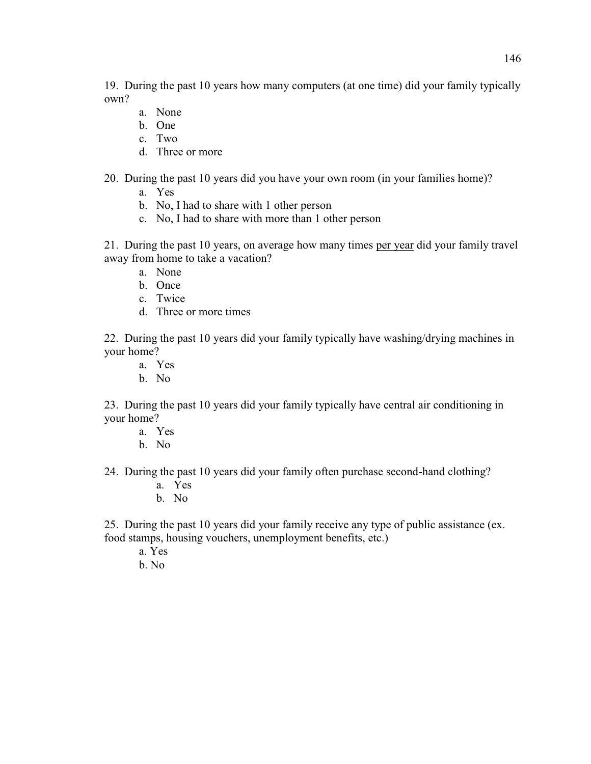19. During the past 10 years how many computers (at one time) did your family typically own?

   a. None
   b. One
   c. Two
   d. Three or more

20. During the past 10 years did you have your own room (in your families home)?

   a. Yes
   b. No, I had to share with 1 other person
   c. No, I had to share with more than 1 other person

21. During the past 10 years, on average how many times <u>per year</u> did your family travel away from home to take a vacation?

   a. None
   b. Once
   c. Twice
   d. Three or more times

22. During the past 10 years did your family typically have washing/drying machines in your home?

   a. Yes
   b. No

23. During the past 10 years did your family typically have central air conditioning in your home?

   a. Yes
   b. No

24. During the past 10 years did your family often purchase second-hand clothing?

   a. Yes
   b. No

25. During the past 10 years did your family receive any type of public assistance (ex. food stamps, housing vouchers, unemployment benefits, etc.)

   a. Yes
   b. No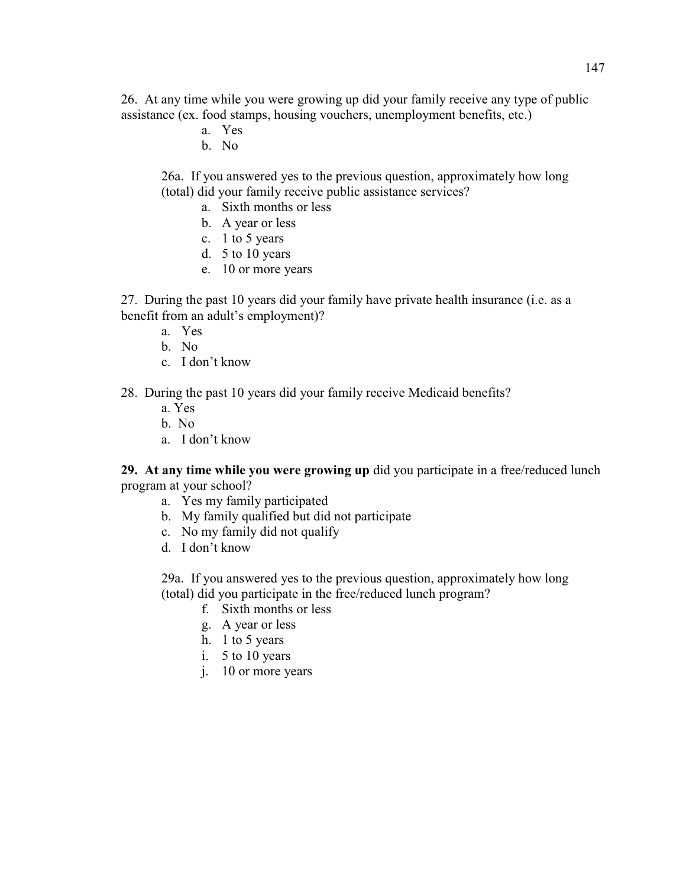26. At any time while you were growing up did your family receive any type of public assistance (ex. food stamps, housing vouchers, unemployment benefits, etc.)

a. Yes
b. No

26a. If you answered yes to the previous question, approximately how long (total) did your family receive public assistance services?

a. Sixth months or less
b. A year or less
c. 1 to 5 years
d. 5 to 10 years
e. 10 or more years

27. During the past 10 years did your family have private health insurance (i.e. as a benefit from an adult's employment)?

a. Yes
b. No
c. I don't know

28. During the past 10 years did your family receive Medicaid benefits?

a. Yes
b. No
a. I don't know

**29. At any time while you were growing up** did you participate in a free/reduced lunch program at your school?

a. Yes my family participated
b. My family qualified but did not participate
c. No my family did not qualify
d. I don't know

29a. If you answered yes to the previous question, approximately how long (total) did you participate in the free/reduced lunch program?

f. Sixth months or less
g. A year or less
h. 1 to 5 years
i. 5 to 10 years
j. 10 or more years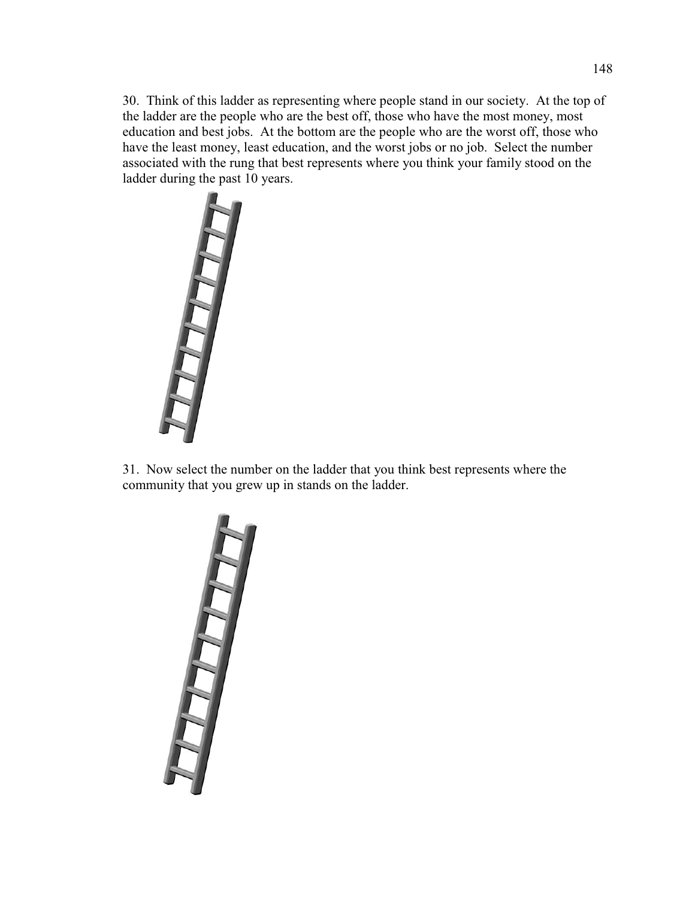30. Think of this ladder as representing where people stand in our society. At the top of the ladder are the people who are the best off, those who have the most money, most education and best jobs. At the bottom are the people who are the worst off, those who have the least money, least education, and the worst jobs or no job. Select the number associated with the rung that best represents where you think your family stood on the ladder during the past 10 years.

31. Now select the number on the ladder that you think best represents where the community that you grew up in stands on the ladder.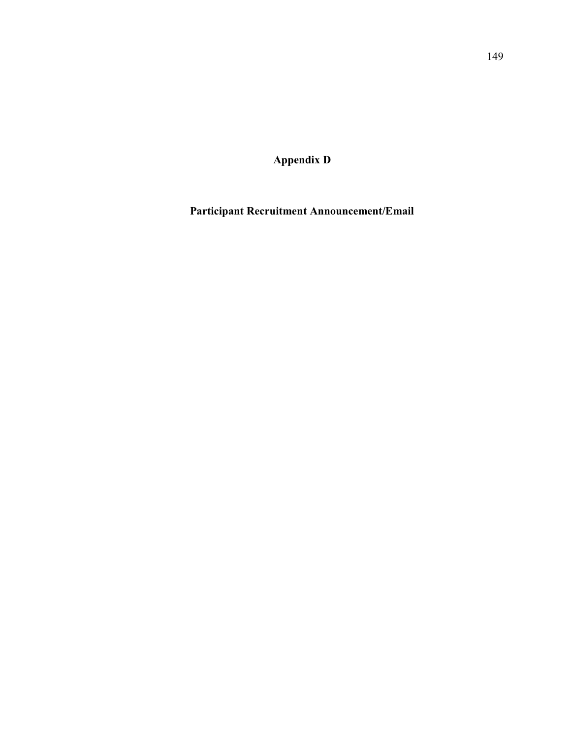# Appendix D

## Participant Recruitment Announcement/Email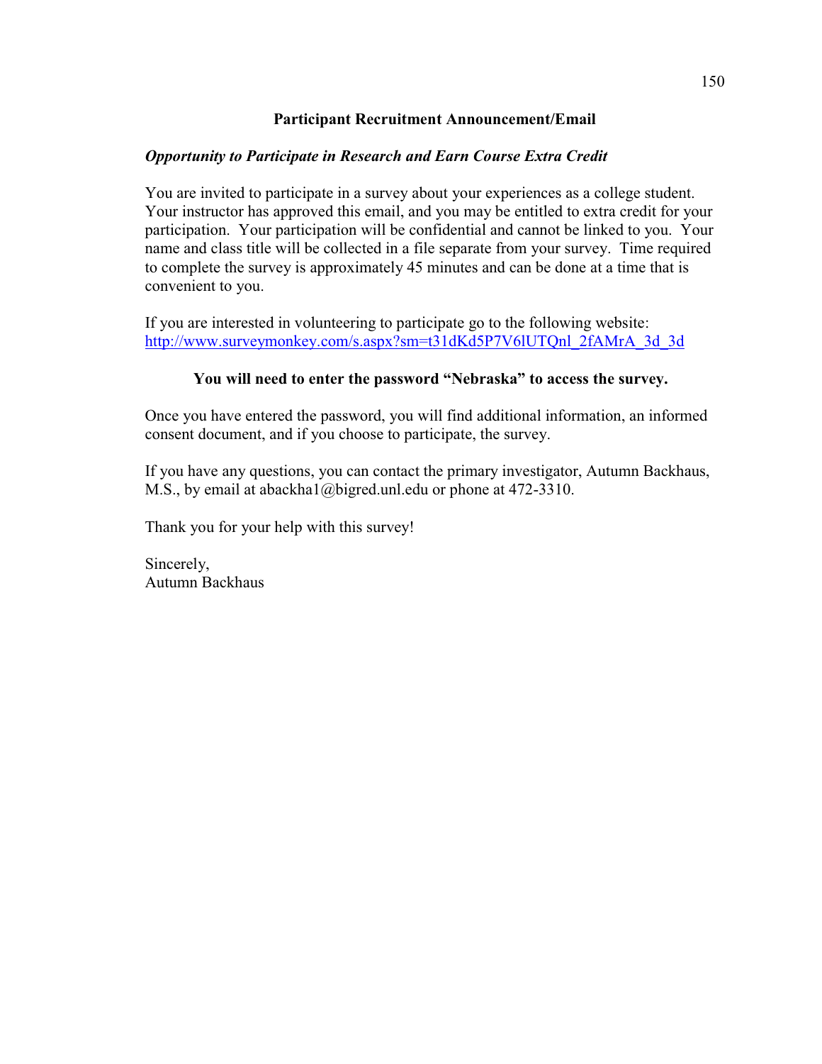**Participant Recruitment Announcement/Email**

***Opportunity to Participate in Research and Earn Course Extra Credit***

You are invited to participate in a survey about your experiences as a college student. Your instructor has approved this email, and you may be entitled to extra credit for your participation. Your participation will be confidential and cannot be linked to you. Your name and class title will be collected in a file separate from your survey. Time required to complete the survey is approximately 45 minutes and can be done at a time that is convenient to you.

If you are interested in volunteering to participate go to the following website: http://www.surveymonkey.com/s.aspx?sm=t31dKd5P7V6lUTQnl_2fAMrA_3d_3d

**You will need to enter the password "Nebraska" to access the survey.**

Once you have entered the password, you will find additional information, an informed consent document, and if you choose to participate, the survey.

If you have any questions, you can contact the primary investigator, Autumn Backhaus, M.S., by email at abackha1@bigred.unl.edu or phone at 472-3310.

Thank you for your help with this survey!

Sincerely,
Autumn Backhaus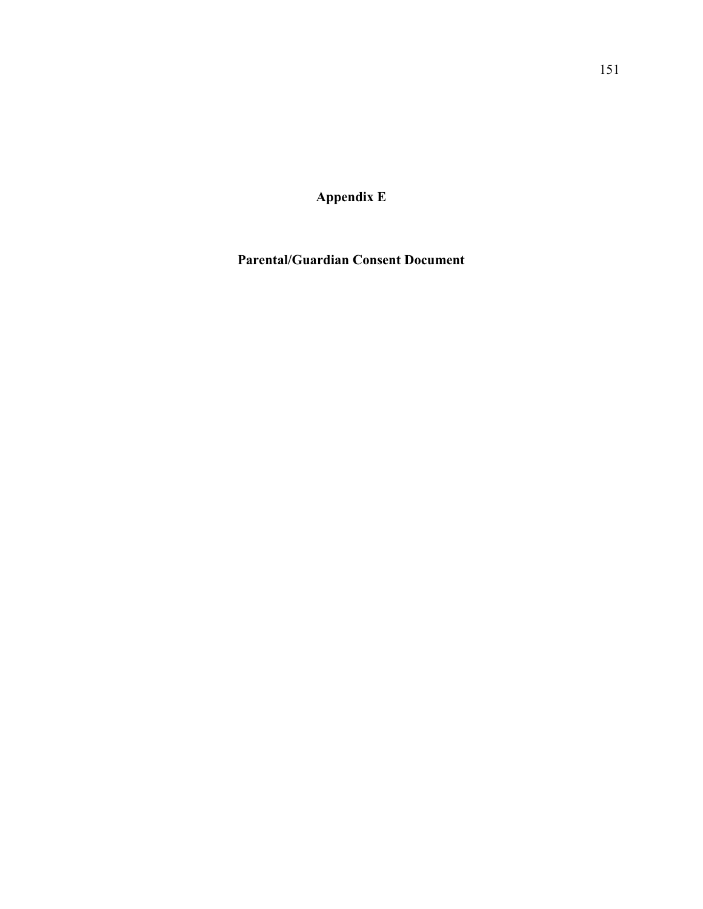# Appendix E

## Parental/Guardian Consent Document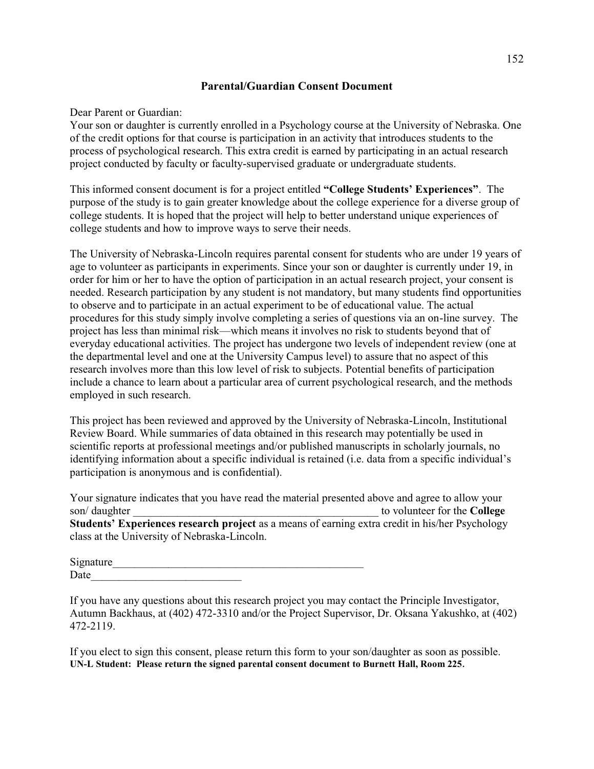## Parental/Guardian Consent Document

Dear Parent or Guardian:
Your son or daughter is currently enrolled in a Psychology course at the University of Nebraska. One of the credit options for that course is participation in an activity that introduces students to the process of psychological research. This extra credit is earned by participating in an actual research project conducted by faculty or faculty-supervised graduate or undergraduate students.

This informed consent document is for a project entitled **"College Students' Experiences"**. The purpose of the study is to gain greater knowledge about the college experience for a diverse group of college students. It is hoped that the project will help to better understand unique experiences of college students and how to improve ways to serve their needs.

The University of Nebraska-Lincoln requires parental consent for students who are under 19 years of age to volunteer as participants in experiments. Since your son or daughter is currently under 19, in order for him or her to have the option of participation in an actual research project, your consent is needed. Research participation by any student is not mandatory, but many students find opportunities to observe and to participate in an actual experiment to be of educational value. The actual procedures for this study simply involve completing a series of questions via an on-line survey. The project has less than minimal risk—which means it involves no risk to students beyond that of everyday educational activities. The project has undergone two levels of independent review (one at the departmental level and one at the University Campus level) to assure that no aspect of this research involves more than this low level of risk to subjects. Potential benefits of participation include a chance to learn about a particular area of current psychological research, and the methods employed in such research.

This project has been reviewed and approved by the University of Nebraska-Lincoln, Institutional Review Board. While summaries of data obtained in this research may potentially be used in scientific reports at professional meetings and/or published manuscripts in scholarly journals, no identifying information about a specific individual is retained (i.e. data from a specific individual's participation is anonymous and is confidential).

Your signature indicates that you have read the material presented above and agree to allow your son/ daughter _____________________________________________ to volunteer for the **College Students' Experiences research project** as a means of earning extra credit in his/her Psychology class at the University of Nebraska-Lincoln.

Signature_______________________________________________
Date___________________________

If you have any questions about this research project you may contact the Principle Investigator, Autumn Backhaus, at (402) 472-3310 and/or the Project Supervisor, Dr. Oksana Yakushko, at (402) 472-2119.

If you elect to sign this consent, please return this form to your son/daughter as soon as possible.
**UN-L Student: Please return the signed parental consent document to Burnett Hall, Room 225.**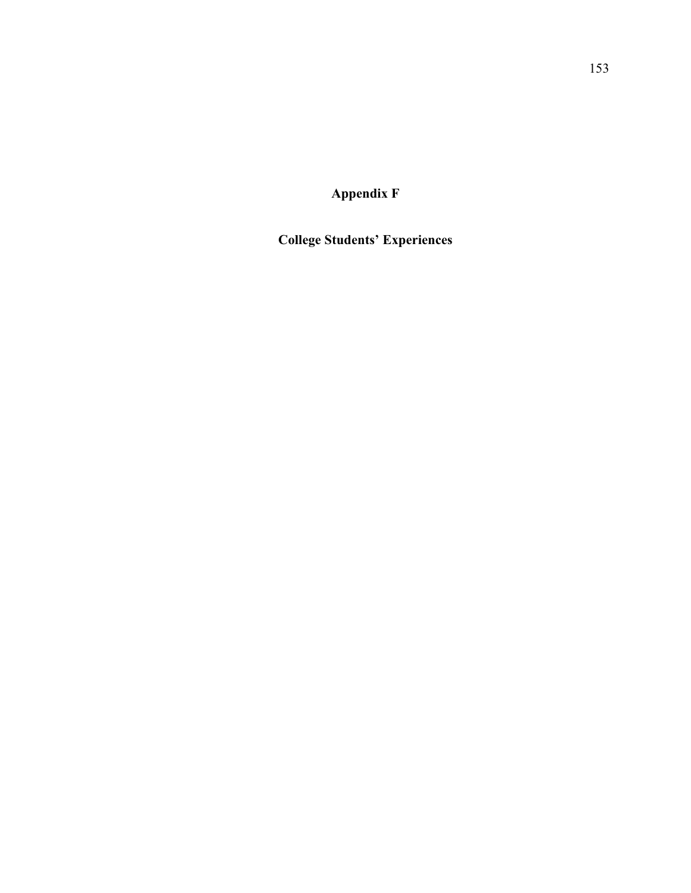# Appendix F

## College Students' Experiences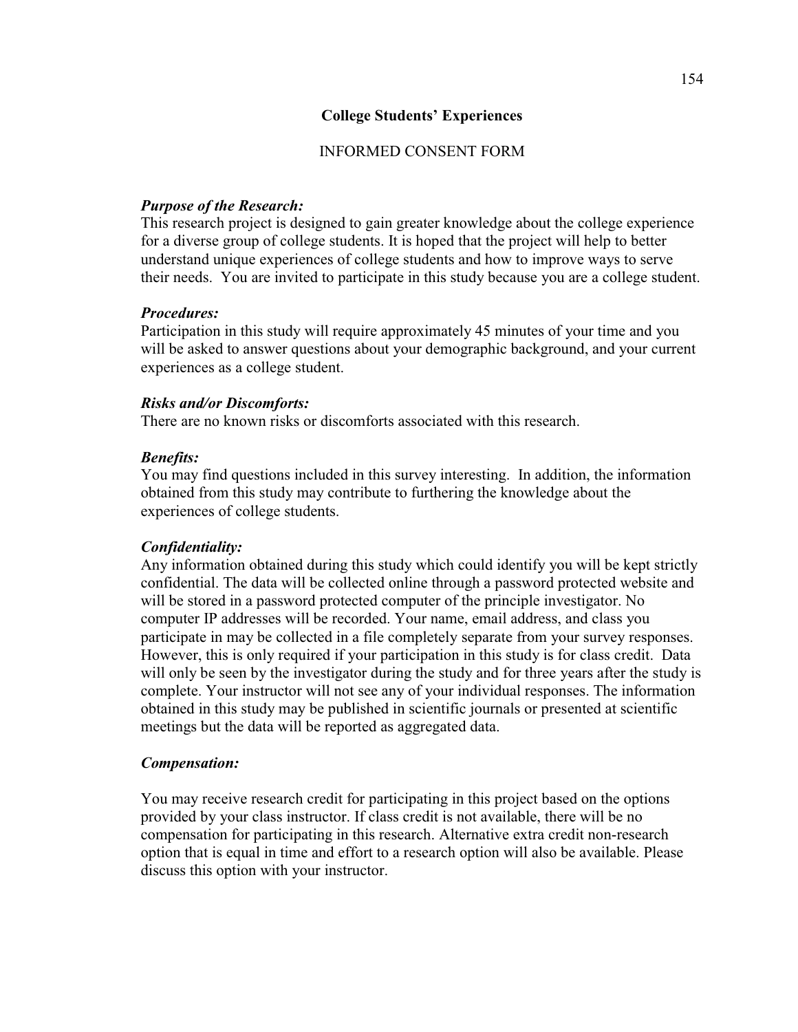**College Students' Experiences**

INFORMED CONSENT FORM

***Purpose of the Research:***
This research project is designed to gain greater knowledge about the college experience for a diverse group of college students. It is hoped that the project will help to better understand unique experiences of college students and how to improve ways to serve their needs. You are invited to participate in this study because you are a college student.

***Procedures:***
Participation in this study will require approximately 45 minutes of your time and you will be asked to answer questions about your demographic background, and your current experiences as a college student.

***Risks and/or Discomforts:***
There are no known risks or discomforts associated with this research.

***Benefits:***
You may find questions included in this survey interesting. In addition, the information obtained from this study may contribute to furthering the knowledge about the experiences of college students.

***Confidentiality:***
Any information obtained during this study which could identify you will be kept strictly confidential. The data will be collected online through a password protected website and will be stored in a password protected computer of the principle investigator. No computer IP addresses will be recorded. Your name, email address, and class you participate in may be collected in a file completely separate from your survey responses. However, this is only required if your participation in this study is for class credit. Data will only be seen by the investigator during the study and for three years after the study is complete. Your instructor will not see any of your individual responses. The information obtained in this study may be published in scientific journals or presented at scientific meetings but the data will be reported as aggregated data.

***Compensation:***

You may receive research credit for participating in this project based on the options provided by your class instructor. If class credit is not available, there will be no compensation for participating in this research. Alternative extra credit non-research option that is equal in time and effort to a research option will also be available. Please discuss this option with your instructor.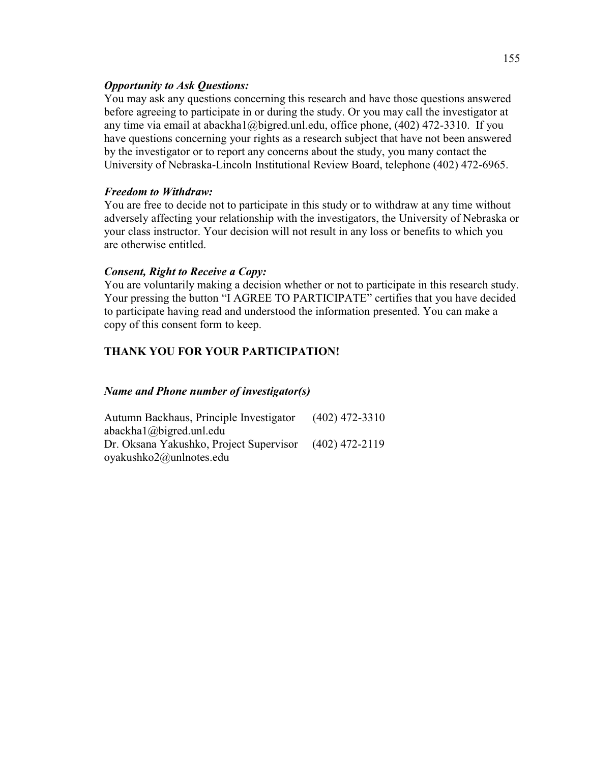***Opportunity to Ask Questions:***
You may ask any questions concerning this research and have those questions answered before agreeing to participate in or during the study. Or you may call the investigator at any time via email at abackha1@bigred.unl.edu, office phone, (402) 472-3310. If you have questions concerning your rights as a research subject that have not been answered by the investigator or to report any concerns about the study, you many contact the University of Nebraska-Lincoln Institutional Review Board, telephone (402) 472-6965.

***Freedom to Withdraw:***
You are free to decide not to participate in this study or to withdraw at any time without adversely affecting your relationship with the investigators, the University of Nebraska or your class instructor. Your decision will not result in any loss or benefits to which you are otherwise entitled.

***Consent, Right to Receive a Copy:***
You are voluntarily making a decision whether or not to participate in this research study. Your pressing the button "I AGREE TO PARTICIPATE" certifies that you have decided to participate having read and understood the information presented. You can make a copy of this consent form to keep.

**THANK YOU FOR YOUR PARTICIPATION!**

***Name and Phone number of investigator(s)***

Autumn Backhaus, Principle Investigator (402) 472-3310
abackha1@bigred.unl.edu
Dr. Oksana Yakushko, Project Supervisor (402) 472-2119
oyakushko2@unlnotes.edu